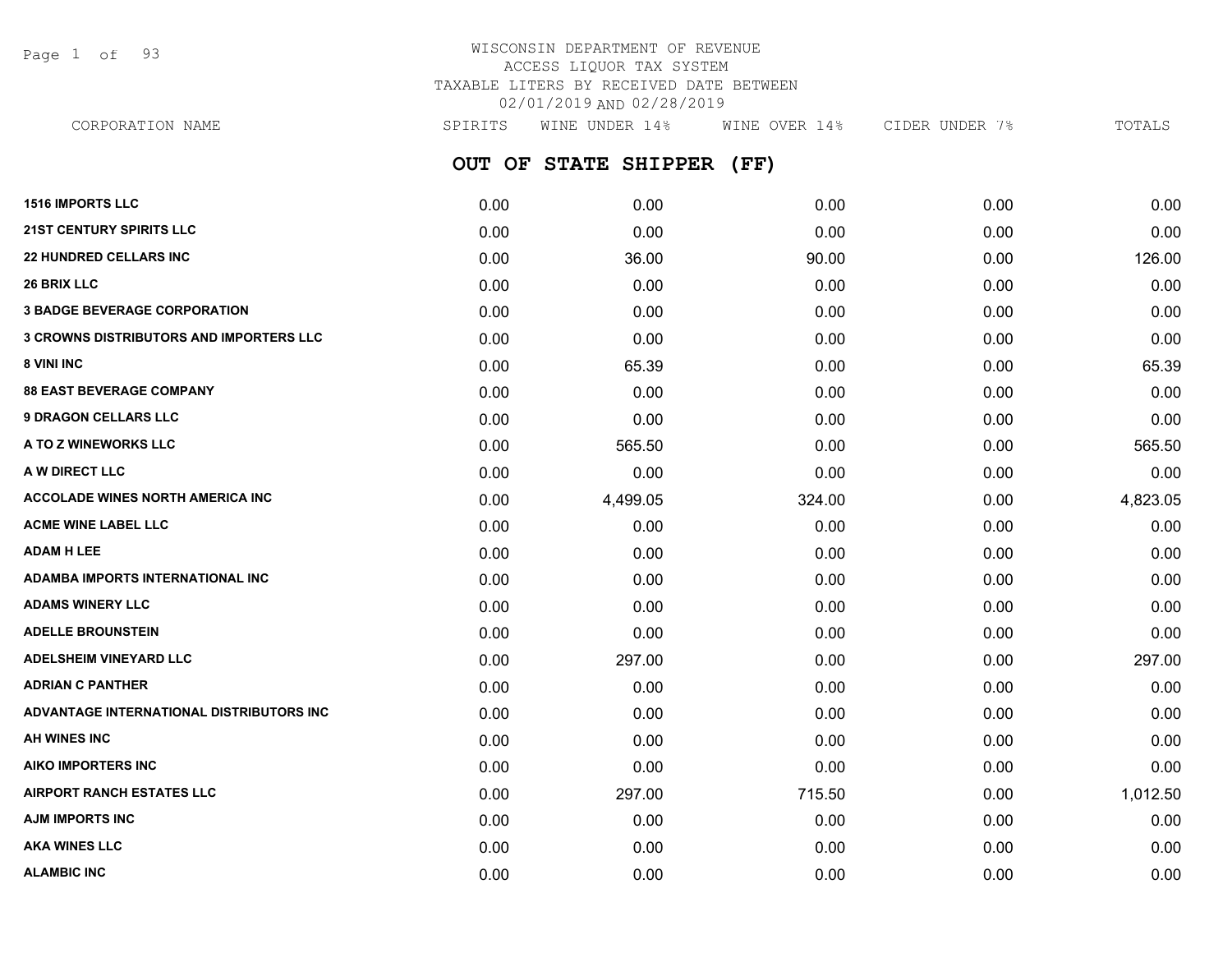WISCONSIN DEPARTMENT OF REVENUE
ACCESS LIQUOR TAX SYSTEM
TAXABLE LITERS BY RECEIVED DATE BETWEEN
02/01/2019 AND 02/28/2019

## OUT OF STATE SHIPPER (FF)

| CORPORATION NAME | SPIRITS | WINE UNDER 14% | WINE OVER 14% | CIDER UNDER 7% | TOTALS |
|---|---|---|---|---|---|
| **1516 IMPORTS LLC** | 0.00 | 0.00 | 0.00 | 0.00 | 0.00 |
| **21ST CENTURY SPIRITS LLC** | 0.00 | 0.00 | 0.00 | 0.00 | 0.00 |
| **22 HUNDRED CELLARS INC** | 0.00 | 36.00 | 90.00 | 0.00 | 126.00 |
| **26 BRIX LLC** | 0.00 | 0.00 | 0.00 | 0.00 | 0.00 |
| **3 BADGE BEVERAGE CORPORATION** | 0.00 | 0.00 | 0.00 | 0.00 | 0.00 |
| **3 CROWNS DISTRIBUTORS AND IMPORTERS LLC** | 0.00 | 0.00 | 0.00 | 0.00 | 0.00 |
| **8 VINI INC** | 0.00 | 65.39 | 0.00 | 0.00 | 65.39 |
| **88 EAST BEVERAGE COMPANY** | 0.00 | 0.00 | 0.00 | 0.00 | 0.00 |
| **9 DRAGON CELLARS LLC** | 0.00 | 0.00 | 0.00 | 0.00 | 0.00 |
| **A TO Z WINEWORKS LLC** | 0.00 | 565.50 | 0.00 | 0.00 | 565.50 |
| **A W DIRECT LLC** | 0.00 | 0.00 | 0.00 | 0.00 | 0.00 |
| **ACCOLADE WINES NORTH AMERICA INC** | 0.00 | 4,499.05 | 324.00 | 0.00 | 4,823.05 |
| **ACME WINE LABEL LLC** | 0.00 | 0.00 | 0.00 | 0.00 | 0.00 |
| **ADAM H LEE** | 0.00 | 0.00 | 0.00 | 0.00 | 0.00 |
| **ADAMBA IMPORTS INTERNATIONAL INC** | 0.00 | 0.00 | 0.00 | 0.00 | 0.00 |
| **ADAMS WINERY LLC** | 0.00 | 0.00 | 0.00 | 0.00 | 0.00 |
| **ADELLE BROUNSTEIN** | 0.00 | 0.00 | 0.00 | 0.00 | 0.00 |
| **ADELSHEIM VINEYARD LLC** | 0.00 | 297.00 | 0.00 | 0.00 | 297.00 |
| **ADRIAN C PANTHER** | 0.00 | 0.00 | 0.00 | 0.00 | 0.00 |
| **ADVANTAGE INTERNATIONAL DISTRIBUTORS INC** | 0.00 | 0.00 | 0.00 | 0.00 | 0.00 |
| **AH WINES INC** | 0.00 | 0.00 | 0.00 | 0.00 | 0.00 |
| **AIKO IMPORTERS INC** | 0.00 | 0.00 | 0.00 | 0.00 | 0.00 |
| **AIRPORT RANCH ESTATES LLC** | 0.00 | 297.00 | 715.50 | 0.00 | 1,012.50 |
| **AJM IMPORTS INC** | 0.00 | 0.00 | 0.00 | 0.00 | 0.00 |
| **AKA WINES LLC** | 0.00 | 0.00 | 0.00 | 0.00 | 0.00 |
| **ALAMBIC INC** | 0.00 | 0.00 | 0.00 | 0.00 | 0.00 |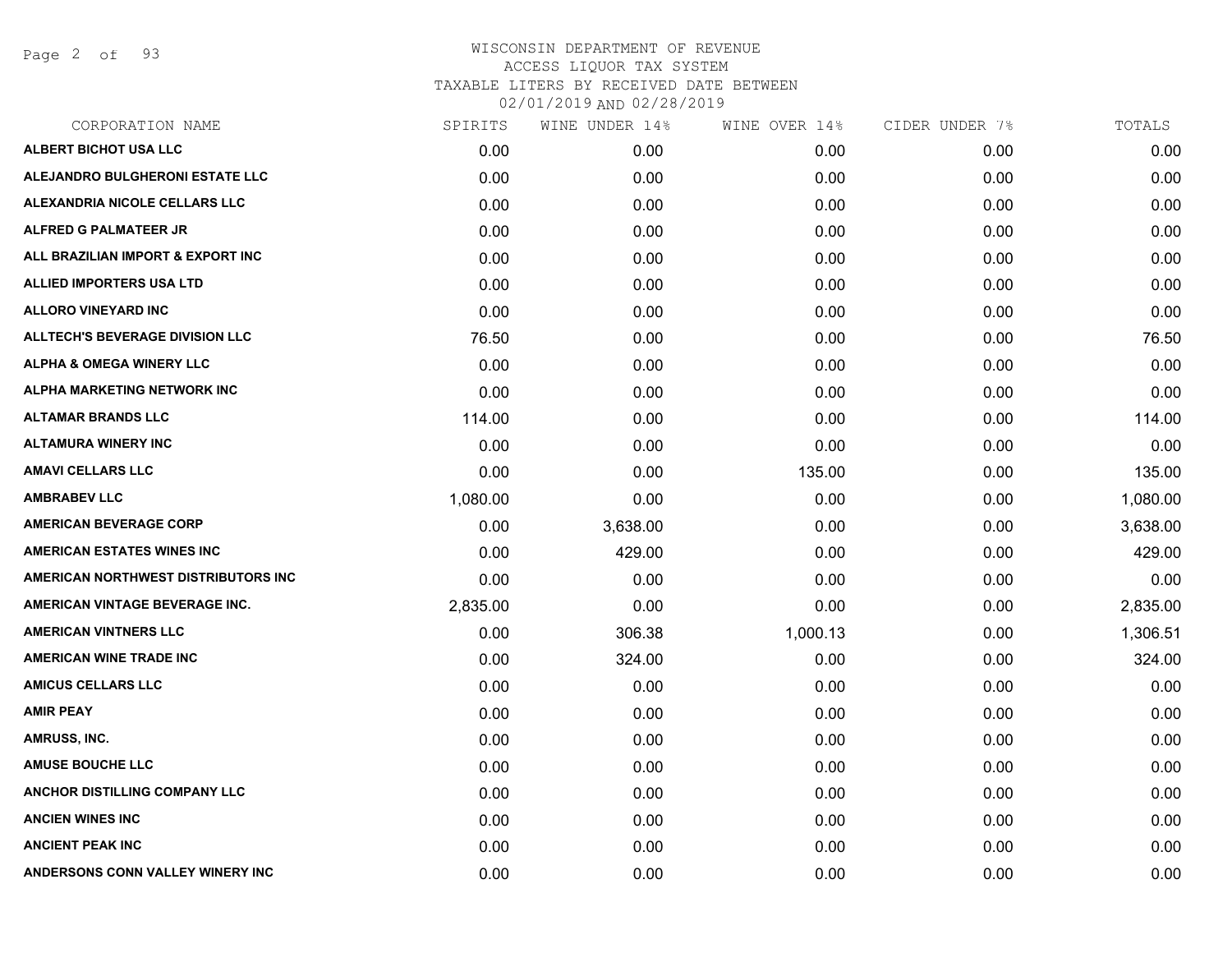WISCONSIN DEPARTMENT OF REVENUE
ACCESS LIQUOR TAX SYSTEM
TAXABLE LITERS BY RECEIVED DATE BETWEEN
02/01/2019 AND 02/28/2019

| CORPORATION NAME | SPIRITS | WINE UNDER 14% | WINE OVER 14% | CIDER UNDER 7% | TOTALS |
|---|---|---|---|---|---|
| **ALBERT BICHOT USA LLC** | 0.00 | 0.00 | 0.00 | 0.00 | 0.00 |
| **ALEJANDRO BULGHERONI ESTATE LLC** | 0.00 | 0.00 | 0.00 | 0.00 | 0.00 |
| **ALEXANDRIA NICOLE CELLARS LLC** | 0.00 | 0.00 | 0.00 | 0.00 | 0.00 |
| **ALFRED G PALMATEER JR** | 0.00 | 0.00 | 0.00 | 0.00 | 0.00 |
| **ALL BRAZILIAN IMPORT & EXPORT INC** | 0.00 | 0.00 | 0.00 | 0.00 | 0.00 |
| **ALLIED IMPORTERS USA LTD** | 0.00 | 0.00 | 0.00 | 0.00 | 0.00 |
| **ALLORO VINEYARD INC** | 0.00 | 0.00 | 0.00 | 0.00 | 0.00 |
| **ALLTECH'S BEVERAGE DIVISION LLC** | 76.50 | 0.00 | 0.00 | 0.00 | 76.50 |
| **ALPHA & OMEGA WINERY LLC** | 0.00 | 0.00 | 0.00 | 0.00 | 0.00 |
| **ALPHA MARKETING NETWORK INC** | 0.00 | 0.00 | 0.00 | 0.00 | 0.00 |
| **ALTAMAR BRANDS LLC** | 114.00 | 0.00 | 0.00 | 0.00 | 114.00 |
| **ALTAMURA WINERY INC** | 0.00 | 0.00 | 0.00 | 0.00 | 0.00 |
| **AMAVI CELLARS LLC** | 0.00 | 0.00 | 135.00 | 0.00 | 135.00 |
| **AMBRABEV LLC** | 1,080.00 | 0.00 | 0.00 | 0.00 | 1,080.00 |
| **AMERICAN BEVERAGE CORP** | 0.00 | 3,638.00 | 0.00 | 0.00 | 3,638.00 |
| **AMERICAN ESTATES WINES INC** | 0.00 | 429.00 | 0.00 | 0.00 | 429.00 |
| **AMERICAN NORTHWEST DISTRIBUTORS INC** | 0.00 | 0.00 | 0.00 | 0.00 | 0.00 |
| **AMERICAN VINTAGE BEVERAGE INC.** | 2,835.00 | 0.00 | 0.00 | 0.00 | 2,835.00 |
| **AMERICAN VINTNERS LLC** | 0.00 | 306.38 | 1,000.13 | 0.00 | 1,306.51 |
| **AMERICAN WINE TRADE INC** | 0.00 | 324.00 | 0.00 | 0.00 | 324.00 |
| **AMICUS CELLARS LLC** | 0.00 | 0.00 | 0.00 | 0.00 | 0.00 |
| **AMIR PEAY** | 0.00 | 0.00 | 0.00 | 0.00 | 0.00 |
| **AMRUSS, INC.** | 0.00 | 0.00 | 0.00 | 0.00 | 0.00 |
| **AMUSE BOUCHE LLC** | 0.00 | 0.00 | 0.00 | 0.00 | 0.00 |
| **ANCHOR DISTILLING COMPANY LLC** | 0.00 | 0.00 | 0.00 | 0.00 | 0.00 |
| **ANCIEN WINES INC** | 0.00 | 0.00 | 0.00 | 0.00 | 0.00 |
| **ANCIENT PEAK INC** | 0.00 | 0.00 | 0.00 | 0.00 | 0.00 |
| **ANDERSONS CONN VALLEY WINERY INC** | 0.00 | 0.00 | 0.00 | 0.00 | 0.00 |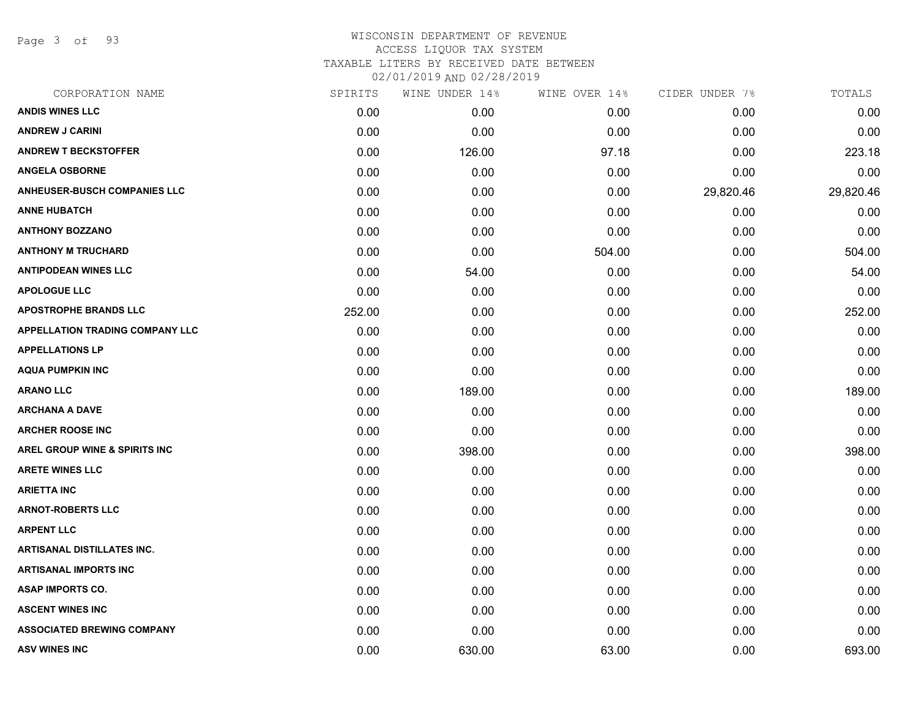# WISCONSIN DEPARTMENT OF REVENUE
## ACCESS LIQUOR TAX SYSTEM
### TAXABLE LITERS BY RECEIVED DATE BETWEEN 02/01/2019 AND 02/28/2019

| CORPORATION NAME | SPIRITS | WINE UNDER 14% | WINE OVER 14% | CIDER UNDER 7% | TOTALS |
|---|---|---|---|---|---|
| ANDIS WINES LLC | 0.00 | 0.00 | 0.00 | 0.00 | 0.00 |
| ANDREW J CARINI | 0.00 | 0.00 | 0.00 | 0.00 | 0.00 |
| ANDREW T BECKSTOFFER | 0.00 | 126.00 | 97.18 | 0.00 | 223.18 |
| ANGELA OSBORNE | 0.00 | 0.00 | 0.00 | 0.00 | 0.00 |
| ANHEUSER-BUSCH COMPANIES LLC | 0.00 | 0.00 | 0.00 | 29,820.46 | 29,820.46 |
| ANNE HUBATCH | 0.00 | 0.00 | 0.00 | 0.00 | 0.00 |
| ANTHONY BOZZANO | 0.00 | 0.00 | 0.00 | 0.00 | 0.00 |
| ANTHONY M TRUCHARD | 0.00 | 0.00 | 504.00 | 0.00 | 504.00 |
| ANTIPODEAN WINES LLC | 0.00 | 54.00 | 0.00 | 0.00 | 54.00 |
| APOLOGUE LLC | 0.00 | 0.00 | 0.00 | 0.00 | 0.00 |
| APOSTROPHE BRANDS LLC | 252.00 | 0.00 | 0.00 | 0.00 | 252.00 |
| APPELLATION TRADING COMPANY LLC | 0.00 | 0.00 | 0.00 | 0.00 | 0.00 |
| APPELLATIONS LP | 0.00 | 0.00 | 0.00 | 0.00 | 0.00 |
| AQUA PUMPKIN INC | 0.00 | 0.00 | 0.00 | 0.00 | 0.00 |
| ARANO LLC | 0.00 | 189.00 | 0.00 | 0.00 | 189.00 |
| ARCHANA A DAVE | 0.00 | 0.00 | 0.00 | 0.00 | 0.00 |
| ARCHER ROOSE INC | 0.00 | 0.00 | 0.00 | 0.00 | 0.00 |
| AREL GROUP WINE & SPIRITS INC | 0.00 | 398.00 | 0.00 | 0.00 | 398.00 |
| ARETE WINES LLC | 0.00 | 0.00 | 0.00 | 0.00 | 0.00 |
| ARIETTA INC | 0.00 | 0.00 | 0.00 | 0.00 | 0.00 |
| ARNOT-ROBERTS LLC | 0.00 | 0.00 | 0.00 | 0.00 | 0.00 |
| ARPENT LLC | 0.00 | 0.00 | 0.00 | 0.00 | 0.00 |
| ARTISANAL DISTILLATES INC. | 0.00 | 0.00 | 0.00 | 0.00 | 0.00 |
| ARTISANAL IMPORTS INC | 0.00 | 0.00 | 0.00 | 0.00 | 0.00 |
| ASAP IMPORTS CO. | 0.00 | 0.00 | 0.00 | 0.00 | 0.00 |
| ASCENT WINES INC | 0.00 | 0.00 | 0.00 | 0.00 | 0.00 |
| ASSOCIATED BREWING COMPANY | 0.00 | 0.00 | 0.00 | 0.00 | 0.00 |
| ASV WINES INC | 0.00 | 630.00 | 63.00 | 0.00 | 693.00 |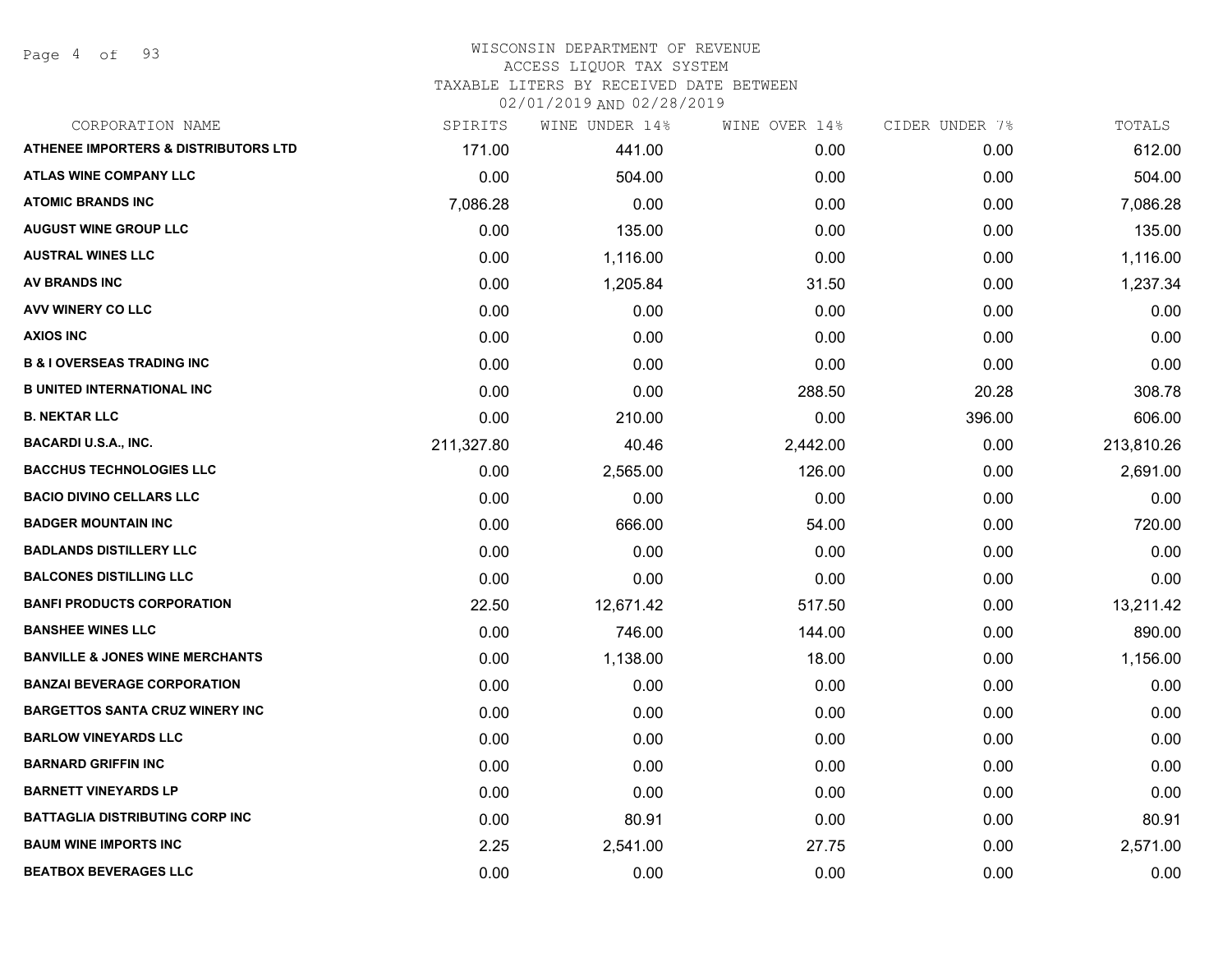# WISCONSIN DEPARTMENT OF REVENUE
ACCESS LIQUOR TAX SYSTEM
TAXABLE LITERS BY RECEIVED DATE BETWEEN
02/01/2019 AND 02/28/2019

| CORPORATION NAME | SPIRITS | WINE UNDER 14% | WINE OVER 14% | CIDER UNDER 7% | TOTALS |
|---|---|---|---|---|---|
| ATHENEE IMPORTERS & DISTRIBUTORS LTD | 171.00 | 441.00 | 0.00 | 0.00 | 612.00 |
| ATLAS WINE COMPANY LLC | 0.00 | 504.00 | 0.00 | 0.00 | 504.00 |
| ATOMIC BRANDS INC | 7,086.28 | 0.00 | 0.00 | 0.00 | 7,086.28 |
| AUGUST WINE GROUP LLC | 0.00 | 135.00 | 0.00 | 0.00 | 135.00 |
| AUSTRAL WINES LLC | 0.00 | 1,116.00 | 0.00 | 0.00 | 1,116.00 |
| AV BRANDS INC | 0.00 | 1,205.84 | 31.50 | 0.00 | 1,237.34 |
| AVV WINERY CO LLC | 0.00 | 0.00 | 0.00 | 0.00 | 0.00 |
| AXIOS INC | 0.00 | 0.00 | 0.00 | 0.00 | 0.00 |
| B & I OVERSEAS TRADING INC | 0.00 | 0.00 | 0.00 | 0.00 | 0.00 |
| B UNITED INTERNATIONAL INC | 0.00 | 0.00 | 288.50 | 20.28 | 308.78 |
| B. NEKTAR LLC | 0.00 | 210.00 | 0.00 | 396.00 | 606.00 |
| BACARDI U.S.A., INC. | 211,327.80 | 40.46 | 2,442.00 | 0.00 | 213,810.26 |
| BACCHUS TECHNOLOGIES LLC | 0.00 | 2,565.00 | 126.00 | 0.00 | 2,691.00 |
| BACIO DIVINO CELLARS LLC | 0.00 | 0.00 | 0.00 | 0.00 | 0.00 |
| BADGER MOUNTAIN INC | 0.00 | 666.00 | 54.00 | 0.00 | 720.00 |
| BADLANDS DISTILLERY LLC | 0.00 | 0.00 | 0.00 | 0.00 | 0.00 |
| BALCONES DISTILLING LLC | 0.00 | 0.00 | 0.00 | 0.00 | 0.00 |
| BANFI PRODUCTS CORPORATION | 22.50 | 12,671.42 | 517.50 | 0.00 | 13,211.42 |
| BANSHEE WINES LLC | 0.00 | 746.00 | 144.00 | 0.00 | 890.00 |
| BANVILLE & JONES WINE MERCHANTS | 0.00 | 1,138.00 | 18.00 | 0.00 | 1,156.00 |
| BANZAI BEVERAGE CORPORATION | 0.00 | 0.00 | 0.00 | 0.00 | 0.00 |
| BARGETTOS SANTA CRUZ WINERY INC | 0.00 | 0.00 | 0.00 | 0.00 | 0.00 |
| BARLOW VINEYARDS LLC | 0.00 | 0.00 | 0.00 | 0.00 | 0.00 |
| BARNARD GRIFFIN INC | 0.00 | 0.00 | 0.00 | 0.00 | 0.00 |
| BARNETT VINEYARDS LP | 0.00 | 0.00 | 0.00 | 0.00 | 0.00 |
| BATTAGLIA DISTRIBUTING CORP INC | 0.00 | 80.91 | 0.00 | 0.00 | 80.91 |
| BAUM WINE IMPORTS INC | 2.25 | 2,541.00 | 27.75 | 0.00 | 2,571.00 |
| BEATBOX BEVERAGES LLC | 0.00 | 0.00 | 0.00 | 0.00 | 0.00 |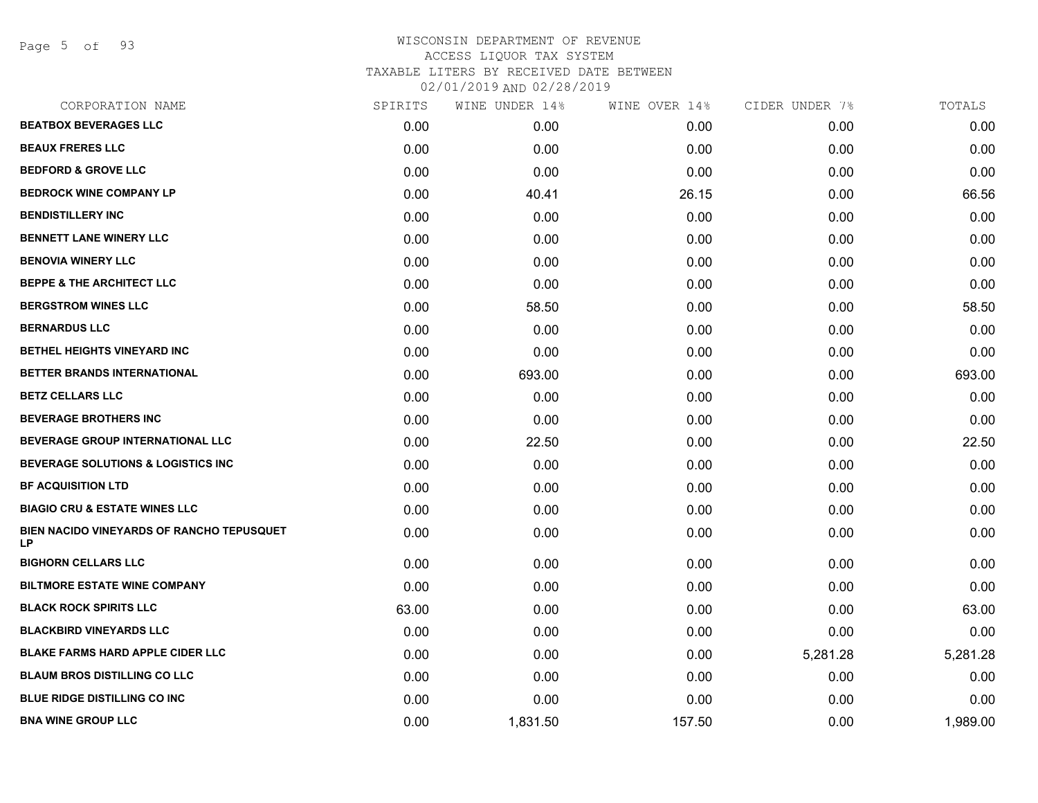# WISCONSIN DEPARTMENT OF REVENUE
ACCESS LIQUOR TAX SYSTEM
TAXABLE LITERS BY RECEIVED DATE BETWEEN
02/01/2019 AND 02/28/2019

| CORPORATION NAME | SPIRITS | WINE UNDER 14% | WINE OVER 14% | CIDER UNDER 7% | TOTALS |
|---|---|---|---|---|---|
| BEATBOX BEVERAGES LLC | 0.00 | 0.00 | 0.00 | 0.00 | 0.00 |
| BEAUX FRERES LLC | 0.00 | 0.00 | 0.00 | 0.00 | 0.00 |
| BEDFORD & GROVE LLC | 0.00 | 0.00 | 0.00 | 0.00 | 0.00 |
| BEDROCK WINE COMPANY LP | 0.00 | 40.41 | 26.15 | 0.00 | 66.56 |
| BENDISTILLERY INC | 0.00 | 0.00 | 0.00 | 0.00 | 0.00 |
| BENNETT LANE WINERY LLC | 0.00 | 0.00 | 0.00 | 0.00 | 0.00 |
| BENOVIA WINERY LLC | 0.00 | 0.00 | 0.00 | 0.00 | 0.00 |
| BEPPE & THE ARCHITECT LLC | 0.00 | 0.00 | 0.00 | 0.00 | 0.00 |
| BERGSTROM WINES LLC | 0.00 | 58.50 | 0.00 | 0.00 | 58.50 |
| BERNARDUS LLC | 0.00 | 0.00 | 0.00 | 0.00 | 0.00 |
| BETHEL HEIGHTS VINEYARD INC | 0.00 | 0.00 | 0.00 | 0.00 | 0.00 |
| BETTER BRANDS INTERNATIONAL | 0.00 | 693.00 | 0.00 | 0.00 | 693.00 |
| BETZ CELLARS LLC | 0.00 | 0.00 | 0.00 | 0.00 | 0.00 |
| BEVERAGE BROTHERS INC | 0.00 | 0.00 | 0.00 | 0.00 | 0.00 |
| BEVERAGE GROUP INTERNATIONAL LLC | 0.00 | 22.50 | 0.00 | 0.00 | 22.50 |
| BEVERAGE SOLUTIONS & LOGISTICS INC | 0.00 | 0.00 | 0.00 | 0.00 | 0.00 |
| BF ACQUISITION LTD | 0.00 | 0.00 | 0.00 | 0.00 | 0.00 |
| BIAGIO CRU & ESTATE WINES LLC | 0.00 | 0.00 | 0.00 | 0.00 | 0.00 |
| BIEN NACIDO VINEYARDS OF RANCHO TEPUSQUET LP | 0.00 | 0.00 | 0.00 | 0.00 | 0.00 |
| BIGHORN CELLARS LLC | 0.00 | 0.00 | 0.00 | 0.00 | 0.00 |
| BILTMORE ESTATE WINE COMPANY | 0.00 | 0.00 | 0.00 | 0.00 | 0.00 |
| BLACK ROCK SPIRITS LLC | 63.00 | 0.00 | 0.00 | 0.00 | 63.00 |
| BLACKBIRD VINEYARDS LLC | 0.00 | 0.00 | 0.00 | 0.00 | 0.00 |
| BLAKE FARMS HARD APPLE CIDER LLC | 0.00 | 0.00 | 0.00 | 5,281.28 | 5,281.28 |
| BLAUM BROS DISTILLING CO LLC | 0.00 | 0.00 | 0.00 | 0.00 | 0.00 |
| BLUE RIDGE DISTILLING CO INC | 0.00 | 0.00 | 0.00 | 0.00 | 0.00 |
| BNA WINE GROUP LLC | 0.00 | 1,831.50 | 157.50 | 0.00 | 1,989.00 |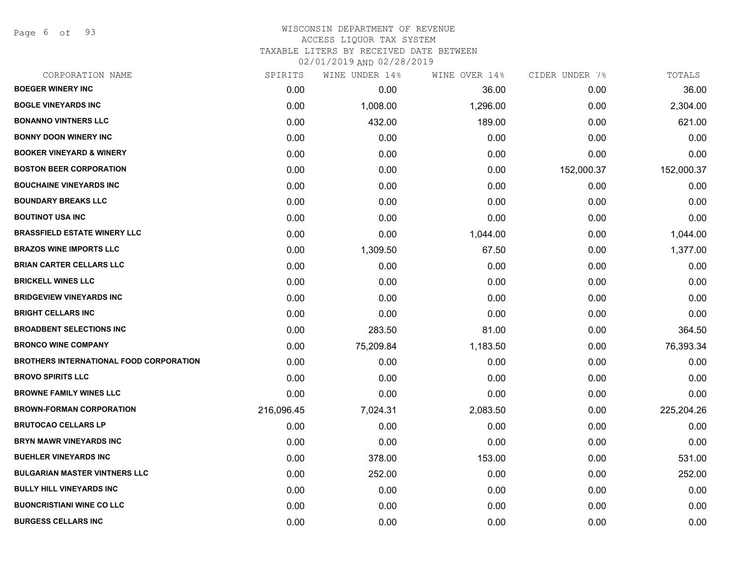WISCONSIN DEPARTMENT OF REVENUE
ACCESS LIQUOR TAX SYSTEM
TAXABLE LITERS BY RECEIVED DATE BETWEEN
02/01/2019 AND 02/28/2019

| CORPORATION NAME | SPIRITS | WINE UNDER 14% | WINE OVER 14% | CIDER UNDER 7% | TOTALS |
|---|---|---|---|---|---|
| **BOEGER WINERY INC** | 0.00 | 0.00 | 36.00 | 0.00 | 36.00 |
| **BOGLE VINEYARDS INC** | 0.00 | 1,008.00 | 1,296.00 | 0.00 | 2,304.00 |
| **BONANNO VINTNERS LLC** | 0.00 | 432.00 | 189.00 | 0.00 | 621.00 |
| **BONNY DOON WINERY INC** | 0.00 | 0.00 | 0.00 | 0.00 | 0.00 |
| **BOOKER VINEYARD & WINERY** | 0.00 | 0.00 | 0.00 | 0.00 | 0.00 |
| **BOSTON BEER CORPORATION** | 0.00 | 0.00 | 0.00 | 152,000.37 | 152,000.37 |
| **BOUCHAINE VINEYARDS INC** | 0.00 | 0.00 | 0.00 | 0.00 | 0.00 |
| **BOUNDARY BREAKS LLC** | 0.00 | 0.00 | 0.00 | 0.00 | 0.00 |
| **BOUTINOT USA INC** | 0.00 | 0.00 | 0.00 | 0.00 | 0.00 |
| **BRASSFIELD ESTATE WINERY LLC** | 0.00 | 0.00 | 1,044.00 | 0.00 | 1,044.00 |
| **BRAZOS WINE IMPORTS LLC** | 0.00 | 1,309.50 | 67.50 | 0.00 | 1,377.00 |
| **BRIAN CARTER CELLARS LLC** | 0.00 | 0.00 | 0.00 | 0.00 | 0.00 |
| **BRICKELL WINES LLC** | 0.00 | 0.00 | 0.00 | 0.00 | 0.00 |
| **BRIDGEVIEW VINEYARDS INC** | 0.00 | 0.00 | 0.00 | 0.00 | 0.00 |
| **BRIGHT CELLARS INC** | 0.00 | 0.00 | 0.00 | 0.00 | 0.00 |
| **BROADBENT SELECTIONS INC** | 0.00 | 283.50 | 81.00 | 0.00 | 364.50 |
| **BRONCO WINE COMPANY** | 0.00 | 75,209.84 | 1,183.50 | 0.00 | 76,393.34 |
| **BROTHERS INTERNATIONAL FOOD CORPORATION** | 0.00 | 0.00 | 0.00 | 0.00 | 0.00 |
| **BROVO SPIRITS LLC** | 0.00 | 0.00 | 0.00 | 0.00 | 0.00 |
| **BROWNE FAMILY WINES LLC** | 0.00 | 0.00 | 0.00 | 0.00 | 0.00 |
| **BROWN-FORMAN CORPORATION** | 216,096.45 | 7,024.31 | 2,083.50 | 0.00 | 225,204.26 |
| **BRUTOCAO CELLARS LP** | 0.00 | 0.00 | 0.00 | 0.00 | 0.00 |
| **BRYN MAWR VINEYARDS INC** | 0.00 | 0.00 | 0.00 | 0.00 | 0.00 |
| **BUEHLER VINEYARDS INC** | 0.00 | 378.00 | 153.00 | 0.00 | 531.00 |
| **BULGARIAN MASTER VINTNERS LLC** | 0.00 | 252.00 | 0.00 | 0.00 | 252.00 |
| **BULLY HILL VINEYARDS INC** | 0.00 | 0.00 | 0.00 | 0.00 | 0.00 |
| **BUONCRISTIANI WINE CO LLC** | 0.00 | 0.00 | 0.00 | 0.00 | 0.00 |
| **BURGESS CELLARS INC** | 0.00 | 0.00 | 0.00 | 0.00 | 0.00 |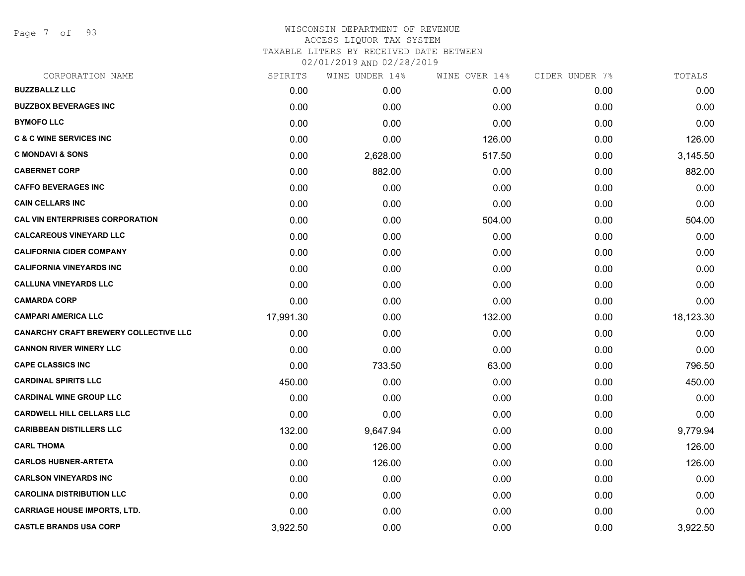WISCONSIN DEPARTMENT OF REVENUE
ACCESS LIQUOR TAX SYSTEM
TAXABLE LITERS BY RECEIVED DATE BETWEEN
02/01/2019 AND 02/28/2019

| CORPORATION NAME | SPIRITS | WINE UNDER 14% | WINE OVER 14% | CIDER UNDER 7% | TOTALS |
|---|---|---|---|---|---|
| **BUZZBALLZ LLC** | 0.00 | 0.00 | 0.00 | 0.00 | 0.00 |
| **BUZZBOX BEVERAGES INC** | 0.00 | 0.00 | 0.00 | 0.00 | 0.00 |
| **BYMOFO LLC** | 0.00 | 0.00 | 0.00 | 0.00 | 0.00 |
| **C & C WINE SERVICES INC** | 0.00 | 0.00 | 126.00 | 0.00 | 126.00 |
| **C MONDAVI & SONS** | 0.00 | 2,628.00 | 517.50 | 0.00 | 3,145.50 |
| **CABERNET CORP** | 0.00 | 882.00 | 0.00 | 0.00 | 882.00 |
| **CAFFO BEVERAGES INC** | 0.00 | 0.00 | 0.00 | 0.00 | 0.00 |
| **CAIN CELLARS INC** | 0.00 | 0.00 | 0.00 | 0.00 | 0.00 |
| **CAL VIN ENTERPRISES CORPORATION** | 0.00 | 0.00 | 504.00 | 0.00 | 504.00 |
| **CALCAREOUS VINEYARD LLC** | 0.00 | 0.00 | 0.00 | 0.00 | 0.00 |
| **CALIFORNIA CIDER COMPANY** | 0.00 | 0.00 | 0.00 | 0.00 | 0.00 |
| **CALIFORNIA VINEYARDS INC** | 0.00 | 0.00 | 0.00 | 0.00 | 0.00 |
| **CALLUNA VINEYARDS LLC** | 0.00 | 0.00 | 0.00 | 0.00 | 0.00 |
| **CAMARDA CORP** | 0.00 | 0.00 | 0.00 | 0.00 | 0.00 |
| **CAMPARI AMERICA LLC** | 17,991.30 | 0.00 | 132.00 | 0.00 | 18,123.30 |
| **CANARCHY CRAFT BREWERY COLLECTIVE LLC** | 0.00 | 0.00 | 0.00 | 0.00 | 0.00 |
| **CANNON RIVER WINERY LLC** | 0.00 | 0.00 | 0.00 | 0.00 | 0.00 |
| **CAPE CLASSICS INC** | 0.00 | 733.50 | 63.00 | 0.00 | 796.50 |
| **CARDINAL SPIRITS LLC** | 450.00 | 0.00 | 0.00 | 0.00 | 450.00 |
| **CARDINAL WINE GROUP LLC** | 0.00 | 0.00 | 0.00 | 0.00 | 0.00 |
| **CARDWELL HILL CELLARS LLC** | 0.00 | 0.00 | 0.00 | 0.00 | 0.00 |
| **CARIBBEAN DISTILLERS LLC** | 132.00 | 9,647.94 | 0.00 | 0.00 | 9,779.94 |
| **CARL THOMA** | 0.00 | 126.00 | 0.00 | 0.00 | 126.00 |
| **CARLOS HUBNER-ARTETA** | 0.00 | 126.00 | 0.00 | 0.00 | 126.00 |
| **CARLSON VINEYARDS INC** | 0.00 | 0.00 | 0.00 | 0.00 | 0.00 |
| **CAROLINA DISTRIBUTION LLC** | 0.00 | 0.00 | 0.00 | 0.00 | 0.00 |
| **CARRIAGE HOUSE IMPORTS, LTD.** | 0.00 | 0.00 | 0.00 | 0.00 | 0.00 |
| **CASTLE BRANDS USA CORP** | 3,922.50 | 0.00 | 0.00 | 0.00 | 3,922.50 |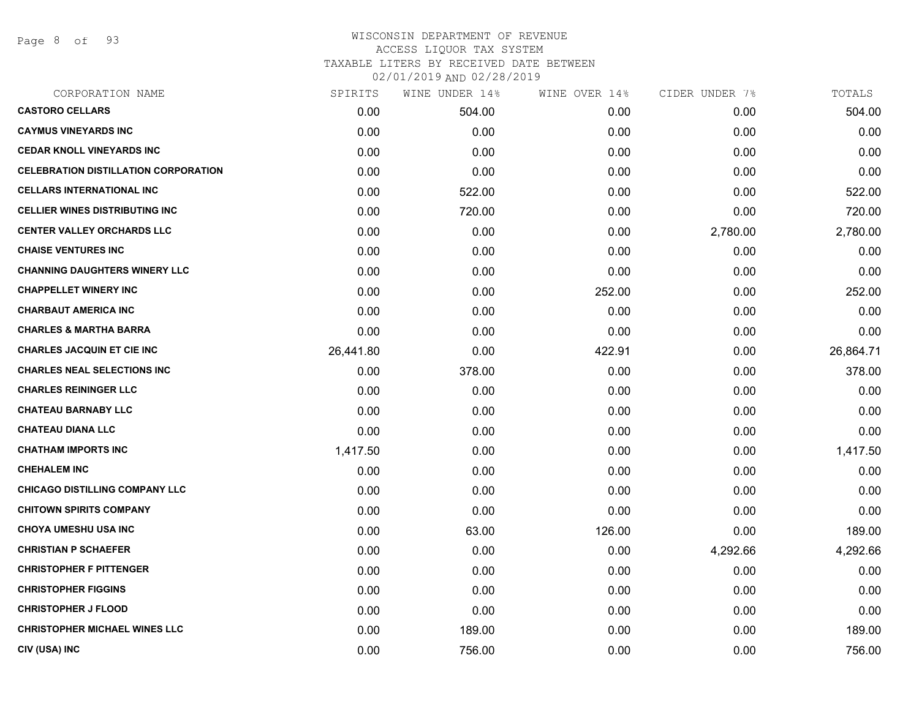# WISCONSIN DEPARTMENT OF REVENUE
## ACCESS LIQUOR TAX SYSTEM
### TAXABLE LITERS BY RECEIVED DATE BETWEEN 02/01/2019 AND 02/28/2019

| CORPORATION NAME | SPIRITS | WINE UNDER 14% | WINE OVER 14% | CIDER UNDER 7% | TOTALS |
|---|---|---|---|---|---|
| CASTORO CELLARS | 0.00 | 504.00 | 0.00 | 0.00 | 504.00 |
| CAYMUS VINEYARDS INC | 0.00 | 0.00 | 0.00 | 0.00 | 0.00 |
| CEDAR KNOLL VINEYARDS INC | 0.00 | 0.00 | 0.00 | 0.00 | 0.00 |
| CELEBRATION DISTILLATION CORPORATION | 0.00 | 0.00 | 0.00 | 0.00 | 0.00 |
| CELLARS INTERNATIONAL INC | 0.00 | 522.00 | 0.00 | 0.00 | 522.00 |
| CELLIER WINES DISTRIBUTING INC | 0.00 | 720.00 | 0.00 | 0.00 | 720.00 |
| CENTER VALLEY ORCHARDS LLC | 0.00 | 0.00 | 0.00 | 2,780.00 | 2,780.00 |
| CHAISE VENTURES INC | 0.00 | 0.00 | 0.00 | 0.00 | 0.00 |
| CHANNING DAUGHTERS WINERY LLC | 0.00 | 0.00 | 0.00 | 0.00 | 0.00 |
| CHAPPELLET WINERY INC | 0.00 | 0.00 | 252.00 | 0.00 | 252.00 |
| CHARBAUT AMERICA INC | 0.00 | 0.00 | 0.00 | 0.00 | 0.00 |
| CHARLES & MARTHA BARRA | 0.00 | 0.00 | 0.00 | 0.00 | 0.00 |
| CHARLES JACQUIN ET CIE INC | 26,441.80 | 0.00 | 422.91 | 0.00 | 26,864.71 |
| CHARLES NEAL SELECTIONS INC | 0.00 | 378.00 | 0.00 | 0.00 | 378.00 |
| CHARLES REININGER LLC | 0.00 | 0.00 | 0.00 | 0.00 | 0.00 |
| CHATEAU BARNABY LLC | 0.00 | 0.00 | 0.00 | 0.00 | 0.00 |
| CHATEAU DIANA LLC | 0.00 | 0.00 | 0.00 | 0.00 | 0.00 |
| CHATHAM IMPORTS INC | 1,417.50 | 0.00 | 0.00 | 0.00 | 1,417.50 |
| CHEHALEM INC | 0.00 | 0.00 | 0.00 | 0.00 | 0.00 |
| CHICAGO DISTILLING COMPANY LLC | 0.00 | 0.00 | 0.00 | 0.00 | 0.00 |
| CHITOWN SPIRITS COMPANY | 0.00 | 0.00 | 0.00 | 0.00 | 0.00 |
| CHOYA UMESHU USA INC | 0.00 | 63.00 | 126.00 | 0.00 | 189.00 |
| CHRISTIAN P SCHAEFER | 0.00 | 0.00 | 0.00 | 4,292.66 | 4,292.66 |
| CHRISTOPHER F PITTENGER | 0.00 | 0.00 | 0.00 | 0.00 | 0.00 |
| CHRISTOPHER FIGGINS | 0.00 | 0.00 | 0.00 | 0.00 | 0.00 |
| CHRISTOPHER J FLOOD | 0.00 | 0.00 | 0.00 | 0.00 | 0.00 |
| CHRISTOPHER MICHAEL WINES LLC | 0.00 | 189.00 | 0.00 | 0.00 | 189.00 |
| CIV (USA) INC | 0.00 | 756.00 | 0.00 | 0.00 | 756.00 |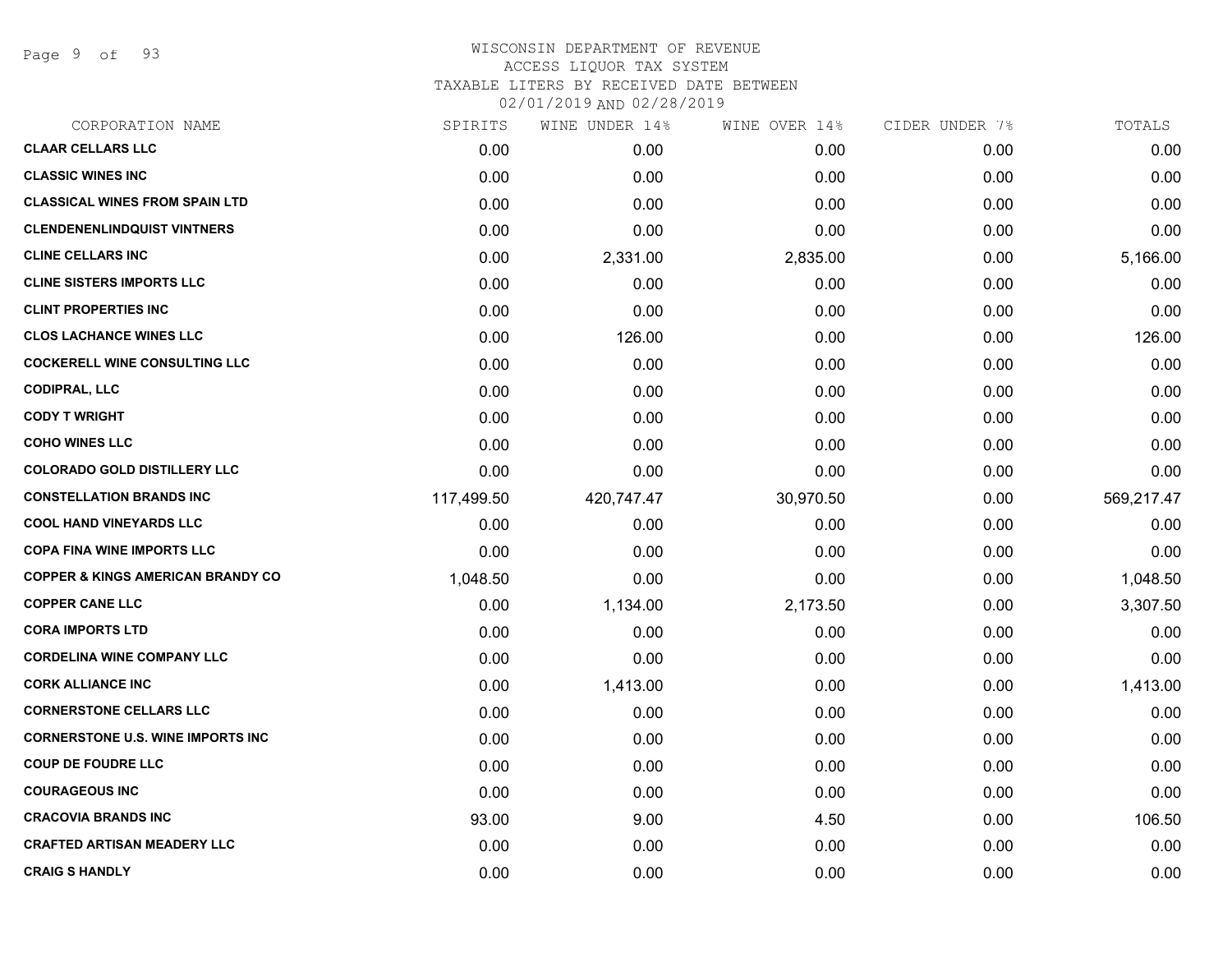WISCONSIN DEPARTMENT OF REVENUE
ACCESS LIQUOR TAX SYSTEM
TAXABLE LITERS BY RECEIVED DATE BETWEEN
02/01/2019 AND 02/28/2019

| CORPORATION NAME | SPIRITS | WINE UNDER 14% | WINE OVER 14% | CIDER UNDER 7% | TOTALS |
|---|---|---|---|---|---|
| **CLAAR CELLARS LLC** | 0.00 | 0.00 | 0.00 | 0.00 | 0.00 |
| **CLASSIC WINES INC** | 0.00 | 0.00 | 0.00 | 0.00 | 0.00 |
| **CLASSICAL WINES FROM SPAIN LTD** | 0.00 | 0.00 | 0.00 | 0.00 | 0.00 |
| **CLENDENENLINDQUIST VINTNERS** | 0.00 | 0.00 | 0.00 | 0.00 | 0.00 |
| **CLINE CELLARS INC** | 0.00 | 2,331.00 | 2,835.00 | 0.00 | 5,166.00 |
| **CLINE SISTERS IMPORTS LLC** | 0.00 | 0.00 | 0.00 | 0.00 | 0.00 |
| **CLINT PROPERTIES INC** | 0.00 | 0.00 | 0.00 | 0.00 | 0.00 |
| **CLOS LACHANCE WINES LLC** | 0.00 | 126.00 | 0.00 | 0.00 | 126.00 |
| **COCKERELL WINE CONSULTING LLC** | 0.00 | 0.00 | 0.00 | 0.00 | 0.00 |
| **CODIPRAL, LLC** | 0.00 | 0.00 | 0.00 | 0.00 | 0.00 |
| **CODY T WRIGHT** | 0.00 | 0.00 | 0.00 | 0.00 | 0.00 |
| **COHO WINES LLC** | 0.00 | 0.00 | 0.00 | 0.00 | 0.00 |
| **COLORADO GOLD DISTILLERY LLC** | 0.00 | 0.00 | 0.00 | 0.00 | 0.00 |
| **CONSTELLATION BRANDS INC** | 117,499.50 | 420,747.47 | 30,970.50 | 0.00 | 569,217.47 |
| **COOL HAND VINEYARDS LLC** | 0.00 | 0.00 | 0.00 | 0.00 | 0.00 |
| **COPA FINA WINE IMPORTS LLC** | 0.00 | 0.00 | 0.00 | 0.00 | 0.00 |
| **COPPER & KINGS AMERICAN BRANDY CO** | 1,048.50 | 0.00 | 0.00 | 0.00 | 1,048.50 |
| **COPPER CANE LLC** | 0.00 | 1,134.00 | 2,173.50 | 0.00 | 3,307.50 |
| **CORA IMPORTS LTD** | 0.00 | 0.00 | 0.00 | 0.00 | 0.00 |
| **CORDELINA WINE COMPANY LLC** | 0.00 | 0.00 | 0.00 | 0.00 | 0.00 |
| **CORK ALLIANCE INC** | 0.00 | 1,413.00 | 0.00 | 0.00 | 1,413.00 |
| **CORNERSTONE CELLARS LLC** | 0.00 | 0.00 | 0.00 | 0.00 | 0.00 |
| **CORNERSTONE U.S. WINE IMPORTS INC** | 0.00 | 0.00 | 0.00 | 0.00 | 0.00 |
| **COUP DE FOUDRE LLC** | 0.00 | 0.00 | 0.00 | 0.00 | 0.00 |
| **COURAGEOUS INC** | 0.00 | 0.00 | 0.00 | 0.00 | 0.00 |
| **CRACOVIA BRANDS INC** | 93.00 | 9.00 | 4.50 | 0.00 | 106.50 |
| **CRAFTED ARTISAN MEADERY LLC** | 0.00 | 0.00 | 0.00 | 0.00 | 0.00 |
| **CRAIG S HANDLY** | 0.00 | 0.00 | 0.00 | 0.00 | 0.00 |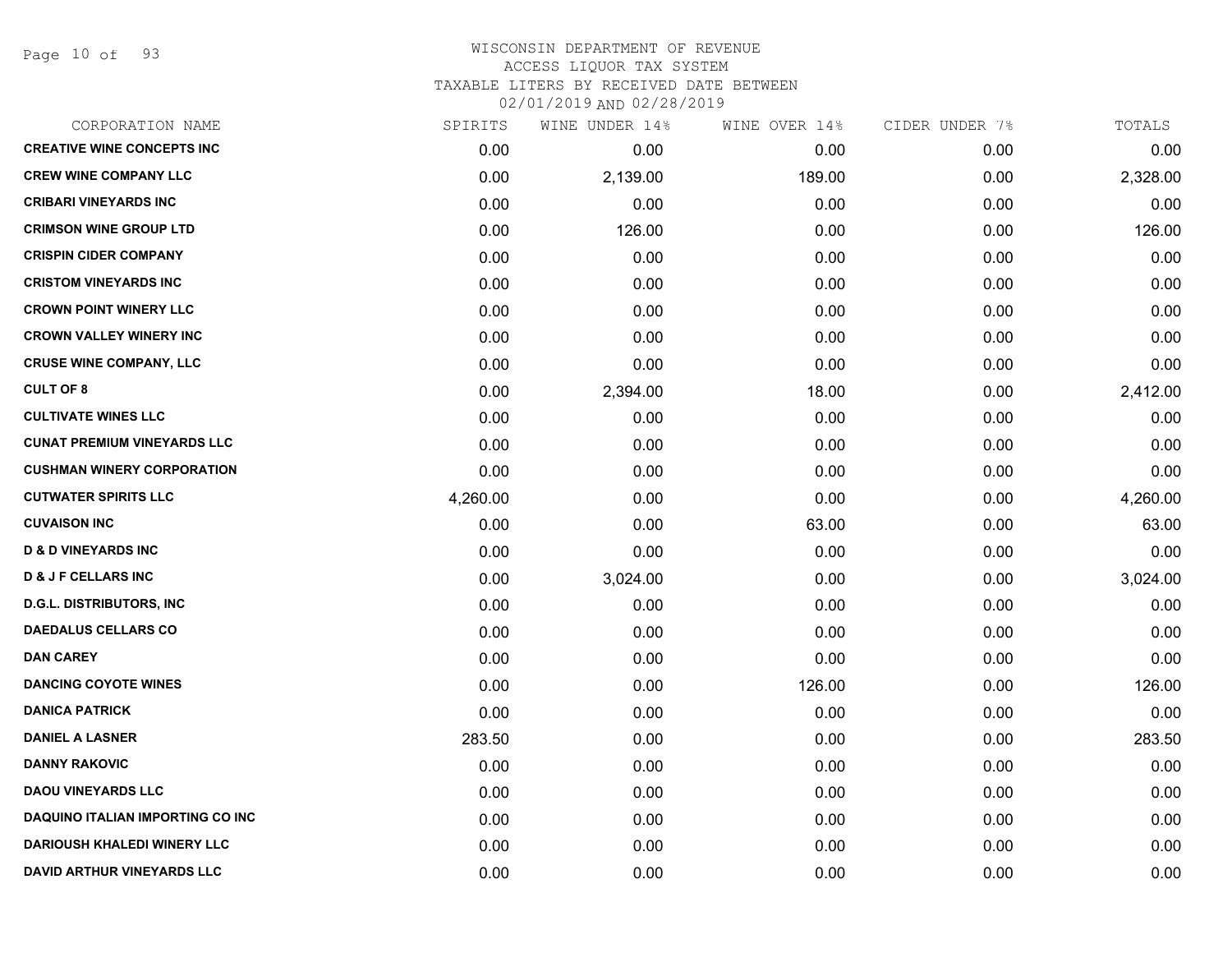# WISCONSIN DEPARTMENT OF REVENUE
## ACCESS LIQUOR TAX SYSTEM
## TAXABLE LITERS BY RECEIVED DATE BETWEEN 02/01/2019 AND 02/28/2019

| CORPORATION NAME | SPIRITS | WINE UNDER 14% | WINE OVER 14% | CIDER UNDER 7% | TOTALS |
|---|---|---|---|---|---|
| CREATIVE WINE CONCEPTS INC | 0.00 | 0.00 | 0.00 | 0.00 | 0.00 |
| CREW WINE COMPANY LLC | 0.00 | 2,139.00 | 189.00 | 0.00 | 2,328.00 |
| CRIBARI VINEYARDS INC | 0.00 | 0.00 | 0.00 | 0.00 | 0.00 |
| CRIMSON WINE GROUP LTD | 0.00 | 126.00 | 0.00 | 0.00 | 126.00 |
| CRISPIN CIDER COMPANY | 0.00 | 0.00 | 0.00 | 0.00 | 0.00 |
| CRISTOM VINEYARDS INC | 0.00 | 0.00 | 0.00 | 0.00 | 0.00 |
| CROWN POINT WINERY LLC | 0.00 | 0.00 | 0.00 | 0.00 | 0.00 |
| CROWN VALLEY WINERY INC | 0.00 | 0.00 | 0.00 | 0.00 | 0.00 |
| CRUSE WINE COMPANY, LLC | 0.00 | 0.00 | 0.00 | 0.00 | 0.00 |
| CULT OF 8 | 0.00 | 2,394.00 | 18.00 | 0.00 | 2,412.00 |
| CULTIVATE WINES LLC | 0.00 | 0.00 | 0.00 | 0.00 | 0.00 |
| CUNAT PREMIUM VINEYARDS LLC | 0.00 | 0.00 | 0.00 | 0.00 | 0.00 |
| CUSHMAN WINERY CORPORATION | 0.00 | 0.00 | 0.00 | 0.00 | 0.00 |
| CUTWATER SPIRITS LLC | 4,260.00 | 0.00 | 0.00 | 0.00 | 4,260.00 |
| CUVAISON INC | 0.00 | 0.00 | 63.00 | 0.00 | 63.00 |
| D & D VINEYARDS INC | 0.00 | 0.00 | 0.00 | 0.00 | 0.00 |
| D & J F CELLARS INC | 0.00 | 3,024.00 | 0.00 | 0.00 | 3,024.00 |
| D.G.L. DISTRIBUTORS, INC | 0.00 | 0.00 | 0.00 | 0.00 | 0.00 |
| DAEDALUS CELLARS CO | 0.00 | 0.00 | 0.00 | 0.00 | 0.00 |
| DAN CAREY | 0.00 | 0.00 | 0.00 | 0.00 | 0.00 |
| DANCING COYOTE WINES | 0.00 | 0.00 | 126.00 | 0.00 | 126.00 |
| DANICA PATRICK | 0.00 | 0.00 | 0.00 | 0.00 | 0.00 |
| DANIEL A LASNER | 283.50 | 0.00 | 0.00 | 0.00 | 283.50 |
| DANNY RAKOVIC | 0.00 | 0.00 | 0.00 | 0.00 | 0.00 |
| DAOU VINEYARDS LLC | 0.00 | 0.00 | 0.00 | 0.00 | 0.00 |
| DAQUINO ITALIAN IMPORTING CO INC | 0.00 | 0.00 | 0.00 | 0.00 | 0.00 |
| DARIOUSH KHALEDI WINERY LLC | 0.00 | 0.00 | 0.00 | 0.00 | 0.00 |
| DAVID ARTHUR VINEYARDS LLC | 0.00 | 0.00 | 0.00 | 0.00 | 0.00 |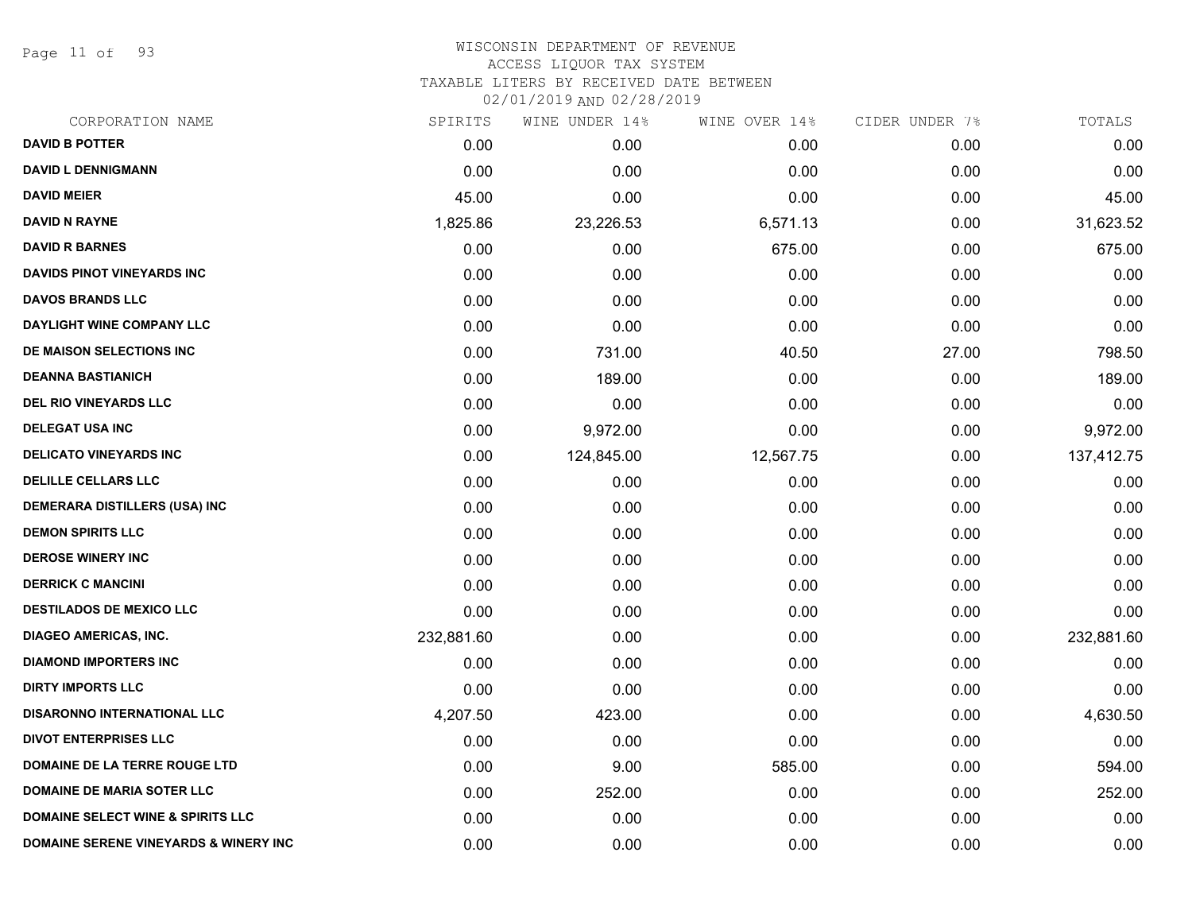WISCONSIN DEPARTMENT OF REVENUE
ACCESS LIQUOR TAX SYSTEM
TAXABLE LITERS BY RECEIVED DATE BETWEEN
02/01/2019 AND 02/28/2019

| CORPORATION NAME | SPIRITS | WINE UNDER 14% | WINE OVER 14% | CIDER UNDER 7% | TOTALS |
|---|---|---|---|---|---|
| DAVID B POTTER | 0.00 | 0.00 | 0.00 | 0.00 | 0.00 |
| DAVID L DENNIGMANN | 0.00 | 0.00 | 0.00 | 0.00 | 0.00 |
| DAVID MEIER | 45.00 | 0.00 | 0.00 | 0.00 | 45.00 |
| DAVID N RAYNE | 1,825.86 | 23,226.53 | 6,571.13 | 0.00 | 31,623.52 |
| DAVID R BARNES | 0.00 | 0.00 | 675.00 | 0.00 | 675.00 |
| DAVIDS PINOT VINEYARDS INC | 0.00 | 0.00 | 0.00 | 0.00 | 0.00 |
| DAVOS BRANDS LLC | 0.00 | 0.00 | 0.00 | 0.00 | 0.00 |
| DAYLIGHT WINE COMPANY LLC | 0.00 | 0.00 | 0.00 | 0.00 | 0.00 |
| DE MAISON SELECTIONS INC | 0.00 | 731.00 | 40.50 | 27.00 | 798.50 |
| DEANNA BASTIANICH | 0.00 | 189.00 | 0.00 | 0.00 | 189.00 |
| DEL RIO VINEYARDS LLC | 0.00 | 0.00 | 0.00 | 0.00 | 0.00 |
| DELEGAT USA INC | 0.00 | 9,972.00 | 0.00 | 0.00 | 9,972.00 |
| DELICATO VINEYARDS INC | 0.00 | 124,845.00 | 12,567.75 | 0.00 | 137,412.75 |
| DELILLE CELLARS LLC | 0.00 | 0.00 | 0.00 | 0.00 | 0.00 |
| DEMERARA DISTILLERS (USA) INC | 0.00 | 0.00 | 0.00 | 0.00 | 0.00 |
| DEMON SPIRITS LLC | 0.00 | 0.00 | 0.00 | 0.00 | 0.00 |
| DEROSE WINERY INC | 0.00 | 0.00 | 0.00 | 0.00 | 0.00 |
| DERRICK C MANCINI | 0.00 | 0.00 | 0.00 | 0.00 | 0.00 |
| DESTILADOS DE MEXICO LLC | 0.00 | 0.00 | 0.00 | 0.00 | 0.00 |
| DIAGEO AMERICAS, INC. | 232,881.60 | 0.00 | 0.00 | 0.00 | 232,881.60 |
| DIAMOND IMPORTERS INC | 0.00 | 0.00 | 0.00 | 0.00 | 0.00 |
| DIRTY IMPORTS LLC | 0.00 | 0.00 | 0.00 | 0.00 | 0.00 |
| DISARONNO INTERNATIONAL LLC | 4,207.50 | 423.00 | 0.00 | 0.00 | 4,630.50 |
| DIVOT ENTERPRISES LLC | 0.00 | 0.00 | 0.00 | 0.00 | 0.00 |
| DOMAINE DE LA TERRE ROUGE LTD | 0.00 | 9.00 | 585.00 | 0.00 | 594.00 |
| DOMAINE DE MARIA SOTER LLC | 0.00 | 252.00 | 0.00 | 0.00 | 252.00 |
| DOMAINE SELECT WINE & SPIRITS LLC | 0.00 | 0.00 | 0.00 | 0.00 | 0.00 |
| DOMAINE SERENE VINEYARDS & WINERY INC | 0.00 | 0.00 | 0.00 | 0.00 | 0.00 |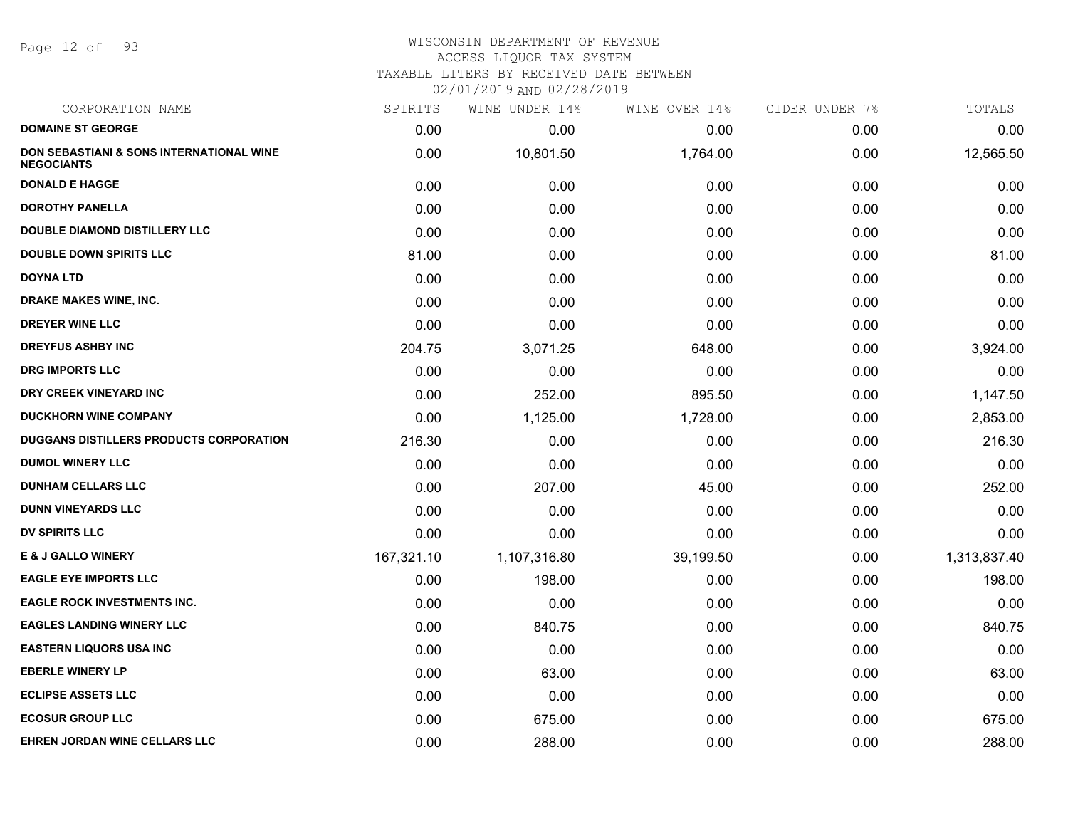WISCONSIN DEPARTMENT OF REVENUE
ACCESS LIQUOR TAX SYSTEM
TAXABLE LITERS BY RECEIVED DATE BETWEEN
02/01/2019 AND 02/28/2019

| CORPORATION NAME | SPIRITS | WINE UNDER 14% | WINE OVER 14% | CIDER UNDER 7% | TOTALS |
|---|---|---|---|---|---|
| **DOMAINE ST GEORGE** | 0.00 | 0.00 | 0.00 | 0.00 | 0.00 |
| **DON SEBASTIANI & SONS INTERNATIONAL WINE NEGOCIANTS** | 0.00 | 10,801.50 | 1,764.00 | 0.00 | 12,565.50 |
| **DONALD E HAGGE** | 0.00 | 0.00 | 0.00 | 0.00 | 0.00 |
| **DOROTHY PANELLA** | 0.00 | 0.00 | 0.00 | 0.00 | 0.00 |
| **DOUBLE DIAMOND DISTILLERY LLC** | 0.00 | 0.00 | 0.00 | 0.00 | 0.00 |
| **DOUBLE DOWN SPIRITS LLC** | 81.00 | 0.00 | 0.00 | 0.00 | 81.00 |
| **DOYNA LTD** | 0.00 | 0.00 | 0.00 | 0.00 | 0.00 |
| **DRAKE MAKES WINE, INC.** | 0.00 | 0.00 | 0.00 | 0.00 | 0.00 |
| **DREYER WINE LLC** | 0.00 | 0.00 | 0.00 | 0.00 | 0.00 |
| **DREYFUS ASHBY INC** | 204.75 | 3,071.25 | 648.00 | 0.00 | 3,924.00 |
| **DRG IMPORTS LLC** | 0.00 | 0.00 | 0.00 | 0.00 | 0.00 |
| **DRY CREEK VINEYARD INC** | 0.00 | 252.00 | 895.50 | 0.00 | 1,147.50 |
| **DUCKHORN WINE COMPANY** | 0.00 | 1,125.00 | 1,728.00 | 0.00 | 2,853.00 |
| **DUGGANS DISTILLERS PRODUCTS CORPORATION** | 216.30 | 0.00 | 0.00 | 0.00 | 216.30 |
| **DUMOL WINERY LLC** | 0.00 | 0.00 | 0.00 | 0.00 | 0.00 |
| **DUNHAM CELLARS LLC** | 0.00 | 207.00 | 45.00 | 0.00 | 252.00 |
| **DUNN VINEYARDS LLC** | 0.00 | 0.00 | 0.00 | 0.00 | 0.00 |
| **DV SPIRITS LLC** | 0.00 | 0.00 | 0.00 | 0.00 | 0.00 |
| **E & J GALLO WINERY** | 167,321.10 | 1,107,316.80 | 39,199.50 | 0.00 | 1,313,837.40 |
| **EAGLE EYE IMPORTS LLC** | 0.00 | 198.00 | 0.00 | 0.00 | 198.00 |
| **EAGLE ROCK INVESTMENTS INC.** | 0.00 | 0.00 | 0.00 | 0.00 | 0.00 |
| **EAGLES LANDING WINERY LLC** | 0.00 | 840.75 | 0.00 | 0.00 | 840.75 |
| **EASTERN LIQUORS USA INC** | 0.00 | 0.00 | 0.00 | 0.00 | 0.00 |
| **EBERLE WINERY LP** | 0.00 | 63.00 | 0.00 | 0.00 | 63.00 |
| **ECLIPSE ASSETS LLC** | 0.00 | 0.00 | 0.00 | 0.00 | 0.00 |
| **ECOSUR GROUP LLC** | 0.00 | 675.00 | 0.00 | 0.00 | 675.00 |
| **EHREN JORDAN WINE CELLARS LLC** | 0.00 | 288.00 | 0.00 | 0.00 | 288.00 |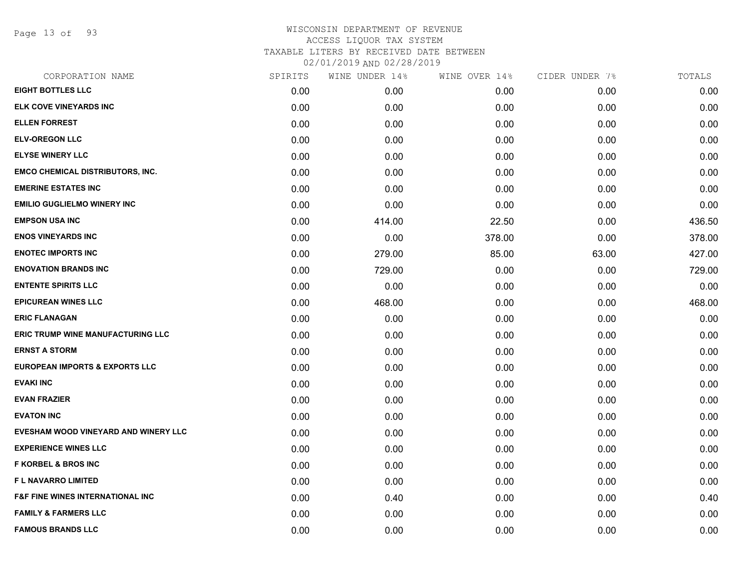# WISCONSIN DEPARTMENT OF REVENUE
## ACCESS LIQUOR TAX SYSTEM
### TAXABLE LITERS BY RECEIVED DATE BETWEEN 02/01/2019 AND 02/28/2019

| CORPORATION NAME | SPIRITS | WINE UNDER 14% | WINE OVER 14% | CIDER UNDER 7% | TOTALS |
|---|---|---|---|---|---|
| EIGHT BOTTLES LLC | 0.00 | 0.00 | 0.00 | 0.00 | 0.00 |
| ELK COVE VINEYARDS INC | 0.00 | 0.00 | 0.00 | 0.00 | 0.00 |
| ELLEN FORREST | 0.00 | 0.00 | 0.00 | 0.00 | 0.00 |
| ELV-OREGON LLC | 0.00 | 0.00 | 0.00 | 0.00 | 0.00 |
| ELYSE WINERY LLC | 0.00 | 0.00 | 0.00 | 0.00 | 0.00 |
| EMCO CHEMICAL DISTRIBUTORS, INC. | 0.00 | 0.00 | 0.00 | 0.00 | 0.00 |
| EMERINE ESTATES INC | 0.00 | 0.00 | 0.00 | 0.00 | 0.00 |
| EMILIO GUGLIELMO WINERY INC | 0.00 | 0.00 | 0.00 | 0.00 | 0.00 |
| EMPSON USA INC | 0.00 | 414.00 | 22.50 | 0.00 | 436.50 |
| ENOS VINEYARDS INC | 0.00 | 0.00 | 378.00 | 0.00 | 378.00 |
| ENOTEC IMPORTS INC | 0.00 | 279.00 | 85.00 | 63.00 | 427.00 |
| ENOVATION BRANDS INC | 0.00 | 729.00 | 0.00 | 0.00 | 729.00 |
| ENTENTE SPIRITS LLC | 0.00 | 0.00 | 0.00 | 0.00 | 0.00 |
| EPICUREAN WINES LLC | 0.00 | 468.00 | 0.00 | 0.00 | 468.00 |
| ERIC FLANAGAN | 0.00 | 0.00 | 0.00 | 0.00 | 0.00 |
| ERIC TRUMP WINE MANUFACTURING LLC | 0.00 | 0.00 | 0.00 | 0.00 | 0.00 |
| ERNST A STORM | 0.00 | 0.00 | 0.00 | 0.00 | 0.00 |
| EUROPEAN IMPORTS & EXPORTS LLC | 0.00 | 0.00 | 0.00 | 0.00 | 0.00 |
| EVAKI INC | 0.00 | 0.00 | 0.00 | 0.00 | 0.00 |
| EVAN FRAZIER | 0.00 | 0.00 | 0.00 | 0.00 | 0.00 |
| EVATON INC | 0.00 | 0.00 | 0.00 | 0.00 | 0.00 |
| EVESHAM WOOD VINEYARD AND WINERY LLC | 0.00 | 0.00 | 0.00 | 0.00 | 0.00 |
| EXPERIENCE WINES LLC | 0.00 | 0.00 | 0.00 | 0.00 | 0.00 |
| F KORBEL & BROS INC | 0.00 | 0.00 | 0.00 | 0.00 | 0.00 |
| F L NAVARRO LIMITED | 0.00 | 0.00 | 0.00 | 0.00 | 0.00 |
| F&F FINE WINES INTERNATIONAL INC | 0.00 | 0.40 | 0.00 | 0.00 | 0.40 |
| FAMILY & FARMERS LLC | 0.00 | 0.00 | 0.00 | 0.00 | 0.00 |
| FAMOUS BRANDS LLC | 0.00 | 0.00 | 0.00 | 0.00 | 0.00 |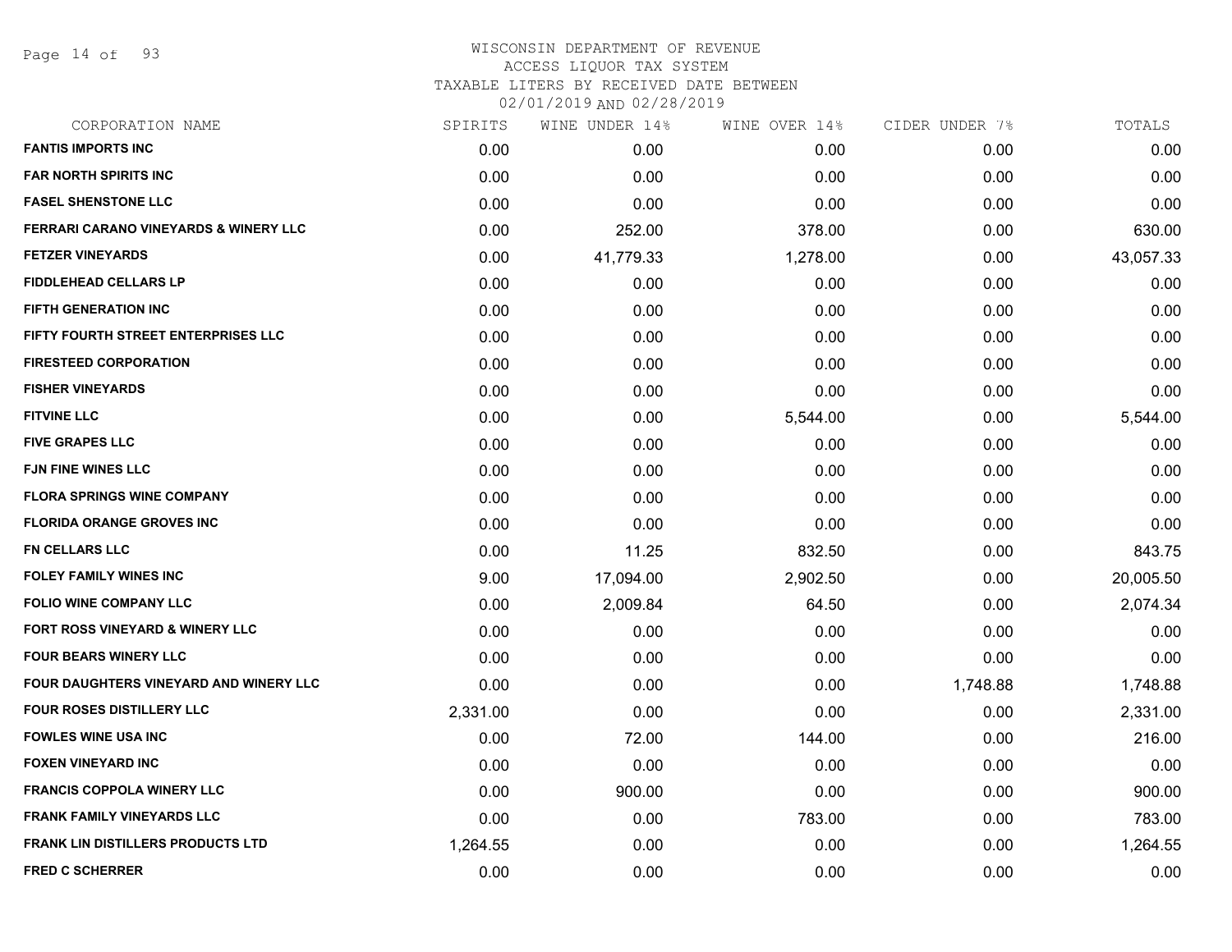WISCONSIN DEPARTMENT OF REVENUE
ACCESS LIQUOR TAX SYSTEM
TAXABLE LITERS BY RECEIVED DATE BETWEEN
02/01/2019 AND 02/28/2019

| CORPORATION NAME | SPIRITS | WINE UNDER 14% | WINE OVER 14% | CIDER UNDER 7% | TOTALS |
|---|---|---|---|---|---|
| FANTIS IMPORTS INC | 0.00 | 0.00 | 0.00 | 0.00 | 0.00 |
| FAR NORTH SPIRITS INC | 0.00 | 0.00 | 0.00 | 0.00 | 0.00 |
| FASEL SHENSTONE LLC | 0.00 | 0.00 | 0.00 | 0.00 | 0.00 |
| FERRARI CARANO VINEYARDS & WINERY LLC | 0.00 | 252.00 | 378.00 | 0.00 | 630.00 |
| FETZER VINEYARDS | 0.00 | 41,779.33 | 1,278.00 | 0.00 | 43,057.33 |
| FIDDLEHEAD CELLARS LP | 0.00 | 0.00 | 0.00 | 0.00 | 0.00 |
| FIFTH GENERATION INC | 0.00 | 0.00 | 0.00 | 0.00 | 0.00 |
| FIFTY FOURTH STREET ENTERPRISES LLC | 0.00 | 0.00 | 0.00 | 0.00 | 0.00 |
| FIRESTEED CORPORATION | 0.00 | 0.00 | 0.00 | 0.00 | 0.00 |
| FISHER VINEYARDS | 0.00 | 0.00 | 0.00 | 0.00 | 0.00 |
| FITVINE LLC | 0.00 | 0.00 | 5,544.00 | 0.00 | 5,544.00 |
| FIVE GRAPES LLC | 0.00 | 0.00 | 0.00 | 0.00 | 0.00 |
| FJN FINE WINES LLC | 0.00 | 0.00 | 0.00 | 0.00 | 0.00 |
| FLORA SPRINGS WINE COMPANY | 0.00 | 0.00 | 0.00 | 0.00 | 0.00 |
| FLORIDA ORANGE GROVES INC | 0.00 | 0.00 | 0.00 | 0.00 | 0.00 |
| FN CELLARS LLC | 0.00 | 11.25 | 832.50 | 0.00 | 843.75 |
| FOLEY FAMILY WINES INC | 9.00 | 17,094.00 | 2,902.50 | 0.00 | 20,005.50 |
| FOLIO WINE COMPANY LLC | 0.00 | 2,009.84 | 64.50 | 0.00 | 2,074.34 |
| FORT ROSS VINEYARD & WINERY LLC | 0.00 | 0.00 | 0.00 | 0.00 | 0.00 |
| FOUR BEARS WINERY LLC | 0.00 | 0.00 | 0.00 | 0.00 | 0.00 |
| FOUR DAUGHTERS VINEYARD AND WINERY LLC | 0.00 | 0.00 | 0.00 | 1,748.88 | 1,748.88 |
| FOUR ROSES DISTILLERY LLC | 2,331.00 | 0.00 | 0.00 | 0.00 | 2,331.00 |
| FOWLES WINE USA INC | 0.00 | 72.00 | 144.00 | 0.00 | 216.00 |
| FOXEN VINEYARD INC | 0.00 | 0.00 | 0.00 | 0.00 | 0.00 |
| FRANCIS COPPOLA WINERY LLC | 0.00 | 900.00 | 0.00 | 0.00 | 900.00 |
| FRANK FAMILY VINEYARDS LLC | 0.00 | 0.00 | 783.00 | 0.00 | 783.00 |
| FRANK LIN DISTILLERS PRODUCTS LTD | 1,264.55 | 0.00 | 0.00 | 0.00 | 1,264.55 |
| FRED C SCHERRER | 0.00 | 0.00 | 0.00 | 0.00 | 0.00 |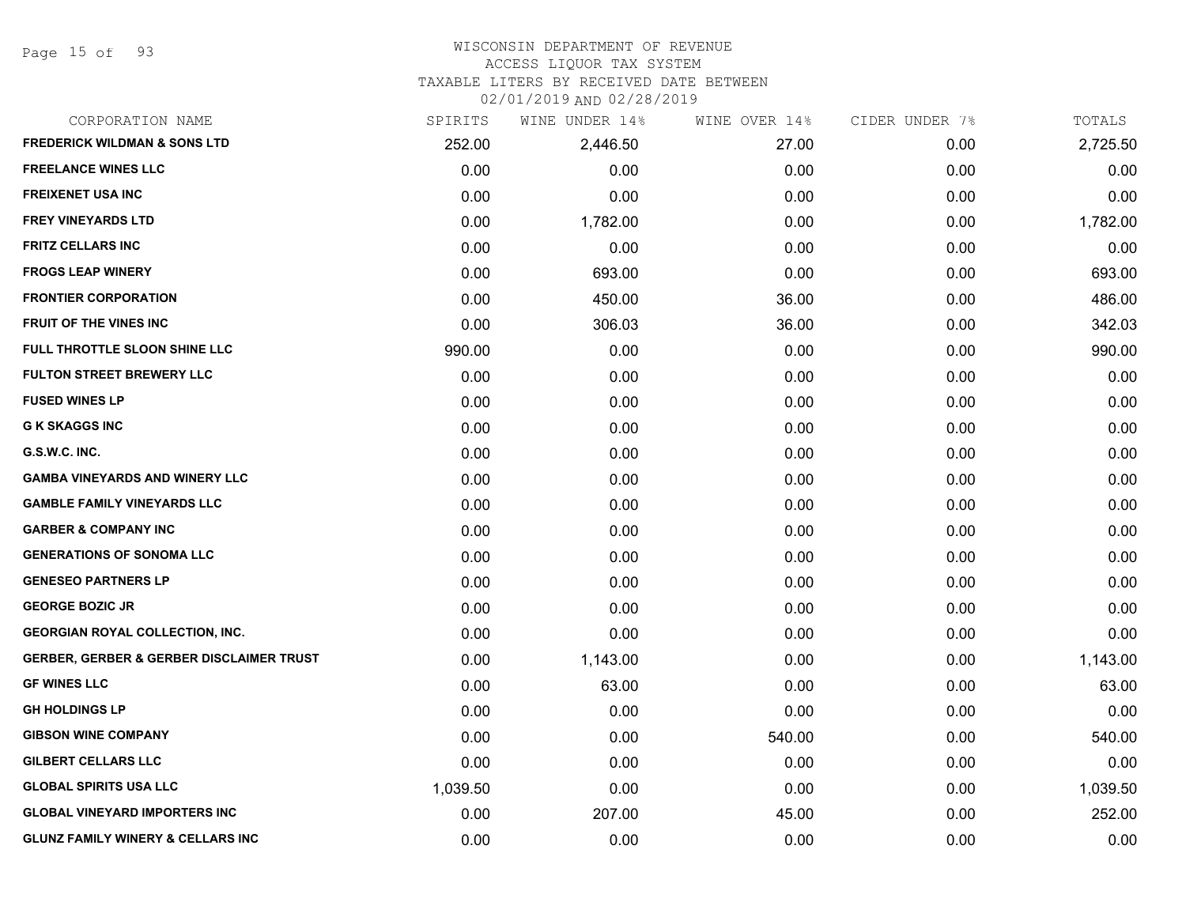# WISCONSIN DEPARTMENT OF REVENUE
## ACCESS LIQUOR TAX SYSTEM
### TAXABLE LITERS BY RECEIVED DATE BETWEEN 02/01/2019 AND 02/28/2019

| CORPORATION NAME | SPIRITS | WINE UNDER 14% | WINE OVER 14% | CIDER UNDER 7% | TOTALS |
|---|---|---|---|---|---|
| FREDERICK WILDMAN & SONS LTD | 252.00 | 2,446.50 | 27.00 | 0.00 | 2,725.50 |
| FREELANCE WINES LLC | 0.00 | 0.00 | 0.00 | 0.00 | 0.00 |
| FREIXENET USA INC | 0.00 | 0.00 | 0.00 | 0.00 | 0.00 |
| FREY VINEYARDS LTD | 0.00 | 1,782.00 | 0.00 | 0.00 | 1,782.00 |
| FRITZ CELLARS INC | 0.00 | 0.00 | 0.00 | 0.00 | 0.00 |
| FROGS LEAP WINERY | 0.00 | 693.00 | 0.00 | 0.00 | 693.00 |
| FRONTIER CORPORATION | 0.00 | 450.00 | 36.00 | 0.00 | 486.00 |
| FRUIT OF THE VINES INC | 0.00 | 306.03 | 36.00 | 0.00 | 342.03 |
| FULL THROTTLE SLOON SHINE LLC | 990.00 | 0.00 | 0.00 | 0.00 | 990.00 |
| FULTON STREET BREWERY LLC | 0.00 | 0.00 | 0.00 | 0.00 | 0.00 |
| FUSED WINES LP | 0.00 | 0.00 | 0.00 | 0.00 | 0.00 |
| G K SKAGGS INC | 0.00 | 0.00 | 0.00 | 0.00 | 0.00 |
| G.S.W.C. INC. | 0.00 | 0.00 | 0.00 | 0.00 | 0.00 |
| GAMBA VINEYARDS AND WINERY LLC | 0.00 | 0.00 | 0.00 | 0.00 | 0.00 |
| GAMBLE FAMILY VINEYARDS LLC | 0.00 | 0.00 | 0.00 | 0.00 | 0.00 |
| GARBER & COMPANY INC | 0.00 | 0.00 | 0.00 | 0.00 | 0.00 |
| GENERATIONS OF SONOMA LLC | 0.00 | 0.00 | 0.00 | 0.00 | 0.00 |
| GENESEO PARTNERS LP | 0.00 | 0.00 | 0.00 | 0.00 | 0.00 |
| GEORGE BOZIC JR | 0.00 | 0.00 | 0.00 | 0.00 | 0.00 |
| GEORGIAN ROYAL COLLECTION, INC. | 0.00 | 0.00 | 0.00 | 0.00 | 0.00 |
| GERBER, GERBER & GERBER DISCLAIMER TRUST | 0.00 | 1,143.00 | 0.00 | 0.00 | 1,143.00 |
| GF WINES LLC | 0.00 | 63.00 | 0.00 | 0.00 | 63.00 |
| GH HOLDINGS LP | 0.00 | 0.00 | 0.00 | 0.00 | 0.00 |
| GIBSON WINE COMPANY | 0.00 | 0.00 | 540.00 | 0.00 | 540.00 |
| GILBERT CELLARS LLC | 0.00 | 0.00 | 0.00 | 0.00 | 0.00 |
| GLOBAL SPIRITS USA LLC | 1,039.50 | 0.00 | 0.00 | 0.00 | 1,039.50 |
| GLOBAL VINEYARD IMPORTERS INC | 0.00 | 207.00 | 45.00 | 0.00 | 252.00 |
| GLUNZ FAMILY WINERY & CELLARS INC | 0.00 | 0.00 | 0.00 | 0.00 | 0.00 |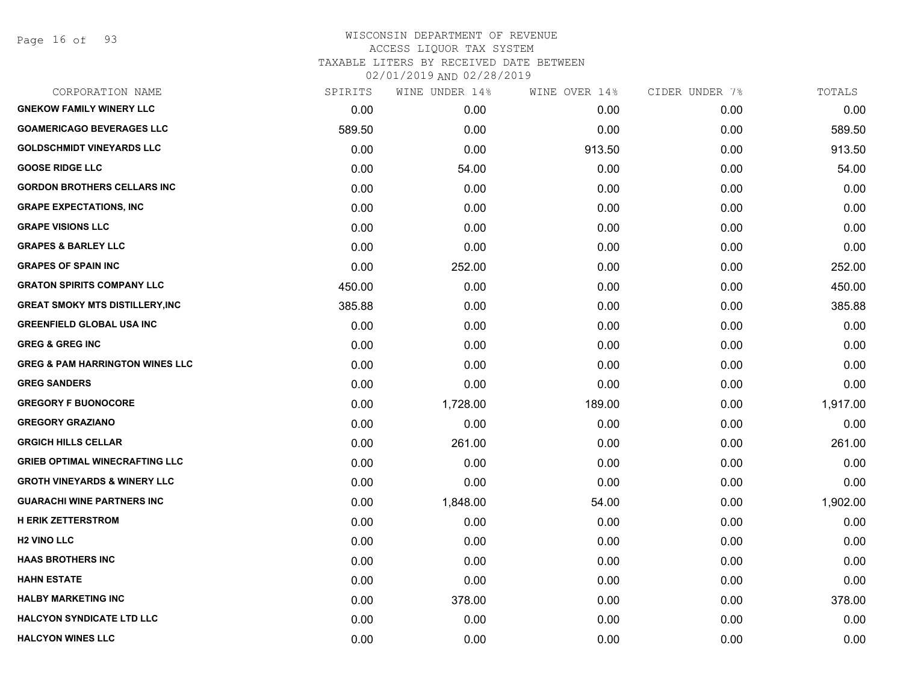# WISCONSIN DEPARTMENT OF REVENUE
## ACCESS LIQUOR TAX SYSTEM
### TAXABLE LITERS BY RECEIVED DATE BETWEEN 02/01/2019 AND 02/28/2019

| CORPORATION NAME | SPIRITS | WINE UNDER 14% | WINE OVER 14% | CIDER UNDER 7% | TOTALS |
|---|---|---|---|---|---|
| GNEKOW FAMILY WINERY LLC | 0.00 | 0.00 | 0.00 | 0.00 | 0.00 |
| GOAMERICAGO BEVERAGES LLC | 589.50 | 0.00 | 0.00 | 0.00 | 589.50 |
| GOLDSCHMIDT VINEYARDS LLC | 0.00 | 0.00 | 913.50 | 0.00 | 913.50 |
| GOOSE RIDGE LLC | 0.00 | 54.00 | 0.00 | 0.00 | 54.00 |
| GORDON BROTHERS CELLARS INC | 0.00 | 0.00 | 0.00 | 0.00 | 0.00 |
| GRAPE EXPECTATIONS, INC | 0.00 | 0.00 | 0.00 | 0.00 | 0.00 |
| GRAPE VISIONS LLC | 0.00 | 0.00 | 0.00 | 0.00 | 0.00 |
| GRAPES & BARLEY LLC | 0.00 | 0.00 | 0.00 | 0.00 | 0.00 |
| GRAPES OF SPAIN INC | 0.00 | 252.00 | 0.00 | 0.00 | 252.00 |
| GRATON SPIRITS COMPANY LLC | 450.00 | 0.00 | 0.00 | 0.00 | 450.00 |
| GREAT SMOKY MTS DISTILLERY,INC | 385.88 | 0.00 | 0.00 | 0.00 | 385.88 |
| GREENFIELD GLOBAL USA INC | 0.00 | 0.00 | 0.00 | 0.00 | 0.00 |
| GREG & GREG INC | 0.00 | 0.00 | 0.00 | 0.00 | 0.00 |
| GREG & PAM HARRINGTON WINES LLC | 0.00 | 0.00 | 0.00 | 0.00 | 0.00 |
| GREG SANDERS | 0.00 | 0.00 | 0.00 | 0.00 | 0.00 |
| GREGORY F BUONOCORE | 0.00 | 1,728.00 | 189.00 | 0.00 | 1,917.00 |
| GREGORY GRAZIANO | 0.00 | 0.00 | 0.00 | 0.00 | 0.00 |
| GRGICH HILLS CELLAR | 0.00 | 261.00 | 0.00 | 0.00 | 261.00 |
| GRIEB OPTIMAL WINECRAFTING LLC | 0.00 | 0.00 | 0.00 | 0.00 | 0.00 |
| GROTH VINEYARDS & WINERY LLC | 0.00 | 0.00 | 0.00 | 0.00 | 0.00 |
| GUARACHI WINE PARTNERS INC | 0.00 | 1,848.00 | 54.00 | 0.00 | 1,902.00 |
| H ERIK ZETTERSTROM | 0.00 | 0.00 | 0.00 | 0.00 | 0.00 |
| H2 VINO LLC | 0.00 | 0.00 | 0.00 | 0.00 | 0.00 |
| HAAS BROTHERS INC | 0.00 | 0.00 | 0.00 | 0.00 | 0.00 |
| HAHN ESTATE | 0.00 | 0.00 | 0.00 | 0.00 | 0.00 |
| HALBY MARKETING INC | 0.00 | 378.00 | 0.00 | 0.00 | 378.00 |
| HALCYON SYNDICATE LTD LLC | 0.00 | 0.00 | 0.00 | 0.00 | 0.00 |
| HALCYON WINES LLC | 0.00 | 0.00 | 0.00 | 0.00 | 0.00 |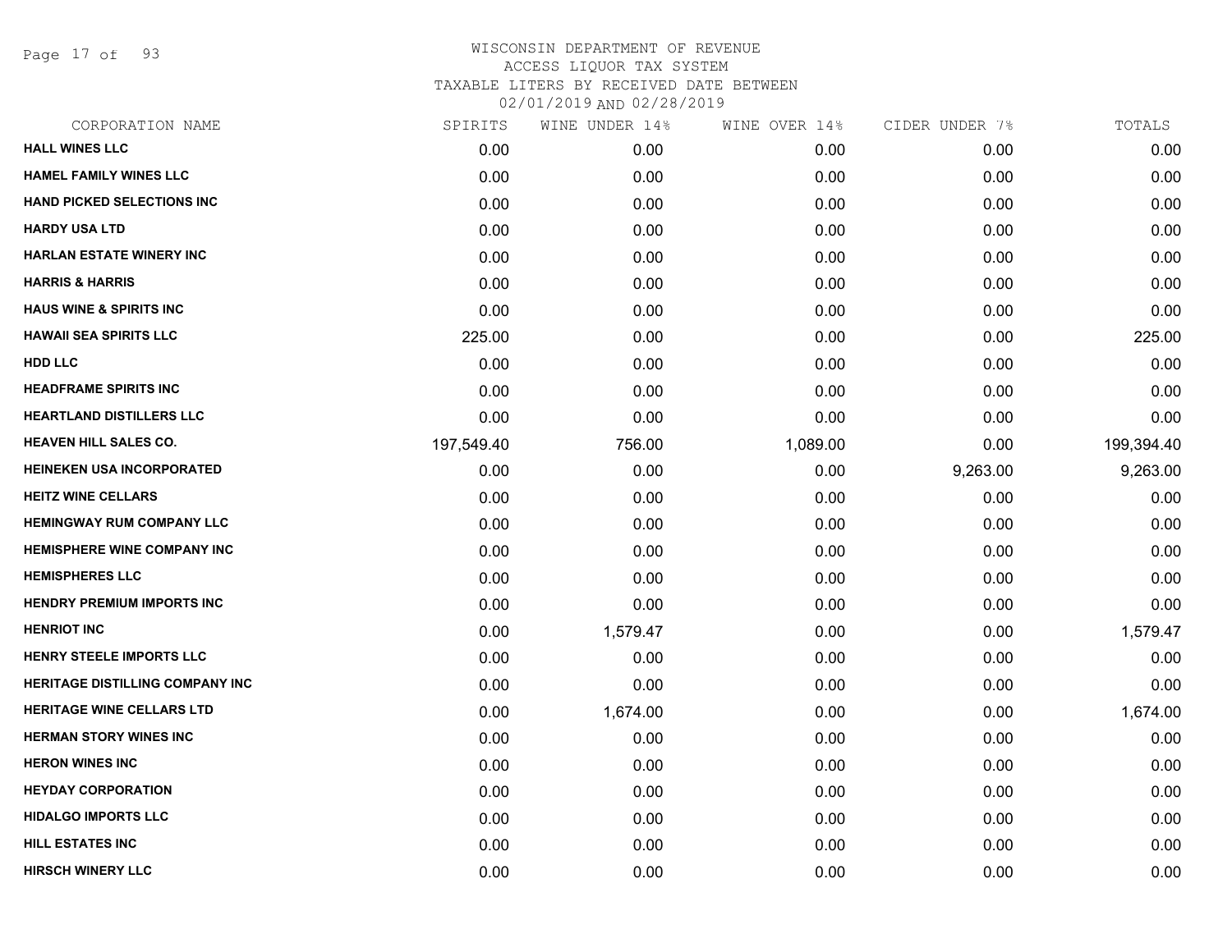# WISCONSIN DEPARTMENT OF REVENUE
## ACCESS LIQUOR TAX SYSTEM
## TAXABLE LITERS BY RECEIVED DATE BETWEEN 02/01/2019 AND 02/28/2019

| CORPORATION NAME | SPIRITS | WINE UNDER 14% | WINE OVER 14% | CIDER UNDER 7% | TOTALS |
|---|---|---|---|---|---|
| HALL WINES LLC | 0.00 | 0.00 | 0.00 | 0.00 | 0.00 |
| HAMEL FAMILY WINES LLC | 0.00 | 0.00 | 0.00 | 0.00 | 0.00 |
| HAND PICKED SELECTIONS INC | 0.00 | 0.00 | 0.00 | 0.00 | 0.00 |
| HARDY USA LTD | 0.00 | 0.00 | 0.00 | 0.00 | 0.00 |
| HARLAN ESTATE WINERY INC | 0.00 | 0.00 | 0.00 | 0.00 | 0.00 |
| HARRIS & HARRIS | 0.00 | 0.00 | 0.00 | 0.00 | 0.00 |
| HAUS WINE & SPIRITS INC | 0.00 | 0.00 | 0.00 | 0.00 | 0.00 |
| HAWAII SEA SPIRITS LLC | 225.00 | 0.00 | 0.00 | 0.00 | 225.00 |
| HDD LLC | 0.00 | 0.00 | 0.00 | 0.00 | 0.00 |
| HEADFRAME SPIRITS INC | 0.00 | 0.00 | 0.00 | 0.00 | 0.00 |
| HEARTLAND DISTILLERS LLC | 0.00 | 0.00 | 0.00 | 0.00 | 0.00 |
| HEAVEN HILL SALES CO. | 197,549.40 | 756.00 | 1,089.00 | 0.00 | 199,394.40 |
| HEINEKEN USA INCORPORATED | 0.00 | 0.00 | 0.00 | 9,263.00 | 9,263.00 |
| HEITZ WINE CELLARS | 0.00 | 0.00 | 0.00 | 0.00 | 0.00 |
| HEMINGWAY RUM COMPANY LLC | 0.00 | 0.00 | 0.00 | 0.00 | 0.00 |
| HEMISPHERE WINE COMPANY INC | 0.00 | 0.00 | 0.00 | 0.00 | 0.00 |
| HEMISPHERES LLC | 0.00 | 0.00 | 0.00 | 0.00 | 0.00 |
| HENDRY PREMIUM IMPORTS INC | 0.00 | 0.00 | 0.00 | 0.00 | 0.00 |
| HENRIOT INC | 0.00 | 1,579.47 | 0.00 | 0.00 | 1,579.47 |
| HENRY STEELE IMPORTS LLC | 0.00 | 0.00 | 0.00 | 0.00 | 0.00 |
| HERITAGE DISTILLING COMPANY INC | 0.00 | 0.00 | 0.00 | 0.00 | 0.00 |
| HERITAGE WINE CELLARS LTD | 0.00 | 1,674.00 | 0.00 | 0.00 | 1,674.00 |
| HERMAN STORY WINES INC | 0.00 | 0.00 | 0.00 | 0.00 | 0.00 |
| HERON WINES INC | 0.00 | 0.00 | 0.00 | 0.00 | 0.00 |
| HEYDAY CORPORATION | 0.00 | 0.00 | 0.00 | 0.00 | 0.00 |
| HIDALGO IMPORTS LLC | 0.00 | 0.00 | 0.00 | 0.00 | 0.00 |
| HILL ESTATES INC | 0.00 | 0.00 | 0.00 | 0.00 | 0.00 |
| HIRSCH WINERY LLC | 0.00 | 0.00 | 0.00 | 0.00 | 0.00 |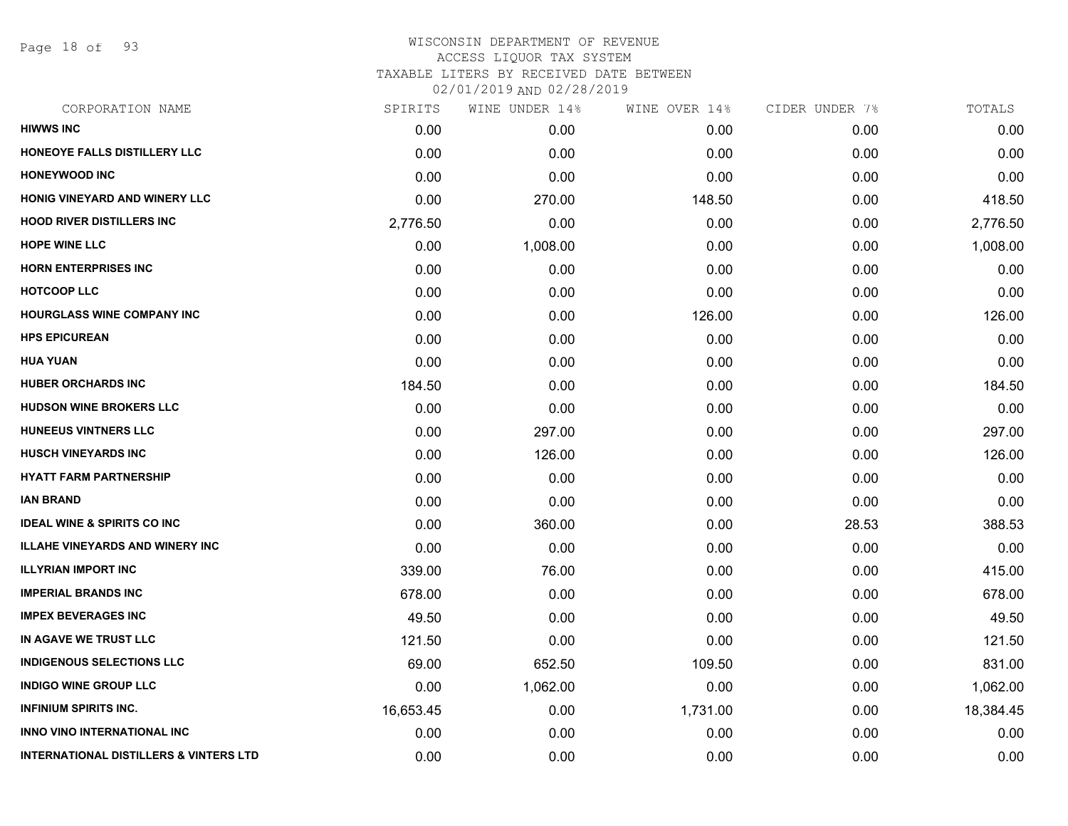# WISCONSIN DEPARTMENT OF REVENUE
## ACCESS LIQUOR TAX SYSTEM
## TAXABLE LITERS BY RECEIVED DATE BETWEEN 02/01/2019 AND 02/28/2019

| CORPORATION NAME | SPIRITS | WINE UNDER 14% | WINE OVER 14% | CIDER UNDER 7% | TOTALS |
|---|---|---|---|---|---|
| HIWWS INC | 0.00 | 0.00 | 0.00 | 0.00 | 0.00 |
| HONEOYE FALLS DISTILLERY LLC | 0.00 | 0.00 | 0.00 | 0.00 | 0.00 |
| HONEYWOOD INC | 0.00 | 0.00 | 0.00 | 0.00 | 0.00 |
| HONIG VINEYARD AND WINERY LLC | 0.00 | 270.00 | 148.50 | 0.00 | 418.50 |
| HOOD RIVER DISTILLERS INC | 2,776.50 | 0.00 | 0.00 | 0.00 | 2,776.50 |
| HOPE WINE LLC | 0.00 | 1,008.00 | 0.00 | 0.00 | 1,008.00 |
| HORN ENTERPRISES INC | 0.00 | 0.00 | 0.00 | 0.00 | 0.00 |
| HOTCOOP LLC | 0.00 | 0.00 | 0.00 | 0.00 | 0.00 |
| HOURGLASS WINE COMPANY INC | 0.00 | 0.00 | 126.00 | 0.00 | 126.00 |
| HPS EPICUREAN | 0.00 | 0.00 | 0.00 | 0.00 | 0.00 |
| HUA YUAN | 0.00 | 0.00 | 0.00 | 0.00 | 0.00 |
| HUBER ORCHARDS INC | 184.50 | 0.00 | 0.00 | 0.00 | 184.50 |
| HUDSON WINE BROKERS LLC | 0.00 | 0.00 | 0.00 | 0.00 | 0.00 |
| HUNEEUS VINTNERS LLC | 0.00 | 297.00 | 0.00 | 0.00 | 297.00 |
| HUSCH VINEYARDS INC | 0.00 | 126.00 | 0.00 | 0.00 | 126.00 |
| HYATT FARM PARTNERSHIP | 0.00 | 0.00 | 0.00 | 0.00 | 0.00 |
| IAN BRAND | 0.00 | 0.00 | 0.00 | 0.00 | 0.00 |
| IDEAL WINE & SPIRITS CO INC | 0.00 | 360.00 | 0.00 | 28.53 | 388.53 |
| ILLAHE VINEYARDS AND WINERY INC | 0.00 | 0.00 | 0.00 | 0.00 | 0.00 |
| ILLYRIAN IMPORT INC | 339.00 | 76.00 | 0.00 | 0.00 | 415.00 |
| IMPERIAL BRANDS INC | 678.00 | 0.00 | 0.00 | 0.00 | 678.00 |
| IMPEX BEVERAGES INC | 49.50 | 0.00 | 0.00 | 0.00 | 49.50 |
| IN AGAVE WE TRUST LLC | 121.50 | 0.00 | 0.00 | 0.00 | 121.50 |
| INDIGENOUS SELECTIONS LLC | 69.00 | 652.50 | 109.50 | 0.00 | 831.00 |
| INDIGO WINE GROUP LLC | 0.00 | 1,062.00 | 0.00 | 0.00 | 1,062.00 |
| INFINIUM SPIRITS INC. | 16,653.45 | 0.00 | 1,731.00 | 0.00 | 18,384.45 |
| INNO VINO INTERNATIONAL INC | 0.00 | 0.00 | 0.00 | 0.00 | 0.00 |
| INTERNATIONAL DISTILLERS & VINTERS LTD | 0.00 | 0.00 | 0.00 | 0.00 | 0.00 |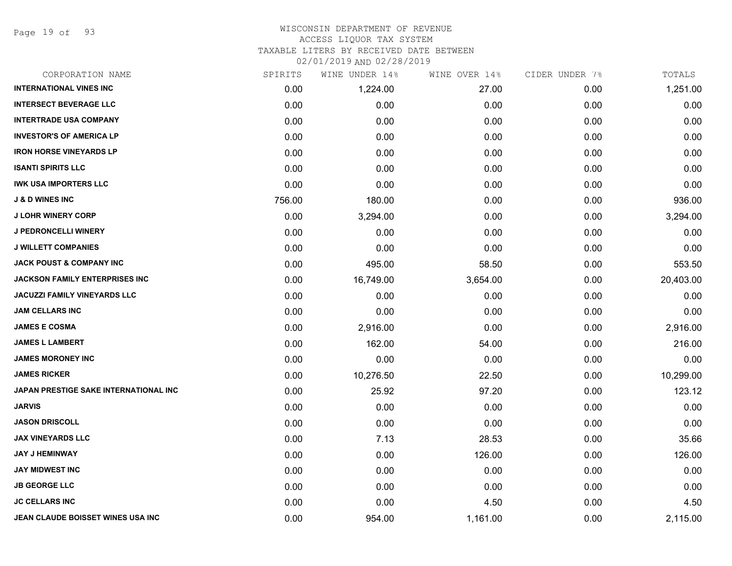# WISCONSIN DEPARTMENT OF REVENUE
ACCESS LIQUOR TAX SYSTEM
TAXABLE LITERS BY RECEIVED DATE BETWEEN
02/01/2019 AND 02/28/2019

| CORPORATION NAME | SPIRITS | WINE UNDER 14% | WINE OVER 14% | CIDER UNDER 7% | TOTALS |
|---|---|---|---|---|---|
| INTERNATIONAL VINES INC | 0.00 | 1,224.00 | 27.00 | 0.00 | 1,251.00 |
| INTERSECT BEVERAGE LLC | 0.00 | 0.00 | 0.00 | 0.00 | 0.00 |
| INTERTRADE USA COMPANY | 0.00 | 0.00 | 0.00 | 0.00 | 0.00 |
| INVESTOR'S OF AMERICA LP | 0.00 | 0.00 | 0.00 | 0.00 | 0.00 |
| IRON HORSE VINEYARDS LP | 0.00 | 0.00 | 0.00 | 0.00 | 0.00 |
| ISANTI SPIRITS LLC | 0.00 | 0.00 | 0.00 | 0.00 | 0.00 |
| IWK USA IMPORTERS LLC | 0.00 | 0.00 | 0.00 | 0.00 | 0.00 |
| J & D WINES INC | 756.00 | 180.00 | 0.00 | 0.00 | 936.00 |
| J LOHR WINERY CORP | 0.00 | 3,294.00 | 0.00 | 0.00 | 3,294.00 |
| J PEDRONCELLI WINERY | 0.00 | 0.00 | 0.00 | 0.00 | 0.00 |
| J WILLETT COMPANIES | 0.00 | 0.00 | 0.00 | 0.00 | 0.00 |
| JACK POUST & COMPANY INC | 0.00 | 495.00 | 58.50 | 0.00 | 553.50 |
| JACKSON FAMILY ENTERPRISES INC | 0.00 | 16,749.00 | 3,654.00 | 0.00 | 20,403.00 |
| JACUZZI FAMILY VINEYARDS LLC | 0.00 | 0.00 | 0.00 | 0.00 | 0.00 |
| JAM CELLARS INC | 0.00 | 0.00 | 0.00 | 0.00 | 0.00 |
| JAMES E COSMA | 0.00 | 2,916.00 | 0.00 | 0.00 | 2,916.00 |
| JAMES L LAMBERT | 0.00 | 162.00 | 54.00 | 0.00 | 216.00 |
| JAMES MORONEY INC | 0.00 | 0.00 | 0.00 | 0.00 | 0.00 |
| JAMES RICKER | 0.00 | 10,276.50 | 22.50 | 0.00 | 10,299.00 |
| JAPAN PRESTIGE SAKE INTERNATIONAL INC | 0.00 | 25.92 | 97.20 | 0.00 | 123.12 |
| JARVIS | 0.00 | 0.00 | 0.00 | 0.00 | 0.00 |
| JASON DRISCOLL | 0.00 | 0.00 | 0.00 | 0.00 | 0.00 |
| JAX VINEYARDS LLC | 0.00 | 7.13 | 28.53 | 0.00 | 35.66 |
| JAY J HEMINWAY | 0.00 | 0.00 | 126.00 | 0.00 | 126.00 |
| JAY MIDWEST INC | 0.00 | 0.00 | 0.00 | 0.00 | 0.00 |
| JB GEORGE LLC | 0.00 | 0.00 | 0.00 | 0.00 | 0.00 |
| JC CELLARS INC | 0.00 | 0.00 | 4.50 | 0.00 | 4.50 |
| JEAN CLAUDE BOISSET WINES USA INC | 0.00 | 954.00 | 1,161.00 | 0.00 | 2,115.00 |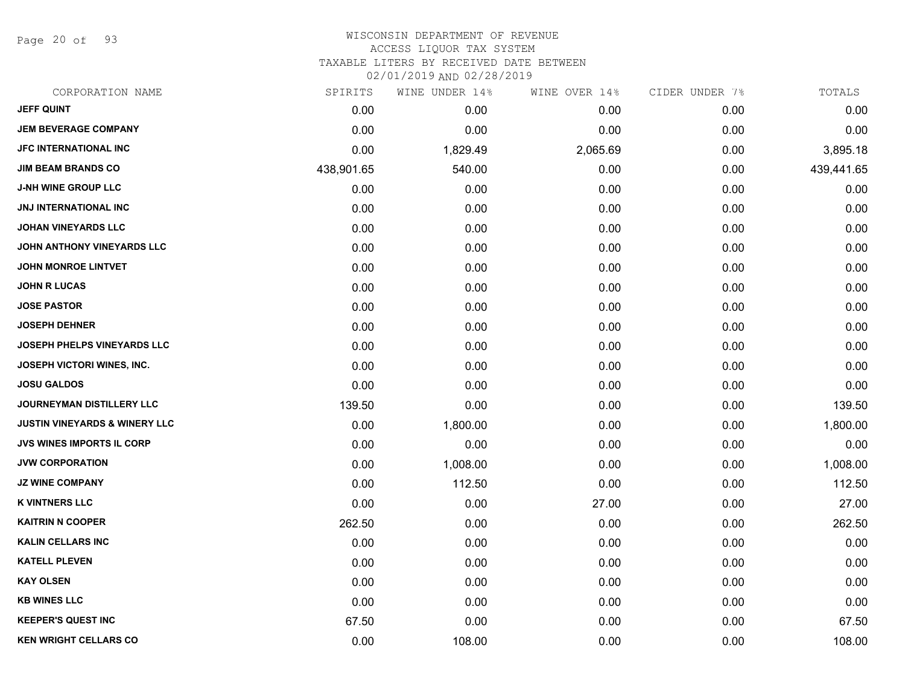# WISCONSIN DEPARTMENT OF REVENUE
## ACCESS LIQUOR TAX SYSTEM
### TAXABLE LITERS BY RECEIVED DATE BETWEEN 02/01/2019 AND 02/28/2019

| CORPORATION NAME | SPIRITS | WINE UNDER 14% | WINE OVER 14% | CIDER UNDER 7% | TOTALS |
|---|---|---|---|---|---|
| JEFF QUINT | 0.00 | 0.00 | 0.00 | 0.00 | 0.00 |
| JEM BEVERAGE COMPANY | 0.00 | 0.00 | 0.00 | 0.00 | 0.00 |
| JFC INTERNATIONAL INC | 0.00 | 1,829.49 | 2,065.69 | 0.00 | 3,895.18 |
| JIM BEAM BRANDS CO | 438,901.65 | 540.00 | 0.00 | 0.00 | 439,441.65 |
| J-NH WINE GROUP LLC | 0.00 | 0.00 | 0.00 | 0.00 | 0.00 |
| JNJ INTERNATIONAL INC | 0.00 | 0.00 | 0.00 | 0.00 | 0.00 |
| JOHAN VINEYARDS LLC | 0.00 | 0.00 | 0.00 | 0.00 | 0.00 |
| JOHN ANTHONY VINEYARDS LLC | 0.00 | 0.00 | 0.00 | 0.00 | 0.00 |
| JOHN MONROE LINTVET | 0.00 | 0.00 | 0.00 | 0.00 | 0.00 |
| JOHN R LUCAS | 0.00 | 0.00 | 0.00 | 0.00 | 0.00 |
| JOSE PASTOR | 0.00 | 0.00 | 0.00 | 0.00 | 0.00 |
| JOSEPH DEHNER | 0.00 | 0.00 | 0.00 | 0.00 | 0.00 |
| JOSEPH PHELPS VINEYARDS LLC | 0.00 | 0.00 | 0.00 | 0.00 | 0.00 |
| JOSEPH VICTORI WINES, INC. | 0.00 | 0.00 | 0.00 | 0.00 | 0.00 |
| JOSU GALDOS | 0.00 | 0.00 | 0.00 | 0.00 | 0.00 |
| JOURNEYMAN DISTILLERY LLC | 139.50 | 0.00 | 0.00 | 0.00 | 139.50 |
| JUSTIN VINEYARDS & WINERY LLC | 0.00 | 1,800.00 | 0.00 | 0.00 | 1,800.00 |
| JVS WINES IMPORTS IL CORP | 0.00 | 0.00 | 0.00 | 0.00 | 0.00 |
| JVW CORPORATION | 0.00 | 1,008.00 | 0.00 | 0.00 | 1,008.00 |
| JZ WINE COMPANY | 0.00 | 112.50 | 0.00 | 0.00 | 112.50 |
| K VINTNERS LLC | 0.00 | 0.00 | 27.00 | 0.00 | 27.00 |
| KAITRIN N COOPER | 262.50 | 0.00 | 0.00 | 0.00 | 262.50 |
| KALIN CELLARS INC | 0.00 | 0.00 | 0.00 | 0.00 | 0.00 |
| KATELL PLEVEN | 0.00 | 0.00 | 0.00 | 0.00 | 0.00 |
| KAY OLSEN | 0.00 | 0.00 | 0.00 | 0.00 | 0.00 |
| KB WINES LLC | 0.00 | 0.00 | 0.00 | 0.00 | 0.00 |
| KEEPER'S QUEST INC | 67.50 | 0.00 | 0.00 | 0.00 | 67.50 |
| KEN WRIGHT CELLARS CO | 0.00 | 108.00 | 0.00 | 0.00 | 108.00 |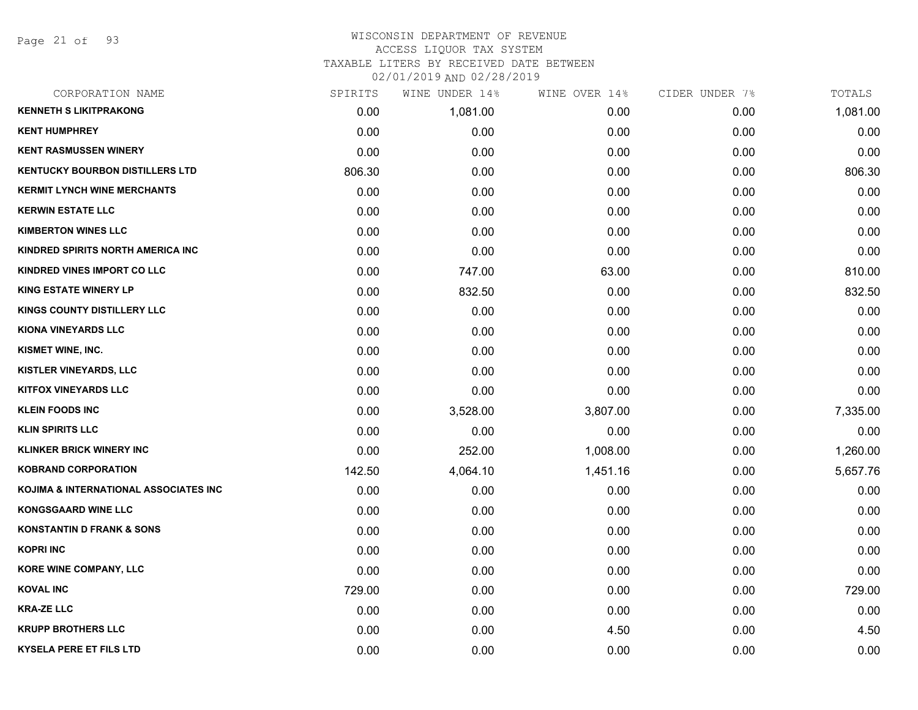# WISCONSIN DEPARTMENT OF REVENUE
## ACCESS LIQUOR TAX SYSTEM
## TAXABLE LITERS BY RECEIVED DATE BETWEEN 02/01/2019 AND 02/28/2019

| CORPORATION NAME | SPIRITS | WINE UNDER 14% | WINE OVER 14% | CIDER UNDER 7% | TOTALS |
|---|---|---|---|---|---|
| KENNETH S LIKITPRAKONG | 0.00 | 1,081.00 | 0.00 | 0.00 | 1,081.00 |
| KENT HUMPHREY | 0.00 | 0.00 | 0.00 | 0.00 | 0.00 |
| KENT RASMUSSEN WINERY | 0.00 | 0.00 | 0.00 | 0.00 | 0.00 |
| KENTUCKY BOURBON DISTILLERS LTD | 806.30 | 0.00 | 0.00 | 0.00 | 806.30 |
| KERMIT LYNCH WINE MERCHANTS | 0.00 | 0.00 | 0.00 | 0.00 | 0.00 |
| KERWIN ESTATE LLC | 0.00 | 0.00 | 0.00 | 0.00 | 0.00 |
| KIMBERTON WINES LLC | 0.00 | 0.00 | 0.00 | 0.00 | 0.00 |
| KINDRED SPIRITS NORTH AMERICA INC | 0.00 | 0.00 | 0.00 | 0.00 | 0.00 |
| KINDRED VINES IMPORT CO LLC | 0.00 | 747.00 | 63.00 | 0.00 | 810.00 |
| KING ESTATE WINERY LP | 0.00 | 832.50 | 0.00 | 0.00 | 832.50 |
| KINGS COUNTY DISTILLERY LLC | 0.00 | 0.00 | 0.00 | 0.00 | 0.00 |
| KIONA VINEYARDS LLC | 0.00 | 0.00 | 0.00 | 0.00 | 0.00 |
| KISMET WINE, INC. | 0.00 | 0.00 | 0.00 | 0.00 | 0.00 |
| KISTLER VINEYARDS, LLC | 0.00 | 0.00 | 0.00 | 0.00 | 0.00 |
| KITFOX VINEYARDS LLC | 0.00 | 0.00 | 0.00 | 0.00 | 0.00 |
| KLEIN FOODS INC | 0.00 | 3,528.00 | 3,807.00 | 0.00 | 7,335.00 |
| KLIN SPIRITS LLC | 0.00 | 0.00 | 0.00 | 0.00 | 0.00 |
| KLINKER BRICK WINERY INC | 0.00 | 252.00 | 1,008.00 | 0.00 | 1,260.00 |
| KOBRAND CORPORATION | 142.50 | 4,064.10 | 1,451.16 | 0.00 | 5,657.76 |
| KOJIMA & INTERNATIONAL ASSOCIATES INC | 0.00 | 0.00 | 0.00 | 0.00 | 0.00 |
| KONGSGAARD WINE LLC | 0.00 | 0.00 | 0.00 | 0.00 | 0.00 |
| KONSTANTIN D FRANK & SONS | 0.00 | 0.00 | 0.00 | 0.00 | 0.00 |
| KOPRI INC | 0.00 | 0.00 | 0.00 | 0.00 | 0.00 |
| KORE WINE COMPANY, LLC | 0.00 | 0.00 | 0.00 | 0.00 | 0.00 |
| KOVAL INC | 729.00 | 0.00 | 0.00 | 0.00 | 729.00 |
| KRA-ZE LLC | 0.00 | 0.00 | 0.00 | 0.00 | 0.00 |
| KRUPP BROTHERS LLC | 0.00 | 0.00 | 4.50 | 0.00 | 4.50 |
| KYSELA PERE ET FILS LTD | 0.00 | 0.00 | 0.00 | 0.00 | 0.00 |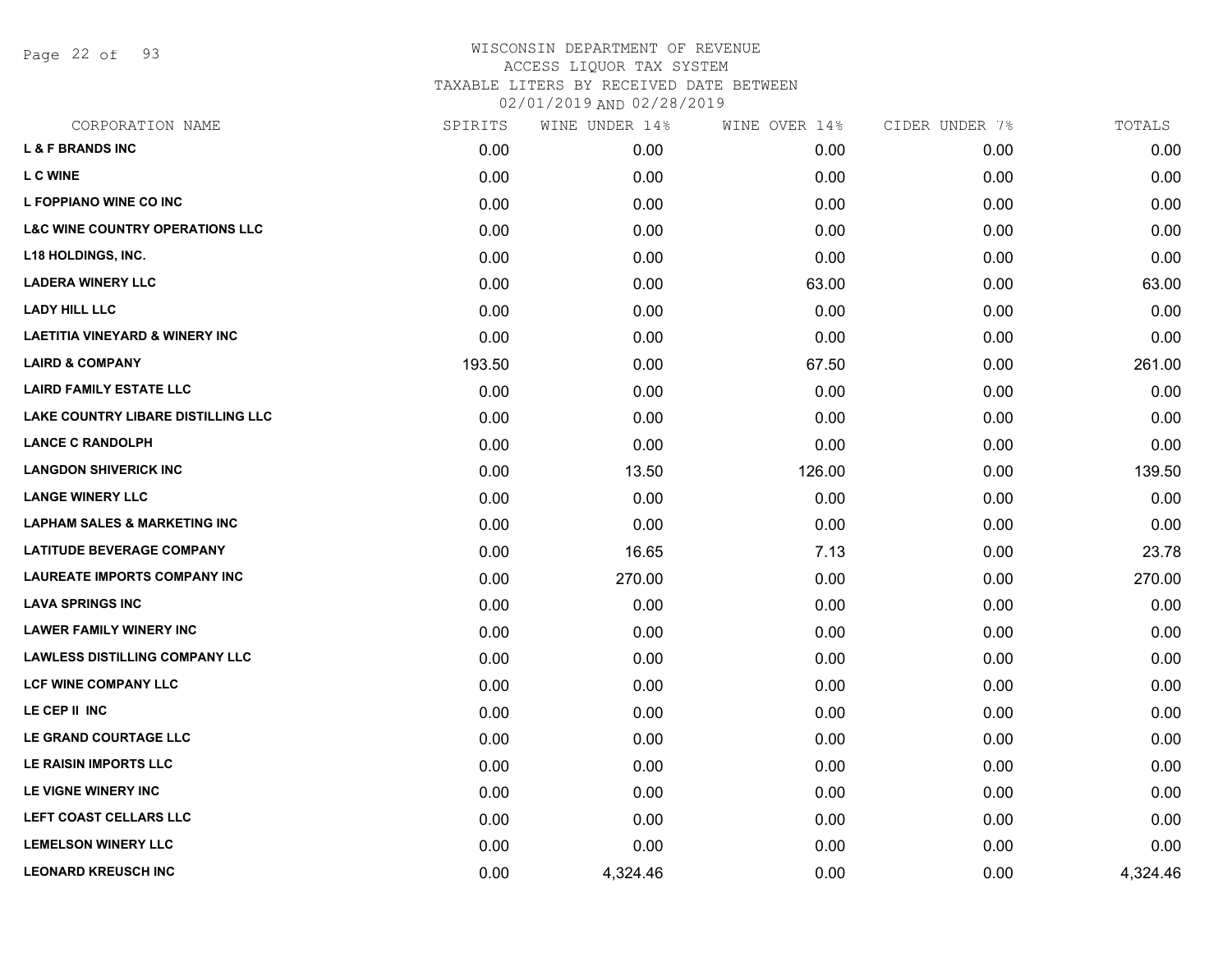WISCONSIN DEPARTMENT OF REVENUE
ACCESS LIQUOR TAX SYSTEM
TAXABLE LITERS BY RECEIVED DATE BETWEEN
02/01/2019 AND 02/28/2019

| CORPORATION NAME | SPIRITS | WINE UNDER 14% | WINE OVER 14% | CIDER UNDER 7% | TOTALS |
|---|---|---|---|---|---|
| L & F BRANDS INC | 0.00 | 0.00 | 0.00 | 0.00 | 0.00 |
| L C WINE | 0.00 | 0.00 | 0.00 | 0.00 | 0.00 |
| L FOPPIANO WINE CO INC | 0.00 | 0.00 | 0.00 | 0.00 | 0.00 |
| L&C WINE COUNTRY OPERATIONS LLC | 0.00 | 0.00 | 0.00 | 0.00 | 0.00 |
| L18 HOLDINGS, INC. | 0.00 | 0.00 | 0.00 | 0.00 | 0.00 |
| LADERA WINERY LLC | 0.00 | 0.00 | 63.00 | 0.00 | 63.00 |
| LADY HILL LLC | 0.00 | 0.00 | 0.00 | 0.00 | 0.00 |
| LAETITIA VINEYARD & WINERY INC | 0.00 | 0.00 | 0.00 | 0.00 | 0.00 |
| LAIRD & COMPANY | 193.50 | 0.00 | 67.50 | 0.00 | 261.00 |
| LAIRD FAMILY ESTATE LLC | 0.00 | 0.00 | 0.00 | 0.00 | 0.00 |
| LAKE COUNTRY LIBARE DISTILLING LLC | 0.00 | 0.00 | 0.00 | 0.00 | 0.00 |
| LANCE C RANDOLPH | 0.00 | 0.00 | 0.00 | 0.00 | 0.00 |
| LANGDON SHIVERICK INC | 0.00 | 13.50 | 126.00 | 0.00 | 139.50 |
| LANGE WINERY LLC | 0.00 | 0.00 | 0.00 | 0.00 | 0.00 |
| LAPHAM SALES & MARKETING INC | 0.00 | 0.00 | 0.00 | 0.00 | 0.00 |
| LATITUDE BEVERAGE COMPANY | 0.00 | 16.65 | 7.13 | 0.00 | 23.78 |
| LAUREATE IMPORTS COMPANY INC | 0.00 | 270.00 | 0.00 | 0.00 | 270.00 |
| LAVA SPRINGS INC | 0.00 | 0.00 | 0.00 | 0.00 | 0.00 |
| LAWER FAMILY WINERY INC | 0.00 | 0.00 | 0.00 | 0.00 | 0.00 |
| LAWLESS DISTILLING COMPANY LLC | 0.00 | 0.00 | 0.00 | 0.00 | 0.00 |
| LCF WINE COMPANY LLC | 0.00 | 0.00 | 0.00 | 0.00 | 0.00 |
| LE CEP II INC | 0.00 | 0.00 | 0.00 | 0.00 | 0.00 |
| LE GRAND COURTAGE LLC | 0.00 | 0.00 | 0.00 | 0.00 | 0.00 |
| LE RAISIN IMPORTS LLC | 0.00 | 0.00 | 0.00 | 0.00 | 0.00 |
| LE VIGNE WINERY INC | 0.00 | 0.00 | 0.00 | 0.00 | 0.00 |
| LEFT COAST CELLARS LLC | 0.00 | 0.00 | 0.00 | 0.00 | 0.00 |
| LEMELSON WINERY LLC | 0.00 | 0.00 | 0.00 | 0.00 | 0.00 |
| LEONARD KREUSCH INC | 0.00 | 4,324.46 | 0.00 | 0.00 | 4,324.46 |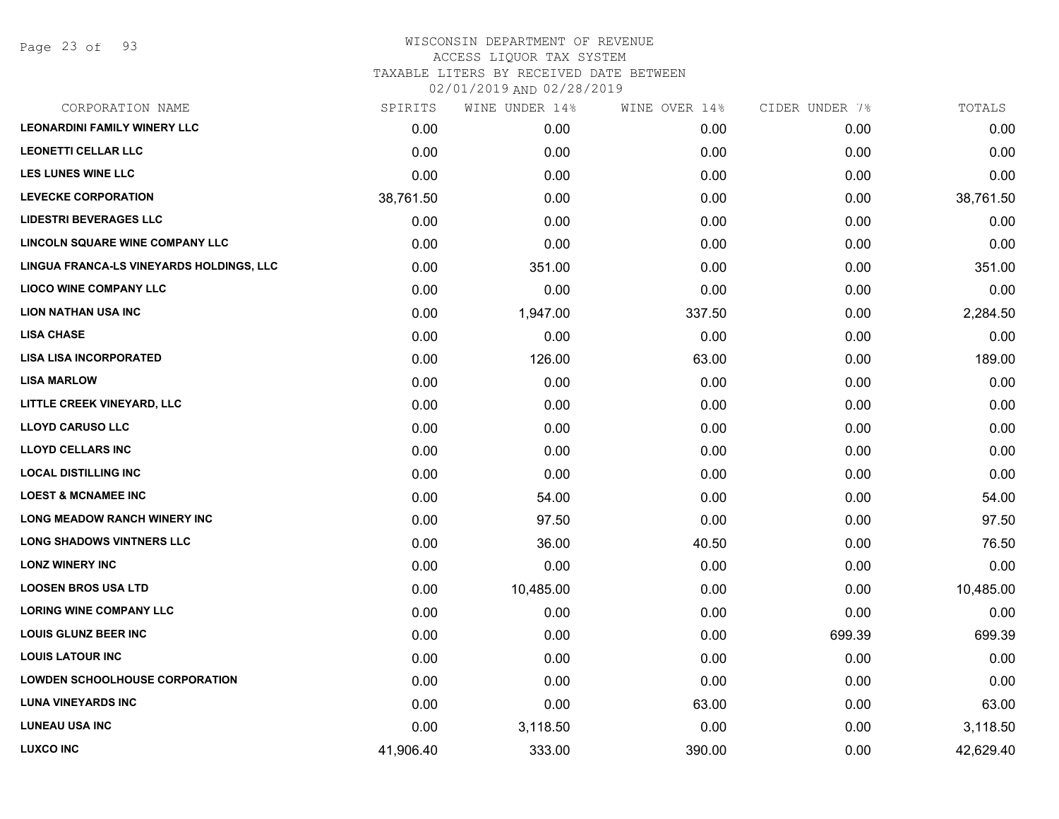# WISCONSIN DEPARTMENT OF REVENUE
## ACCESS LIQUOR TAX SYSTEM
### TAXABLE LITERS BY RECEIVED DATE BETWEEN 02/01/2019 AND 02/28/2019

| CORPORATION NAME | SPIRITS | WINE UNDER 14% | WINE OVER 14% | CIDER UNDER 7% | TOTALS |
|---|---|---|---|---|---|
| LEONARDINI FAMILY WINERY LLC | 0.00 | 0.00 | 0.00 | 0.00 | 0.00 |
| LEONETTI CELLAR LLC | 0.00 | 0.00 | 0.00 | 0.00 | 0.00 |
| LES LUNES WINE LLC | 0.00 | 0.00 | 0.00 | 0.00 | 0.00 |
| LEVECKE CORPORATION | 38,761.50 | 0.00 | 0.00 | 0.00 | 38,761.50 |
| LIDESTRI BEVERAGES LLC | 0.00 | 0.00 | 0.00 | 0.00 | 0.00 |
| LINCOLN SQUARE WINE COMPANY LLC | 0.00 | 0.00 | 0.00 | 0.00 | 0.00 |
| LINGUA FRANCA-LS VINEYARDS HOLDINGS, LLC | 0.00 | 351.00 | 0.00 | 0.00 | 351.00 |
| LIOCO WINE COMPANY LLC | 0.00 | 0.00 | 0.00 | 0.00 | 0.00 |
| LION NATHAN USA INC | 0.00 | 1,947.00 | 337.50 | 0.00 | 2,284.50 |
| LISA CHASE | 0.00 | 0.00 | 0.00 | 0.00 | 0.00 |
| LISA LISA INCORPORATED | 0.00 | 126.00 | 63.00 | 0.00 | 189.00 |
| LISA MARLOW | 0.00 | 0.00 | 0.00 | 0.00 | 0.00 |
| LITTLE CREEK VINEYARD, LLC | 0.00 | 0.00 | 0.00 | 0.00 | 0.00 |
| LLOYD CARUSO LLC | 0.00 | 0.00 | 0.00 | 0.00 | 0.00 |
| LLOYD CELLARS INC | 0.00 | 0.00 | 0.00 | 0.00 | 0.00 |
| LOCAL DISTILLING INC | 0.00 | 0.00 | 0.00 | 0.00 | 0.00 |
| LOEST & MCNAMEE INC | 0.00 | 54.00 | 0.00 | 0.00 | 54.00 |
| LONG MEADOW RANCH WINERY INC | 0.00 | 97.50 | 0.00 | 0.00 | 97.50 |
| LONG SHADOWS VINTNERS LLC | 0.00 | 36.00 | 40.50 | 0.00 | 76.50 |
| LONZ WINERY INC | 0.00 | 0.00 | 0.00 | 0.00 | 0.00 |
| LOOSEN BROS USA LTD | 0.00 | 10,485.00 | 0.00 | 0.00 | 10,485.00 |
| LORING WINE COMPANY LLC | 0.00 | 0.00 | 0.00 | 0.00 | 0.00 |
| LOUIS GLUNZ BEER INC | 0.00 | 0.00 | 0.00 | 699.39 | 699.39 |
| LOUIS LATOUR INC | 0.00 | 0.00 | 0.00 | 0.00 | 0.00 |
| LOWDEN SCHOOLHOUSE CORPORATION | 0.00 | 0.00 | 0.00 | 0.00 | 0.00 |
| LUNA VINEYARDS INC | 0.00 | 0.00 | 63.00 | 0.00 | 63.00 |
| LUNEAU USA INC | 0.00 | 3,118.50 | 0.00 | 0.00 | 3,118.50 |
| LUXCO INC | 41,906.40 | 333.00 | 390.00 | 0.00 | 42,629.40 |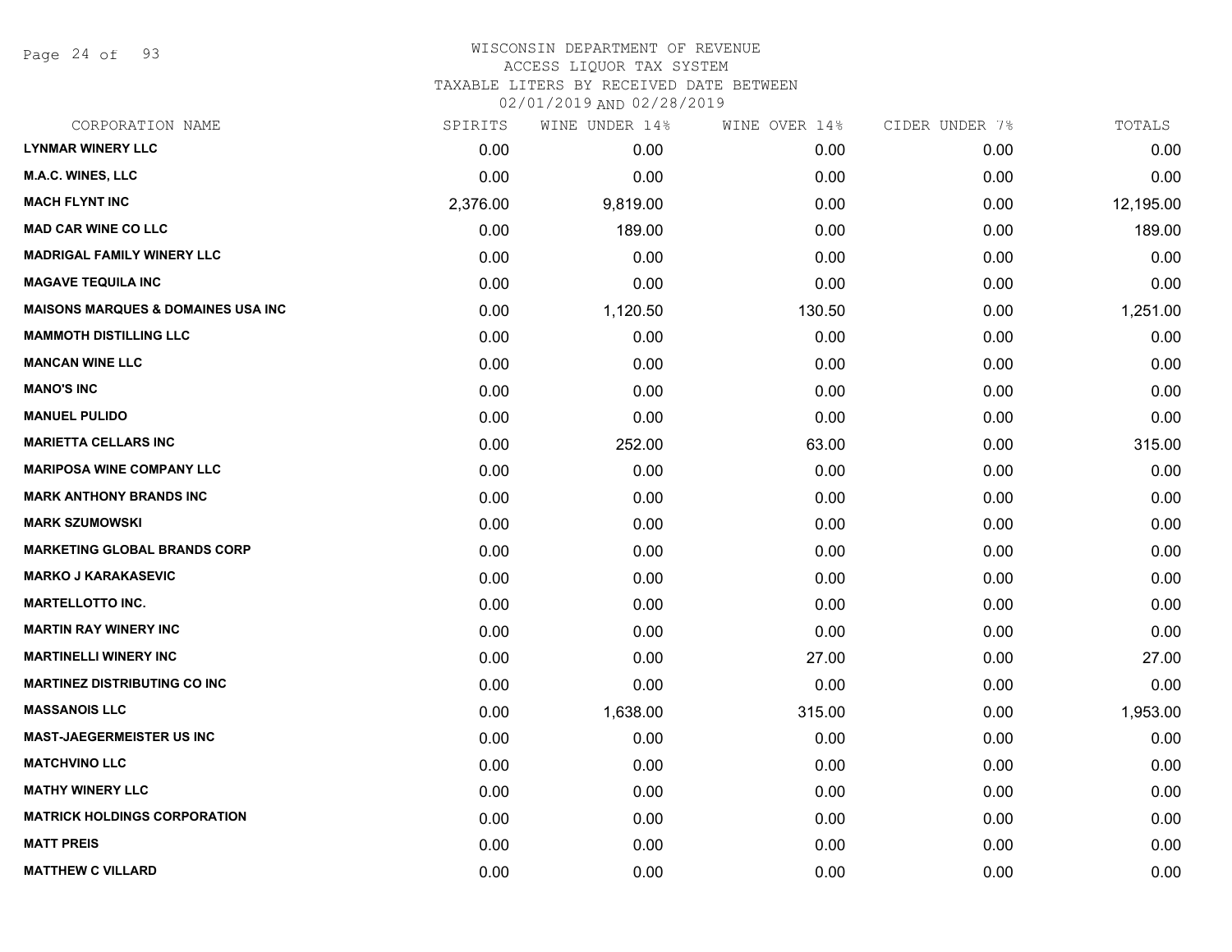# WISCONSIN DEPARTMENT OF REVENUE
## ACCESS LIQUOR TAX SYSTEM
### TAXABLE LITERS BY RECEIVED DATE BETWEEN 02/01/2019 AND 02/28/2019

| CORPORATION NAME | SPIRITS | WINE UNDER 14% | WINE OVER 14% | CIDER UNDER 7% | TOTALS |
|---|---|---|---|---|---|
| LYNMAR WINERY LLC | 0.00 | 0.00 | 0.00 | 0.00 | 0.00 |
| M.A.C. WINES, LLC | 0.00 | 0.00 | 0.00 | 0.00 | 0.00 |
| MACH FLYNT INC | 2,376.00 | 9,819.00 | 0.00 | 0.00 | 12,195.00 |
| MAD CAR WINE CO LLC | 0.00 | 189.00 | 0.00 | 0.00 | 189.00 |
| MADRIGAL FAMILY WINERY LLC | 0.00 | 0.00 | 0.00 | 0.00 | 0.00 |
| MAGAVE TEQUILA INC | 0.00 | 0.00 | 0.00 | 0.00 | 0.00 |
| MAISONS MARQUES & DOMAINES USA INC | 0.00 | 1,120.50 | 130.50 | 0.00 | 1,251.00 |
| MAMMOTH DISTILLING LLC | 0.00 | 0.00 | 0.00 | 0.00 | 0.00 |
| MANCAN WINE LLC | 0.00 | 0.00 | 0.00 | 0.00 | 0.00 |
| MANO'S INC | 0.00 | 0.00 | 0.00 | 0.00 | 0.00 |
| MANUEL PULIDO | 0.00 | 0.00 | 0.00 | 0.00 | 0.00 |
| MARIETTA CELLARS INC | 0.00 | 252.00 | 63.00 | 0.00 | 315.00 |
| MARIPOSA WINE COMPANY LLC | 0.00 | 0.00 | 0.00 | 0.00 | 0.00 |
| MARK ANTHONY BRANDS INC | 0.00 | 0.00 | 0.00 | 0.00 | 0.00 |
| MARK SZUMOWSKI | 0.00 | 0.00 | 0.00 | 0.00 | 0.00 |
| MARKETING GLOBAL BRANDS CORP | 0.00 | 0.00 | 0.00 | 0.00 | 0.00 |
| MARKO J KARAKASEVIC | 0.00 | 0.00 | 0.00 | 0.00 | 0.00 |
| MARTELLOTTO INC. | 0.00 | 0.00 | 0.00 | 0.00 | 0.00 |
| MARTIN RAY WINERY INC | 0.00 | 0.00 | 0.00 | 0.00 | 0.00 |
| MARTINELLI WINERY INC | 0.00 | 0.00 | 27.00 | 0.00 | 27.00 |
| MARTINEZ DISTRIBUTING CO INC | 0.00 | 0.00 | 0.00 | 0.00 | 0.00 |
| MASSANOIS LLC | 0.00 | 1,638.00 | 315.00 | 0.00 | 1,953.00 |
| MAST-JAEGERMEISTER US INC | 0.00 | 0.00 | 0.00 | 0.00 | 0.00 |
| MATCHVINO LLC | 0.00 | 0.00 | 0.00 | 0.00 | 0.00 |
| MATHY WINERY LLC | 0.00 | 0.00 | 0.00 | 0.00 | 0.00 |
| MATRICK HOLDINGS CORPORATION | 0.00 | 0.00 | 0.00 | 0.00 | 0.00 |
| MATT PREIS | 0.00 | 0.00 | 0.00 | 0.00 | 0.00 |
| MATTHEW C VILLARD | 0.00 | 0.00 | 0.00 | 0.00 | 0.00 |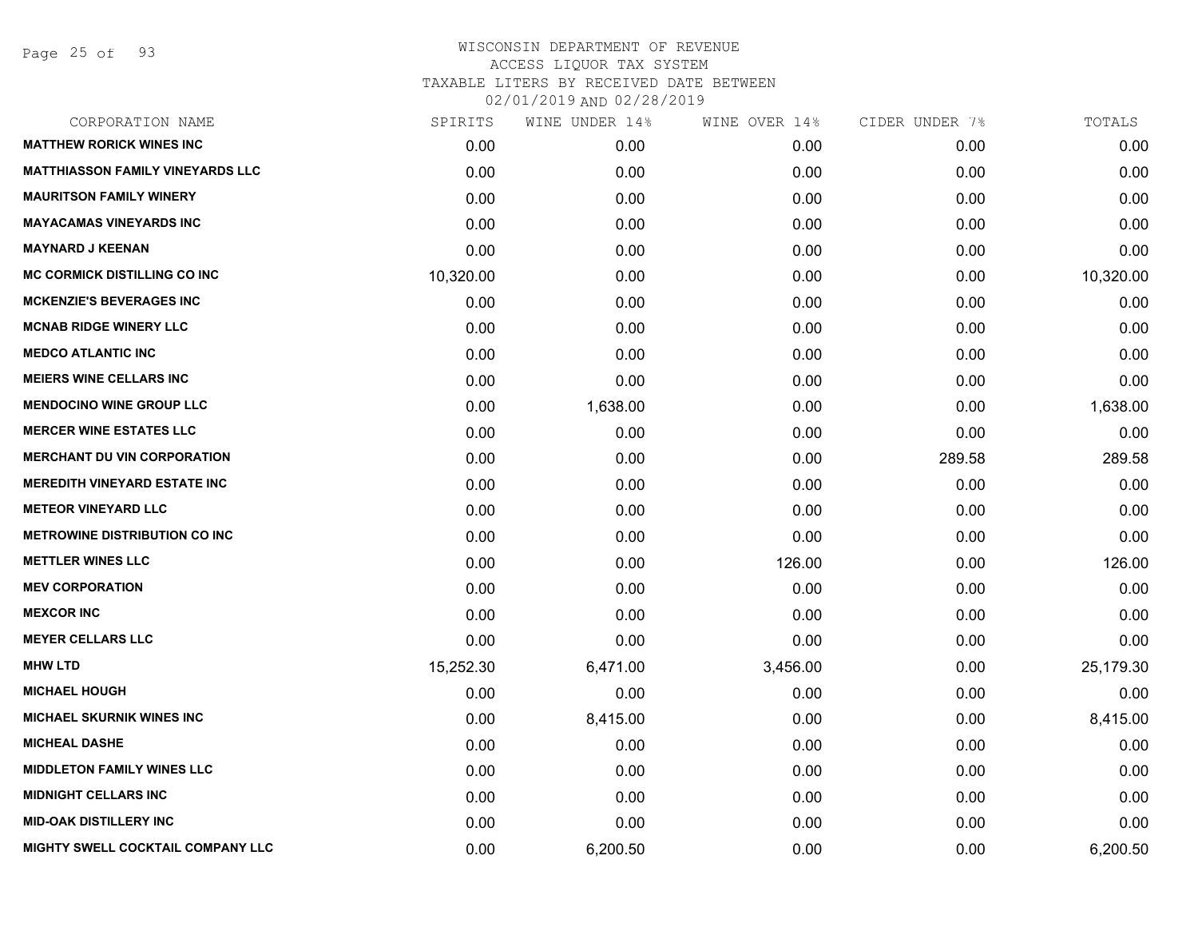# WISCONSIN DEPARTMENT OF REVENUE
## ACCESS LIQUOR TAX SYSTEM
### TAXABLE LITERS BY RECEIVED DATE BETWEEN 02/01/2019 AND 02/28/2019

| CORPORATION NAME | SPIRITS | WINE UNDER 14% | WINE OVER 14% | CIDER UNDER 7% | TOTALS |
|---|---|---|---|---|---|
| MATTHEW RORICK WINES INC | 0.00 | 0.00 | 0.00 | 0.00 | 0.00 |
| MATTHIASSON FAMILY VINEYARDS LLC | 0.00 | 0.00 | 0.00 | 0.00 | 0.00 |
| MAURITSON FAMILY WINERY | 0.00 | 0.00 | 0.00 | 0.00 | 0.00 |
| MAYACAMAS VINEYARDS INC | 0.00 | 0.00 | 0.00 | 0.00 | 0.00 |
| MAYNARD J KEENAN | 0.00 | 0.00 | 0.00 | 0.00 | 0.00 |
| MC CORMICK DISTILLING CO INC | 10,320.00 | 0.00 | 0.00 | 0.00 | 10,320.00 |
| MCKENZIE'S BEVERAGES INC | 0.00 | 0.00 | 0.00 | 0.00 | 0.00 |
| MCNAB RIDGE WINERY LLC | 0.00 | 0.00 | 0.00 | 0.00 | 0.00 |
| MEDCO ATLANTIC INC | 0.00 | 0.00 | 0.00 | 0.00 | 0.00 |
| MEIERS WINE CELLARS INC | 0.00 | 0.00 | 0.00 | 0.00 | 0.00 |
| MENDOCINO WINE GROUP LLC | 0.00 | 1,638.00 | 0.00 | 0.00 | 1,638.00 |
| MERCER WINE ESTATES LLC | 0.00 | 0.00 | 0.00 | 0.00 | 0.00 |
| MERCHANT DU VIN CORPORATION | 0.00 | 0.00 | 0.00 | 289.58 | 289.58 |
| MEREDITH VINEYARD ESTATE INC | 0.00 | 0.00 | 0.00 | 0.00 | 0.00 |
| METEOR VINEYARD LLC | 0.00 | 0.00 | 0.00 | 0.00 | 0.00 |
| METROWINE DISTRIBUTION CO INC | 0.00 | 0.00 | 0.00 | 0.00 | 0.00 |
| METTLER WINES LLC | 0.00 | 0.00 | 126.00 | 0.00 | 126.00 |
| MEV CORPORATION | 0.00 | 0.00 | 0.00 | 0.00 | 0.00 |
| MEXCOR INC | 0.00 | 0.00 | 0.00 | 0.00 | 0.00 |
| MEYER CELLARS LLC | 0.00 | 0.00 | 0.00 | 0.00 | 0.00 |
| MHW LTD | 15,252.30 | 6,471.00 | 3,456.00 | 0.00 | 25,179.30 |
| MICHAEL HOUGH | 0.00 | 0.00 | 0.00 | 0.00 | 0.00 |
| MICHAEL SKURNIK WINES INC | 0.00 | 8,415.00 | 0.00 | 0.00 | 8,415.00 |
| MICHEAL DASHE | 0.00 | 0.00 | 0.00 | 0.00 | 0.00 |
| MIDDLETON FAMILY WINES LLC | 0.00 | 0.00 | 0.00 | 0.00 | 0.00 |
| MIDNIGHT CELLARS INC | 0.00 | 0.00 | 0.00 | 0.00 | 0.00 |
| MID-OAK DISTILLERY INC | 0.00 | 0.00 | 0.00 | 0.00 | 0.00 |
| MIGHTY SWELL COCKTAIL COMPANY LLC | 0.00 | 6,200.50 | 0.00 | 0.00 | 6,200.50 |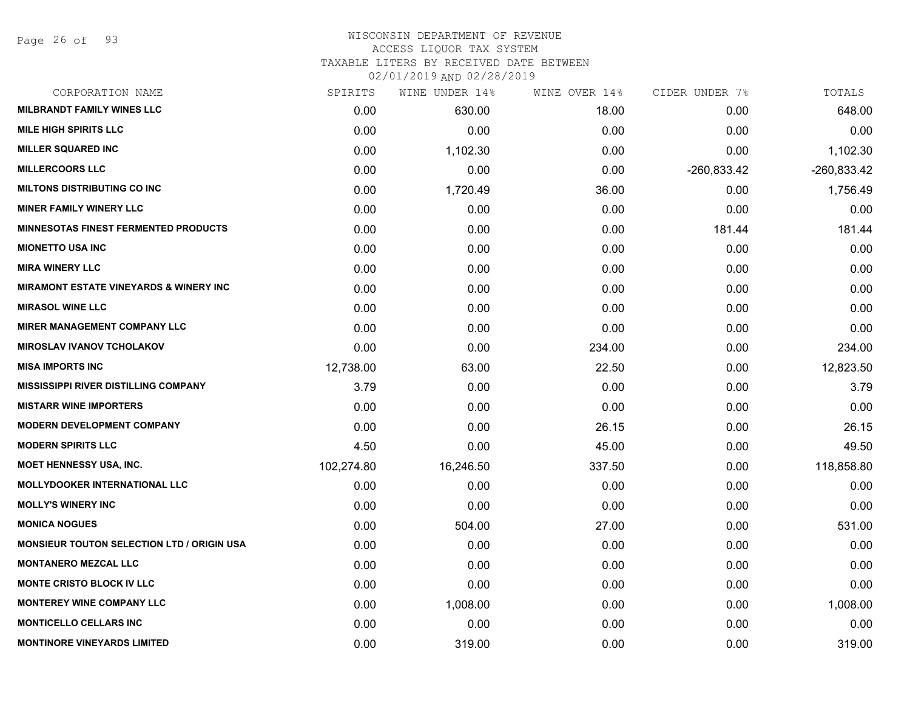WISCONSIN DEPARTMENT OF REVENUE
ACCESS LIQUOR TAX SYSTEM
TAXABLE LITERS BY RECEIVED DATE BETWEEN
02/01/2019 AND 02/28/2019

| CORPORATION NAME | SPIRITS | WINE UNDER 14% | WINE OVER 14% | CIDER UNDER 7% | TOTALS |
|---|---|---|---|---|---|
| MILBRANDT FAMILY WINES LLC | 0.00 | 630.00 | 18.00 | 0.00 | 648.00 |
| MILE HIGH SPIRITS LLC | 0.00 | 0.00 | 0.00 | 0.00 | 0.00 |
| MILLER SQUARED INC | 0.00 | 1,102.30 | 0.00 | 0.00 | 1,102.30 |
| MILLERCOORS LLC | 0.00 | 0.00 | 0.00 | -260,833.42 | -260,833.42 |
| MILTONS DISTRIBUTING CO INC | 0.00 | 1,720.49 | 36.00 | 0.00 | 1,756.49 |
| MINER FAMILY WINERY LLC | 0.00 | 0.00 | 0.00 | 0.00 | 0.00 |
| MINNESOTAS FINEST FERMENTED PRODUCTS | 0.00 | 0.00 | 0.00 | 181.44 | 181.44 |
| MIONETTO USA INC | 0.00 | 0.00 | 0.00 | 0.00 | 0.00 |
| MIRA WINERY LLC | 0.00 | 0.00 | 0.00 | 0.00 | 0.00 |
| MIRAMONT ESTATE VINEYARDS & WINERY INC | 0.00 | 0.00 | 0.00 | 0.00 | 0.00 |
| MIRASOL WINE LLC | 0.00 | 0.00 | 0.00 | 0.00 | 0.00 |
| MIRER MANAGEMENT COMPANY LLC | 0.00 | 0.00 | 0.00 | 0.00 | 0.00 |
| MIROSLAV IVANOV TCHOLAKOV | 0.00 | 0.00 | 234.00 | 0.00 | 234.00 |
| MISA IMPORTS INC | 12,738.00 | 63.00 | 22.50 | 0.00 | 12,823.50 |
| MISSISSIPPI RIVER DISTILLING COMPANY | 3.79 | 0.00 | 0.00 | 0.00 | 3.79 |
| MISTARR WINE IMPORTERS | 0.00 | 0.00 | 0.00 | 0.00 | 0.00 |
| MODERN DEVELOPMENT COMPANY | 0.00 | 0.00 | 26.15 | 0.00 | 26.15 |
| MODERN SPIRITS LLC | 4.50 | 0.00 | 45.00 | 0.00 | 49.50 |
| MOET HENNESSY USA, INC. | 102,274.80 | 16,246.50 | 337.50 | 0.00 | 118,858.80 |
| MOLLYDOOKER INTERNATIONAL LLC | 0.00 | 0.00 | 0.00 | 0.00 | 0.00 |
| MOLLY'S WINERY INC | 0.00 | 0.00 | 0.00 | 0.00 | 0.00 |
| MONICA NOGUES | 0.00 | 504.00 | 27.00 | 0.00 | 531.00 |
| MONSIEUR TOUTON SELECTION LTD / ORIGIN USA | 0.00 | 0.00 | 0.00 | 0.00 | 0.00 |
| MONTANERO MEZCAL LLC | 0.00 | 0.00 | 0.00 | 0.00 | 0.00 |
| MONTE CRISTO BLOCK IV LLC | 0.00 | 0.00 | 0.00 | 0.00 | 0.00 |
| MONTEREY WINE COMPANY LLC | 0.00 | 1,008.00 | 0.00 | 0.00 | 1,008.00 |
| MONTICELLO CELLARS INC | 0.00 | 0.00 | 0.00 | 0.00 | 0.00 |
| MONTINORE VINEYARDS LIMITED | 0.00 | 319.00 | 0.00 | 0.00 | 319.00 |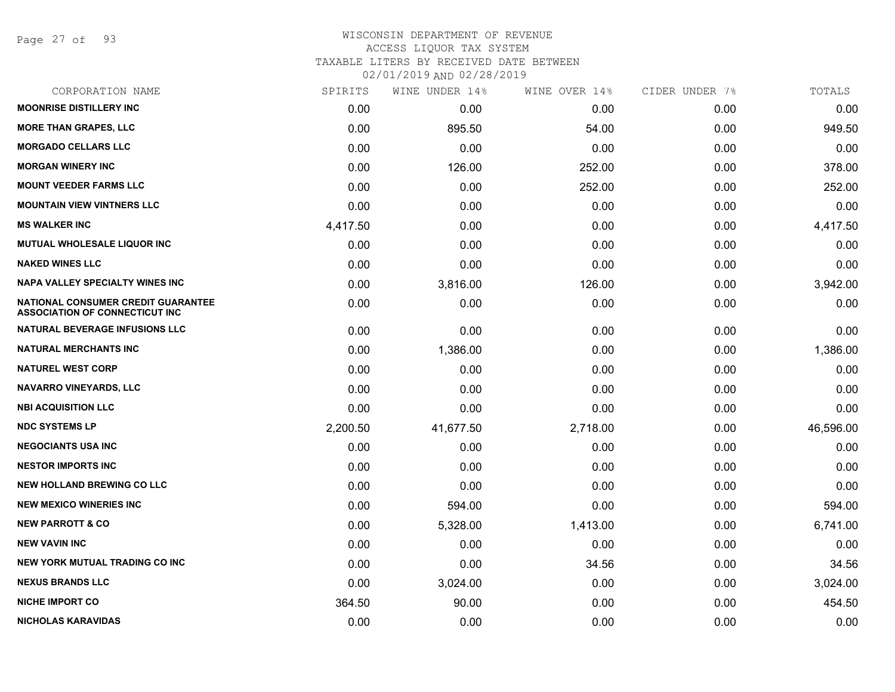WISCONSIN DEPARTMENT OF REVENUE
ACCESS LIQUOR TAX SYSTEM
TAXABLE LITERS BY RECEIVED DATE BETWEEN
02/01/2019 AND 02/28/2019

| CORPORATION NAME | SPIRITS | WINE UNDER 14% | WINE OVER 14% | CIDER UNDER 7% | TOTALS |
|---|---|---|---|---|---|
| **MOONRISE DISTILLERY INC** | 0.00 | 0.00 | 0.00 | 0.00 | 0.00 |
| **MORE THAN GRAPES, LLC** | 0.00 | 895.50 | 54.00 | 0.00 | 949.50 |
| **MORGADO CELLARS LLC** | 0.00 | 0.00 | 0.00 | 0.00 | 0.00 |
| **MORGAN WINERY INC** | 0.00 | 126.00 | 252.00 | 0.00 | 378.00 |
| **MOUNT VEEDER FARMS LLC** | 0.00 | 0.00 | 252.00 | 0.00 | 252.00 |
| **MOUNTAIN VIEW VINTNERS LLC** | 0.00 | 0.00 | 0.00 | 0.00 | 0.00 |
| **MS WALKER INC** | 4,417.50 | 0.00 | 0.00 | 0.00 | 4,417.50 |
| **MUTUAL WHOLESALE LIQUOR INC** | 0.00 | 0.00 | 0.00 | 0.00 | 0.00 |
| **NAKED WINES LLC** | 0.00 | 0.00 | 0.00 | 0.00 | 0.00 |
| **NAPA VALLEY SPECIALTY WINES INC** | 0.00 | 3,816.00 | 126.00 | 0.00 | 3,942.00 |
| **NATIONAL CONSUMER CREDIT GUARANTEE ASSOCIATION OF CONNECTICUT INC** | 0.00 | 0.00 | 0.00 | 0.00 | 0.00 |
| **NATURAL BEVERAGE INFUSIONS LLC** | 0.00 | 0.00 | 0.00 | 0.00 | 0.00 |
| **NATURAL MERCHANTS INC** | 0.00 | 1,386.00 | 0.00 | 0.00 | 1,386.00 |
| **NATUREL WEST CORP** | 0.00 | 0.00 | 0.00 | 0.00 | 0.00 |
| **NAVARRO VINEYARDS, LLC** | 0.00 | 0.00 | 0.00 | 0.00 | 0.00 |
| **NBI ACQUISITION LLC** | 0.00 | 0.00 | 0.00 | 0.00 | 0.00 |
| **NDC SYSTEMS LP** | 2,200.50 | 41,677.50 | 2,718.00 | 0.00 | 46,596.00 |
| **NEGOCIANTS USA INC** | 0.00 | 0.00 | 0.00 | 0.00 | 0.00 |
| **NESTOR IMPORTS INC** | 0.00 | 0.00 | 0.00 | 0.00 | 0.00 |
| **NEW HOLLAND BREWING CO LLC** | 0.00 | 0.00 | 0.00 | 0.00 | 0.00 |
| **NEW MEXICO WINERIES INC** | 0.00 | 594.00 | 0.00 | 0.00 | 594.00 |
| **NEW PARROTT & CO** | 0.00 | 5,328.00 | 1,413.00 | 0.00 | 6,741.00 |
| **NEW VAVIN INC** | 0.00 | 0.00 | 0.00 | 0.00 | 0.00 |
| **NEW YORK MUTUAL TRADING CO INC** | 0.00 | 0.00 | 34.56 | 0.00 | 34.56 |
| **NEXUS BRANDS LLC** | 0.00 | 3,024.00 | 0.00 | 0.00 | 3,024.00 |
| **NICHE IMPORT CO** | 364.50 | 90.00 | 0.00 | 0.00 | 454.50 |
| **NICHOLAS KARAVIDAS** | 0.00 | 0.00 | 0.00 | 0.00 | 0.00 |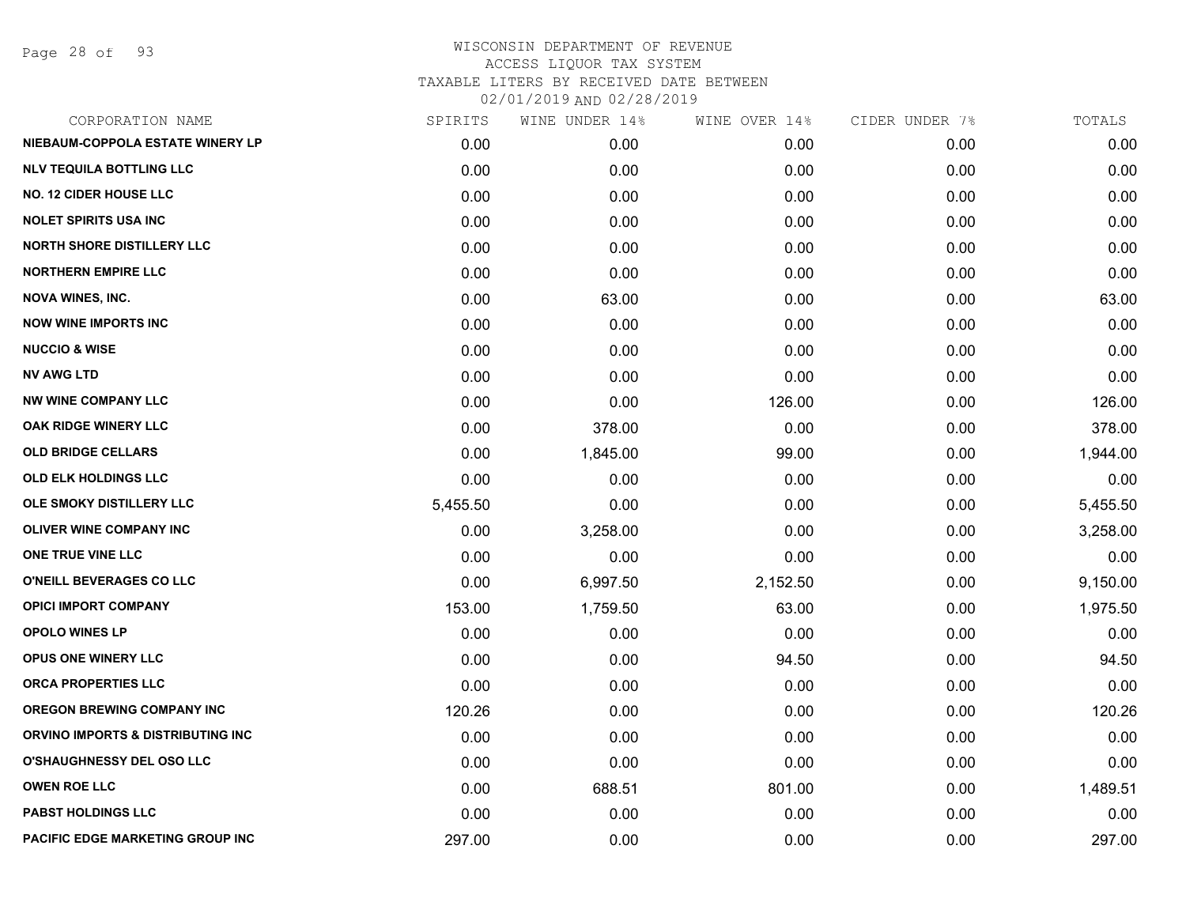# WISCONSIN DEPARTMENT OF REVENUE
ACCESS LIQUOR TAX SYSTEM
TAXABLE LITERS BY RECEIVED DATE BETWEEN
02/01/2019 AND 02/28/2019

| CORPORATION NAME | SPIRITS | WINE UNDER 14% | WINE OVER 14% | CIDER UNDER 7% | TOTALS |
|---|---|---|---|---|---|
| NIEBAUM-COPPOLA ESTATE WINERY LP | 0.00 | 0.00 | 0.00 | 0.00 | 0.00 |
| NLV TEQUILA BOTTLING LLC | 0.00 | 0.00 | 0.00 | 0.00 | 0.00 |
| NO. 12 CIDER HOUSE LLC | 0.00 | 0.00 | 0.00 | 0.00 | 0.00 |
| NOLET SPIRITS USA INC | 0.00 | 0.00 | 0.00 | 0.00 | 0.00 |
| NORTH SHORE DISTILLERY LLC | 0.00 | 0.00 | 0.00 | 0.00 | 0.00 |
| NORTHERN EMPIRE LLC | 0.00 | 0.00 | 0.00 | 0.00 | 0.00 |
| NOVA WINES, INC. | 0.00 | 63.00 | 0.00 | 0.00 | 63.00 |
| NOW WINE IMPORTS INC | 0.00 | 0.00 | 0.00 | 0.00 | 0.00 |
| NUCCIO & WISE | 0.00 | 0.00 | 0.00 | 0.00 | 0.00 |
| NV AWG LTD | 0.00 | 0.00 | 0.00 | 0.00 | 0.00 |
| NW WINE COMPANY LLC | 0.00 | 0.00 | 126.00 | 0.00 | 126.00 |
| OAK RIDGE WINERY LLC | 0.00 | 378.00 | 0.00 | 0.00 | 378.00 |
| OLD BRIDGE CELLARS | 0.00 | 1,845.00 | 99.00 | 0.00 | 1,944.00 |
| OLD ELK HOLDINGS LLC | 0.00 | 0.00 | 0.00 | 0.00 | 0.00 |
| OLE SMOKY DISTILLERY LLC | 5,455.50 | 0.00 | 0.00 | 0.00 | 5,455.50 |
| OLIVER WINE COMPANY INC | 0.00 | 3,258.00 | 0.00 | 0.00 | 3,258.00 |
| ONE TRUE VINE LLC | 0.00 | 0.00 | 0.00 | 0.00 | 0.00 |
| O'NEILL BEVERAGES CO LLC | 0.00 | 6,997.50 | 2,152.50 | 0.00 | 9,150.00 |
| OPICI IMPORT COMPANY | 153.00 | 1,759.50 | 63.00 | 0.00 | 1,975.50 |
| OPOLO WINES LP | 0.00 | 0.00 | 0.00 | 0.00 | 0.00 |
| OPUS ONE WINERY LLC | 0.00 | 0.00 | 94.50 | 0.00 | 94.50 |
| ORCA PROPERTIES LLC | 0.00 | 0.00 | 0.00 | 0.00 | 0.00 |
| OREGON BREWING COMPANY INC | 120.26 | 0.00 | 0.00 | 0.00 | 120.26 |
| ORVINO IMPORTS & DISTRIBUTING INC | 0.00 | 0.00 | 0.00 | 0.00 | 0.00 |
| O'SHAUGHNESSY DEL OSO LLC | 0.00 | 0.00 | 0.00 | 0.00 | 0.00 |
| OWEN ROE LLC | 0.00 | 688.51 | 801.00 | 0.00 | 1,489.51 |
| PABST HOLDINGS LLC | 0.00 | 0.00 | 0.00 | 0.00 | 0.00 |
| PACIFIC EDGE MARKETING GROUP INC | 297.00 | 0.00 | 0.00 | 0.00 | 297.00 |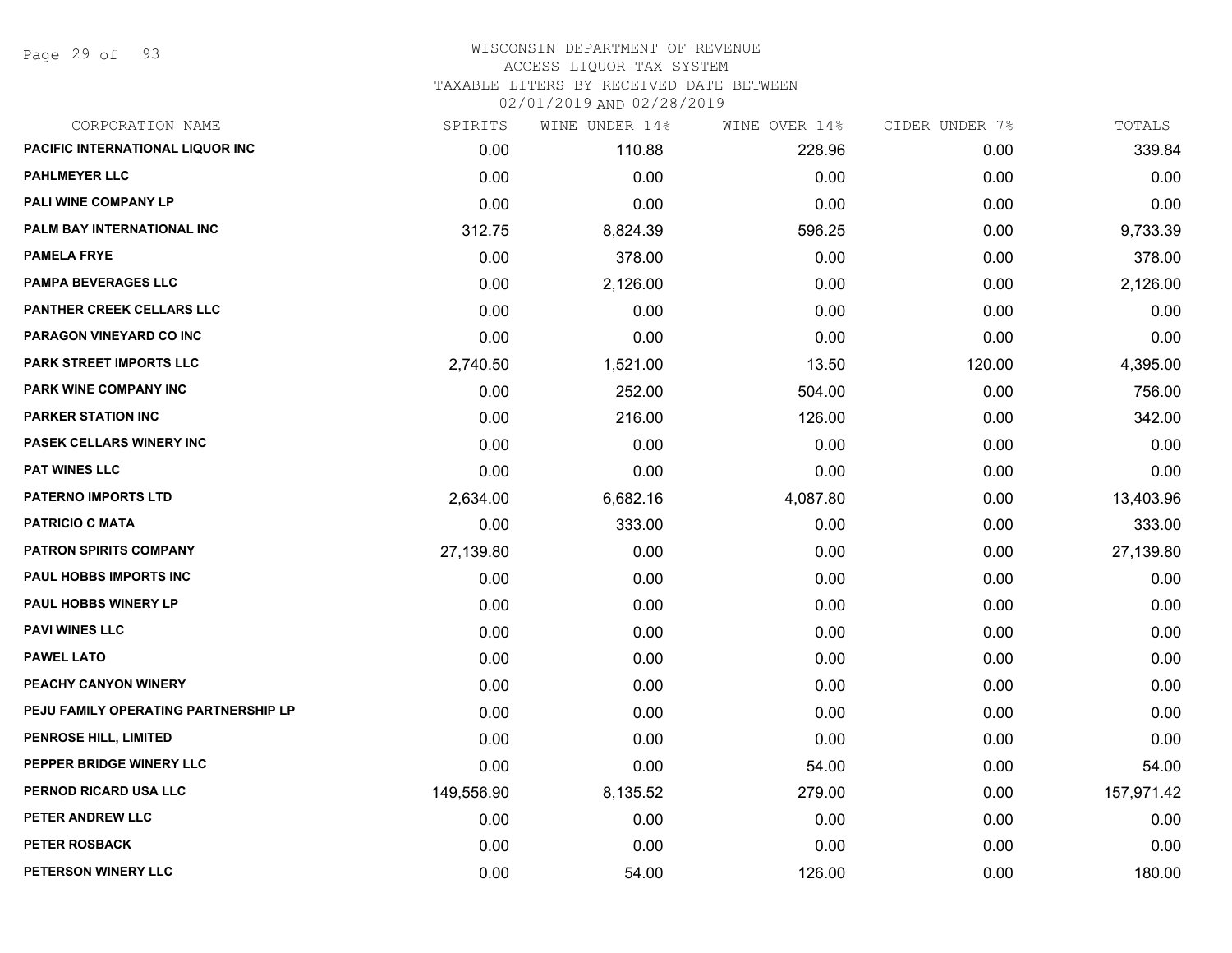# WISCONSIN DEPARTMENT OF REVENUE
## ACCESS LIQUOR TAX SYSTEM
### TAXABLE LITERS BY RECEIVED DATE BETWEEN 02/01/2019 AND 02/28/2019

| CORPORATION NAME | SPIRITS | WINE UNDER 14% | WINE OVER 14% | CIDER UNDER 7% | TOTALS |
|---|---|---|---|---|---|
| PACIFIC INTERNATIONAL LIQUOR INC | 0.00 | 110.88 | 228.96 | 0.00 | 339.84 |
| PAHLMEYER LLC | 0.00 | 0.00 | 0.00 | 0.00 | 0.00 |
| PALI WINE COMPANY LP | 0.00 | 0.00 | 0.00 | 0.00 | 0.00 |
| PALM BAY INTERNATIONAL INC | 312.75 | 8,824.39 | 596.25 | 0.00 | 9,733.39 |
| PAMELA FRYE | 0.00 | 378.00 | 0.00 | 0.00 | 378.00 |
| PAMPA BEVERAGES LLC | 0.00 | 2,126.00 | 0.00 | 0.00 | 2,126.00 |
| PANTHER CREEK CELLARS LLC | 0.00 | 0.00 | 0.00 | 0.00 | 0.00 |
| PARAGON VINEYARD CO INC | 0.00 | 0.00 | 0.00 | 0.00 | 0.00 |
| PARK STREET IMPORTS LLC | 2,740.50 | 1,521.00 | 13.50 | 120.00 | 4,395.00 |
| PARK WINE COMPANY INC | 0.00 | 252.00 | 504.00 | 0.00 | 756.00 |
| PARKER STATION INC | 0.00 | 216.00 | 126.00 | 0.00 | 342.00 |
| PASEK CELLARS WINERY INC | 0.00 | 0.00 | 0.00 | 0.00 | 0.00 |
| PAT WINES LLC | 0.00 | 0.00 | 0.00 | 0.00 | 0.00 |
| PATERNO IMPORTS LTD | 2,634.00 | 6,682.16 | 4,087.80 | 0.00 | 13,403.96 |
| PATRICIO C MATA | 0.00 | 333.00 | 0.00 | 0.00 | 333.00 |
| PATRON SPIRITS COMPANY | 27,139.80 | 0.00 | 0.00 | 0.00 | 27,139.80 |
| PAUL HOBBS IMPORTS INC | 0.00 | 0.00 | 0.00 | 0.00 | 0.00 |
| PAUL HOBBS WINERY LP | 0.00 | 0.00 | 0.00 | 0.00 | 0.00 |
| PAVI WINES LLC | 0.00 | 0.00 | 0.00 | 0.00 | 0.00 |
| PAWEL LATO | 0.00 | 0.00 | 0.00 | 0.00 | 0.00 |
| PEACHY CANYON WINERY | 0.00 | 0.00 | 0.00 | 0.00 | 0.00 |
| PEJU FAMILY OPERATING PARTNERSHIP LP | 0.00 | 0.00 | 0.00 | 0.00 | 0.00 |
| PENROSE HILL, LIMITED | 0.00 | 0.00 | 0.00 | 0.00 | 0.00 |
| PEPPER BRIDGE WINERY LLC | 0.00 | 0.00 | 54.00 | 0.00 | 54.00 |
| PERNOD RICARD USA LLC | 149,556.90 | 8,135.52 | 279.00 | 0.00 | 157,971.42 |
| PETER ANDREW LLC | 0.00 | 0.00 | 0.00 | 0.00 | 0.00 |
| PETER ROSBACK | 0.00 | 0.00 | 0.00 | 0.00 | 0.00 |
| PETERSON WINERY LLC | 0.00 | 54.00 | 126.00 | 0.00 | 180.00 |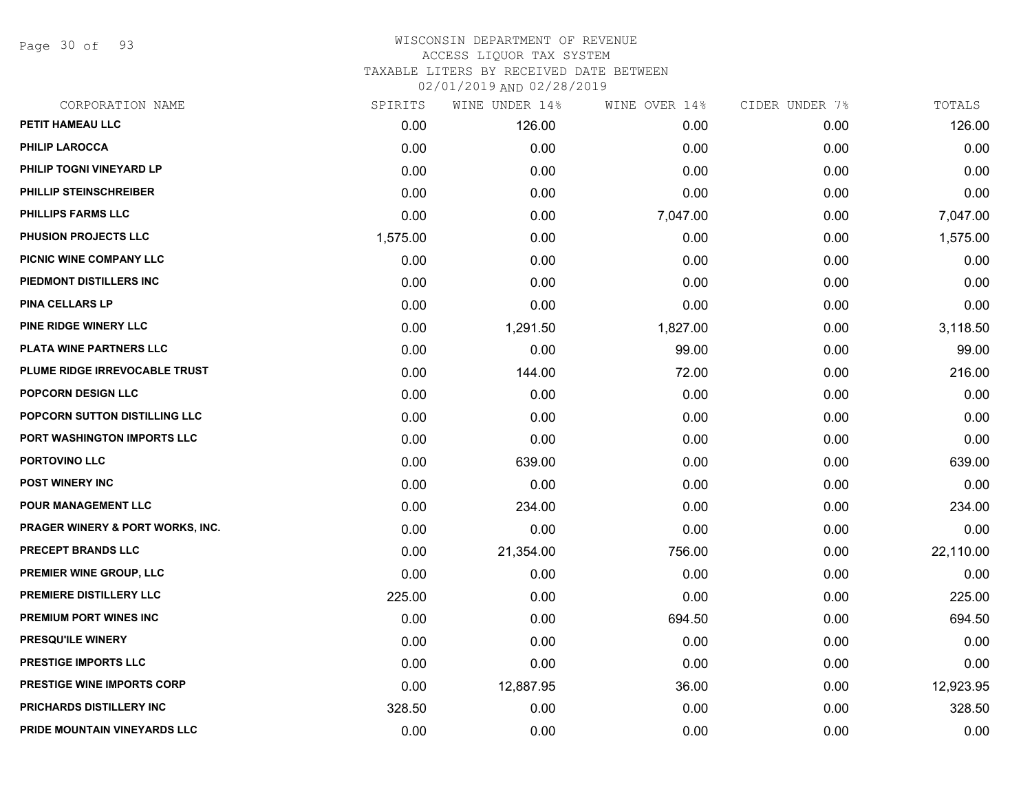# WISCONSIN DEPARTMENT OF REVENUE
## ACCESS LIQUOR TAX SYSTEM
## TAXABLE LITERS BY RECEIVED DATE BETWEEN 02/01/2019 AND 02/28/2019

| CORPORATION NAME | SPIRITS | WINE UNDER 14% | WINE OVER 14% | CIDER UNDER 7% | TOTALS |
|---|---|---|---|---|---|
| PETIT HAMEAU LLC | 0.00 | 126.00 | 0.00 | 0.00 | 126.00 |
| PHILIP LAROCCA | 0.00 | 0.00 | 0.00 | 0.00 | 0.00 |
| PHILIP TOGNI VINEYARD LP | 0.00 | 0.00 | 0.00 | 0.00 | 0.00 |
| PHILLIP STEINSCHREIBER | 0.00 | 0.00 | 0.00 | 0.00 | 0.00 |
| PHILLIPS FARMS LLC | 0.00 | 0.00 | 7,047.00 | 0.00 | 7,047.00 |
| PHUSION PROJECTS LLC | 1,575.00 | 0.00 | 0.00 | 0.00 | 1,575.00 |
| PICNIC WINE COMPANY LLC | 0.00 | 0.00 | 0.00 | 0.00 | 0.00 |
| PIEDMONT DISTILLERS INC | 0.00 | 0.00 | 0.00 | 0.00 | 0.00 |
| PINA CELLARS LP | 0.00 | 0.00 | 0.00 | 0.00 | 0.00 |
| PINE RIDGE WINERY LLC | 0.00 | 1,291.50 | 1,827.00 | 0.00 | 3,118.50 |
| PLATA WINE PARTNERS LLC | 0.00 | 0.00 | 99.00 | 0.00 | 99.00 |
| PLUME RIDGE IRREVOCABLE TRUST | 0.00 | 144.00 | 72.00 | 0.00 | 216.00 |
| POPCORN DESIGN LLC | 0.00 | 0.00 | 0.00 | 0.00 | 0.00 |
| POPCORN SUTTON DISTILLING LLC | 0.00 | 0.00 | 0.00 | 0.00 | 0.00 |
| PORT WASHINGTON IMPORTS LLC | 0.00 | 0.00 | 0.00 | 0.00 | 0.00 |
| PORTOVINO LLC | 0.00 | 639.00 | 0.00 | 0.00 | 639.00 |
| POST WINERY INC | 0.00 | 0.00 | 0.00 | 0.00 | 0.00 |
| POUR MANAGEMENT LLC | 0.00 | 234.00 | 0.00 | 0.00 | 234.00 |
| PRAGER WINERY & PORT WORKS, INC. | 0.00 | 0.00 | 0.00 | 0.00 | 0.00 |
| PRECEPT BRANDS LLC | 0.00 | 21,354.00 | 756.00 | 0.00 | 22,110.00 |
| PREMIER WINE GROUP, LLC | 0.00 | 0.00 | 0.00 | 0.00 | 0.00 |
| PREMIERE DISTILLERY LLC | 225.00 | 0.00 | 0.00 | 0.00 | 225.00 |
| PREMIUM PORT WINES INC | 0.00 | 0.00 | 694.50 | 0.00 | 694.50 |
| PRESQU'ILE WINERY | 0.00 | 0.00 | 0.00 | 0.00 | 0.00 |
| PRESTIGE IMPORTS LLC | 0.00 | 0.00 | 0.00 | 0.00 | 0.00 |
| PRESTIGE WINE IMPORTS CORP | 0.00 | 12,887.95 | 36.00 | 0.00 | 12,923.95 |
| PRICHARDS DISTILLERY INC | 328.50 | 0.00 | 0.00 | 0.00 | 328.50 |
| PRIDE MOUNTAIN VINEYARDS LLC | 0.00 | 0.00 | 0.00 | 0.00 | 0.00 |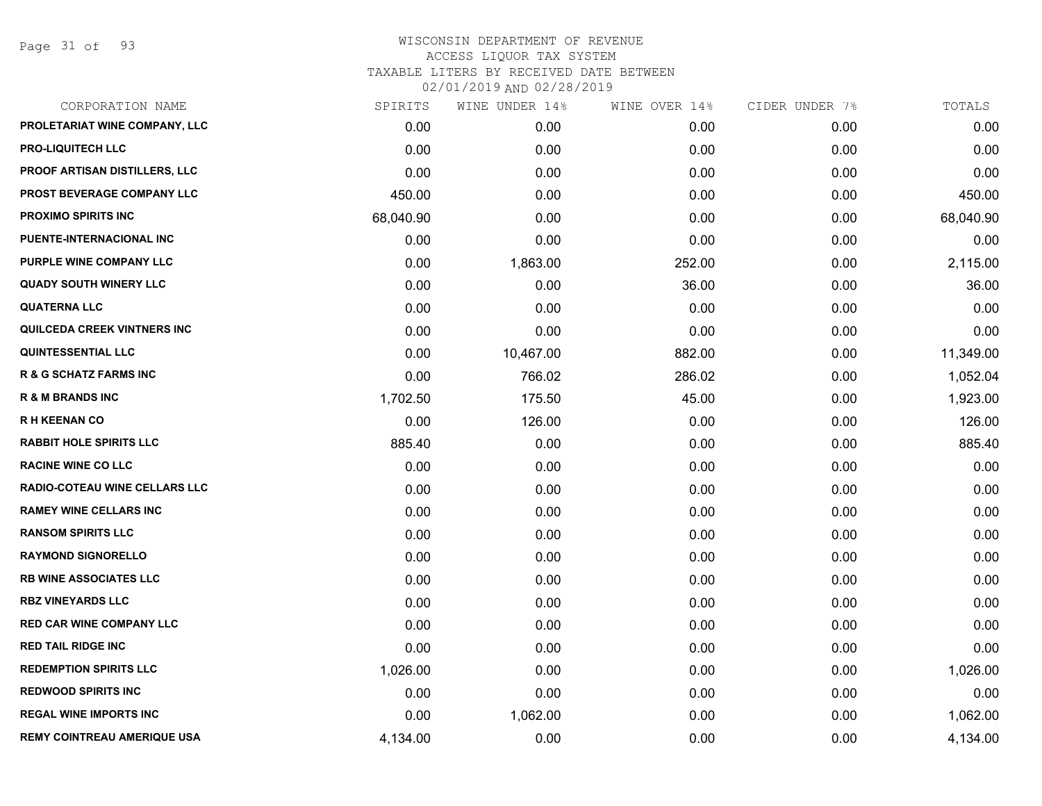# WISCONSIN DEPARTMENT OF REVENUE

ACCESS LIQUOR TAX SYSTEM

TAXABLE LITERS BY RECEIVED DATE BETWEEN

02/01/2019 AND 02/28/2019

| CORPORATION NAME | SPIRITS | WINE UNDER 14% | WINE OVER 14% | CIDER UNDER 7% | TOTALS |
|---|---|---|---|---|---|
| PROLETARIAT WINE COMPANY, LLC | 0.00 | 0.00 | 0.00 | 0.00 | 0.00 |
| PRO-LIQUITECH LLC | 0.00 | 0.00 | 0.00 | 0.00 | 0.00 |
| PROOF ARTISAN DISTILLERS, LLC | 0.00 | 0.00 | 0.00 | 0.00 | 0.00 |
| PROST BEVERAGE COMPANY LLC | 450.00 | 0.00 | 0.00 | 0.00 | 450.00 |
| PROXIMO SPIRITS INC | 68,040.90 | 0.00 | 0.00 | 0.00 | 68,040.90 |
| PUENTE-INTERNACIONAL INC | 0.00 | 0.00 | 0.00 | 0.00 | 0.00 |
| PURPLE WINE COMPANY LLC | 0.00 | 1,863.00 | 252.00 | 0.00 | 2,115.00 |
| QUADY SOUTH WINERY LLC | 0.00 | 0.00 | 36.00 | 0.00 | 36.00 |
| QUATERNA LLC | 0.00 | 0.00 | 0.00 | 0.00 | 0.00 |
| QUILCEDA CREEK VINTNERS INC | 0.00 | 0.00 | 0.00 | 0.00 | 0.00 |
| QUINTESSENTIAL LLC | 0.00 | 10,467.00 | 882.00 | 0.00 | 11,349.00 |
| R & G SCHATZ FARMS INC | 0.00 | 766.02 | 286.02 | 0.00 | 1,052.04 |
| R & M BRANDS INC | 1,702.50 | 175.50 | 45.00 | 0.00 | 1,923.00 |
| R H KEENAN CO | 0.00 | 126.00 | 0.00 | 0.00 | 126.00 |
| RABBIT HOLE SPIRITS LLC | 885.40 | 0.00 | 0.00 | 0.00 | 885.40 |
| RACINE WINE CO LLC | 0.00 | 0.00 | 0.00 | 0.00 | 0.00 |
| RADIO-COTEAU WINE CELLARS LLC | 0.00 | 0.00 | 0.00 | 0.00 | 0.00 |
| RAMEY WINE CELLARS INC | 0.00 | 0.00 | 0.00 | 0.00 | 0.00 |
| RANSOM SPIRITS LLC | 0.00 | 0.00 | 0.00 | 0.00 | 0.00 |
| RAYMOND SIGNORELLO | 0.00 | 0.00 | 0.00 | 0.00 | 0.00 |
| RB WINE ASSOCIATES LLC | 0.00 | 0.00 | 0.00 | 0.00 | 0.00 |
| RBZ VINEYARDS LLC | 0.00 | 0.00 | 0.00 | 0.00 | 0.00 |
| RED CAR WINE COMPANY LLC | 0.00 | 0.00 | 0.00 | 0.00 | 0.00 |
| RED TAIL RIDGE INC | 0.00 | 0.00 | 0.00 | 0.00 | 0.00 |
| REDEMPTION SPIRITS LLC | 1,026.00 | 0.00 | 0.00 | 0.00 | 1,026.00 |
| REDWOOD SPIRITS INC | 0.00 | 0.00 | 0.00 | 0.00 | 0.00 |
| REGAL WINE IMPORTS INC | 0.00 | 1,062.00 | 0.00 | 0.00 | 1,062.00 |
| REMY COINTREAU AMERIQUE USA | 4,134.00 | 0.00 | 0.00 | 0.00 | 4,134.00 |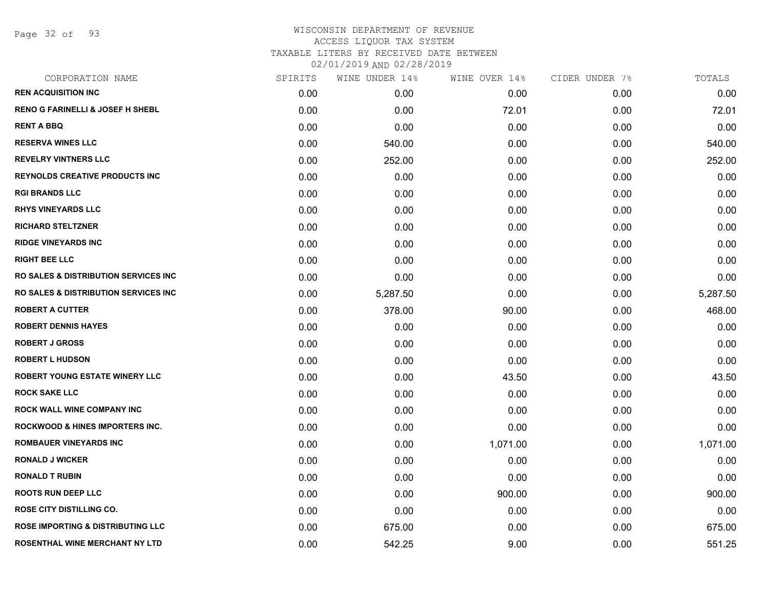# WISCONSIN DEPARTMENT OF REVENUE
ACCESS LIQUOR TAX SYSTEM
TAXABLE LITERS BY RECEIVED DATE BETWEEN
02/01/2019 AND 02/28/2019

| CORPORATION NAME | SPIRITS | WINE UNDER 14% | WINE OVER 14% | CIDER UNDER 7% | TOTALS |
|---|---|---|---|---|---|
| REN ACQUISITION INC | 0.00 | 0.00 | 0.00 | 0.00 | 0.00 |
| RENO G FARINELLI & JOSEF H SHEBL | 0.00 | 0.00 | 72.01 | 0.00 | 72.01 |
| RENT A BBQ | 0.00 | 0.00 | 0.00 | 0.00 | 0.00 |
| RESERVA WINES LLC | 0.00 | 540.00 | 0.00 | 0.00 | 540.00 |
| REVELRY VINTNERS LLC | 0.00 | 252.00 | 0.00 | 0.00 | 252.00 |
| REYNOLDS CREATIVE PRODUCTS INC | 0.00 | 0.00 | 0.00 | 0.00 | 0.00 |
| RGI BRANDS LLC | 0.00 | 0.00 | 0.00 | 0.00 | 0.00 |
| RHYS VINEYARDS LLC | 0.00 | 0.00 | 0.00 | 0.00 | 0.00 |
| RICHARD STELTZNER | 0.00 | 0.00 | 0.00 | 0.00 | 0.00 |
| RIDGE VINEYARDS INC | 0.00 | 0.00 | 0.00 | 0.00 | 0.00 |
| RIGHT BEE LLC | 0.00 | 0.00 | 0.00 | 0.00 | 0.00 |
| RO SALES & DISTRIBUTION SERVICES INC | 0.00 | 0.00 | 0.00 | 0.00 | 0.00 |
| RO SALES & DISTRIBUTION SERVICES INC | 0.00 | 5,287.50 | 0.00 | 0.00 | 5,287.50 |
| ROBERT A CUTTER | 0.00 | 378.00 | 90.00 | 0.00 | 468.00 |
| ROBERT DENNIS HAYES | 0.00 | 0.00 | 0.00 | 0.00 | 0.00 |
| ROBERT J GROSS | 0.00 | 0.00 | 0.00 | 0.00 | 0.00 |
| ROBERT L HUDSON | 0.00 | 0.00 | 0.00 | 0.00 | 0.00 |
| ROBERT YOUNG ESTATE WINERY LLC | 0.00 | 0.00 | 43.50 | 0.00 | 43.50 |
| ROCK SAKE LLC | 0.00 | 0.00 | 0.00 | 0.00 | 0.00 |
| ROCK WALL WINE COMPANY INC | 0.00 | 0.00 | 0.00 | 0.00 | 0.00 |
| ROCKWOOD & HINES IMPORTERS INC. | 0.00 | 0.00 | 0.00 | 0.00 | 0.00 |
| ROMBAUER VINEYARDS INC | 0.00 | 0.00 | 1,071.00 | 0.00 | 1,071.00 |
| RONALD J WICKER | 0.00 | 0.00 | 0.00 | 0.00 | 0.00 |
| RONALD T RUBIN | 0.00 | 0.00 | 0.00 | 0.00 | 0.00 |
| ROOTS RUN DEEP LLC | 0.00 | 0.00 | 900.00 | 0.00 | 900.00 |
| ROSE CITY DISTILLING CO. | 0.00 | 0.00 | 0.00 | 0.00 | 0.00 |
| ROSE IMPORTING & DISTRIBUTING LLC | 0.00 | 675.00 | 0.00 | 0.00 | 675.00 |
| ROSENTHAL WINE MERCHANT NY LTD | 0.00 | 542.25 | 9.00 | 0.00 | 551.25 |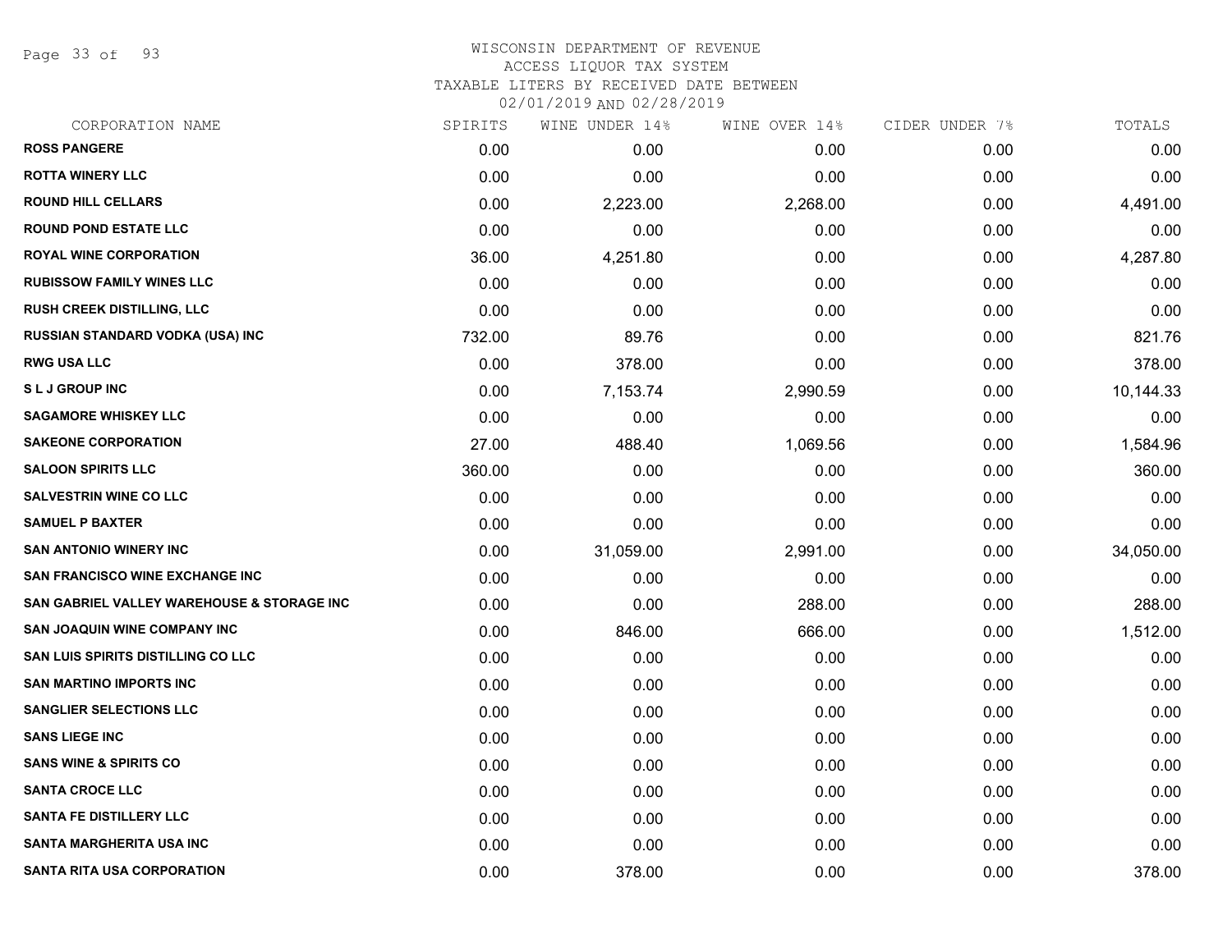# WISCONSIN DEPARTMENT OF REVENUE
## ACCESS LIQUOR TAX SYSTEM
### TAXABLE LITERS BY RECEIVED DATE BETWEEN 02/01/2019 AND 02/28/2019

| CORPORATION NAME | SPIRITS | WINE UNDER 14% | WINE OVER 14% | CIDER UNDER 7% | TOTALS |
|---|---|---|---|---|---|
| ROSS PANGERE | 0.00 | 0.00 | 0.00 | 0.00 | 0.00 |
| ROTTA WINERY LLC | 0.00 | 0.00 | 0.00 | 0.00 | 0.00 |
| ROUND HILL CELLARS | 0.00 | 2,223.00 | 2,268.00 | 0.00 | 4,491.00 |
| ROUND POND ESTATE LLC | 0.00 | 0.00 | 0.00 | 0.00 | 0.00 |
| ROYAL WINE CORPORATION | 36.00 | 4,251.80 | 0.00 | 0.00 | 4,287.80 |
| RUBISSOW FAMILY WINES LLC | 0.00 | 0.00 | 0.00 | 0.00 | 0.00 |
| RUSH CREEK DISTILLING, LLC | 0.00 | 0.00 | 0.00 | 0.00 | 0.00 |
| RUSSIAN STANDARD VODKA (USA) INC | 732.00 | 89.76 | 0.00 | 0.00 | 821.76 |
| RWG USA LLC | 0.00 | 378.00 | 0.00 | 0.00 | 378.00 |
| S L J GROUP INC | 0.00 | 7,153.74 | 2,990.59 | 0.00 | 10,144.33 |
| SAGAMORE WHISKEY LLC | 0.00 | 0.00 | 0.00 | 0.00 | 0.00 |
| SAKEONE CORPORATION | 27.00 | 488.40 | 1,069.56 | 0.00 | 1,584.96 |
| SALOON SPIRITS LLC | 360.00 | 0.00 | 0.00 | 0.00 | 360.00 |
| SALVESTRIN WINE CO LLC | 0.00 | 0.00 | 0.00 | 0.00 | 0.00 |
| SAMUEL P BAXTER | 0.00 | 0.00 | 0.00 | 0.00 | 0.00 |
| SAN ANTONIO WINERY INC | 0.00 | 31,059.00 | 2,991.00 | 0.00 | 34,050.00 |
| SAN FRANCISCO WINE EXCHANGE INC | 0.00 | 0.00 | 0.00 | 0.00 | 0.00 |
| SAN GABRIEL VALLEY WAREHOUSE & STORAGE INC | 0.00 | 0.00 | 288.00 | 0.00 | 288.00 |
| SAN JOAQUIN WINE COMPANY INC | 0.00 | 846.00 | 666.00 | 0.00 | 1,512.00 |
| SAN LUIS SPIRITS DISTILLING CO LLC | 0.00 | 0.00 | 0.00 | 0.00 | 0.00 |
| SAN MARTINO IMPORTS INC | 0.00 | 0.00 | 0.00 | 0.00 | 0.00 |
| SANGLIER SELECTIONS LLC | 0.00 | 0.00 | 0.00 | 0.00 | 0.00 |
| SANS LIEGE INC | 0.00 | 0.00 | 0.00 | 0.00 | 0.00 |
| SANS WINE & SPIRITS CO | 0.00 | 0.00 | 0.00 | 0.00 | 0.00 |
| SANTA CROCE LLC | 0.00 | 0.00 | 0.00 | 0.00 | 0.00 |
| SANTA FE DISTILLERY LLC | 0.00 | 0.00 | 0.00 | 0.00 | 0.00 |
| SANTA MARGHERITA USA INC | 0.00 | 0.00 | 0.00 | 0.00 | 0.00 |
| SANTA RITA USA CORPORATION | 0.00 | 378.00 | 0.00 | 0.00 | 378.00 |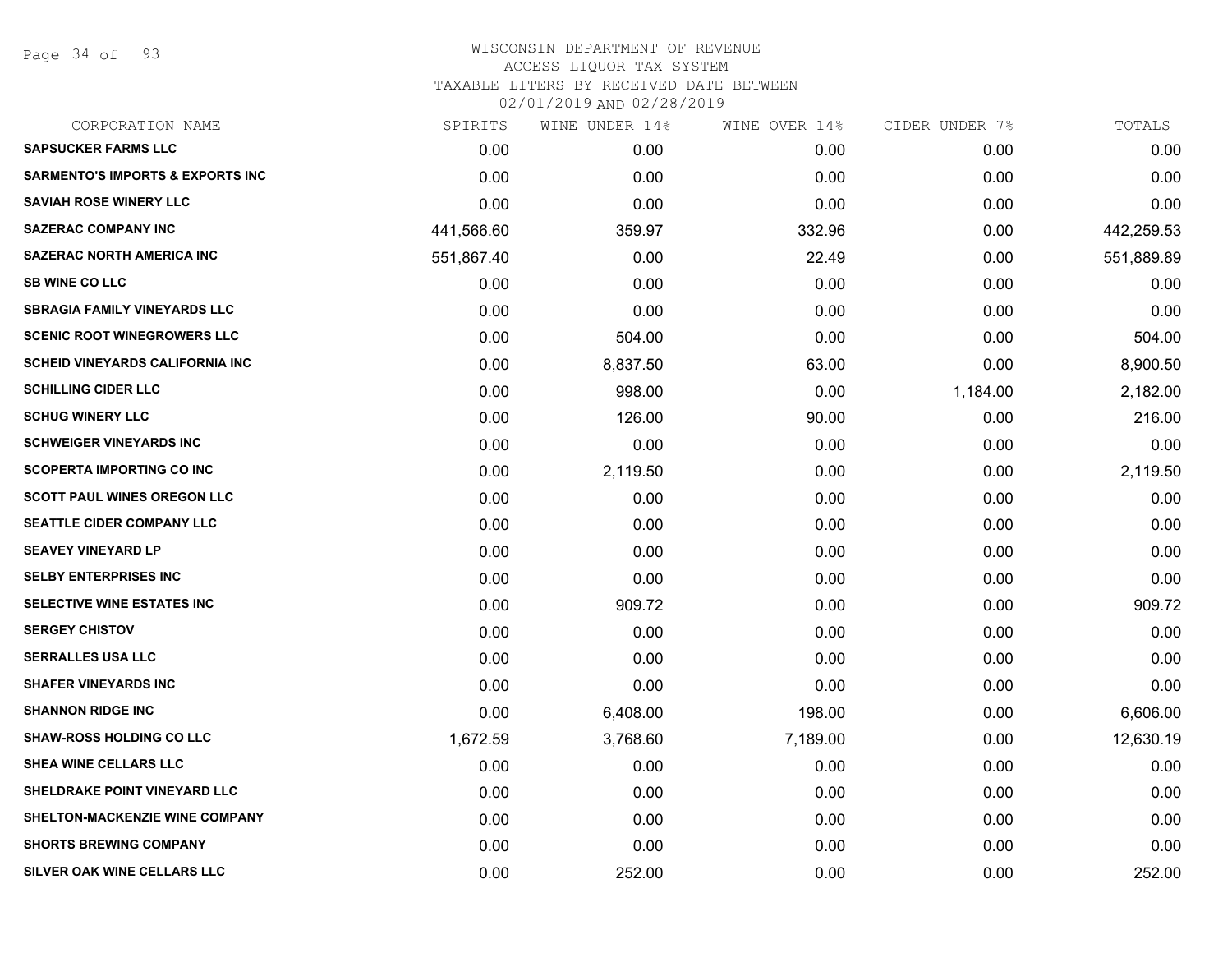# WISCONSIN DEPARTMENT OF REVENUE
## ACCESS LIQUOR TAX SYSTEM
### TAXABLE LITERS BY RECEIVED DATE BETWEEN 02/01/2019 AND 02/28/2019

| CORPORATION NAME | SPIRITS | WINE UNDER 14% | WINE OVER 14% | CIDER UNDER 7% | TOTALS |
|---|---|---|---|---|---|
| SAPSUCKER FARMS LLC | 0.00 | 0.00 | 0.00 | 0.00 | 0.00 |
| SARMENTO'S IMPORTS & EXPORTS INC | 0.00 | 0.00 | 0.00 | 0.00 | 0.00 |
| SAVIAH ROSE WINERY LLC | 0.00 | 0.00 | 0.00 | 0.00 | 0.00 |
| SAZERAC COMPANY INC | 441,566.60 | 359.97 | 332.96 | 0.00 | 442,259.53 |
| SAZERAC NORTH AMERICA INC | 551,867.40 | 0.00 | 22.49 | 0.00 | 551,889.89 |
| SB WINE CO LLC | 0.00 | 0.00 | 0.00 | 0.00 | 0.00 |
| SBRAGIA FAMILY VINEYARDS LLC | 0.00 | 0.00 | 0.00 | 0.00 | 0.00 |
| SCENIC ROOT WINEGROWERS LLC | 0.00 | 504.00 | 0.00 | 0.00 | 504.00 |
| SCHEID VINEYARDS CALIFORNIA INC | 0.00 | 8,837.50 | 63.00 | 0.00 | 8,900.50 |
| SCHILLING CIDER LLC | 0.00 | 998.00 | 0.00 | 1,184.00 | 2,182.00 |
| SCHUG WINERY LLC | 0.00 | 126.00 | 90.00 | 0.00 | 216.00 |
| SCHWEIGER VINEYARDS INC | 0.00 | 0.00 | 0.00 | 0.00 | 0.00 |
| SCOPERTA IMPORTING CO INC | 0.00 | 2,119.50 | 0.00 | 0.00 | 2,119.50 |
| SCOTT PAUL WINES OREGON LLC | 0.00 | 0.00 | 0.00 | 0.00 | 0.00 |
| SEATTLE CIDER COMPANY LLC | 0.00 | 0.00 | 0.00 | 0.00 | 0.00 |
| SEAVEY VINEYARD LP | 0.00 | 0.00 | 0.00 | 0.00 | 0.00 |
| SELBY ENTERPRISES INC | 0.00 | 0.00 | 0.00 | 0.00 | 0.00 |
| SELECTIVE WINE ESTATES INC | 0.00 | 909.72 | 0.00 | 0.00 | 909.72 |
| SERGEY CHISTOV | 0.00 | 0.00 | 0.00 | 0.00 | 0.00 |
| SERRALLES USA LLC | 0.00 | 0.00 | 0.00 | 0.00 | 0.00 |
| SHAFER VINEYARDS INC | 0.00 | 0.00 | 0.00 | 0.00 | 0.00 |
| SHANNON RIDGE INC | 0.00 | 6,408.00 | 198.00 | 0.00 | 6,606.00 |
| SHAW-ROSS HOLDING CO LLC | 1,672.59 | 3,768.60 | 7,189.00 | 0.00 | 12,630.19 |
| SHEA WINE CELLARS LLC | 0.00 | 0.00 | 0.00 | 0.00 | 0.00 |
| SHELDRAKE POINT VINEYARD LLC | 0.00 | 0.00 | 0.00 | 0.00 | 0.00 |
| SHELTON-MACKENZIE WINE COMPANY | 0.00 | 0.00 | 0.00 | 0.00 | 0.00 |
| SHORTS BREWING COMPANY | 0.00 | 0.00 | 0.00 | 0.00 | 0.00 |
| SILVER OAK WINE CELLARS LLC | 0.00 | 252.00 | 0.00 | 0.00 | 252.00 |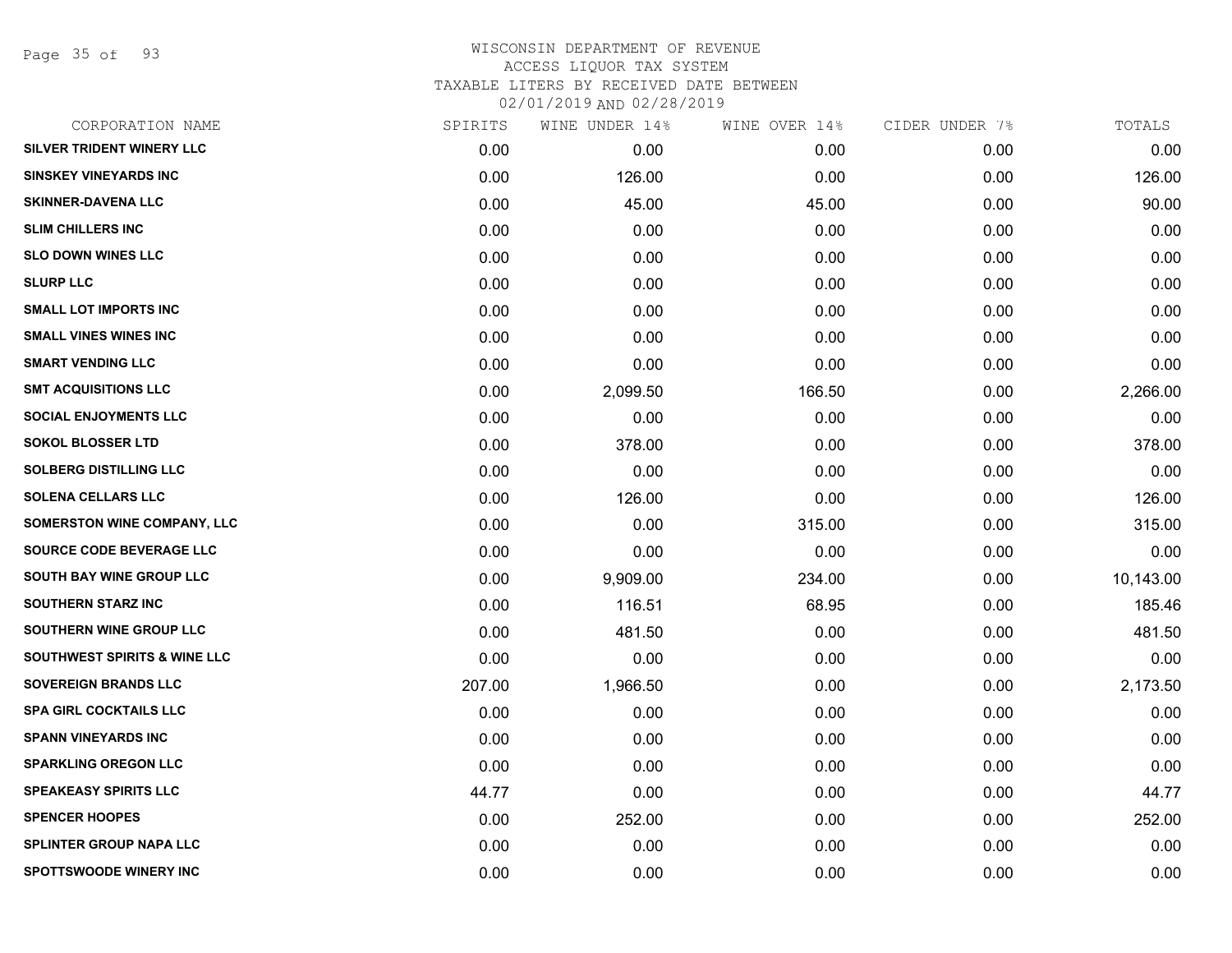WISCONSIN DEPARTMENT OF REVENUE
ACCESS LIQUOR TAX SYSTEM
TAXABLE LITERS BY RECEIVED DATE BETWEEN
02/01/2019 AND 02/28/2019

| CORPORATION NAME | SPIRITS | WINE UNDER 14% | WINE OVER 14% | CIDER UNDER 7% | TOTALS |
|---|---|---|---|---|---|
| SILVER TRIDENT WINERY LLC | 0.00 | 0.00 | 0.00 | 0.00 | 0.00 |
| SINSKEY VINEYARDS INC | 0.00 | 126.00 | 0.00 | 0.00 | 126.00 |
| SKINNER-DAVENA LLC | 0.00 | 45.00 | 45.00 | 0.00 | 90.00 |
| SLIM CHILLERS INC | 0.00 | 0.00 | 0.00 | 0.00 | 0.00 |
| SLO DOWN WINES LLC | 0.00 | 0.00 | 0.00 | 0.00 | 0.00 |
| SLURP LLC | 0.00 | 0.00 | 0.00 | 0.00 | 0.00 |
| SMALL LOT IMPORTS INC | 0.00 | 0.00 | 0.00 | 0.00 | 0.00 |
| SMALL VINES WINES INC | 0.00 | 0.00 | 0.00 | 0.00 | 0.00 |
| SMART VENDING LLC | 0.00 | 0.00 | 0.00 | 0.00 | 0.00 |
| SMT ACQUISITIONS LLC | 0.00 | 2,099.50 | 166.50 | 0.00 | 2,266.00 |
| SOCIAL ENJOYMENTS LLC | 0.00 | 0.00 | 0.00 | 0.00 | 0.00 |
| SOKOL BLOSSER LTD | 0.00 | 378.00 | 0.00 | 0.00 | 378.00 |
| SOLBERG DISTILLING LLC | 0.00 | 0.00 | 0.00 | 0.00 | 0.00 |
| SOLENA CELLARS LLC | 0.00 | 126.00 | 0.00 | 0.00 | 126.00 |
| SOMERSTON WINE COMPANY, LLC | 0.00 | 0.00 | 315.00 | 0.00 | 315.00 |
| SOURCE CODE BEVERAGE LLC | 0.00 | 0.00 | 0.00 | 0.00 | 0.00 |
| SOUTH BAY WINE GROUP LLC | 0.00 | 9,909.00 | 234.00 | 0.00 | 10,143.00 |
| SOUTHERN STARZ INC | 0.00 | 116.51 | 68.95 | 0.00 | 185.46 |
| SOUTHERN WINE GROUP LLC | 0.00 | 481.50 | 0.00 | 0.00 | 481.50 |
| SOUTHWEST SPIRITS & WINE LLC | 0.00 | 0.00 | 0.00 | 0.00 | 0.00 |
| SOVEREIGN BRANDS LLC | 207.00 | 1,966.50 | 0.00 | 0.00 | 2,173.50 |
| SPA GIRL COCKTAILS LLC | 0.00 | 0.00 | 0.00 | 0.00 | 0.00 |
| SPANN VINEYARDS INC | 0.00 | 0.00 | 0.00 | 0.00 | 0.00 |
| SPARKLING OREGON LLC | 0.00 | 0.00 | 0.00 | 0.00 | 0.00 |
| SPEAKEASY SPIRITS LLC | 44.77 | 0.00 | 0.00 | 0.00 | 44.77 |
| SPENCER HOOPES | 0.00 | 252.00 | 0.00 | 0.00 | 252.00 |
| SPLINTER GROUP NAPA LLC | 0.00 | 0.00 | 0.00 | 0.00 | 0.00 |
| SPOTTSWOODE WINERY INC | 0.00 | 0.00 | 0.00 | 0.00 | 0.00 |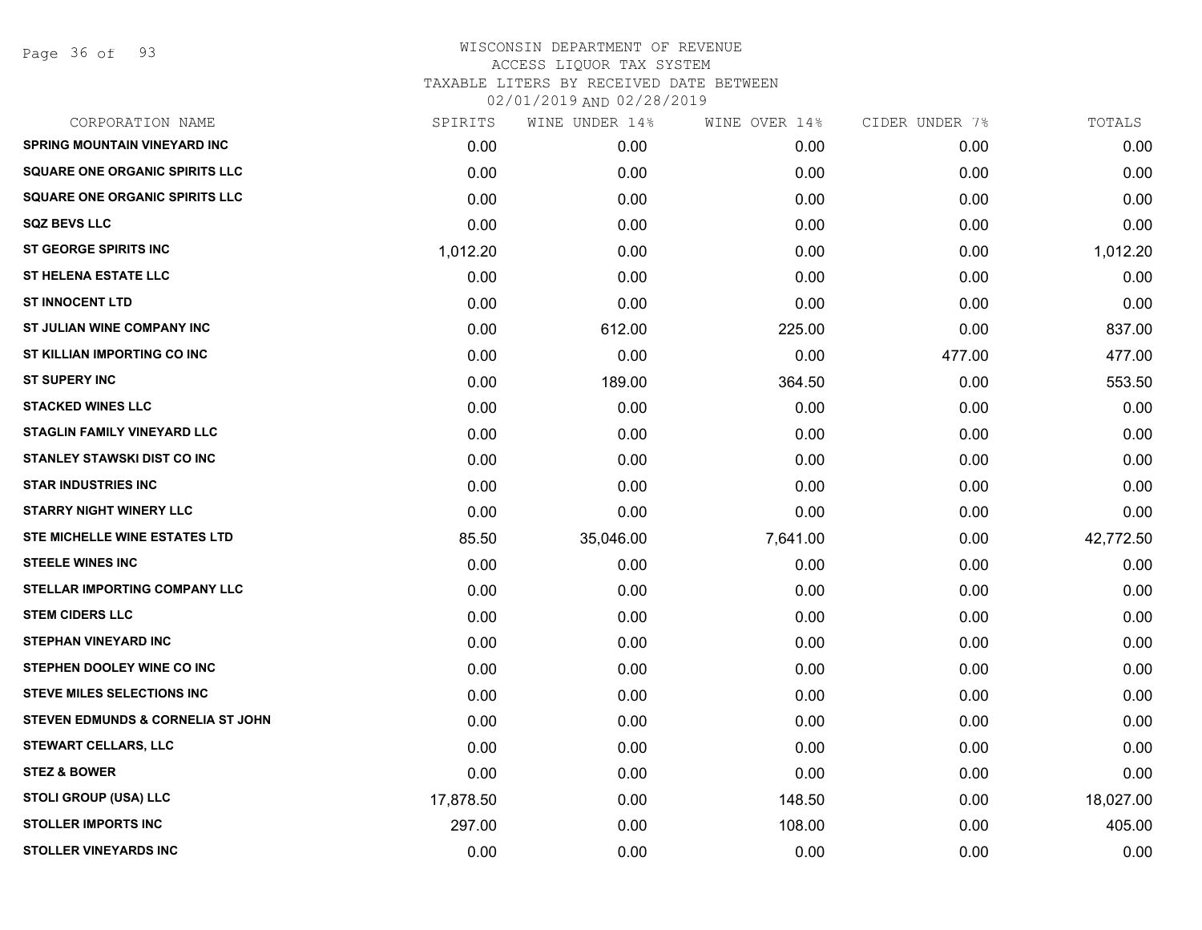# WISCONSIN DEPARTMENT OF REVENUE
## ACCESS LIQUOR TAX SYSTEM
## TAXABLE LITERS BY RECEIVED DATE BETWEEN
## 02/01/2019 AND 02/28/2019

| CORPORATION NAME | SPIRITS | WINE UNDER 14% | WINE OVER 14% | CIDER UNDER 7% | TOTALS |
|---|---|---|---|---|---|
| SPRING MOUNTAIN VINEYARD INC | 0.00 | 0.00 | 0.00 | 0.00 | 0.00 |
| SQUARE ONE ORGANIC SPIRITS LLC | 0.00 | 0.00 | 0.00 | 0.00 | 0.00 |
| SQUARE ONE ORGANIC SPIRITS LLC | 0.00 | 0.00 | 0.00 | 0.00 | 0.00 |
| SQZ BEVS LLC | 0.00 | 0.00 | 0.00 | 0.00 | 0.00 |
| ST GEORGE SPIRITS INC | 1,012.20 | 0.00 | 0.00 | 0.00 | 1,012.20 |
| ST HELENA ESTATE LLC | 0.00 | 0.00 | 0.00 | 0.00 | 0.00 |
| ST INNOCENT LTD | 0.00 | 0.00 | 0.00 | 0.00 | 0.00 |
| ST JULIAN WINE COMPANY INC | 0.00 | 612.00 | 225.00 | 0.00 | 837.00 |
| ST KILLIAN IMPORTING CO INC | 0.00 | 0.00 | 0.00 | 477.00 | 477.00 |
| ST SUPERY INC | 0.00 | 189.00 | 364.50 | 0.00 | 553.50 |
| STACKED WINES LLC | 0.00 | 0.00 | 0.00 | 0.00 | 0.00 |
| STAGLIN FAMILY VINEYARD LLC | 0.00 | 0.00 | 0.00 | 0.00 | 0.00 |
| STANLEY STAWSKI DIST CO INC | 0.00 | 0.00 | 0.00 | 0.00 | 0.00 |
| STAR INDUSTRIES INC | 0.00 | 0.00 | 0.00 | 0.00 | 0.00 |
| STARRY NIGHT WINERY LLC | 0.00 | 0.00 | 0.00 | 0.00 | 0.00 |
| STE MICHELLE WINE ESTATES LTD | 85.50 | 35,046.00 | 7,641.00 | 0.00 | 42,772.50 |
| STEELE WINES INC | 0.00 | 0.00 | 0.00 | 0.00 | 0.00 |
| STELLAR IMPORTING COMPANY LLC | 0.00 | 0.00 | 0.00 | 0.00 | 0.00 |
| STEM CIDERS LLC | 0.00 | 0.00 | 0.00 | 0.00 | 0.00 |
| STEPHAN VINEYARD INC | 0.00 | 0.00 | 0.00 | 0.00 | 0.00 |
| STEPHEN DOOLEY WINE CO INC | 0.00 | 0.00 | 0.00 | 0.00 | 0.00 |
| STEVE MILES SELECTIONS INC | 0.00 | 0.00 | 0.00 | 0.00 | 0.00 |
| STEVEN EDMUNDS & CORNELIA ST JOHN | 0.00 | 0.00 | 0.00 | 0.00 | 0.00 |
| STEWART CELLARS, LLC | 0.00 | 0.00 | 0.00 | 0.00 | 0.00 |
| STEZ & BOWER | 0.00 | 0.00 | 0.00 | 0.00 | 0.00 |
| STOLI GROUP (USA) LLC | 17,878.50 | 0.00 | 148.50 | 0.00 | 18,027.00 |
| STOLLER IMPORTS INC | 297.00 | 0.00 | 108.00 | 0.00 | 405.00 |
| STOLLER VINEYARDS INC | 0.00 | 0.00 | 0.00 | 0.00 | 0.00 |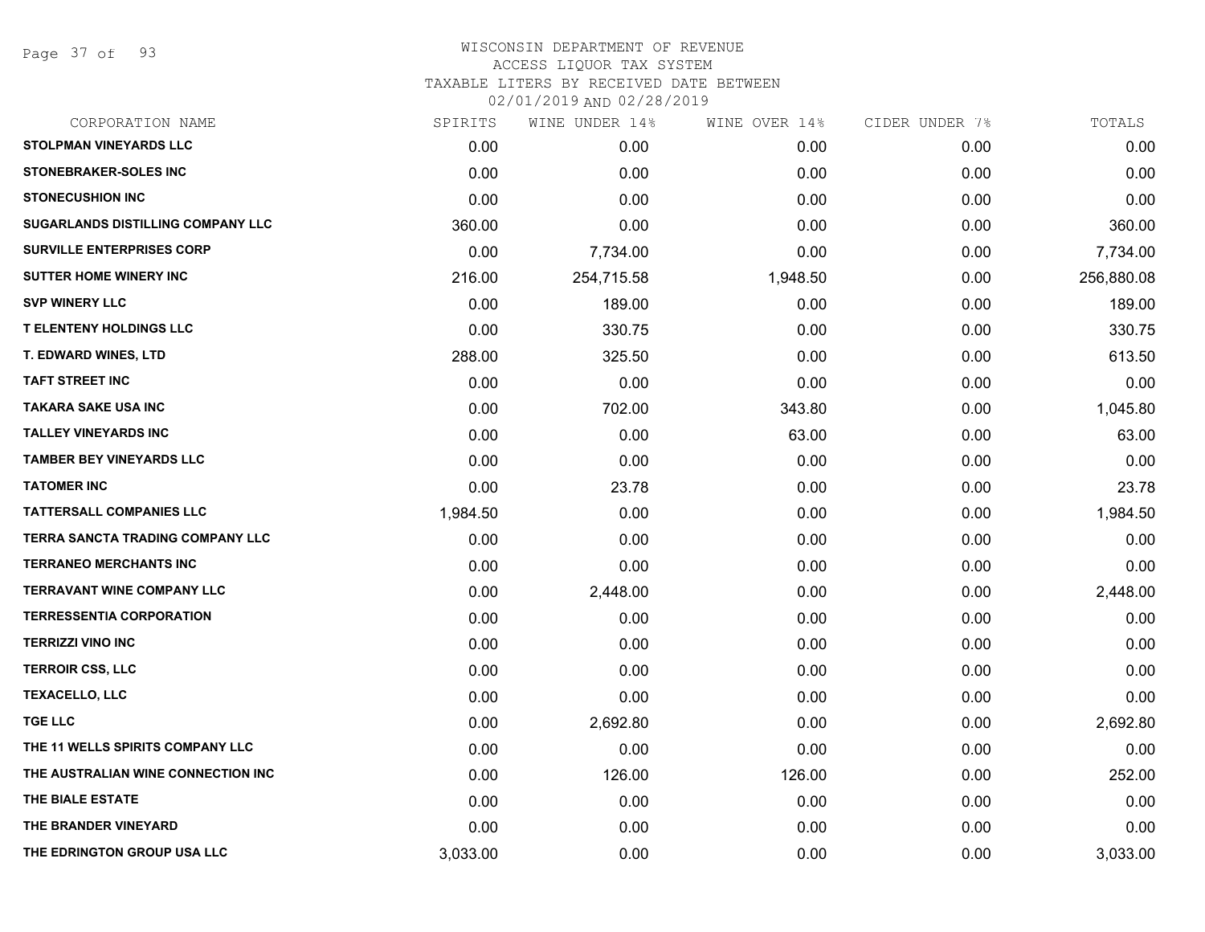# WISCONSIN DEPARTMENT OF REVENUE
## ACCESS LIQUOR TAX SYSTEM
### TAXABLE LITERS BY RECEIVED DATE BETWEEN 02/01/2019 AND 02/28/2019

| CORPORATION NAME | SPIRITS | WINE UNDER 14% | WINE OVER 14% | CIDER UNDER 7% | TOTALS |
|---|---|---|---|---|---|
| STOLPMAN VINEYARDS LLC | 0.00 | 0.00 | 0.00 | 0.00 | 0.00 |
| STONEBRAKER-SOLES INC | 0.00 | 0.00 | 0.00 | 0.00 | 0.00 |
| STONECUSHION INC | 0.00 | 0.00 | 0.00 | 0.00 | 0.00 |
| SUGARLANDS DISTILLING COMPANY LLC | 360.00 | 0.00 | 0.00 | 0.00 | 360.00 |
| SURVILLE ENTERPRISES CORP | 0.00 | 7,734.00 | 0.00 | 0.00 | 7,734.00 |
| SUTTER HOME WINERY INC | 216.00 | 254,715.58 | 1,948.50 | 0.00 | 256,880.08 |
| SVP WINERY LLC | 0.00 | 189.00 | 0.00 | 0.00 | 189.00 |
| T ELENTENY HOLDINGS LLC | 0.00 | 330.75 | 0.00 | 0.00 | 330.75 |
| T. EDWARD WINES, LTD | 288.00 | 325.50 | 0.00 | 0.00 | 613.50 |
| TAFT STREET INC | 0.00 | 0.00 | 0.00 | 0.00 | 0.00 |
| TAKARA SAKE USA INC | 0.00 | 702.00 | 343.80 | 0.00 | 1,045.80 |
| TALLEY VINEYARDS INC | 0.00 | 0.00 | 63.00 | 0.00 | 63.00 |
| TAMBER BEY VINEYARDS LLC | 0.00 | 0.00 | 0.00 | 0.00 | 0.00 |
| TATOMER INC | 0.00 | 23.78 | 0.00 | 0.00 | 23.78 |
| TATTERSALL COMPANIES LLC | 1,984.50 | 0.00 | 0.00 | 0.00 | 1,984.50 |
| TERRA SANCTA TRADING COMPANY LLC | 0.00 | 0.00 | 0.00 | 0.00 | 0.00 |
| TERRANEO MERCHANTS INC | 0.00 | 0.00 | 0.00 | 0.00 | 0.00 |
| TERRAVANT WINE COMPANY LLC | 0.00 | 2,448.00 | 0.00 | 0.00 | 2,448.00 |
| TERRESSENTIA CORPORATION | 0.00 | 0.00 | 0.00 | 0.00 | 0.00 |
| TERRIZZI VINO INC | 0.00 | 0.00 | 0.00 | 0.00 | 0.00 |
| TERROIR CSS, LLC | 0.00 | 0.00 | 0.00 | 0.00 | 0.00 |
| TEXACELLO, LLC | 0.00 | 0.00 | 0.00 | 0.00 | 0.00 |
| TGE LLC | 0.00 | 2,692.80 | 0.00 | 0.00 | 2,692.80 |
| THE 11 WELLS SPIRITS COMPANY LLC | 0.00 | 0.00 | 0.00 | 0.00 | 0.00 |
| THE AUSTRALIAN WINE CONNECTION INC | 0.00 | 126.00 | 126.00 | 0.00 | 252.00 |
| THE BIALE ESTATE | 0.00 | 0.00 | 0.00 | 0.00 | 0.00 |
| THE BRANDER VINEYARD | 0.00 | 0.00 | 0.00 | 0.00 | 0.00 |
| THE EDRINGTON GROUP USA LLC | 3,033.00 | 0.00 | 0.00 | 0.00 | 3,033.00 |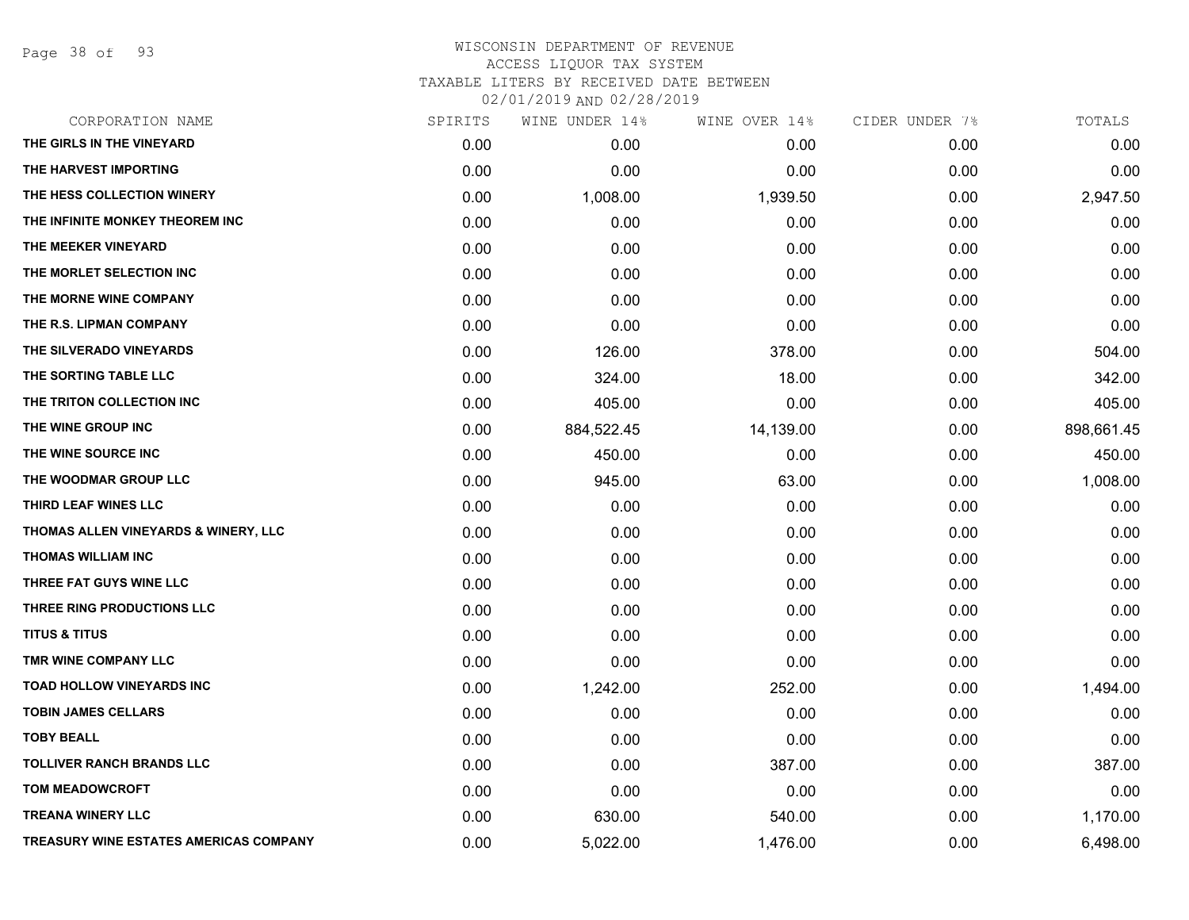WISCONSIN DEPARTMENT OF REVENUE
ACCESS LIQUOR TAX SYSTEM
TAXABLE LITERS BY RECEIVED DATE BETWEEN
02/01/2019 AND 02/28/2019

| CORPORATION NAME | SPIRITS | WINE UNDER 14% | WINE OVER 14% | CIDER UNDER 7% | TOTALS |
|---|---|---|---|---|---|
| THE GIRLS IN THE VINEYARD | 0.00 | 0.00 | 0.00 | 0.00 | 0.00 |
| THE HARVEST IMPORTING | 0.00 | 0.00 | 0.00 | 0.00 | 0.00 |
| THE HESS COLLECTION WINERY | 0.00 | 1,008.00 | 1,939.50 | 0.00 | 2,947.50 |
| THE INFINITE MONKEY THEOREM INC | 0.00 | 0.00 | 0.00 | 0.00 | 0.00 |
| THE MEEKER VINEYARD | 0.00 | 0.00 | 0.00 | 0.00 | 0.00 |
| THE MORLET SELECTION INC | 0.00 | 0.00 | 0.00 | 0.00 | 0.00 |
| THE MORNE WINE COMPANY | 0.00 | 0.00 | 0.00 | 0.00 | 0.00 |
| THE R.S. LIPMAN COMPANY | 0.00 | 0.00 | 0.00 | 0.00 | 0.00 |
| THE SILVERADO VINEYARDS | 0.00 | 126.00 | 378.00 | 0.00 | 504.00 |
| THE SORTING TABLE LLC | 0.00 | 324.00 | 18.00 | 0.00 | 342.00 |
| THE TRITON COLLECTION INC | 0.00 | 405.00 | 0.00 | 0.00 | 405.00 |
| THE WINE GROUP INC | 0.00 | 884,522.45 | 14,139.00 | 0.00 | 898,661.45 |
| THE WINE SOURCE INC | 0.00 | 450.00 | 0.00 | 0.00 | 450.00 |
| THE WOODMAR GROUP LLC | 0.00 | 945.00 | 63.00 | 0.00 | 1,008.00 |
| THIRD LEAF WINES LLC | 0.00 | 0.00 | 0.00 | 0.00 | 0.00 |
| THOMAS ALLEN VINEYARDS & WINERY, LLC | 0.00 | 0.00 | 0.00 | 0.00 | 0.00 |
| THOMAS WILLIAM INC | 0.00 | 0.00 | 0.00 | 0.00 | 0.00 |
| THREE FAT GUYS WINE LLC | 0.00 | 0.00 | 0.00 | 0.00 | 0.00 |
| THREE RING PRODUCTIONS LLC | 0.00 | 0.00 | 0.00 | 0.00 | 0.00 |
| TITUS & TITUS | 0.00 | 0.00 | 0.00 | 0.00 | 0.00 |
| TMR WINE COMPANY LLC | 0.00 | 0.00 | 0.00 | 0.00 | 0.00 |
| TOAD HOLLOW VINEYARDS INC | 0.00 | 1,242.00 | 252.00 | 0.00 | 1,494.00 |
| TOBIN JAMES CELLARS | 0.00 | 0.00 | 0.00 | 0.00 | 0.00 |
| TOBY BEALL | 0.00 | 0.00 | 0.00 | 0.00 | 0.00 |
| TOLLIVER RANCH BRANDS LLC | 0.00 | 0.00 | 387.00 | 0.00 | 387.00 |
| TOM MEADOWCROFT | 0.00 | 0.00 | 0.00 | 0.00 | 0.00 |
| TREANA WINERY LLC | 0.00 | 630.00 | 540.00 | 0.00 | 1,170.00 |
| TREASURY WINE ESTATES AMERICAS COMPANY | 0.00 | 5,022.00 | 1,476.00 | 0.00 | 6,498.00 |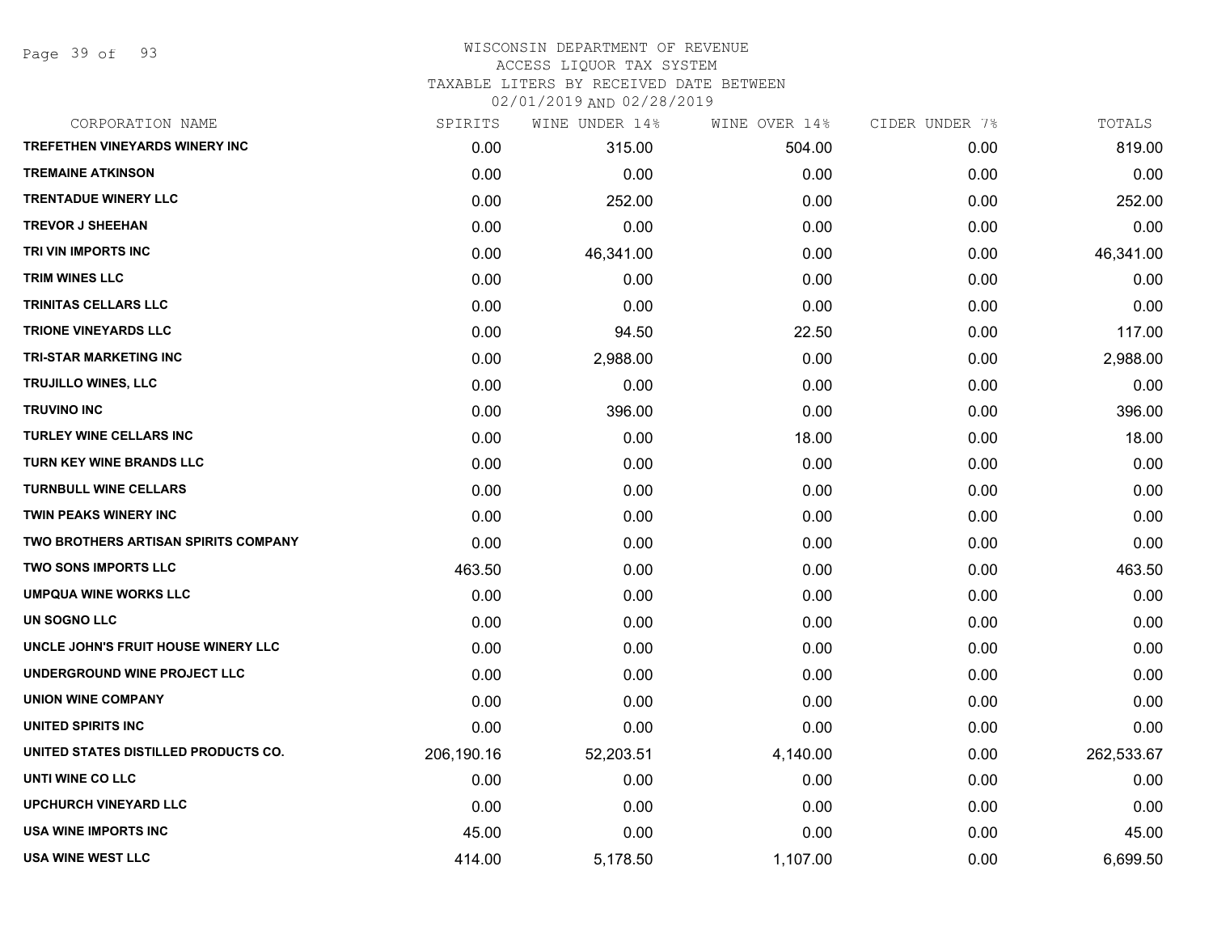# WISCONSIN DEPARTMENT OF REVENUE
## ACCESS LIQUOR TAX SYSTEM
### TAXABLE LITERS BY RECEIVED DATE BETWEEN 02/01/2019 AND 02/28/2019

| CORPORATION NAME | SPIRITS | WINE UNDER 14% | WINE OVER 14% | CIDER UNDER 7% | TOTALS |
|---|---|---|---|---|---|
| TREFETHEN VINEYARDS WINERY INC | 0.00 | 315.00 | 504.00 | 0.00 | 819.00 |
| TREMAINE ATKINSON | 0.00 | 0.00 | 0.00 | 0.00 | 0.00 |
| TRENTADUE WINERY LLC | 0.00 | 252.00 | 0.00 | 0.00 | 252.00 |
| TREVOR J SHEEHAN | 0.00 | 0.00 | 0.00 | 0.00 | 0.00 |
| TRI VIN IMPORTS INC | 0.00 | 46,341.00 | 0.00 | 0.00 | 46,341.00 |
| TRIM WINES LLC | 0.00 | 0.00 | 0.00 | 0.00 | 0.00 |
| TRINITAS CELLARS LLC | 0.00 | 0.00 | 0.00 | 0.00 | 0.00 |
| TRIONE VINEYARDS LLC | 0.00 | 94.50 | 22.50 | 0.00 | 117.00 |
| TRI-STAR MARKETING INC | 0.00 | 2,988.00 | 0.00 | 0.00 | 2,988.00 |
| TRUJILLO WINES, LLC | 0.00 | 0.00 | 0.00 | 0.00 | 0.00 |
| TRUVINO INC | 0.00 | 396.00 | 0.00 | 0.00 | 396.00 |
| TURLEY WINE CELLARS INC | 0.00 | 0.00 | 18.00 | 0.00 | 18.00 |
| TURN KEY WINE BRANDS LLC | 0.00 | 0.00 | 0.00 | 0.00 | 0.00 |
| TURNBULL WINE CELLARS | 0.00 | 0.00 | 0.00 | 0.00 | 0.00 |
| TWIN PEAKS WINERY INC | 0.00 | 0.00 | 0.00 | 0.00 | 0.00 |
| TWO BROTHERS ARTISAN SPIRITS COMPANY | 0.00 | 0.00 | 0.00 | 0.00 | 0.00 |
| TWO SONS IMPORTS LLC | 463.50 | 0.00 | 0.00 | 0.00 | 463.50 |
| UMPQUA WINE WORKS LLC | 0.00 | 0.00 | 0.00 | 0.00 | 0.00 |
| UN SOGNO LLC | 0.00 | 0.00 | 0.00 | 0.00 | 0.00 |
| UNCLE JOHN'S FRUIT HOUSE WINERY LLC | 0.00 | 0.00 | 0.00 | 0.00 | 0.00 |
| UNDERGROUND WINE PROJECT LLC | 0.00 | 0.00 | 0.00 | 0.00 | 0.00 |
| UNION WINE COMPANY | 0.00 | 0.00 | 0.00 | 0.00 | 0.00 |
| UNITED SPIRITS INC | 0.00 | 0.00 | 0.00 | 0.00 | 0.00 |
| UNITED STATES DISTILLED PRODUCTS CO. | 206,190.16 | 52,203.51 | 4,140.00 | 0.00 | 262,533.67 |
| UNTI WINE CO LLC | 0.00 | 0.00 | 0.00 | 0.00 | 0.00 |
| UPCHURCH VINEYARD LLC | 0.00 | 0.00 | 0.00 | 0.00 | 0.00 |
| USA WINE IMPORTS INC | 45.00 | 0.00 | 0.00 | 0.00 | 45.00 |
| USA WINE WEST LLC | 414.00 | 5,178.50 | 1,107.00 | 0.00 | 6,699.50 |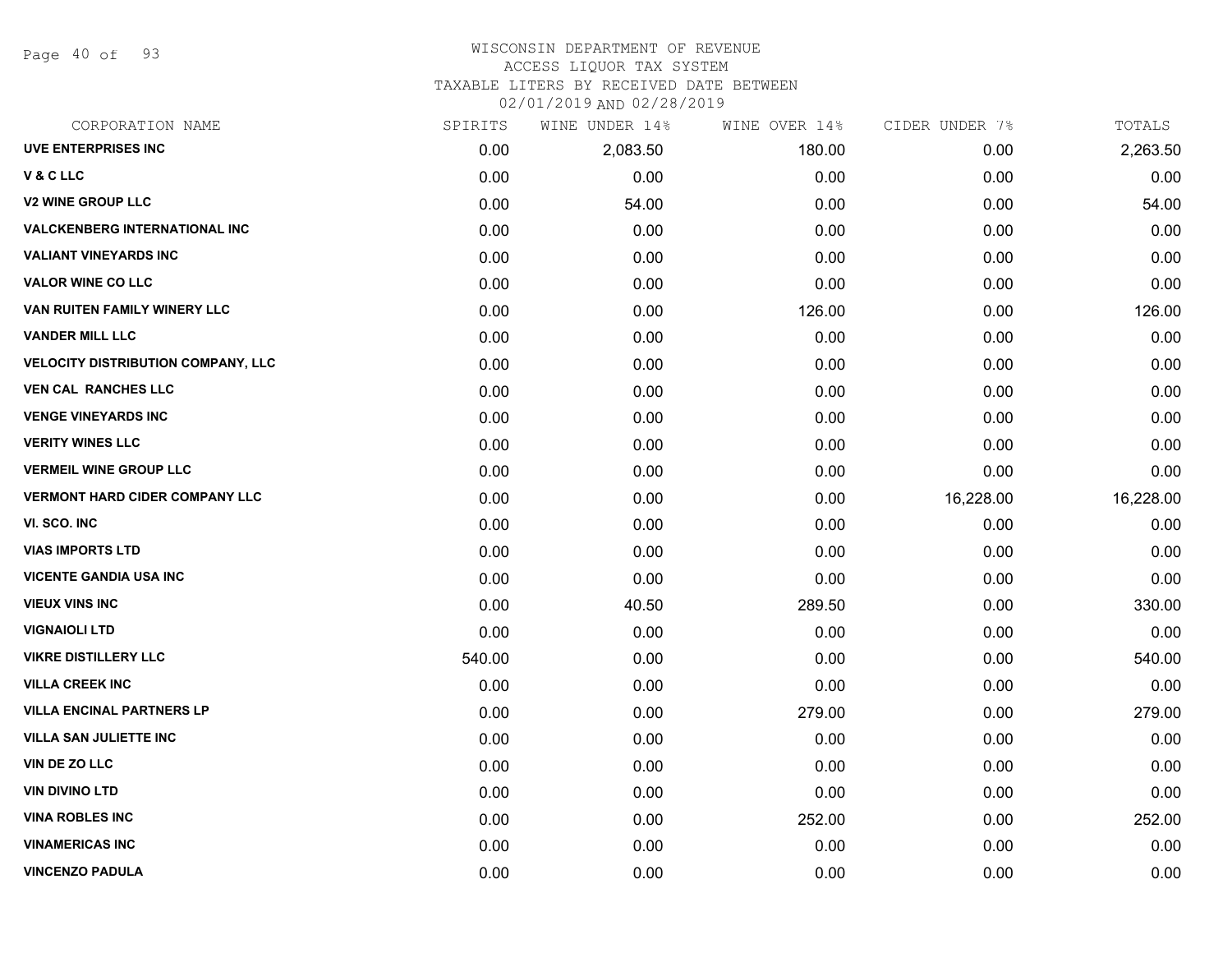WISCONSIN DEPARTMENT OF REVENUE
ACCESS LIQUOR TAX SYSTEM
TAXABLE LITERS BY RECEIVED DATE BETWEEN
02/01/2019 AND 02/28/2019

| CORPORATION NAME | SPIRITS | WINE UNDER 14% | WINE OVER 14% | CIDER UNDER 7% | TOTALS |
|---|---|---|---|---|---|
| UVE ENTERPRISES INC | 0.00 | 2,083.50 | 180.00 | 0.00 | 2,263.50 |
| V & C LLC | 0.00 | 0.00 | 0.00 | 0.00 | 0.00 |
| V2 WINE GROUP LLC | 0.00 | 54.00 | 0.00 | 0.00 | 54.00 |
| VALCKENBERG INTERNATIONAL INC | 0.00 | 0.00 | 0.00 | 0.00 | 0.00 |
| VALIANT VINEYARDS INC | 0.00 | 0.00 | 0.00 | 0.00 | 0.00 |
| VALOR WINE CO LLC | 0.00 | 0.00 | 0.00 | 0.00 | 0.00 |
| VAN RUITEN FAMILY WINERY LLC | 0.00 | 0.00 | 126.00 | 0.00 | 126.00 |
| VANDER MILL LLC | 0.00 | 0.00 | 0.00 | 0.00 | 0.00 |
| VELOCITY DISTRIBUTION COMPANY, LLC | 0.00 | 0.00 | 0.00 | 0.00 | 0.00 |
| VEN CAL RANCHES LLC | 0.00 | 0.00 | 0.00 | 0.00 | 0.00 |
| VENGE VINEYARDS INC | 0.00 | 0.00 | 0.00 | 0.00 | 0.00 |
| VERITY WINES LLC | 0.00 | 0.00 | 0.00 | 0.00 | 0.00 |
| VERMEIL WINE GROUP LLC | 0.00 | 0.00 | 0.00 | 0.00 | 0.00 |
| VERMONT HARD CIDER COMPANY LLC | 0.00 | 0.00 | 0.00 | 16,228.00 | 16,228.00 |
| VI. SCO. INC | 0.00 | 0.00 | 0.00 | 0.00 | 0.00 |
| VIAS IMPORTS LTD | 0.00 | 0.00 | 0.00 | 0.00 | 0.00 |
| VICENTE GANDIA USA INC | 0.00 | 0.00 | 0.00 | 0.00 | 0.00 |
| VIEUX VINS INC | 0.00 | 40.50 | 289.50 | 0.00 | 330.00 |
| VIGNAIOLI LTD | 0.00 | 0.00 | 0.00 | 0.00 | 0.00 |
| VIKRE DISTILLERY LLC | 540.00 | 0.00 | 0.00 | 0.00 | 540.00 |
| VILLA CREEK INC | 0.00 | 0.00 | 0.00 | 0.00 | 0.00 |
| VILLA ENCINAL PARTNERS LP | 0.00 | 0.00 | 279.00 | 0.00 | 279.00 |
| VILLA SAN JULIETTE INC | 0.00 | 0.00 | 0.00 | 0.00 | 0.00 |
| VIN DE ZO LLC | 0.00 | 0.00 | 0.00 | 0.00 | 0.00 |
| VIN DIVINO LTD | 0.00 | 0.00 | 0.00 | 0.00 | 0.00 |
| VINA ROBLES INC | 0.00 | 0.00 | 252.00 | 0.00 | 252.00 |
| VINAMERICAS INC | 0.00 | 0.00 | 0.00 | 0.00 | 0.00 |
| VINCENZO PADULA | 0.00 | 0.00 | 0.00 | 0.00 | 0.00 |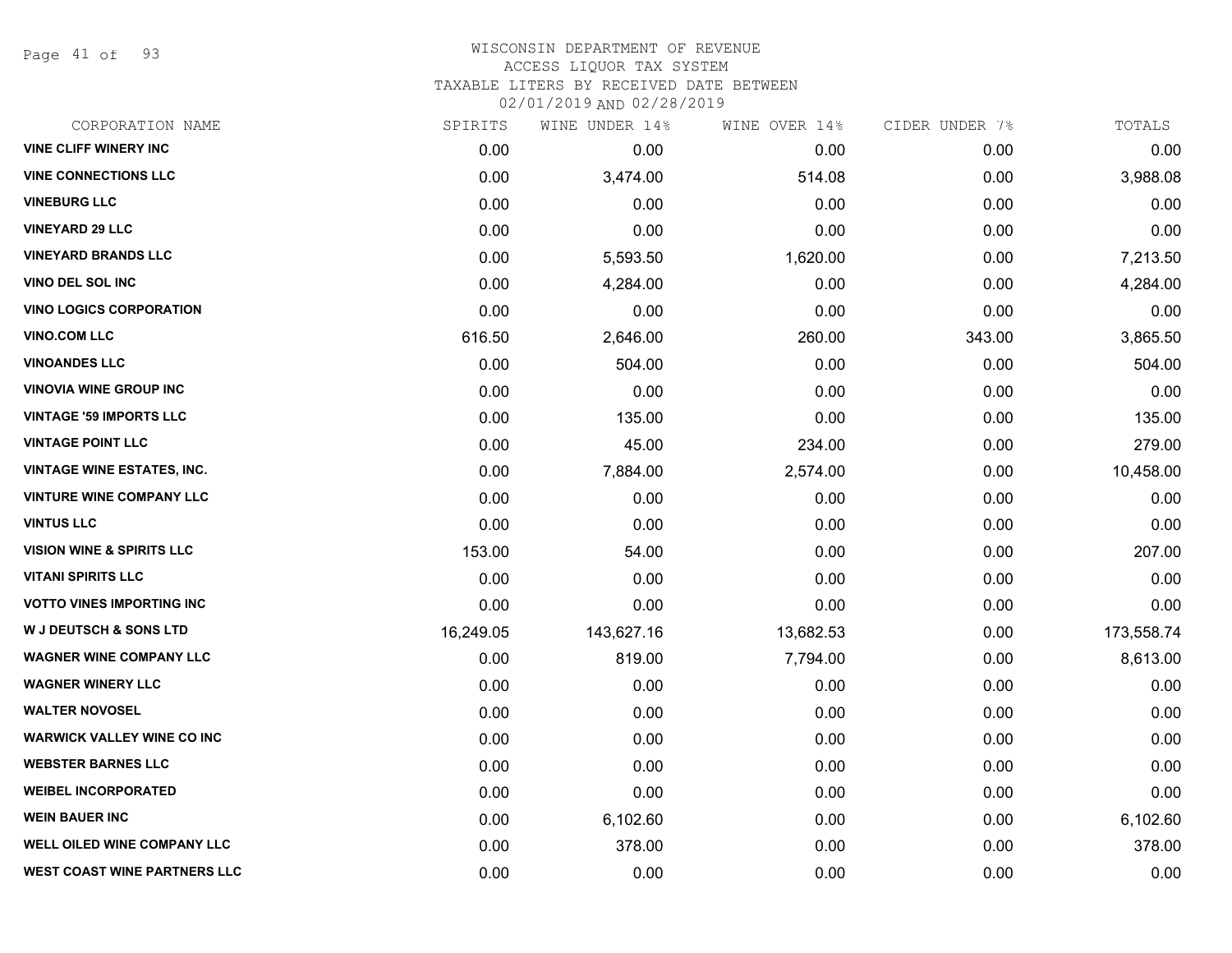WISCONSIN DEPARTMENT OF REVENUE
ACCESS LIQUOR TAX SYSTEM
TAXABLE LITERS BY RECEIVED DATE BETWEEN
02/01/2019 AND 02/28/2019

| CORPORATION NAME | SPIRITS | WINE UNDER 14% | WINE OVER 14% | CIDER UNDER 7% | TOTALS |
|---|---|---|---|---|---|
| VINE CLIFF WINERY INC | 0.00 | 0.00 | 0.00 | 0.00 | 0.00 |
| VINE CONNECTIONS LLC | 0.00 | 3,474.00 | 514.08 | 0.00 | 3,988.08 |
| VINEBURG LLC | 0.00 | 0.00 | 0.00 | 0.00 | 0.00 |
| VINEYARD 29 LLC | 0.00 | 0.00 | 0.00 | 0.00 | 0.00 |
| VINEYARD BRANDS LLC | 0.00 | 5,593.50 | 1,620.00 | 0.00 | 7,213.50 |
| VINO DEL SOL INC | 0.00 | 4,284.00 | 0.00 | 0.00 | 4,284.00 |
| VINO LOGICS CORPORATION | 0.00 | 0.00 | 0.00 | 0.00 | 0.00 |
| VINO.COM LLC | 616.50 | 2,646.00 | 260.00 | 343.00 | 3,865.50 |
| VINOANDES LLC | 0.00 | 504.00 | 0.00 | 0.00 | 504.00 |
| VINOVIA WINE GROUP INC | 0.00 | 0.00 | 0.00 | 0.00 | 0.00 |
| VINTAGE '59 IMPORTS LLC | 0.00 | 135.00 | 0.00 | 0.00 | 135.00 |
| VINTAGE POINT LLC | 0.00 | 45.00 | 234.00 | 0.00 | 279.00 |
| VINTAGE WINE ESTATES, INC. | 0.00 | 7,884.00 | 2,574.00 | 0.00 | 10,458.00 |
| VINTURE WINE COMPANY LLC | 0.00 | 0.00 | 0.00 | 0.00 | 0.00 |
| VINTUS LLC | 0.00 | 0.00 | 0.00 | 0.00 | 0.00 |
| VISION WINE & SPIRITS LLC | 153.00 | 54.00 | 0.00 | 0.00 | 207.00 |
| VITANI SPIRITS LLC | 0.00 | 0.00 | 0.00 | 0.00 | 0.00 |
| VOTTO VINES IMPORTING INC | 0.00 | 0.00 | 0.00 | 0.00 | 0.00 |
| W J DEUTSCH & SONS LTD | 16,249.05 | 143,627.16 | 13,682.53 | 0.00 | 173,558.74 |
| WAGNER WINE COMPANY LLC | 0.00 | 819.00 | 7,794.00 | 0.00 | 8,613.00 |
| WAGNER WINERY LLC | 0.00 | 0.00 | 0.00 | 0.00 | 0.00 |
| WALTER NOVOSEL | 0.00 | 0.00 | 0.00 | 0.00 | 0.00 |
| WARWICK VALLEY WINE CO INC | 0.00 | 0.00 | 0.00 | 0.00 | 0.00 |
| WEBSTER BARNES LLC | 0.00 | 0.00 | 0.00 | 0.00 | 0.00 |
| WEIBEL INCORPORATED | 0.00 | 0.00 | 0.00 | 0.00 | 0.00 |
| WEIN BAUER INC | 0.00 | 6,102.60 | 0.00 | 0.00 | 6,102.60 |
| WELL OILED WINE COMPANY LLC | 0.00 | 378.00 | 0.00 | 0.00 | 378.00 |
| WEST COAST WINE PARTNERS LLC | 0.00 | 0.00 | 0.00 | 0.00 | 0.00 |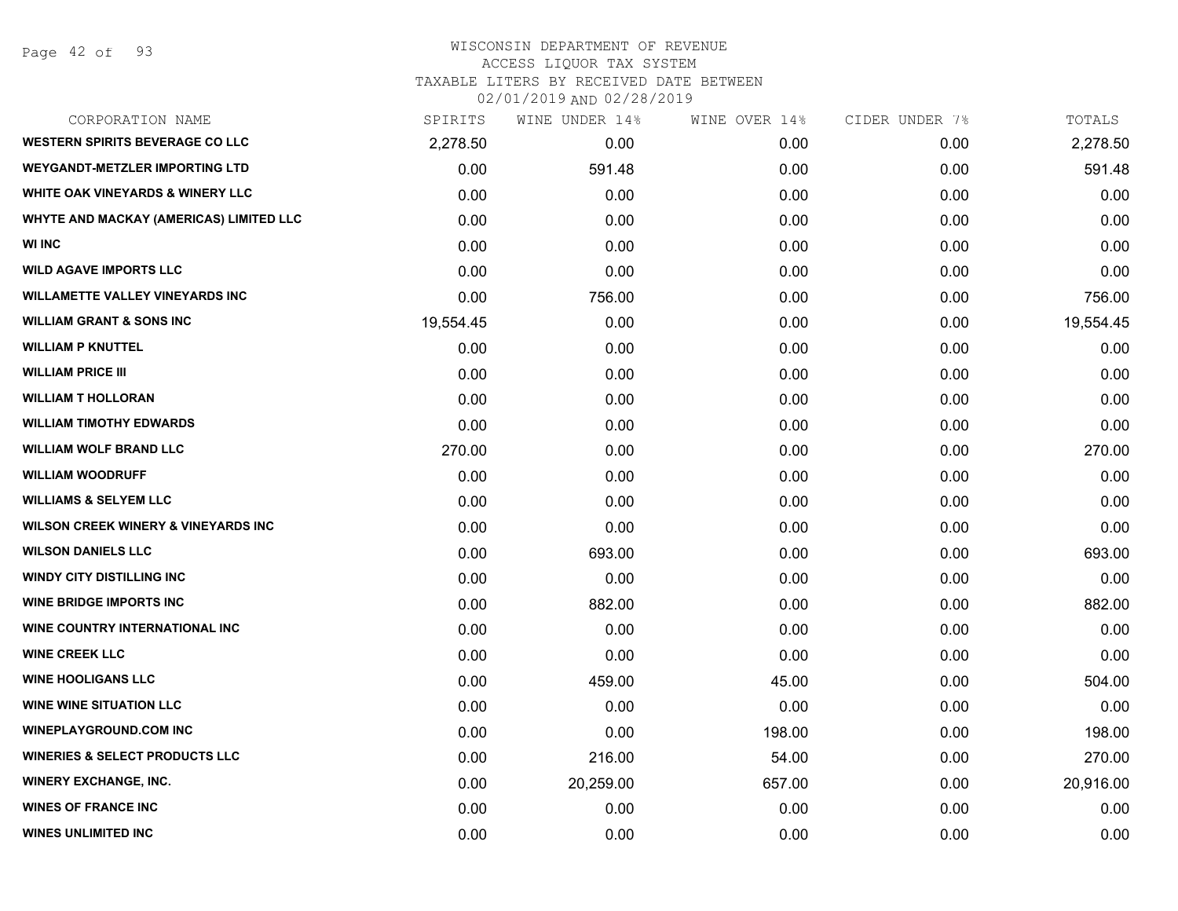# WISCONSIN DEPARTMENT OF REVENUE
## ACCESS LIQUOR TAX SYSTEM
### TAXABLE LITERS BY RECEIVED DATE BETWEEN 02/01/2019 AND 02/28/2019

| CORPORATION NAME | SPIRITS | WINE UNDER 14% | WINE OVER 14% | CIDER UNDER 7% | TOTALS |
|---|---|---|---|---|---|
| WESTERN SPIRITS BEVERAGE CO LLC | 2,278.50 | 0.00 | 0.00 | 0.00 | 2,278.50 |
| WEYGANDT-METZLER IMPORTING LTD | 0.00 | 591.48 | 0.00 | 0.00 | 591.48 |
| WHITE OAK VINEYARDS & WINERY LLC | 0.00 | 0.00 | 0.00 | 0.00 | 0.00 |
| WHYTE AND MACKAY (AMERICAS) LIMITED LLC | 0.00 | 0.00 | 0.00 | 0.00 | 0.00 |
| WI INC | 0.00 | 0.00 | 0.00 | 0.00 | 0.00 |
| WILD AGAVE IMPORTS LLC | 0.00 | 0.00 | 0.00 | 0.00 | 0.00 |
| WILLAMETTE VALLEY VINEYARDS INC | 0.00 | 756.00 | 0.00 | 0.00 | 756.00 |
| WILLIAM GRANT & SONS INC | 19,554.45 | 0.00 | 0.00 | 0.00 | 19,554.45 |
| WILLIAM P KNUTTEL | 0.00 | 0.00 | 0.00 | 0.00 | 0.00 |
| WILLIAM PRICE III | 0.00 | 0.00 | 0.00 | 0.00 | 0.00 |
| WILLIAM T HOLLORAN | 0.00 | 0.00 | 0.00 | 0.00 | 0.00 |
| WILLIAM TIMOTHY EDWARDS | 0.00 | 0.00 | 0.00 | 0.00 | 0.00 |
| WILLIAM WOLF BRAND LLC | 270.00 | 0.00 | 0.00 | 0.00 | 270.00 |
| WILLIAM WOODRUFF | 0.00 | 0.00 | 0.00 | 0.00 | 0.00 |
| WILLIAMS & SELYEM LLC | 0.00 | 0.00 | 0.00 | 0.00 | 0.00 |
| WILSON CREEK WINERY & VINEYARDS INC | 0.00 | 0.00 | 0.00 | 0.00 | 0.00 |
| WILSON DANIELS LLC | 0.00 | 693.00 | 0.00 | 0.00 | 693.00 |
| WINDY CITY DISTILLING INC | 0.00 | 0.00 | 0.00 | 0.00 | 0.00 |
| WINE BRIDGE IMPORTS INC | 0.00 | 882.00 | 0.00 | 0.00 | 882.00 |
| WINE COUNTRY INTERNATIONAL INC | 0.00 | 0.00 | 0.00 | 0.00 | 0.00 |
| WINE CREEK LLC | 0.00 | 0.00 | 0.00 | 0.00 | 0.00 |
| WINE HOOLIGANS LLC | 0.00 | 459.00 | 45.00 | 0.00 | 504.00 |
| WINE WINE SITUATION LLC | 0.00 | 0.00 | 0.00 | 0.00 | 0.00 |
| WINEPLAYGROUND.COM INC | 0.00 | 0.00 | 198.00 | 0.00 | 198.00 |
| WINERIES & SELECT PRODUCTS LLC | 0.00 | 216.00 | 54.00 | 0.00 | 270.00 |
| WINERY EXCHANGE, INC. | 0.00 | 20,259.00 | 657.00 | 0.00 | 20,916.00 |
| WINES OF FRANCE INC | 0.00 | 0.00 | 0.00 | 0.00 | 0.00 |
| WINES UNLIMITED INC | 0.00 | 0.00 | 0.00 | 0.00 | 0.00 |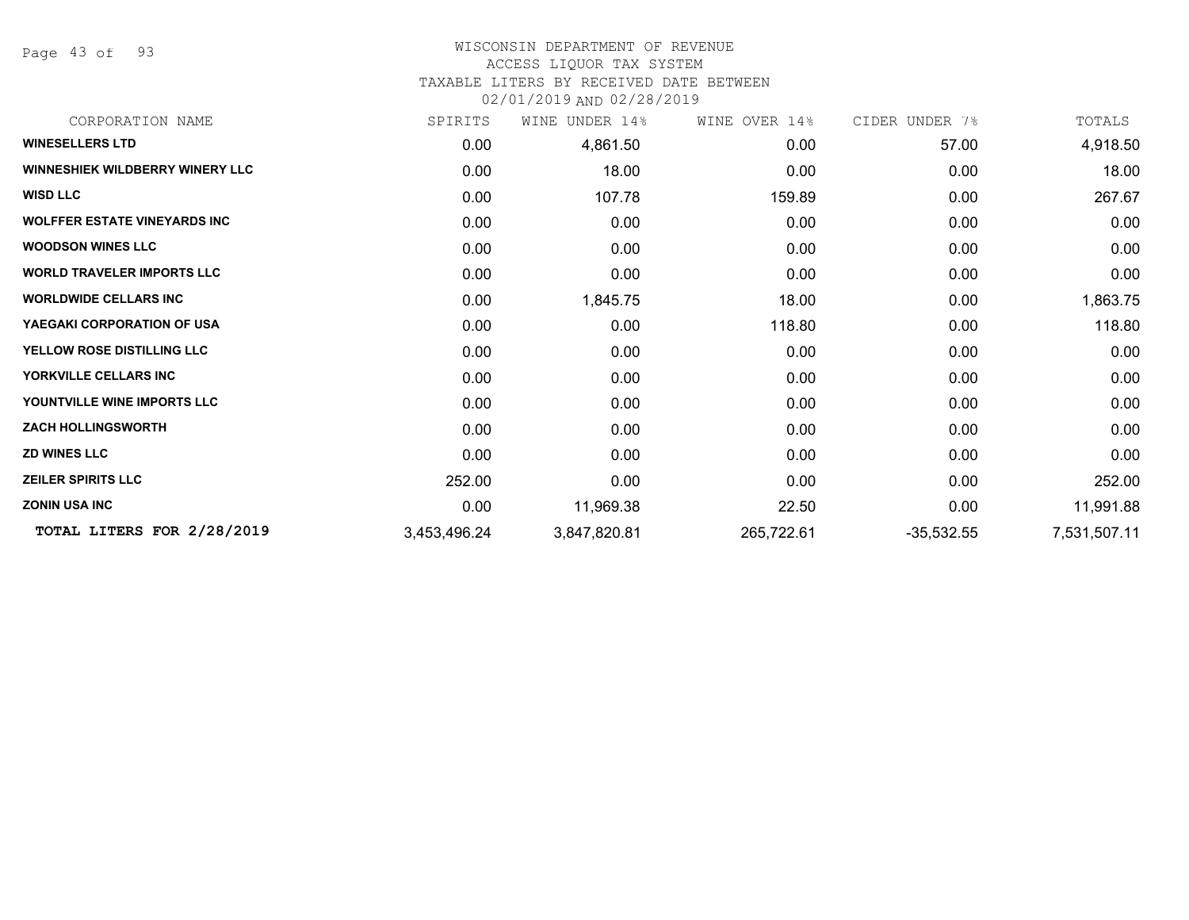# WISCONSIN DEPARTMENT OF REVENUE
## ACCESS LIQUOR TAX SYSTEM
### TAXABLE LITERS BY RECEIVED DATE BETWEEN 02/01/2019 AND 02/28/2019

| CORPORATION NAME | SPIRITS | WINE UNDER 14% | WINE OVER 14% | CIDER UNDER 7% | TOTALS |
|---|---|---|---|---|---|
| **WINESELLERS LTD** | 0.00 | 4,861.50 | 0.00 | 57.00 | 4,918.50 |
| **WINNESHIEK WILDBERRY WINERY LLC** | 0.00 | 18.00 | 0.00 | 0.00 | 18.00 |
| **WISD LLC** | 0.00 | 107.78 | 159.89 | 0.00 | 267.67 |
| **WOLFFER ESTATE VINEYARDS INC** | 0.00 | 0.00 | 0.00 | 0.00 | 0.00 |
| **WOODSON WINES LLC** | 0.00 | 0.00 | 0.00 | 0.00 | 0.00 |
| **WORLD TRAVELER IMPORTS LLC** | 0.00 | 0.00 | 0.00 | 0.00 | 0.00 |
| **WORLDWIDE CELLARS INC** | 0.00 | 1,845.75 | 18.00 | 0.00 | 1,863.75 |
| **YAEGAKI CORPORATION OF USA** | 0.00 | 0.00 | 118.80 | 0.00 | 118.80 |
| **YELLOW ROSE DISTILLING LLC** | 0.00 | 0.00 | 0.00 | 0.00 | 0.00 |
| **YORKVILLE CELLARS INC** | 0.00 | 0.00 | 0.00 | 0.00 | 0.00 |
| **YOUNTVILLE WINE IMPORTS LLC** | 0.00 | 0.00 | 0.00 | 0.00 | 0.00 |
| **ZACH HOLLINGSWORTH** | 0.00 | 0.00 | 0.00 | 0.00 | 0.00 |
| **ZD WINES LLC** | 0.00 | 0.00 | 0.00 | 0.00 | 0.00 |
| **ZEILER SPIRITS LLC** | 252.00 | 0.00 | 0.00 | 0.00 | 252.00 |
| **ZONIN USA INC** | 0.00 | 11,969.38 | 22.50 | 0.00 | 11,991.88 |
| **TOTAL LITERS FOR 2/28/2019** | 3,453,496.24 | 3,847,820.81 | 265,722.61 | -35,532.55 | 7,531,507.11 |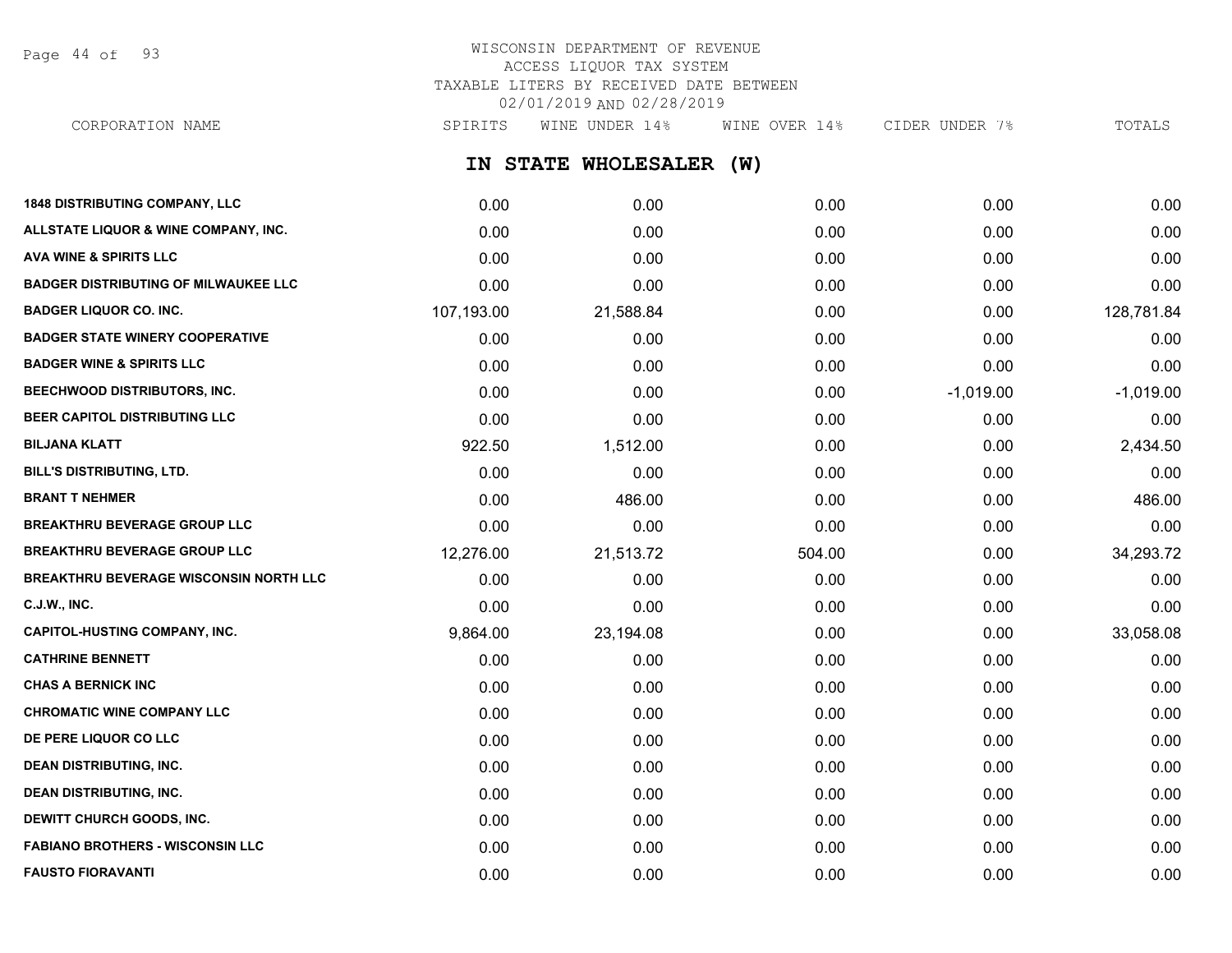# WISCONSIN DEPARTMENT OF REVENUE
## ACCESS LIQUOR TAX SYSTEM
## TAXABLE LITERS BY RECEIVED DATE BETWEEN 02/01/2019 AND 02/28/2019

## IN STATE WHOLESALER (W)

| CORPORATION NAME | SPIRITS | WINE UNDER 14% | WINE OVER 14% | CIDER UNDER 7% | TOTALS |
|---|---|---|---|---|---|
| 1848 DISTRIBUTING COMPANY, LLC | 0.00 | 0.00 | 0.00 | 0.00 | 0.00 |
| ALLSTATE LIQUOR & WINE COMPANY, INC. | 0.00 | 0.00 | 0.00 | 0.00 | 0.00 |
| AVA WINE & SPIRITS LLC | 0.00 | 0.00 | 0.00 | 0.00 | 0.00 |
| BADGER DISTRIBUTING OF MILWAUKEE LLC | 0.00 | 0.00 | 0.00 | 0.00 | 0.00 |
| BADGER LIQUOR CO. INC. | 107,193.00 | 21,588.84 | 0.00 | 0.00 | 128,781.84 |
| BADGER STATE WINERY COOPERATIVE | 0.00 | 0.00 | 0.00 | 0.00 | 0.00 |
| BADGER WINE & SPIRITS LLC | 0.00 | 0.00 | 0.00 | 0.00 | 0.00 |
| BEECHWOOD DISTRIBUTORS, INC. | 0.00 | 0.00 | 0.00 | -1,019.00 | -1,019.00 |
| BEER CAPITOL DISTRIBUTING LLC | 0.00 | 0.00 | 0.00 | 0.00 | 0.00 |
| BILJANA KLATT | 922.50 | 1,512.00 | 0.00 | 0.00 | 2,434.50 |
| BILL'S DISTRIBUTING, LTD. | 0.00 | 0.00 | 0.00 | 0.00 | 0.00 |
| BRANT T NEHMER | 0.00 | 486.00 | 0.00 | 0.00 | 486.00 |
| BREAKTHRU BEVERAGE GROUP LLC | 0.00 | 0.00 | 0.00 | 0.00 | 0.00 |
| BREAKTHRU BEVERAGE GROUP LLC | 12,276.00 | 21,513.72 | 504.00 | 0.00 | 34,293.72 |
| BREAKTHRU BEVERAGE WISCONSIN NORTH LLC | 0.00 | 0.00 | 0.00 | 0.00 | 0.00 |
| C.J.W., INC. | 0.00 | 0.00 | 0.00 | 0.00 | 0.00 |
| CAPITOL-HUSTING COMPANY, INC. | 9,864.00 | 23,194.08 | 0.00 | 0.00 | 33,058.08 |
| CATHRINE BENNETT | 0.00 | 0.00 | 0.00 | 0.00 | 0.00 |
| CHAS A BERNICK INC | 0.00 | 0.00 | 0.00 | 0.00 | 0.00 |
| CHROMATIC WINE COMPANY LLC | 0.00 | 0.00 | 0.00 | 0.00 | 0.00 |
| DE PERE LIQUOR CO LLC | 0.00 | 0.00 | 0.00 | 0.00 | 0.00 |
| DEAN DISTRIBUTING, INC. | 0.00 | 0.00 | 0.00 | 0.00 | 0.00 |
| DEAN DISTRIBUTING, INC. | 0.00 | 0.00 | 0.00 | 0.00 | 0.00 |
| DEWITT CHURCH GOODS, INC. | 0.00 | 0.00 | 0.00 | 0.00 | 0.00 |
| FABIANO BROTHERS - WISCONSIN LLC | 0.00 | 0.00 | 0.00 | 0.00 | 0.00 |
| FAUSTO FIORAVANTI | 0.00 | 0.00 | 0.00 | 0.00 | 0.00 |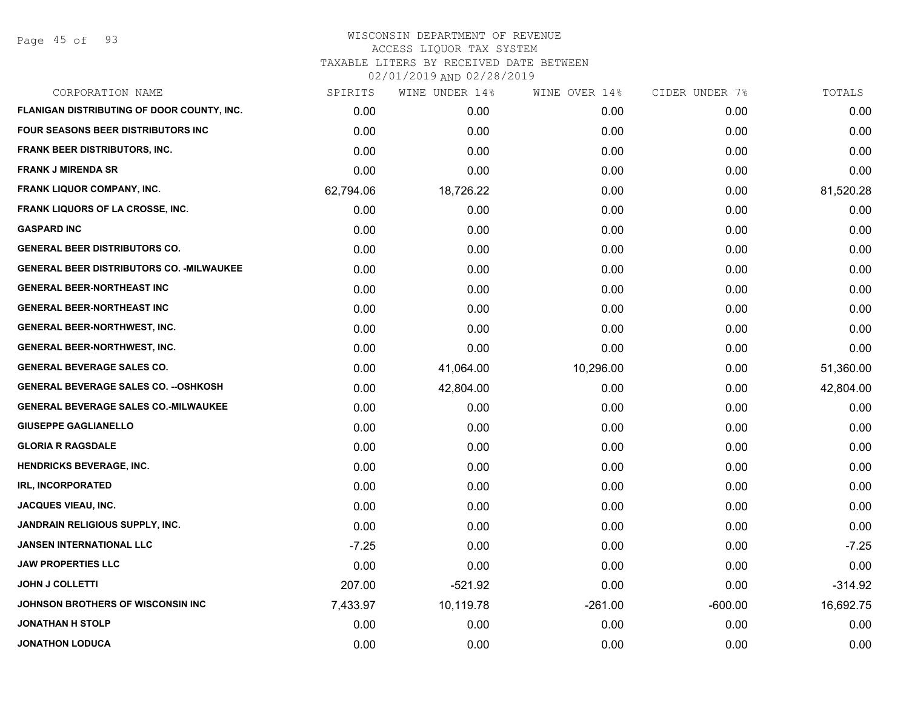# WISCONSIN DEPARTMENT OF REVENUE
## ACCESS LIQUOR TAX SYSTEM
## TAXABLE LITERS BY RECEIVED DATE BETWEEN
## 02/01/2019 AND 02/28/2019

| CORPORATION NAME | SPIRITS | WINE UNDER 14% | WINE OVER 14% | CIDER UNDER 7% | TOTALS |
|---|---|---|---|---|---|
| FLANIGAN DISTRIBUTING OF DOOR COUNTY, INC. | 0.00 | 0.00 | 0.00 | 0.00 | 0.00 |
| FOUR SEASONS BEER DISTRIBUTORS INC | 0.00 | 0.00 | 0.00 | 0.00 | 0.00 |
| FRANK BEER DISTRIBUTORS, INC. | 0.00 | 0.00 | 0.00 | 0.00 | 0.00 |
| FRANK J MIRENDA SR | 0.00 | 0.00 | 0.00 | 0.00 | 0.00 |
| FRANK LIQUOR COMPANY, INC. | 62,794.06 | 18,726.22 | 0.00 | 0.00 | 81,520.28 |
| FRANK LIQUORS OF LA CROSSE, INC. | 0.00 | 0.00 | 0.00 | 0.00 | 0.00 |
| GASPARD INC | 0.00 | 0.00 | 0.00 | 0.00 | 0.00 |
| GENERAL BEER DISTRIBUTORS CO. | 0.00 | 0.00 | 0.00 | 0.00 | 0.00 |
| GENERAL BEER DISTRIBUTORS CO. -MILWAUKEE | 0.00 | 0.00 | 0.00 | 0.00 | 0.00 |
| GENERAL BEER-NORTHEAST INC | 0.00 | 0.00 | 0.00 | 0.00 | 0.00 |
| GENERAL BEER-NORTHEAST INC | 0.00 | 0.00 | 0.00 | 0.00 | 0.00 |
| GENERAL BEER-NORTHWEST, INC. | 0.00 | 0.00 | 0.00 | 0.00 | 0.00 |
| GENERAL BEER-NORTHWEST, INC. | 0.00 | 0.00 | 0.00 | 0.00 | 0.00 |
| GENERAL BEVERAGE SALES CO. | 0.00 | 41,064.00 | 10,296.00 | 0.00 | 51,360.00 |
| GENERAL BEVERAGE SALES CO. --OSHKOSH | 0.00 | 42,804.00 | 0.00 | 0.00 | 42,804.00 |
| GENERAL BEVERAGE SALES CO.-MILWAUKEE | 0.00 | 0.00 | 0.00 | 0.00 | 0.00 |
| GIUSEPPE GAGLIANELLO | 0.00 | 0.00 | 0.00 | 0.00 | 0.00 |
| GLORIA R RAGSDALE | 0.00 | 0.00 | 0.00 | 0.00 | 0.00 |
| HENDRICKS BEVERAGE, INC. | 0.00 | 0.00 | 0.00 | 0.00 | 0.00 |
| IRL, INCORPORATED | 0.00 | 0.00 | 0.00 | 0.00 | 0.00 |
| JACQUES VIEAU, INC. | 0.00 | 0.00 | 0.00 | 0.00 | 0.00 |
| JANDRAIN RELIGIOUS SUPPLY, INC. | 0.00 | 0.00 | 0.00 | 0.00 | 0.00 |
| JANSEN INTERNATIONAL LLC | -7.25 | 0.00 | 0.00 | 0.00 | -7.25 |
| JAW PROPERTIES LLC | 0.00 | 0.00 | 0.00 | 0.00 | 0.00 |
| JOHN J COLLETTI | 207.00 | -521.92 | 0.00 | 0.00 | -314.92 |
| JOHNSON BROTHERS OF WISCONSIN INC | 7,433.97 | 10,119.78 | -261.00 | -600.00 | 16,692.75 |
| JONATHAN H STOLP | 0.00 | 0.00 | 0.00 | 0.00 | 0.00 |
| JONATHON LODUCA | 0.00 | 0.00 | 0.00 | 0.00 | 0.00 |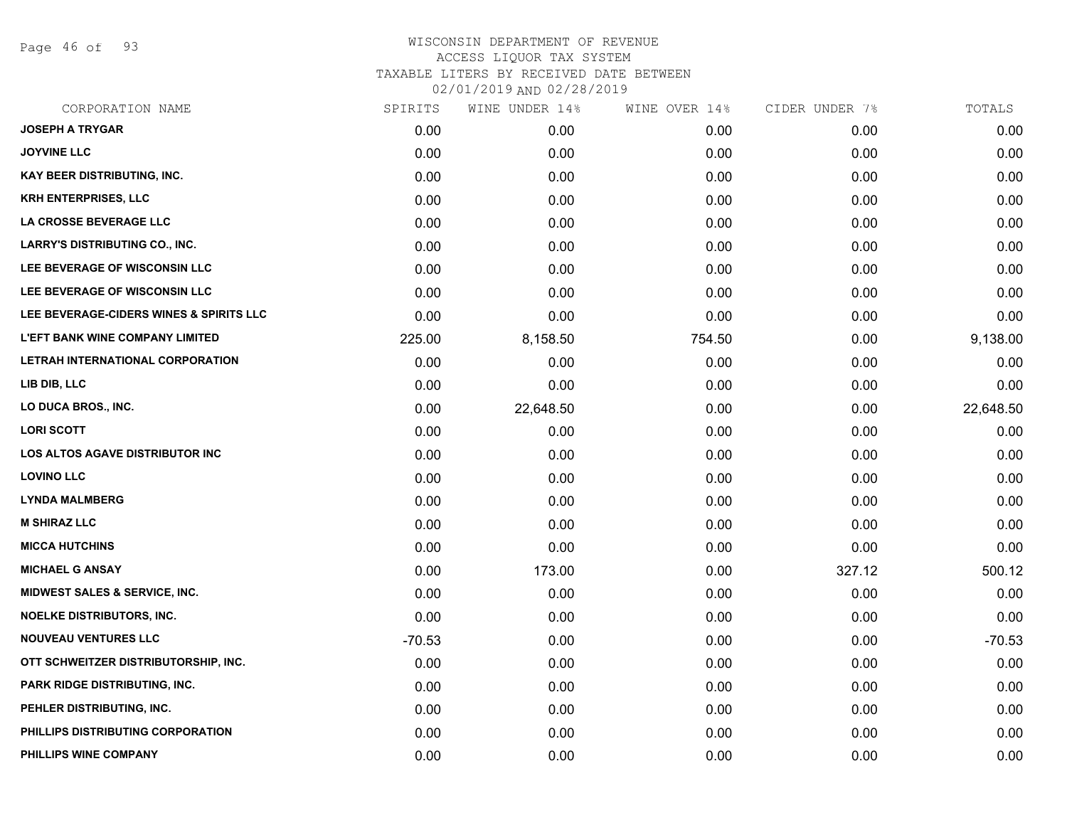# WISCONSIN DEPARTMENT OF REVENUE
## ACCESS LIQUOR TAX SYSTEM
### TAXABLE LITERS BY RECEIVED DATE BETWEEN 02/01/2019 AND 02/28/2019

| CORPORATION NAME | SPIRITS | WINE UNDER 14% | WINE OVER 14% | CIDER UNDER 7% | TOTALS |
|---|---|---|---|---|---|
| JOSEPH A TRYGAR | 0.00 | 0.00 | 0.00 | 0.00 | 0.00 |
| JOYVINE LLC | 0.00 | 0.00 | 0.00 | 0.00 | 0.00 |
| KAY BEER DISTRIBUTING, INC. | 0.00 | 0.00 | 0.00 | 0.00 | 0.00 |
| KRH ENTERPRISES, LLC | 0.00 | 0.00 | 0.00 | 0.00 | 0.00 |
| LA CROSSE BEVERAGE LLC | 0.00 | 0.00 | 0.00 | 0.00 | 0.00 |
| LARRY'S DISTRIBUTING CO., INC. | 0.00 | 0.00 | 0.00 | 0.00 | 0.00 |
| LEE BEVERAGE OF WISCONSIN LLC | 0.00 | 0.00 | 0.00 | 0.00 | 0.00 |
| LEE BEVERAGE OF WISCONSIN LLC | 0.00 | 0.00 | 0.00 | 0.00 | 0.00 |
| LEE BEVERAGE-CIDERS WINES & SPIRITS LLC | 0.00 | 0.00 | 0.00 | 0.00 | 0.00 |
| L'EFT BANK WINE COMPANY LIMITED | 225.00 | 8,158.50 | 754.50 | 0.00 | 9,138.00 |
| LETRAH INTERNATIONAL CORPORATION | 0.00 | 0.00 | 0.00 | 0.00 | 0.00 |
| LIB DIB, LLC | 0.00 | 0.00 | 0.00 | 0.00 | 0.00 |
| LO DUCA BROS., INC. | 0.00 | 22,648.50 | 0.00 | 0.00 | 22,648.50 |
| LORI SCOTT | 0.00 | 0.00 | 0.00 | 0.00 | 0.00 |
| LOS ALTOS AGAVE DISTRIBUTOR INC | 0.00 | 0.00 | 0.00 | 0.00 | 0.00 |
| LOVINO LLC | 0.00 | 0.00 | 0.00 | 0.00 | 0.00 |
| LYNDA MALMBERG | 0.00 | 0.00 | 0.00 | 0.00 | 0.00 |
| M SHIRAZ LLC | 0.00 | 0.00 | 0.00 | 0.00 | 0.00 |
| MICCA HUTCHINS | 0.00 | 0.00 | 0.00 | 0.00 | 0.00 |
| MICHAEL G ANSAY | 0.00 | 173.00 | 0.00 | 327.12 | 500.12 |
| MIDWEST SALES & SERVICE, INC. | 0.00 | 0.00 | 0.00 | 0.00 | 0.00 |
| NOELKE DISTRIBUTORS, INC. | 0.00 | 0.00 | 0.00 | 0.00 | 0.00 |
| NOUVEAU VENTURES LLC | -70.53 | 0.00 | 0.00 | 0.00 | -70.53 |
| OTT SCHWEITZER DISTRIBUTORSHIP, INC. | 0.00 | 0.00 | 0.00 | 0.00 | 0.00 |
| PARK RIDGE DISTRIBUTING, INC. | 0.00 | 0.00 | 0.00 | 0.00 | 0.00 |
| PEHLER DISTRIBUTING, INC. | 0.00 | 0.00 | 0.00 | 0.00 | 0.00 |
| PHILLIPS DISTRIBUTING CORPORATION | 0.00 | 0.00 | 0.00 | 0.00 | 0.00 |
| PHILLIPS WINE COMPANY | 0.00 | 0.00 | 0.00 | 0.00 | 0.00 |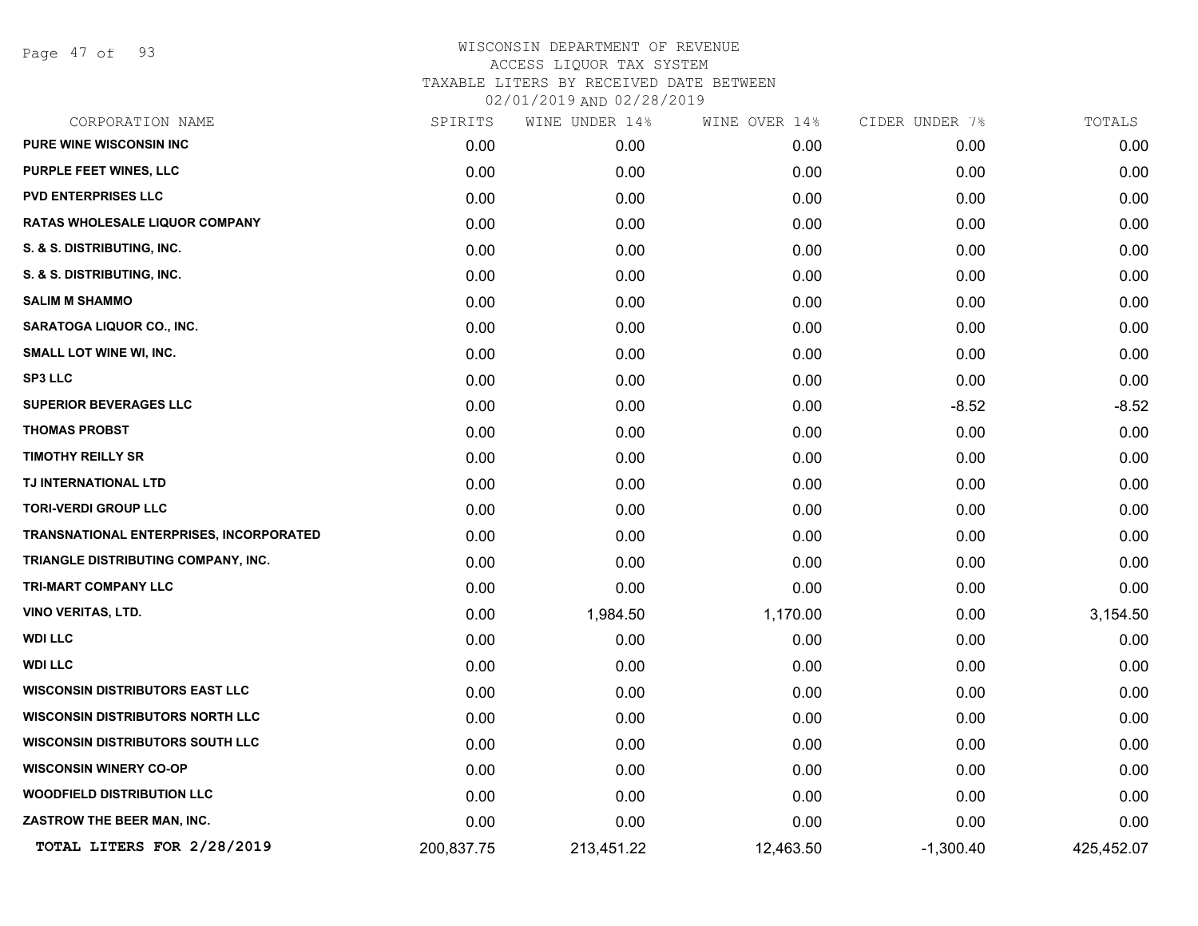# WISCONSIN DEPARTMENT OF REVENUE
## ACCESS LIQUOR TAX SYSTEM
### TAXABLE LITERS BY RECEIVED DATE BETWEEN 02/01/2019 AND 02/28/2019

| CORPORATION NAME | SPIRITS | WINE UNDER 14% | WINE OVER 14% | CIDER UNDER 7% | TOTALS |
|---|---|---|---|---|---|
| PURE WINE WISCONSIN INC | 0.00 | 0.00 | 0.00 | 0.00 | 0.00 |
| PURPLE FEET WINES, LLC | 0.00 | 0.00 | 0.00 | 0.00 | 0.00 |
| PVD ENTERPRISES LLC | 0.00 | 0.00 | 0.00 | 0.00 | 0.00 |
| RATAS WHOLESALE LIQUOR COMPANY | 0.00 | 0.00 | 0.00 | 0.00 | 0.00 |
| S. & S. DISTRIBUTING, INC. | 0.00 | 0.00 | 0.00 | 0.00 | 0.00 |
| S. & S. DISTRIBUTING, INC. | 0.00 | 0.00 | 0.00 | 0.00 | 0.00 |
| SALIM M SHAMMO | 0.00 | 0.00 | 0.00 | 0.00 | 0.00 |
| SARATOGA LIQUOR CO., INC. | 0.00 | 0.00 | 0.00 | 0.00 | 0.00 |
| SMALL LOT WINE WI, INC. | 0.00 | 0.00 | 0.00 | 0.00 | 0.00 |
| SP3 LLC | 0.00 | 0.00 | 0.00 | 0.00 | 0.00 |
| SUPERIOR BEVERAGES LLC | 0.00 | 0.00 | 0.00 | -8.52 | -8.52 |
| THOMAS PROBST | 0.00 | 0.00 | 0.00 | 0.00 | 0.00 |
| TIMOTHY REILLY SR | 0.00 | 0.00 | 0.00 | 0.00 | 0.00 |
| TJ INTERNATIONAL LTD | 0.00 | 0.00 | 0.00 | 0.00 | 0.00 |
| TORI-VERDI GROUP LLC | 0.00 | 0.00 | 0.00 | 0.00 | 0.00 |
| TRANSNATIONAL ENTERPRISES, INCORPORATED | 0.00 | 0.00 | 0.00 | 0.00 | 0.00 |
| TRIANGLE DISTRIBUTING COMPANY, INC. | 0.00 | 0.00 | 0.00 | 0.00 | 0.00 |
| TRI-MART COMPANY LLC | 0.00 | 0.00 | 0.00 | 0.00 | 0.00 |
| VINO VERITAS, LTD. | 0.00 | 1,984.50 | 1,170.00 | 0.00 | 3,154.50 |
| WDI LLC | 0.00 | 0.00 | 0.00 | 0.00 | 0.00 |
| WDI LLC | 0.00 | 0.00 | 0.00 | 0.00 | 0.00 |
| WISCONSIN DISTRIBUTORS EAST LLC | 0.00 | 0.00 | 0.00 | 0.00 | 0.00 |
| WISCONSIN DISTRIBUTORS NORTH LLC | 0.00 | 0.00 | 0.00 | 0.00 | 0.00 |
| WISCONSIN DISTRIBUTORS SOUTH LLC | 0.00 | 0.00 | 0.00 | 0.00 | 0.00 |
| WISCONSIN WINERY CO-OP | 0.00 | 0.00 | 0.00 | 0.00 | 0.00 |
| WOODFIELD DISTRIBUTION LLC | 0.00 | 0.00 | 0.00 | 0.00 | 0.00 |
| ZASTROW THE BEER MAN, INC. | 0.00 | 0.00 | 0.00 | 0.00 | 0.00 |
| **TOTAL LITERS FOR 2/28/2019** | 200,837.75 | 213,451.22 | 12,463.50 | -1,300.40 | 425,452.07 |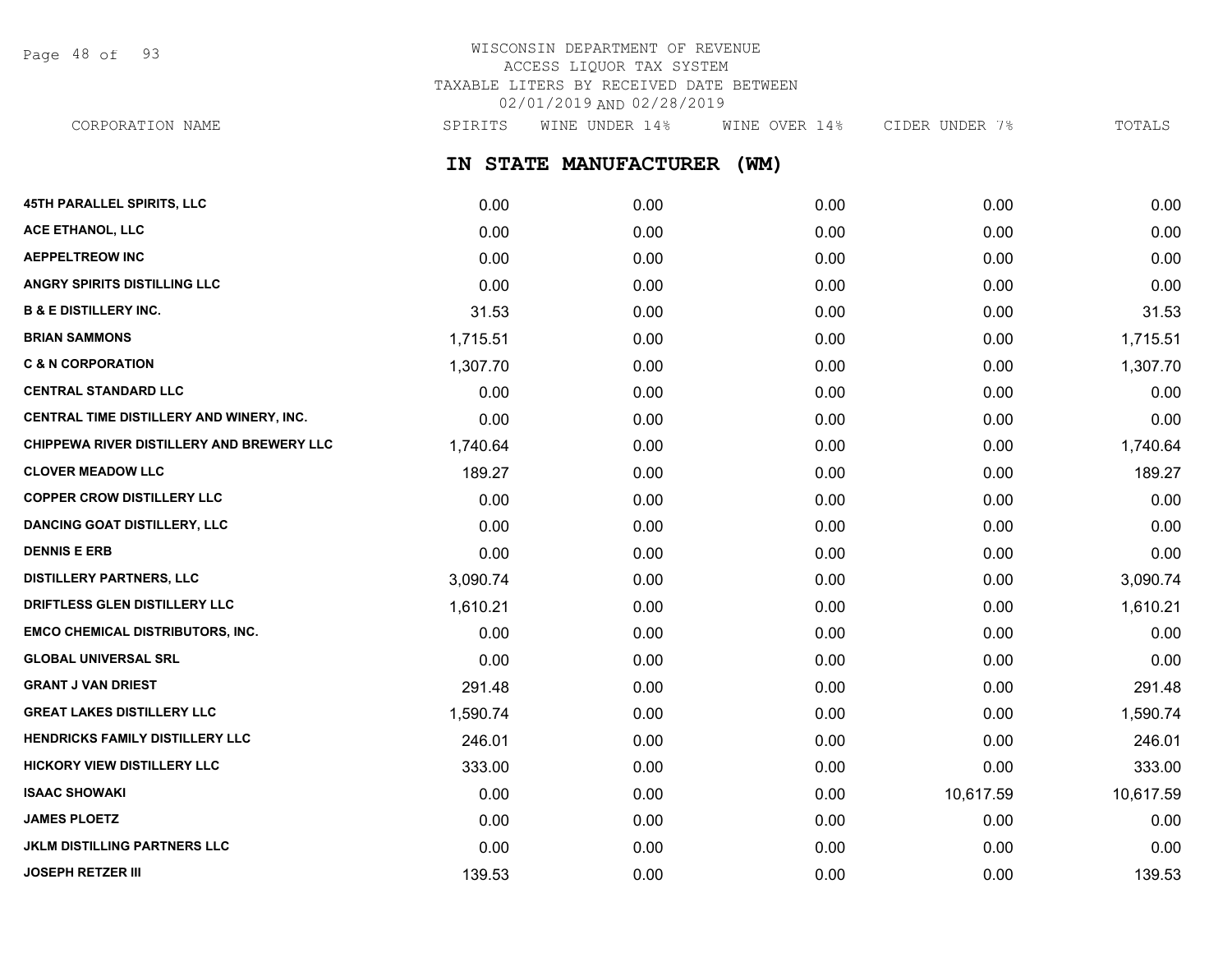# WISCONSIN DEPARTMENT OF REVENUE
## ACCESS LIQUOR TAX SYSTEM
## TAXABLE LITERS BY RECEIVED DATE BETWEEN 02/01/2019 AND 02/28/2019

## IN STATE MANUFACTURER (WM)

| CORPORATION NAME | SPIRITS | WINE UNDER 14% | WINE OVER 14% | CIDER UNDER 7% | TOTALS |
|---|---|---|---|---|---|
| 45TH PARALLEL SPIRITS, LLC | 0.00 | 0.00 | 0.00 | 0.00 | 0.00 |
| ACE ETHANOL, LLC | 0.00 | 0.00 | 0.00 | 0.00 | 0.00 |
| AEPPELTREOW INC | 0.00 | 0.00 | 0.00 | 0.00 | 0.00 |
| ANGRY SPIRITS DISTILLING LLC | 0.00 | 0.00 | 0.00 | 0.00 | 0.00 |
| B & E DISTILLERY INC. | 31.53 | 0.00 | 0.00 | 0.00 | 31.53 |
| BRIAN SAMMONS | 1,715.51 | 0.00 | 0.00 | 0.00 | 1,715.51 |
| C & N CORPORATION | 1,307.70 | 0.00 | 0.00 | 0.00 | 1,307.70 |
| CENTRAL STANDARD LLC | 0.00 | 0.00 | 0.00 | 0.00 | 0.00 |
| CENTRAL TIME DISTILLERY AND WINERY, INC. | 0.00 | 0.00 | 0.00 | 0.00 | 0.00 |
| CHIPPEWA RIVER DISTILLERY AND BREWERY LLC | 1,740.64 | 0.00 | 0.00 | 0.00 | 1,740.64 |
| CLOVER MEADOW LLC | 189.27 | 0.00 | 0.00 | 0.00 | 189.27 |
| COPPER CROW DISTILLERY LLC | 0.00 | 0.00 | 0.00 | 0.00 | 0.00 |
| DANCING GOAT DISTILLERY, LLC | 0.00 | 0.00 | 0.00 | 0.00 | 0.00 |
| DENNIS E ERB | 0.00 | 0.00 | 0.00 | 0.00 | 0.00 |
| DISTILLERY PARTNERS, LLC | 3,090.74 | 0.00 | 0.00 | 0.00 | 3,090.74 |
| DRIFTLESS GLEN DISTILLERY LLC | 1,610.21 | 0.00 | 0.00 | 0.00 | 1,610.21 |
| EMCO CHEMICAL DISTRIBUTORS, INC. | 0.00 | 0.00 | 0.00 | 0.00 | 0.00 |
| GLOBAL UNIVERSAL SRL | 0.00 | 0.00 | 0.00 | 0.00 | 0.00 |
| GRANT J VAN DRIEST | 291.48 | 0.00 | 0.00 | 0.00 | 291.48 |
| GREAT LAKES DISTILLERY LLC | 1,590.74 | 0.00 | 0.00 | 0.00 | 1,590.74 |
| HENDRICKS FAMILY DISTILLERY LLC | 246.01 | 0.00 | 0.00 | 0.00 | 246.01 |
| HICKORY VIEW DISTILLERY LLC | 333.00 | 0.00 | 0.00 | 0.00 | 333.00 |
| ISAAC SHOWAKI | 0.00 | 0.00 | 0.00 | 10,617.59 | 10,617.59 |
| JAMES PLOETZ | 0.00 | 0.00 | 0.00 | 0.00 | 0.00 |
| JKLM DISTILLING PARTNERS LLC | 0.00 | 0.00 | 0.00 | 0.00 | 0.00 |
| JOSEPH RETZER III | 139.53 | 0.00 | 0.00 | 0.00 | 139.53 |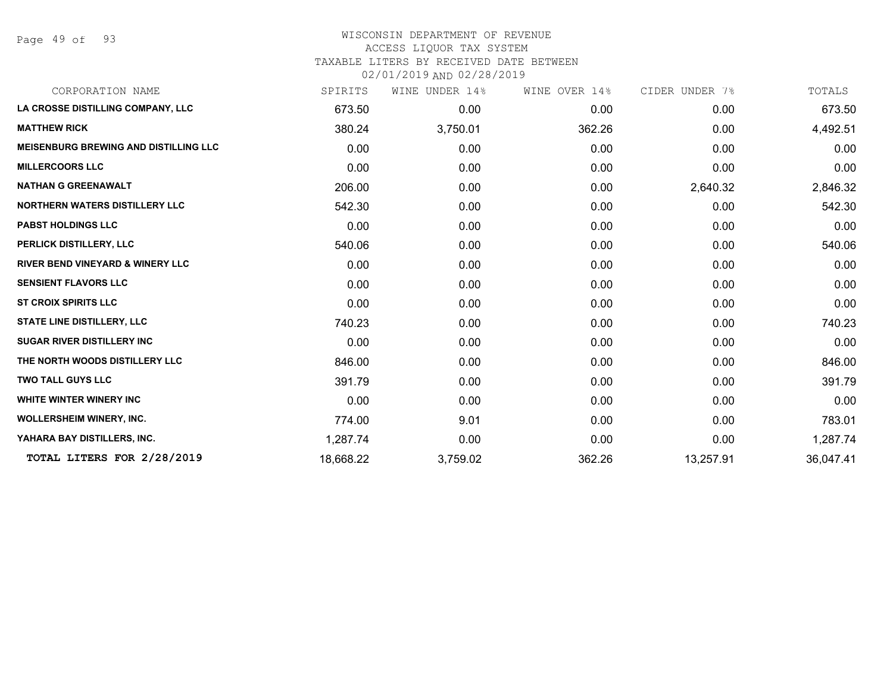# WISCONSIN DEPARTMENT OF REVENUE
## ACCESS LIQUOR TAX SYSTEM
### TAXABLE LITERS BY RECEIVED DATE BETWEEN 02/01/2019 AND 02/28/2019

| CORPORATION NAME | SPIRITS | WINE UNDER 14% | WINE OVER 14% | CIDER UNDER 7% | TOTALS |
|---|---|---|---|---|---|
| **LA CROSSE DISTILLING COMPANY, LLC** | 673.50 | 0.00 | 0.00 | 0.00 | 673.50 |
| **MATTHEW RICK** | 380.24 | 3,750.01 | 362.26 | 0.00 | 4,492.51 |
| **MEISENBURG BREWING AND DISTILLING LLC** | 0.00 | 0.00 | 0.00 | 0.00 | 0.00 |
| **MILLERCOORS LLC** | 0.00 | 0.00 | 0.00 | 0.00 | 0.00 |
| **NATHAN G GREENAWALT** | 206.00 | 0.00 | 0.00 | 2,640.32 | 2,846.32 |
| **NORTHERN WATERS DISTILLERY LLC** | 542.30 | 0.00 | 0.00 | 0.00 | 542.30 |
| **PABST HOLDINGS LLC** | 0.00 | 0.00 | 0.00 | 0.00 | 0.00 |
| **PERLICK DISTILLERY, LLC** | 540.06 | 0.00 | 0.00 | 0.00 | 540.06 |
| **RIVER BEND VINEYARD & WINERY LLC** | 0.00 | 0.00 | 0.00 | 0.00 | 0.00 |
| **SENSIENT FLAVORS LLC** | 0.00 | 0.00 | 0.00 | 0.00 | 0.00 |
| **ST CROIX SPIRITS LLC** | 0.00 | 0.00 | 0.00 | 0.00 | 0.00 |
| **STATE LINE DISTILLERY, LLC** | 740.23 | 0.00 | 0.00 | 0.00 | 740.23 |
| **SUGAR RIVER DISTILLERY INC** | 0.00 | 0.00 | 0.00 | 0.00 | 0.00 |
| **THE NORTH WOODS DISTILLERY LLC** | 846.00 | 0.00 | 0.00 | 0.00 | 846.00 |
| **TWO TALL GUYS LLC** | 391.79 | 0.00 | 0.00 | 0.00 | 391.79 |
| **WHITE WINTER WINERY INC** | 0.00 | 0.00 | 0.00 | 0.00 | 0.00 |
| **WOLLERSHEIM WINERY, INC.** | 774.00 | 9.01 | 0.00 | 0.00 | 783.01 |
| **YAHARA BAY DISTILLERS, INC.** | 1,287.74 | 0.00 | 0.00 | 0.00 | 1,287.74 |
| **TOTAL LITERS FOR 2/28/2019** | 18,668.22 | 3,759.02 | 362.26 | 13,257.91 | 36,047.41 |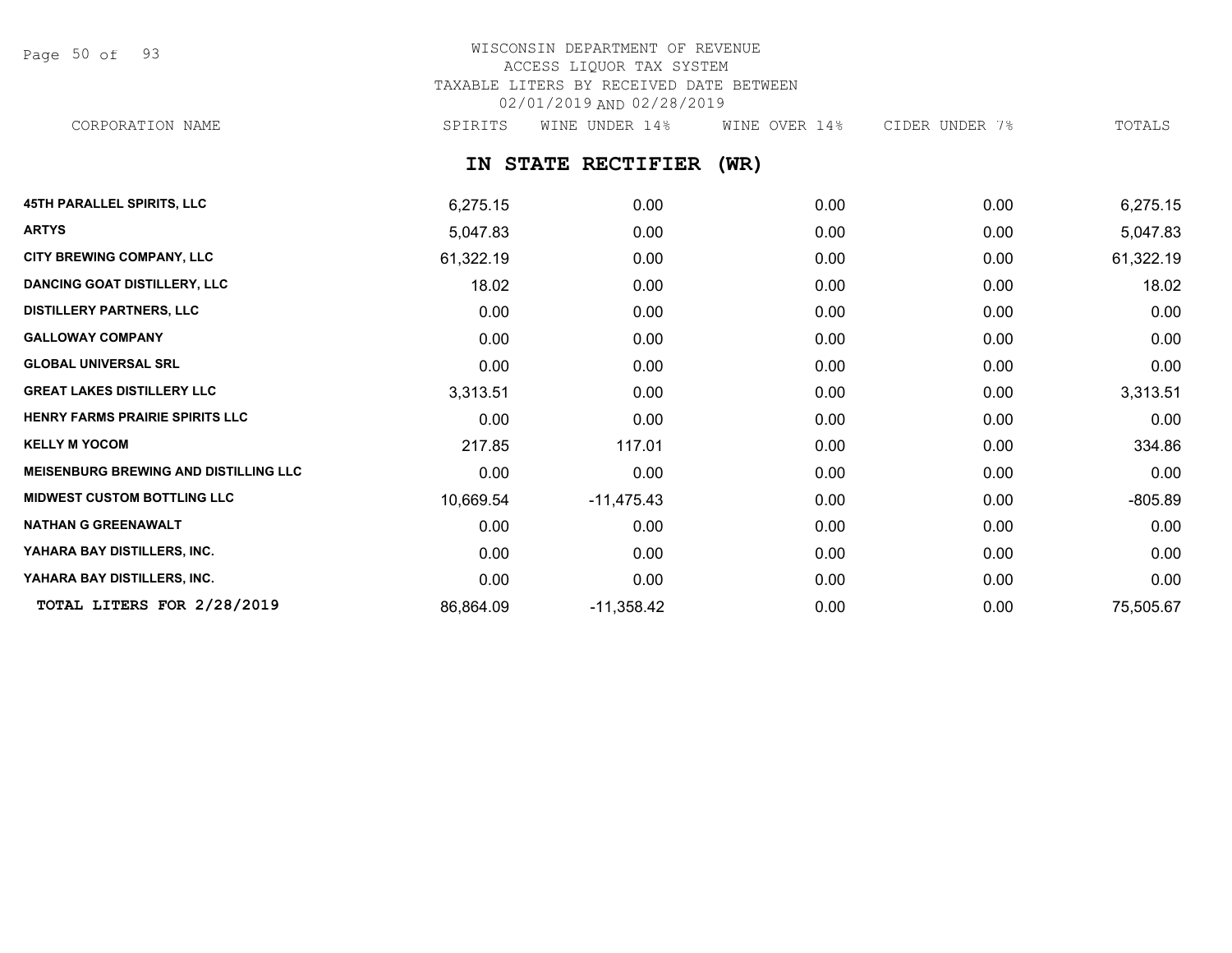# WISCONSIN DEPARTMENT OF REVENUE

ACCESS LIQUOR TAX SYSTEM

TAXABLE LITERS BY RECEIVED DATE BETWEEN 02/01/2019 AND 02/28/2019

## IN STATE RECTIFIER (WR)

| CORPORATION NAME | SPIRITS | WINE UNDER 14% | WINE OVER 14% | CIDER UNDER 7% | TOTALS |
|---|---|---|---|---|---|
| **45TH PARALLEL SPIRITS, LLC** | 6,275.15 | 0.00 | 0.00 | 0.00 | 6,275.15 |
| **ARTYS** | 5,047.83 | 0.00 | 0.00 | 0.00 | 5,047.83 |
| **CITY BREWING COMPANY, LLC** | 61,322.19 | 0.00 | 0.00 | 0.00 | 61,322.19 |
| **DANCING GOAT DISTILLERY, LLC** | 18.02 | 0.00 | 0.00 | 0.00 | 18.02 |
| **DISTILLERY PARTNERS, LLC** | 0.00 | 0.00 | 0.00 | 0.00 | 0.00 |
| **GALLOWAY COMPANY** | 0.00 | 0.00 | 0.00 | 0.00 | 0.00 |
| **GLOBAL UNIVERSAL SRL** | 0.00 | 0.00 | 0.00 | 0.00 | 0.00 |
| **GREAT LAKES DISTILLERY LLC** | 3,313.51 | 0.00 | 0.00 | 0.00 | 3,313.51 |
| **HENRY FARMS PRAIRIE SPIRITS LLC** | 0.00 | 0.00 | 0.00 | 0.00 | 0.00 |
| **KELLY M YOCOM** | 217.85 | 117.01 | 0.00 | 0.00 | 334.86 |
| **MEISENBURG BREWING AND DISTILLING LLC** | 0.00 | 0.00 | 0.00 | 0.00 | 0.00 |
| **MIDWEST CUSTOM BOTTLING LLC** | 10,669.54 | -11,475.43 | 0.00 | 0.00 | -805.89 |
| **NATHAN G GREENAWALT** | 0.00 | 0.00 | 0.00 | 0.00 | 0.00 |
| **YAHARA BAY DISTILLERS, INC.** | 0.00 | 0.00 | 0.00 | 0.00 | 0.00 |
| **YAHARA BAY DISTILLERS, INC.** | 0.00 | 0.00 | 0.00 | 0.00 | 0.00 |
| **TOTAL LITERS FOR 2/28/2019** | 86,864.09 | -11,358.42 | 0.00 | 0.00 | 75,505.67 |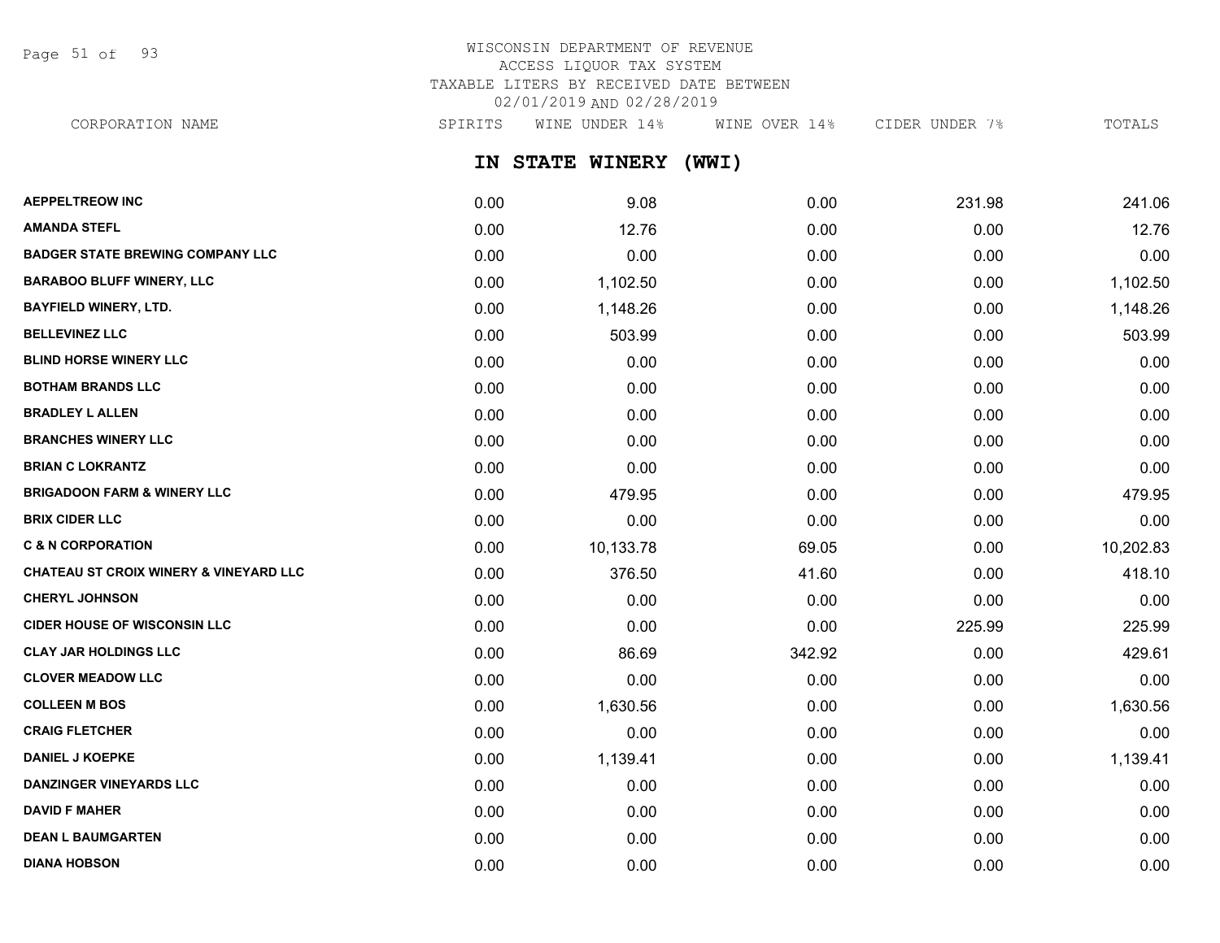WISCONSIN DEPARTMENT OF REVENUE
ACCESS LIQUOR TAX SYSTEM
TAXABLE LITERS BY RECEIVED DATE BETWEEN
02/01/2019 AND 02/28/2019

## IN STATE WINERY (WWI)

| CORPORATION NAME | SPIRITS | WINE UNDER 14% | WINE OVER 14% | CIDER UNDER 7% | TOTALS |
|---|---|---|---|---|---|
| AEPPELTREOW INC | 0.00 | 9.08 | 0.00 | 231.98 | 241.06 |
| AMANDA STEFL | 0.00 | 12.76 | 0.00 | 0.00 | 12.76 |
| BADGER STATE BREWING COMPANY LLC | 0.00 | 0.00 | 0.00 | 0.00 | 0.00 |
| BARABOO BLUFF WINERY, LLC | 0.00 | 1,102.50 | 0.00 | 0.00 | 1,102.50 |
| BAYFIELD WINERY, LTD. | 0.00 | 1,148.26 | 0.00 | 0.00 | 1,148.26 |
| BELLEVINEZ LLC | 0.00 | 503.99 | 0.00 | 0.00 | 503.99 |
| BLIND HORSE WINERY LLC | 0.00 | 0.00 | 0.00 | 0.00 | 0.00 |
| BOTHAM BRANDS LLC | 0.00 | 0.00 | 0.00 | 0.00 | 0.00 |
| BRADLEY L ALLEN | 0.00 | 0.00 | 0.00 | 0.00 | 0.00 |
| BRANCHES WINERY LLC | 0.00 | 0.00 | 0.00 | 0.00 | 0.00 |
| BRIAN C LOKRANTZ | 0.00 | 0.00 | 0.00 | 0.00 | 0.00 |
| BRIGADOON FARM & WINERY LLC | 0.00 | 479.95 | 0.00 | 0.00 | 479.95 |
| BRIX CIDER LLC | 0.00 | 0.00 | 0.00 | 0.00 | 0.00 |
| C & N CORPORATION | 0.00 | 10,133.78 | 69.05 | 0.00 | 10,202.83 |
| CHATEAU ST CROIX WINERY & VINEYARD LLC | 0.00 | 376.50 | 41.60 | 0.00 | 418.10 |
| CHERYL JOHNSON | 0.00 | 0.00 | 0.00 | 0.00 | 0.00 |
| CIDER HOUSE OF WISCONSIN LLC | 0.00 | 0.00 | 0.00 | 225.99 | 225.99 |
| CLAY JAR HOLDINGS LLC | 0.00 | 86.69 | 342.92 | 0.00 | 429.61 |
| CLOVER MEADOW LLC | 0.00 | 0.00 | 0.00 | 0.00 | 0.00 |
| COLLEEN M BOS | 0.00 | 1,630.56 | 0.00 | 0.00 | 1,630.56 |
| CRAIG FLETCHER | 0.00 | 0.00 | 0.00 | 0.00 | 0.00 |
| DANIEL J KOEPKE | 0.00 | 1,139.41 | 0.00 | 0.00 | 1,139.41 |
| DANZINGER VINEYARDS LLC | 0.00 | 0.00 | 0.00 | 0.00 | 0.00 |
| DAVID F MAHER | 0.00 | 0.00 | 0.00 | 0.00 | 0.00 |
| DEAN L BAUMGARTEN | 0.00 | 0.00 | 0.00 | 0.00 | 0.00 |
| DIANA HOBSON | 0.00 | 0.00 | 0.00 | 0.00 | 0.00 |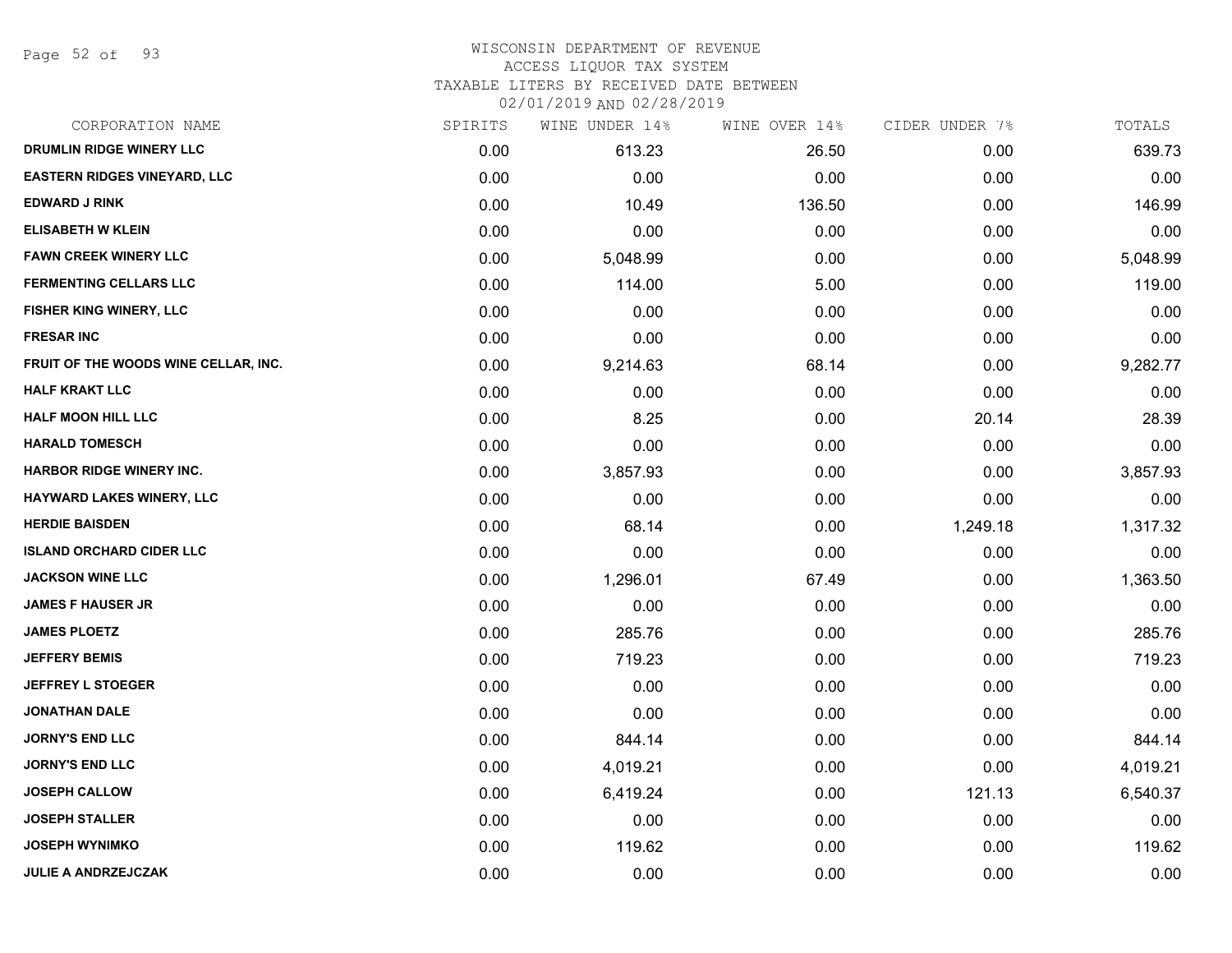WISCONSIN DEPARTMENT OF REVENUE
ACCESS LIQUOR TAX SYSTEM
TAXABLE LITERS BY RECEIVED DATE BETWEEN
02/01/2019 AND 02/28/2019

| CORPORATION NAME | SPIRITS | WINE UNDER 14% | WINE OVER 14% | CIDER UNDER 7% | TOTALS |
|---|---|---|---|---|---|
| DRUMLIN RIDGE WINERY LLC | 0.00 | 613.23 | 26.50 | 0.00 | 639.73 |
| EASTERN RIDGES VINEYARD, LLC | 0.00 | 0.00 | 0.00 | 0.00 | 0.00 |
| EDWARD J RINK | 0.00 | 10.49 | 136.50 | 0.00 | 146.99 |
| ELISABETH W KLEIN | 0.00 | 0.00 | 0.00 | 0.00 | 0.00 |
| FAWN CREEK WINERY LLC | 0.00 | 5,048.99 | 0.00 | 0.00 | 5,048.99 |
| FERMENTING CELLARS LLC | 0.00 | 114.00 | 5.00 | 0.00 | 119.00 |
| FISHER KING WINERY, LLC | 0.00 | 0.00 | 0.00 | 0.00 | 0.00 |
| FRESAR INC | 0.00 | 0.00 | 0.00 | 0.00 | 0.00 |
| FRUIT OF THE WOODS WINE CELLAR, INC. | 0.00 | 9,214.63 | 68.14 | 0.00 | 9,282.77 |
| HALF KRAKT LLC | 0.00 | 0.00 | 0.00 | 0.00 | 0.00 |
| HALF MOON HILL LLC | 0.00 | 8.25 | 0.00 | 20.14 | 28.39 |
| HARALD TOMESCH | 0.00 | 0.00 | 0.00 | 0.00 | 0.00 |
| HARBOR RIDGE WINERY INC. | 0.00 | 3,857.93 | 0.00 | 0.00 | 3,857.93 |
| HAYWARD LAKES WINERY, LLC | 0.00 | 0.00 | 0.00 | 0.00 | 0.00 |
| HERDIE BAISDEN | 0.00 | 68.14 | 0.00 | 1,249.18 | 1,317.32 |
| ISLAND ORCHARD CIDER LLC | 0.00 | 0.00 | 0.00 | 0.00 | 0.00 |
| JACKSON WINE LLC | 0.00 | 1,296.01 | 67.49 | 0.00 | 1,363.50 |
| JAMES F HAUSER JR | 0.00 | 0.00 | 0.00 | 0.00 | 0.00 |
| JAMES PLOETZ | 0.00 | 285.76 | 0.00 | 0.00 | 285.76 |
| JEFFERY BEMIS | 0.00 | 719.23 | 0.00 | 0.00 | 719.23 |
| JEFFREY L STOEGER | 0.00 | 0.00 | 0.00 | 0.00 | 0.00 |
| JONATHAN DALE | 0.00 | 0.00 | 0.00 | 0.00 | 0.00 |
| JORNY'S END LLC | 0.00 | 844.14 | 0.00 | 0.00 | 844.14 |
| JORNY'S END LLC | 0.00 | 4,019.21 | 0.00 | 0.00 | 4,019.21 |
| JOSEPH CALLOW | 0.00 | 6,419.24 | 0.00 | 121.13 | 6,540.37 |
| JOSEPH STALLER | 0.00 | 0.00 | 0.00 | 0.00 | 0.00 |
| JOSEPH WYNIMKO | 0.00 | 119.62 | 0.00 | 0.00 | 119.62 |
| JULIE A ANDRZEJCZAK | 0.00 | 0.00 | 0.00 | 0.00 | 0.00 |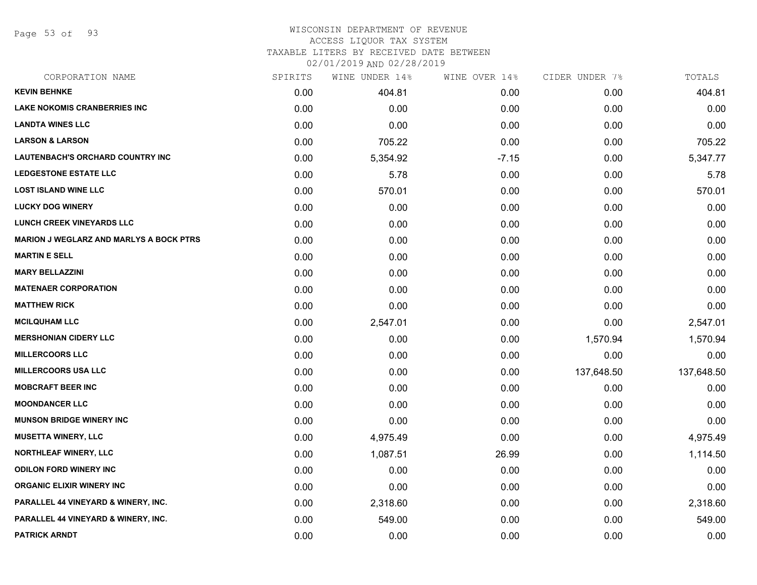# WISCONSIN DEPARTMENT OF REVENUE
## ACCESS LIQUOR TAX SYSTEM
### TAXABLE LITERS BY RECEIVED DATE BETWEEN 02/01/2019 AND 02/28/2019

| CORPORATION NAME | SPIRITS | WINE UNDER 14% | WINE OVER 14% | CIDER UNDER 7% | TOTALS |
|---|---|---|---|---|---|
| KEVIN BEHNKE | 0.00 | 404.81 | 0.00 | 0.00 | 404.81 |
| LAKE NOKOMIS CRANBERRIES INC | 0.00 | 0.00 | 0.00 | 0.00 | 0.00 |
| LANDTA WINES LLC | 0.00 | 0.00 | 0.00 | 0.00 | 0.00 |
| LARSON & LARSON | 0.00 | 705.22 | 0.00 | 0.00 | 705.22 |
| LAUTENBACH'S ORCHARD COUNTRY INC | 0.00 | 5,354.92 | -7.15 | 0.00 | 5,347.77 |
| LEDGESTONE ESTATE LLC | 0.00 | 5.78 | 0.00 | 0.00 | 5.78 |
| LOST ISLAND WINE LLC | 0.00 | 570.01 | 0.00 | 0.00 | 570.01 |
| LUCKY DOG WINERY | 0.00 | 0.00 | 0.00 | 0.00 | 0.00 |
| LUNCH CREEK VINEYARDS LLC | 0.00 | 0.00 | 0.00 | 0.00 | 0.00 |
| MARION J WEGLARZ AND MARLYS A BOCK PTRS | 0.00 | 0.00 | 0.00 | 0.00 | 0.00 |
| MARTIN E SELL | 0.00 | 0.00 | 0.00 | 0.00 | 0.00 |
| MARY BELLAZZINI | 0.00 | 0.00 | 0.00 | 0.00 | 0.00 |
| MATENAER CORPORATION | 0.00 | 0.00 | 0.00 | 0.00 | 0.00 |
| MATTHEW RICK | 0.00 | 0.00 | 0.00 | 0.00 | 0.00 |
| MCILQUHAM LLC | 0.00 | 2,547.01 | 0.00 | 0.00 | 2,547.01 |
| MERSHONIAN CIDERY LLC | 0.00 | 0.00 | 0.00 | 1,570.94 | 1,570.94 |
| MILLERCOORS LLC | 0.00 | 0.00 | 0.00 | 0.00 | 0.00 |
| MILLERCOORS USA LLC | 0.00 | 0.00 | 0.00 | 137,648.50 | 137,648.50 |
| MOBCRAFT BEER INC | 0.00 | 0.00 | 0.00 | 0.00 | 0.00 |
| MOONDANCER LLC | 0.00 | 0.00 | 0.00 | 0.00 | 0.00 |
| MUNSON BRIDGE WINERY INC | 0.00 | 0.00 | 0.00 | 0.00 | 0.00 |
| MUSETTA WINERY, LLC | 0.00 | 4,975.49 | 0.00 | 0.00 | 4,975.49 |
| NORTHLEAF WINERY, LLC | 0.00 | 1,087.51 | 26.99 | 0.00 | 1,114.50 |
| ODILON FORD WINERY INC | 0.00 | 0.00 | 0.00 | 0.00 | 0.00 |
| ORGANIC ELIXIR WINERY INC | 0.00 | 0.00 | 0.00 | 0.00 | 0.00 |
| PARALLEL 44 VINEYARD & WINERY, INC. | 0.00 | 2,318.60 | 0.00 | 0.00 | 2,318.60 |
| PARALLEL 44 VINEYARD & WINERY, INC. | 0.00 | 549.00 | 0.00 | 0.00 | 549.00 |
| PATRICK ARNDT | 0.00 | 0.00 | 0.00 | 0.00 | 0.00 |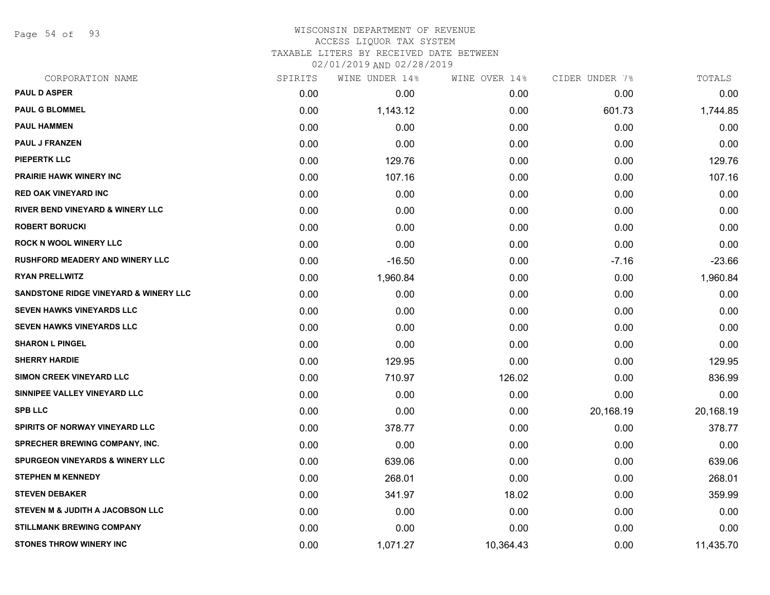# WISCONSIN DEPARTMENT OF REVENUE
## ACCESS LIQUOR TAX SYSTEM
## TAXABLE LITERS BY RECEIVED DATE BETWEEN 02/01/2019 AND 02/28/2019

| CORPORATION NAME | SPIRITS | WINE UNDER 14% | WINE OVER 14% | CIDER UNDER 7% | TOTALS |
|---|---|---|---|---|---|
| PAUL D ASPER | 0.00 | 0.00 | 0.00 | 0.00 | 0.00 |
| PAUL G BLOMMEL | 0.00 | 1,143.12 | 0.00 | 601.73 | 1,744.85 |
| PAUL HAMMEN | 0.00 | 0.00 | 0.00 | 0.00 | 0.00 |
| PAUL J FRANZEN | 0.00 | 0.00 | 0.00 | 0.00 | 0.00 |
| PIEPERTK LLC | 0.00 | 129.76 | 0.00 | 0.00 | 129.76 |
| PRAIRIE HAWK WINERY INC | 0.00 | 107.16 | 0.00 | 0.00 | 107.16 |
| RED OAK VINEYARD INC | 0.00 | 0.00 | 0.00 | 0.00 | 0.00 |
| RIVER BEND VINEYARD & WINERY LLC | 0.00 | 0.00 | 0.00 | 0.00 | 0.00 |
| ROBERT BORUCKI | 0.00 | 0.00 | 0.00 | 0.00 | 0.00 |
| ROCK N WOOL WINERY LLC | 0.00 | 0.00 | 0.00 | 0.00 | 0.00 |
| RUSHFORD MEADERY AND WINERY LLC | 0.00 | -16.50 | 0.00 | -7.16 | -23.66 |
| RYAN PRELLWITZ | 0.00 | 1,960.84 | 0.00 | 0.00 | 1,960.84 |
| SANDSTONE RIDGE VINEYARD & WINERY LLC | 0.00 | 0.00 | 0.00 | 0.00 | 0.00 |
| SEVEN HAWKS VINEYARDS LLC | 0.00 | 0.00 | 0.00 | 0.00 | 0.00 |
| SEVEN HAWKS VINEYARDS LLC | 0.00 | 0.00 | 0.00 | 0.00 | 0.00 |
| SHARON L PINGEL | 0.00 | 0.00 | 0.00 | 0.00 | 0.00 |
| SHERRY HARDIE | 0.00 | 129.95 | 0.00 | 0.00 | 129.95 |
| SIMON CREEK VINEYARD LLC | 0.00 | 710.97 | 126.02 | 0.00 | 836.99 |
| SINNIPEE VALLEY VINEYARD LLC | 0.00 | 0.00 | 0.00 | 0.00 | 0.00 |
| SPB LLC | 0.00 | 0.00 | 0.00 | 20,168.19 | 20,168.19 |
| SPIRITS OF NORWAY VINEYARD LLC | 0.00 | 378.77 | 0.00 | 0.00 | 378.77 |
| SPRECHER BREWING COMPANY, INC. | 0.00 | 0.00 | 0.00 | 0.00 | 0.00 |
| SPURGEON VINEYARDS & WINERY LLC | 0.00 | 639.06 | 0.00 | 0.00 | 639.06 |
| STEPHEN M KENNEDY | 0.00 | 268.01 | 0.00 | 0.00 | 268.01 |
| STEVEN DEBAKER | 0.00 | 341.97 | 18.02 | 0.00 | 359.99 |
| STEVEN M & JUDITH A JACOBSON LLC | 0.00 | 0.00 | 0.00 | 0.00 | 0.00 |
| STILLMANK BREWING COMPANY | 0.00 | 0.00 | 0.00 | 0.00 | 0.00 |
| STONES THROW WINERY INC | 0.00 | 1,071.27 | 10,364.43 | 0.00 | 11,435.70 |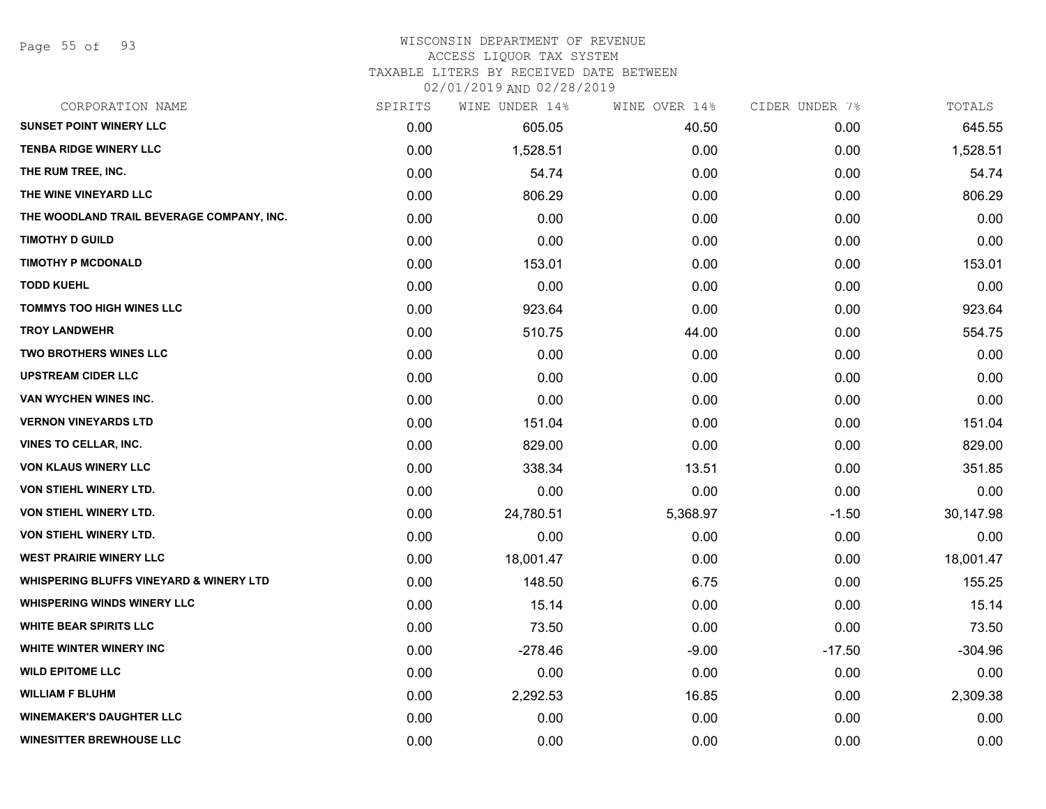WISCONSIN DEPARTMENT OF REVENUE
ACCESS LIQUOR TAX SYSTEM
TAXABLE LITERS BY RECEIVED DATE BETWEEN
02/01/2019 AND 02/28/2019

| CORPORATION NAME | SPIRITS | WINE UNDER 14% | WINE OVER 14% | CIDER UNDER 7% | TOTALS |
|---|---|---|---|---|---|
| SUNSET POINT WINERY LLC | 0.00 | 605.05 | 40.50 | 0.00 | 645.55 |
| TENBA RIDGE WINERY LLC | 0.00 | 1,528.51 | 0.00 | 0.00 | 1,528.51 |
| THE RUM TREE, INC. | 0.00 | 54.74 | 0.00 | 0.00 | 54.74 |
| THE WINE VINEYARD LLC | 0.00 | 806.29 | 0.00 | 0.00 | 806.29 |
| THE WOODLAND TRAIL BEVERAGE COMPANY, INC. | 0.00 | 0.00 | 0.00 | 0.00 | 0.00 |
| TIMOTHY D GUILD | 0.00 | 0.00 | 0.00 | 0.00 | 0.00 |
| TIMOTHY P MCDONALD | 0.00 | 153.01 | 0.00 | 0.00 | 153.01 |
| TODD KUEHL | 0.00 | 0.00 | 0.00 | 0.00 | 0.00 |
| TOMMYS TOO HIGH WINES LLC | 0.00 | 923.64 | 0.00 | 0.00 | 923.64 |
| TROY LANDWEHR | 0.00 | 510.75 | 44.00 | 0.00 | 554.75 |
| TWO BROTHERS WINES LLC | 0.00 | 0.00 | 0.00 | 0.00 | 0.00 |
| UPSTREAM CIDER LLC | 0.00 | 0.00 | 0.00 | 0.00 | 0.00 |
| VAN WYCHEN WINES INC. | 0.00 | 0.00 | 0.00 | 0.00 | 0.00 |
| VERNON VINEYARDS LTD | 0.00 | 151.04 | 0.00 | 0.00 | 151.04 |
| VINES TO CELLAR, INC. | 0.00 | 829.00 | 0.00 | 0.00 | 829.00 |
| VON KLAUS WINERY LLC | 0.00 | 338.34 | 13.51 | 0.00 | 351.85 |
| VON STIEHL WINERY LTD. | 0.00 | 0.00 | 0.00 | 0.00 | 0.00 |
| VON STIEHL WINERY LTD. | 0.00 | 24,780.51 | 5,368.97 | -1.50 | 30,147.98 |
| VON STIEHL WINERY LTD. | 0.00 | 0.00 | 0.00 | 0.00 | 0.00 |
| WEST PRAIRIE WINERY LLC | 0.00 | 18,001.47 | 0.00 | 0.00 | 18,001.47 |
| WHISPERING BLUFFS VINEYARD & WINERY LTD | 0.00 | 148.50 | 6.75 | 0.00 | 155.25 |
| WHISPERING WINDS WINERY LLC | 0.00 | 15.14 | 0.00 | 0.00 | 15.14 |
| WHITE BEAR SPIRITS LLC | 0.00 | 73.50 | 0.00 | 0.00 | 73.50 |
| WHITE WINTER WINERY INC | 0.00 | -278.46 | -9.00 | -17.50 | -304.96 |
| WILD EPITOME LLC | 0.00 | 0.00 | 0.00 | 0.00 | 0.00 |
| WILLIAM F BLUHM | 0.00 | 2,292.53 | 16.85 | 0.00 | 2,309.38 |
| WINEMAKER'S DAUGHTER LLC | 0.00 | 0.00 | 0.00 | 0.00 | 0.00 |
| WINESITTER BREWHOUSE LLC | 0.00 | 0.00 | 0.00 | 0.00 | 0.00 |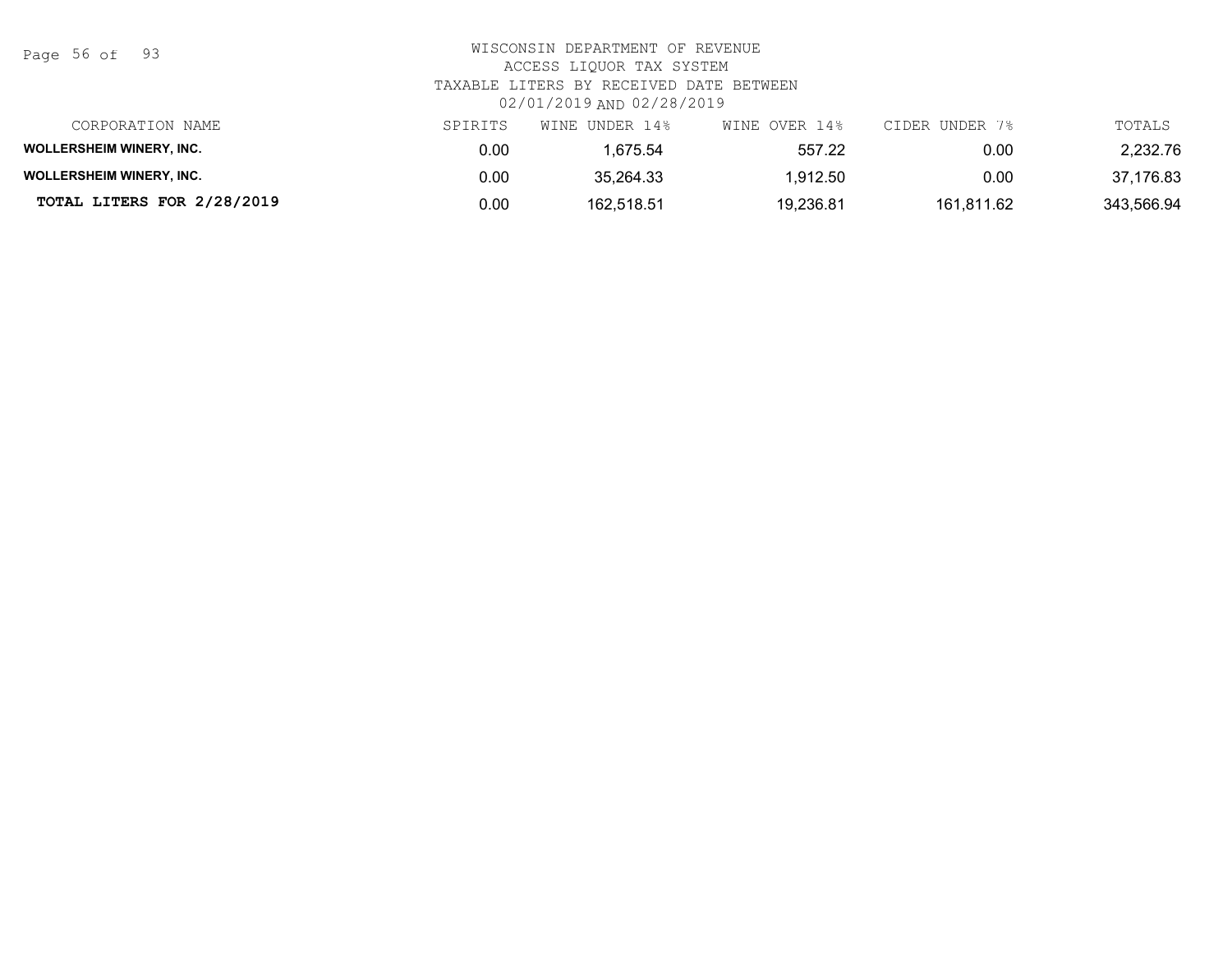WISCONSIN DEPARTMENT OF REVENUE
ACCESS LIQUOR TAX SYSTEM
TAXABLE LITERS BY RECEIVED DATE BETWEEN
02/01/2019 AND 02/28/2019

| CORPORATION NAME | SPIRITS | WINE UNDER 14% | WINE OVER 14% | CIDER UNDER 7% | TOTALS |
|---|---|---|---|---|---|
| **WOLLERSHEIM WINERY, INC.** | 0.00 | 1,675.54 | 557.22 | 0.00 | 2,232.76 |
| **WOLLERSHEIM WINERY, INC.** | 0.00 | 35,264.33 | 1,912.50 | 0.00 | 37,176.83 |
| **TOTAL LITERS FOR 2/28/2019** | 0.00 | 162,518.51 | 19,236.81 | 161,811.62 | 343,566.94 |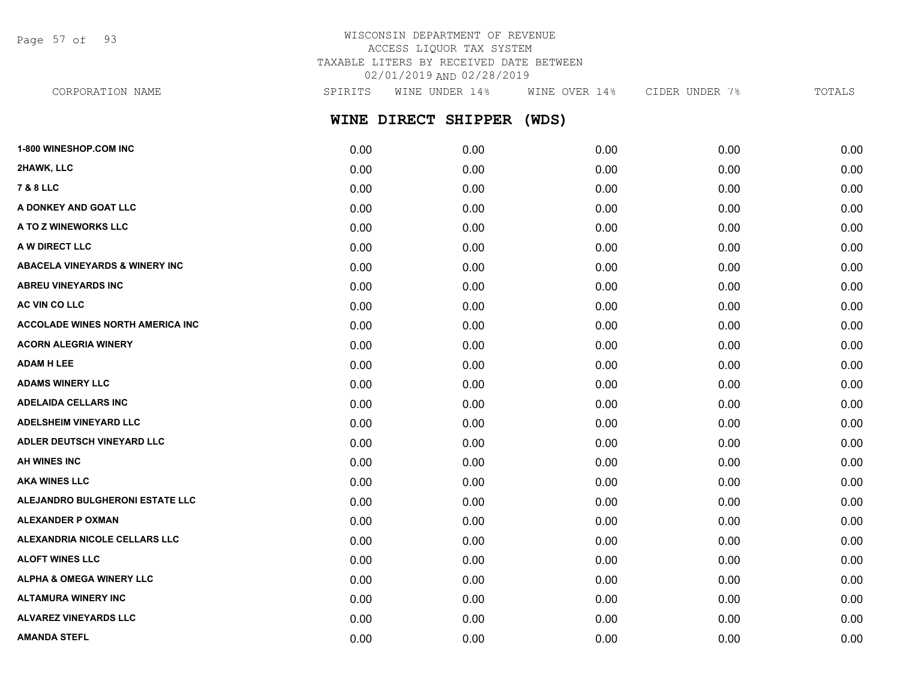WISCONSIN DEPARTMENT OF REVENUE
ACCESS LIQUOR TAX SYSTEM
TAXABLE LITERS BY RECEIVED DATE BETWEEN
02/01/2019 AND 02/28/2019

## WINE DIRECT SHIPPER (WDS)

| CORPORATION NAME | SPIRITS | WINE UNDER 14% | WINE OVER 14% | CIDER UNDER 7% | TOTALS |
|---|---|---|---|---|---|
| 1-800 WINESHOP.COM INC | 0.00 | 0.00 | 0.00 | 0.00 | 0.00 |
| 2HAWK, LLC | 0.00 | 0.00 | 0.00 | 0.00 | 0.00 |
| 7 & 8 LLC | 0.00 | 0.00 | 0.00 | 0.00 | 0.00 |
| A DONKEY AND GOAT LLC | 0.00 | 0.00 | 0.00 | 0.00 | 0.00 |
| A TO Z WINEWORKS LLC | 0.00 | 0.00 | 0.00 | 0.00 | 0.00 |
| A W DIRECT LLC | 0.00 | 0.00 | 0.00 | 0.00 | 0.00 |
| ABACELA VINEYARDS & WINERY INC | 0.00 | 0.00 | 0.00 | 0.00 | 0.00 |
| ABREU VINEYARDS INC | 0.00 | 0.00 | 0.00 | 0.00 | 0.00 |
| AC VIN CO LLC | 0.00 | 0.00 | 0.00 | 0.00 | 0.00 |
| ACCOLADE WINES NORTH AMERICA INC | 0.00 | 0.00 | 0.00 | 0.00 | 0.00 |
| ACORN ALEGRIA WINERY | 0.00 | 0.00 | 0.00 | 0.00 | 0.00 |
| ADAM H LEE | 0.00 | 0.00 | 0.00 | 0.00 | 0.00 |
| ADAMS WINERY LLC | 0.00 | 0.00 | 0.00 | 0.00 | 0.00 |
| ADELAIDA CELLARS INC | 0.00 | 0.00 | 0.00 | 0.00 | 0.00 |
| ADELSHEIM VINEYARD LLC | 0.00 | 0.00 | 0.00 | 0.00 | 0.00 |
| ADLER DEUTSCH VINEYARD LLC | 0.00 | 0.00 | 0.00 | 0.00 | 0.00 |
| AH WINES INC | 0.00 | 0.00 | 0.00 | 0.00 | 0.00 |
| AKA WINES LLC | 0.00 | 0.00 | 0.00 | 0.00 | 0.00 |
| ALEJANDRO BULGHERONI ESTATE LLC | 0.00 | 0.00 | 0.00 | 0.00 | 0.00 |
| ALEXANDER P OXMAN | 0.00 | 0.00 | 0.00 | 0.00 | 0.00 |
| ALEXANDRIA NICOLE CELLARS LLC | 0.00 | 0.00 | 0.00 | 0.00 | 0.00 |
| ALOFT WINES LLC | 0.00 | 0.00 | 0.00 | 0.00 | 0.00 |
| ALPHA & OMEGA WINERY LLC | 0.00 | 0.00 | 0.00 | 0.00 | 0.00 |
| ALTAMURA WINERY INC | 0.00 | 0.00 | 0.00 | 0.00 | 0.00 |
| ALVAREZ VINEYARDS LLC | 0.00 | 0.00 | 0.00 | 0.00 | 0.00 |
| AMANDA STEFL | 0.00 | 0.00 | 0.00 | 0.00 | 0.00 |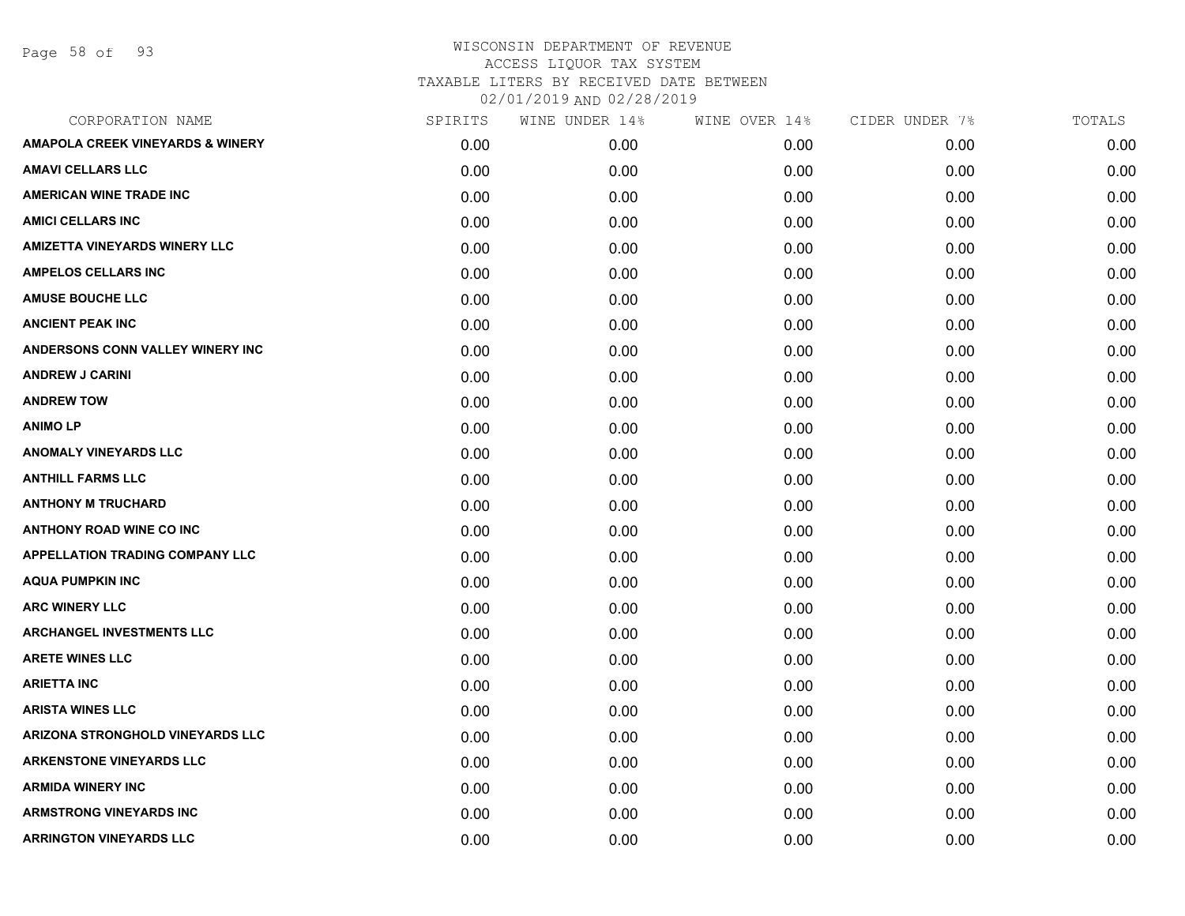WISCONSIN DEPARTMENT OF REVENUE
ACCESS LIQUOR TAX SYSTEM
TAXABLE LITERS BY RECEIVED DATE BETWEEN
02/01/2019 AND 02/28/2019

| CORPORATION NAME | SPIRITS | WINE UNDER 14% | WINE OVER 14% | CIDER UNDER 7% | TOTALS |
|---|---|---|---|---|---|
| AMAPOLA CREEK VINEYARDS & WINERY | 0.00 | 0.00 | 0.00 | 0.00 | 0.00 |
| AMAVI CELLARS LLC | 0.00 | 0.00 | 0.00 | 0.00 | 0.00 |
| AMERICAN WINE TRADE INC | 0.00 | 0.00 | 0.00 | 0.00 | 0.00 |
| AMICI CELLARS INC | 0.00 | 0.00 | 0.00 | 0.00 | 0.00 |
| AMIZETTA VINEYARDS WINERY LLC | 0.00 | 0.00 | 0.00 | 0.00 | 0.00 |
| AMPELOS CELLARS INC | 0.00 | 0.00 | 0.00 | 0.00 | 0.00 |
| AMUSE BOUCHE LLC | 0.00 | 0.00 | 0.00 | 0.00 | 0.00 |
| ANCIENT PEAK INC | 0.00 | 0.00 | 0.00 | 0.00 | 0.00 |
| ANDERSONS CONN VALLEY WINERY INC | 0.00 | 0.00 | 0.00 | 0.00 | 0.00 |
| ANDREW J CARINI | 0.00 | 0.00 | 0.00 | 0.00 | 0.00 |
| ANDREW TOW | 0.00 | 0.00 | 0.00 | 0.00 | 0.00 |
| ANIMO LP | 0.00 | 0.00 | 0.00 | 0.00 | 0.00 |
| ANOMALY VINEYARDS LLC | 0.00 | 0.00 | 0.00 | 0.00 | 0.00 |
| ANTHILL FARMS LLC | 0.00 | 0.00 | 0.00 | 0.00 | 0.00 |
| ANTHONY M TRUCHARD | 0.00 | 0.00 | 0.00 | 0.00 | 0.00 |
| ANTHONY ROAD WINE CO INC | 0.00 | 0.00 | 0.00 | 0.00 | 0.00 |
| APPELLATION TRADING COMPANY LLC | 0.00 | 0.00 | 0.00 | 0.00 | 0.00 |
| AQUA PUMPKIN INC | 0.00 | 0.00 | 0.00 | 0.00 | 0.00 |
| ARC WINERY LLC | 0.00 | 0.00 | 0.00 | 0.00 | 0.00 |
| ARCHANGEL INVESTMENTS LLC | 0.00 | 0.00 | 0.00 | 0.00 | 0.00 |
| ARETE WINES LLC | 0.00 | 0.00 | 0.00 | 0.00 | 0.00 |
| ARIETTA INC | 0.00 | 0.00 | 0.00 | 0.00 | 0.00 |
| ARISTA WINES LLC | 0.00 | 0.00 | 0.00 | 0.00 | 0.00 |
| ARIZONA STRONGHOLD VINEYARDS LLC | 0.00 | 0.00 | 0.00 | 0.00 | 0.00 |
| ARKENSTONE VINEYARDS LLC | 0.00 | 0.00 | 0.00 | 0.00 | 0.00 |
| ARMIDA WINERY INC | 0.00 | 0.00 | 0.00 | 0.00 | 0.00 |
| ARMSTRONG VINEYARDS INC | 0.00 | 0.00 | 0.00 | 0.00 | 0.00 |
| ARRINGTON VINEYARDS LLC | 0.00 | 0.00 | 0.00 | 0.00 | 0.00 |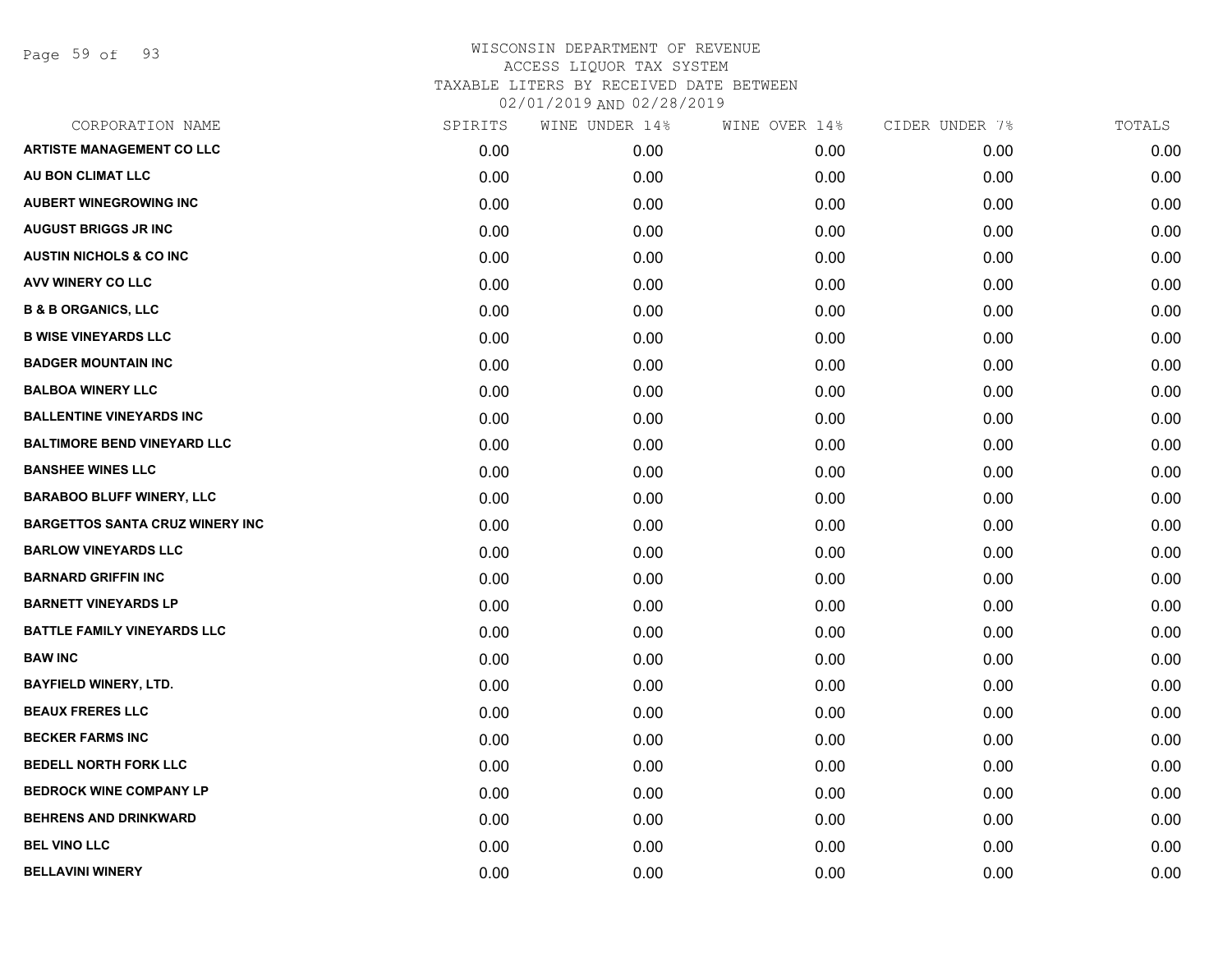# WISCONSIN DEPARTMENT OF REVENUE
## ACCESS LIQUOR TAX SYSTEM
## TAXABLE LITERS BY RECEIVED DATE BETWEEN
## 02/01/2019 AND 02/28/2019

| CORPORATION NAME | SPIRITS | WINE UNDER 14% | WINE OVER 14% | CIDER UNDER 7% | TOTALS |
|---|---|---|---|---|---|
| **ARTISTE MANAGEMENT CO LLC** | 0.00 | 0.00 | 0.00 | 0.00 | 0.00 |
| **AU BON CLIMAT LLC** | 0.00 | 0.00 | 0.00 | 0.00 | 0.00 |
| **AUBERT WINEGROWING INC** | 0.00 | 0.00 | 0.00 | 0.00 | 0.00 |
| **AUGUST BRIGGS JR INC** | 0.00 | 0.00 | 0.00 | 0.00 | 0.00 |
| **AUSTIN NICHOLS & CO INC** | 0.00 | 0.00 | 0.00 | 0.00 | 0.00 |
| **AVV WINERY CO LLC** | 0.00 | 0.00 | 0.00 | 0.00 | 0.00 |
| **B & B ORGANICS, LLC** | 0.00 | 0.00 | 0.00 | 0.00 | 0.00 |
| **B WISE VINEYARDS LLC** | 0.00 | 0.00 | 0.00 | 0.00 | 0.00 |
| **BADGER MOUNTAIN INC** | 0.00 | 0.00 | 0.00 | 0.00 | 0.00 |
| **BALBOA WINERY LLC** | 0.00 | 0.00 | 0.00 | 0.00 | 0.00 |
| **BALLENTINE VINEYARDS INC** | 0.00 | 0.00 | 0.00 | 0.00 | 0.00 |
| **BALTIMORE BEND VINEYARD LLC** | 0.00 | 0.00 | 0.00 | 0.00 | 0.00 |
| **BANSHEE WINES LLC** | 0.00 | 0.00 | 0.00 | 0.00 | 0.00 |
| **BARABOO BLUFF WINERY, LLC** | 0.00 | 0.00 | 0.00 | 0.00 | 0.00 |
| **BARGETTOS SANTA CRUZ WINERY INC** | 0.00 | 0.00 | 0.00 | 0.00 | 0.00 |
| **BARLOW VINEYARDS LLC** | 0.00 | 0.00 | 0.00 | 0.00 | 0.00 |
| **BARNARD GRIFFIN INC** | 0.00 | 0.00 | 0.00 | 0.00 | 0.00 |
| **BARNETT VINEYARDS LP** | 0.00 | 0.00 | 0.00 | 0.00 | 0.00 |
| **BATTLE FAMILY VINEYARDS LLC** | 0.00 | 0.00 | 0.00 | 0.00 | 0.00 |
| **BAW INC** | 0.00 | 0.00 | 0.00 | 0.00 | 0.00 |
| **BAYFIELD WINERY, LTD.** | 0.00 | 0.00 | 0.00 | 0.00 | 0.00 |
| **BEAUX FRERES LLC** | 0.00 | 0.00 | 0.00 | 0.00 | 0.00 |
| **BECKER FARMS INC** | 0.00 | 0.00 | 0.00 | 0.00 | 0.00 |
| **BEDELL NORTH FORK LLC** | 0.00 | 0.00 | 0.00 | 0.00 | 0.00 |
| **BEDROCK WINE COMPANY LP** | 0.00 | 0.00 | 0.00 | 0.00 | 0.00 |
| **BEHRENS AND DRINKWARD** | 0.00 | 0.00 | 0.00 | 0.00 | 0.00 |
| **BEL VINO LLC** | 0.00 | 0.00 | 0.00 | 0.00 | 0.00 |
| **BELLAVINI WINERY** | 0.00 | 0.00 | 0.00 | 0.00 | 0.00 |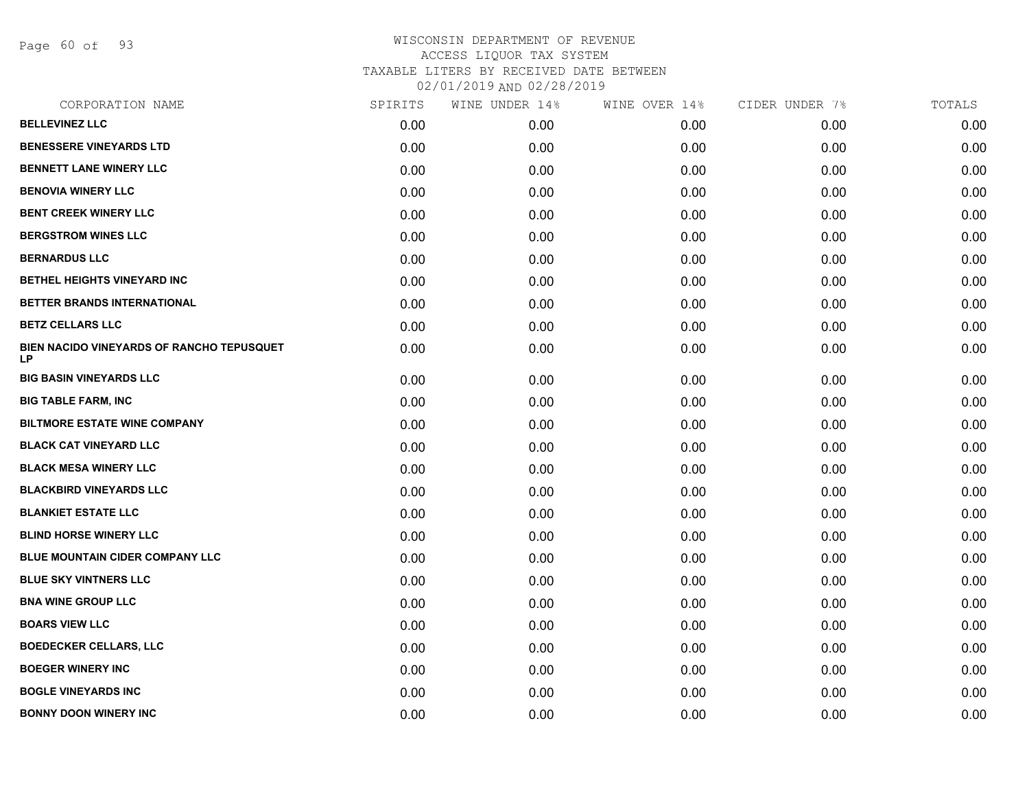# WISCONSIN DEPARTMENT OF REVENUE
ACCESS LIQUOR TAX SYSTEM
TAXABLE LITERS BY RECEIVED DATE BETWEEN
02/01/2019 AND 02/28/2019

| CORPORATION NAME | SPIRITS | WINE UNDER 14% | WINE OVER 14% | CIDER UNDER 7% | TOTALS |
|---|---|---|---|---|---|
| BELLEVINEZ LLC | 0.00 | 0.00 | 0.00 | 0.00 | 0.00 |
| BENESSERE VINEYARDS LTD | 0.00 | 0.00 | 0.00 | 0.00 | 0.00 |
| BENNETT LANE WINERY LLC | 0.00 | 0.00 | 0.00 | 0.00 | 0.00 |
| BENOVIA WINERY LLC | 0.00 | 0.00 | 0.00 | 0.00 | 0.00 |
| BENT CREEK WINERY LLC | 0.00 | 0.00 | 0.00 | 0.00 | 0.00 |
| BERGSTROM WINES LLC | 0.00 | 0.00 | 0.00 | 0.00 | 0.00 |
| BERNARDUS LLC | 0.00 | 0.00 | 0.00 | 0.00 | 0.00 |
| BETHEL HEIGHTS VINEYARD INC | 0.00 | 0.00 | 0.00 | 0.00 | 0.00 |
| BETTER BRANDS INTERNATIONAL | 0.00 | 0.00 | 0.00 | 0.00 | 0.00 |
| BETZ CELLARS LLC | 0.00 | 0.00 | 0.00 | 0.00 | 0.00 |
| BIEN NACIDO VINEYARDS OF RANCHO TEPUSQUET LP | 0.00 | 0.00 | 0.00 | 0.00 | 0.00 |
| BIG BASIN VINEYARDS LLC | 0.00 | 0.00 | 0.00 | 0.00 | 0.00 |
| BIG TABLE FARM, INC | 0.00 | 0.00 | 0.00 | 0.00 | 0.00 |
| BILTMORE ESTATE WINE COMPANY | 0.00 | 0.00 | 0.00 | 0.00 | 0.00 |
| BLACK CAT VINEYARD LLC | 0.00 | 0.00 | 0.00 | 0.00 | 0.00 |
| BLACK MESA WINERY LLC | 0.00 | 0.00 | 0.00 | 0.00 | 0.00 |
| BLACKBIRD VINEYARDS LLC | 0.00 | 0.00 | 0.00 | 0.00 | 0.00 |
| BLANKIET ESTATE LLC | 0.00 | 0.00 | 0.00 | 0.00 | 0.00 |
| BLIND HORSE WINERY LLC | 0.00 | 0.00 | 0.00 | 0.00 | 0.00 |
| BLUE MOUNTAIN CIDER COMPANY LLC | 0.00 | 0.00 | 0.00 | 0.00 | 0.00 |
| BLUE SKY VINTNERS LLC | 0.00 | 0.00 | 0.00 | 0.00 | 0.00 |
| BNA WINE GROUP LLC | 0.00 | 0.00 | 0.00 | 0.00 | 0.00 |
| BOARS VIEW LLC | 0.00 | 0.00 | 0.00 | 0.00 | 0.00 |
| BOEDECKER CELLARS, LLC | 0.00 | 0.00 | 0.00 | 0.00 | 0.00 |
| BOEGER WINERY INC | 0.00 | 0.00 | 0.00 | 0.00 | 0.00 |
| BOGLE VINEYARDS INC | 0.00 | 0.00 | 0.00 | 0.00 | 0.00 |
| BONNY DOON WINERY INC | 0.00 | 0.00 | 0.00 | 0.00 | 0.00 |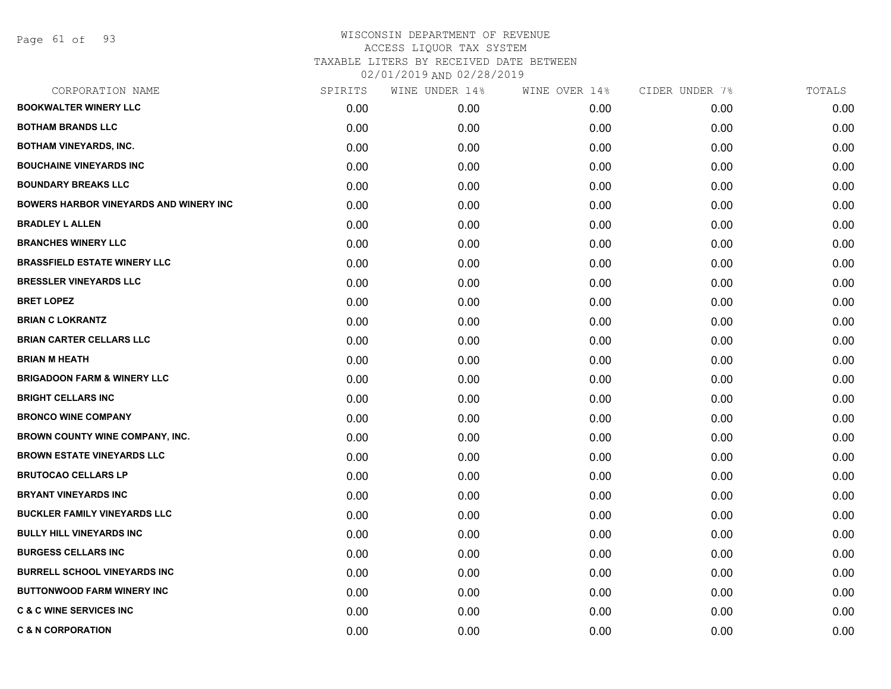# WISCONSIN DEPARTMENT OF REVENUE
ACCESS LIQUOR TAX SYSTEM
TAXABLE LITERS BY RECEIVED DATE BETWEEN
02/01/2019 AND 02/28/2019

| CORPORATION NAME | SPIRITS | WINE UNDER 14% | WINE OVER 14% | CIDER UNDER 7% | TOTALS |
|---|---|---|---|---|---|
| BOOKWALTER WINERY LLC | 0.00 | 0.00 | 0.00 | 0.00 | 0.00 |
| BOTHAM BRANDS LLC | 0.00 | 0.00 | 0.00 | 0.00 | 0.00 |
| BOTHAM VINEYARDS, INC. | 0.00 | 0.00 | 0.00 | 0.00 | 0.00 |
| BOUCHAINE VINEYARDS INC | 0.00 | 0.00 | 0.00 | 0.00 | 0.00 |
| BOUNDARY BREAKS LLC | 0.00 | 0.00 | 0.00 | 0.00 | 0.00 |
| BOWERS HARBOR VINEYARDS AND WINERY INC | 0.00 | 0.00 | 0.00 | 0.00 | 0.00 |
| BRADLEY L ALLEN | 0.00 | 0.00 | 0.00 | 0.00 | 0.00 |
| BRANCHES WINERY LLC | 0.00 | 0.00 | 0.00 | 0.00 | 0.00 |
| BRASSFIELD ESTATE WINERY LLC | 0.00 | 0.00 | 0.00 | 0.00 | 0.00 |
| BRESSLER VINEYARDS LLC | 0.00 | 0.00 | 0.00 | 0.00 | 0.00 |
| BRET LOPEZ | 0.00 | 0.00 | 0.00 | 0.00 | 0.00 |
| BRIAN C LOKRANTZ | 0.00 | 0.00 | 0.00 | 0.00 | 0.00 |
| BRIAN CARTER CELLARS LLC | 0.00 | 0.00 | 0.00 | 0.00 | 0.00 |
| BRIAN M HEATH | 0.00 | 0.00 | 0.00 | 0.00 | 0.00 |
| BRIGADOON FARM & WINERY LLC | 0.00 | 0.00 | 0.00 | 0.00 | 0.00 |
| BRIGHT CELLARS INC | 0.00 | 0.00 | 0.00 | 0.00 | 0.00 |
| BRONCO WINE COMPANY | 0.00 | 0.00 | 0.00 | 0.00 | 0.00 |
| BROWN COUNTY WINE COMPANY, INC. | 0.00 | 0.00 | 0.00 | 0.00 | 0.00 |
| BROWN ESTATE VINEYARDS LLC | 0.00 | 0.00 | 0.00 | 0.00 | 0.00 |
| BRUTOCAO CELLARS LP | 0.00 | 0.00 | 0.00 | 0.00 | 0.00 |
| BRYANT VINEYARDS INC | 0.00 | 0.00 | 0.00 | 0.00 | 0.00 |
| BUCKLER FAMILY VINEYARDS LLC | 0.00 | 0.00 | 0.00 | 0.00 | 0.00 |
| BULLY HILL VINEYARDS INC | 0.00 | 0.00 | 0.00 | 0.00 | 0.00 |
| BURGESS CELLARS INC | 0.00 | 0.00 | 0.00 | 0.00 | 0.00 |
| BURRELL SCHOOL VINEYARDS INC | 0.00 | 0.00 | 0.00 | 0.00 | 0.00 |
| BUTTONWOOD FARM WINERY INC | 0.00 | 0.00 | 0.00 | 0.00 | 0.00 |
| C & C WINE SERVICES INC | 0.00 | 0.00 | 0.00 | 0.00 | 0.00 |
| C & N CORPORATION | 0.00 | 0.00 | 0.00 | 0.00 | 0.00 |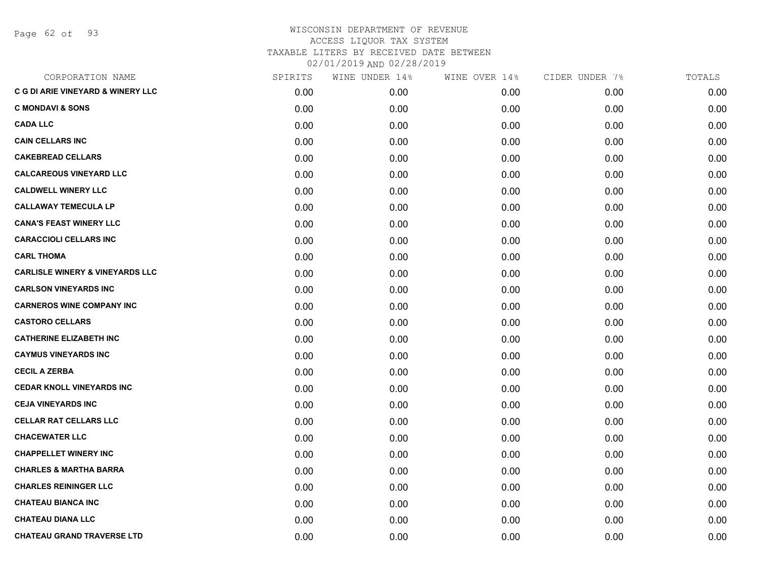WISCONSIN DEPARTMENT OF REVENUE
ACCESS LIQUOR TAX SYSTEM
TAXABLE LITERS BY RECEIVED DATE BETWEEN
02/01/2019 AND 02/28/2019

| CORPORATION NAME | SPIRITS | WINE UNDER 14% | WINE OVER 14% | CIDER UNDER 7% | TOTALS |
|---|---|---|---|---|---|
| C G DI ARIE VINEYARD & WINERY LLC | 0.00 | 0.00 | 0.00 | 0.00 | 0.00 |
| C MONDAVI & SONS | 0.00 | 0.00 | 0.00 | 0.00 | 0.00 |
| CADA LLC | 0.00 | 0.00 | 0.00 | 0.00 | 0.00 |
| CAIN CELLARS INC | 0.00 | 0.00 | 0.00 | 0.00 | 0.00 |
| CAKEBREAD CELLARS | 0.00 | 0.00 | 0.00 | 0.00 | 0.00 |
| CALCAREOUS VINEYARD LLC | 0.00 | 0.00 | 0.00 | 0.00 | 0.00 |
| CALDWELL WINERY LLC | 0.00 | 0.00 | 0.00 | 0.00 | 0.00 |
| CALLAWAY TEMECULA LP | 0.00 | 0.00 | 0.00 | 0.00 | 0.00 |
| CANA'S FEAST WINERY LLC | 0.00 | 0.00 | 0.00 | 0.00 | 0.00 |
| CARACCIOLI CELLARS INC | 0.00 | 0.00 | 0.00 | 0.00 | 0.00 |
| CARL THOMA | 0.00 | 0.00 | 0.00 | 0.00 | 0.00 |
| CARLISLE WINERY & VINEYARDS LLC | 0.00 | 0.00 | 0.00 | 0.00 | 0.00 |
| CARLSON VINEYARDS INC | 0.00 | 0.00 | 0.00 | 0.00 | 0.00 |
| CARNEROS WINE COMPANY INC | 0.00 | 0.00 | 0.00 | 0.00 | 0.00 |
| CASTORO CELLARS | 0.00 | 0.00 | 0.00 | 0.00 | 0.00 |
| CATHERINE ELIZABETH INC | 0.00 | 0.00 | 0.00 | 0.00 | 0.00 |
| CAYMUS VINEYARDS INC | 0.00 | 0.00 | 0.00 | 0.00 | 0.00 |
| CECIL A ZERBA | 0.00 | 0.00 | 0.00 | 0.00 | 0.00 |
| CEDAR KNOLL VINEYARDS INC | 0.00 | 0.00 | 0.00 | 0.00 | 0.00 |
| CEJA VINEYARDS INC | 0.00 | 0.00 | 0.00 | 0.00 | 0.00 |
| CELLAR RAT CELLARS LLC | 0.00 | 0.00 | 0.00 | 0.00 | 0.00 |
| CHACEWATER LLC | 0.00 | 0.00 | 0.00 | 0.00 | 0.00 |
| CHAPPELLET WINERY INC | 0.00 | 0.00 | 0.00 | 0.00 | 0.00 |
| CHARLES & MARTHA BARRA | 0.00 | 0.00 | 0.00 | 0.00 | 0.00 |
| CHARLES REININGER LLC | 0.00 | 0.00 | 0.00 | 0.00 | 0.00 |
| CHATEAU BIANCA INC | 0.00 | 0.00 | 0.00 | 0.00 | 0.00 |
| CHATEAU DIANA LLC | 0.00 | 0.00 | 0.00 | 0.00 | 0.00 |
| CHATEAU GRAND TRAVERSE LTD | 0.00 | 0.00 | 0.00 | 0.00 | 0.00 |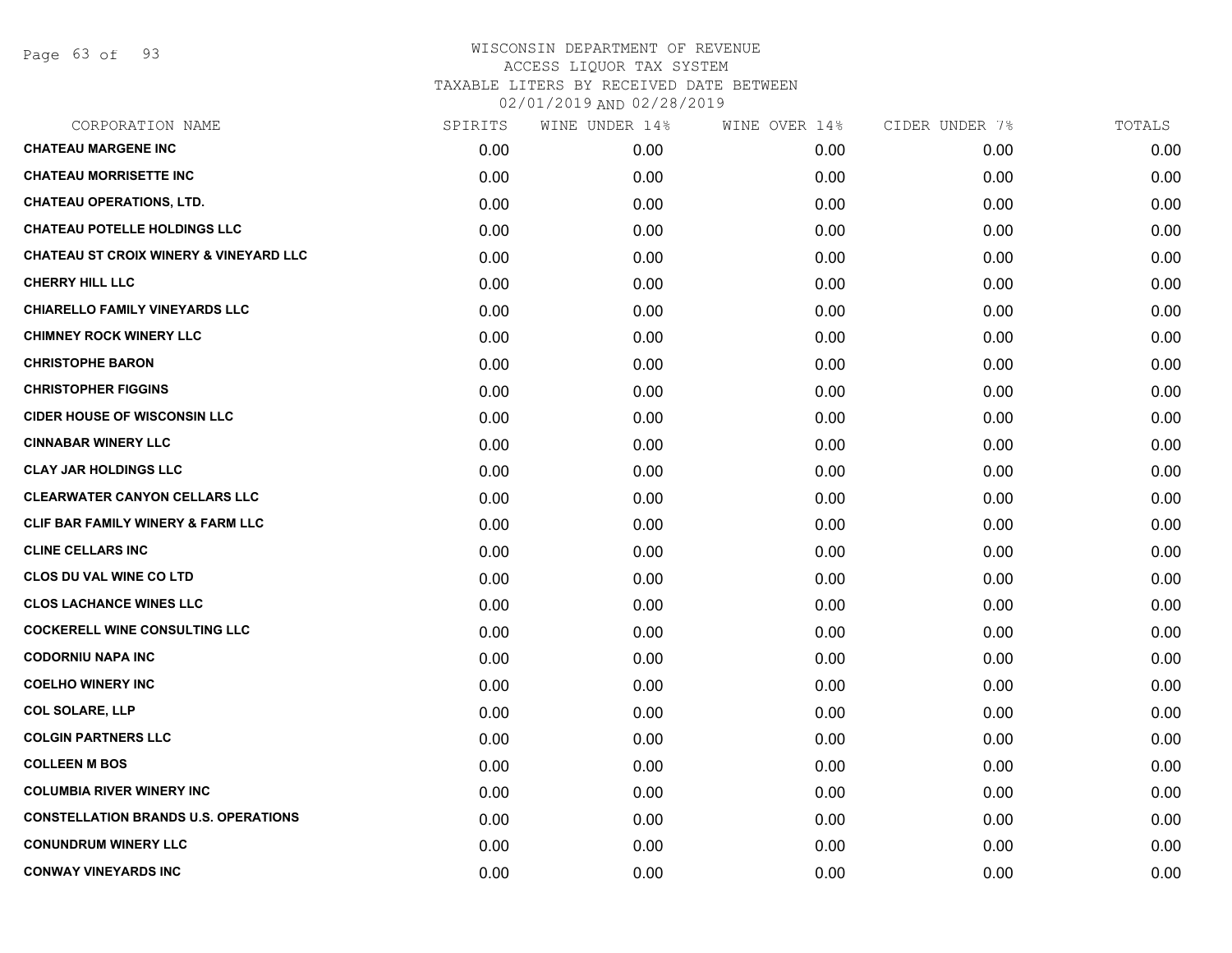# WISCONSIN DEPARTMENT OF REVENUE
## ACCESS LIQUOR TAX SYSTEM
## TAXABLE LITERS BY RECEIVED DATE BETWEEN
## 02/01/2019 AND 02/28/2019

| CORPORATION NAME | SPIRITS | WINE UNDER 14% | WINE OVER 14% | CIDER UNDER 7% | TOTALS |
|---|---|---|---|---|---|
| **CHATEAU MARGENE INC** | 0.00 | 0.00 | 0.00 | 0.00 | 0.00 |
| **CHATEAU MORRISETTE INC** | 0.00 | 0.00 | 0.00 | 0.00 | 0.00 |
| **CHATEAU OPERATIONS, LTD.** | 0.00 | 0.00 | 0.00 | 0.00 | 0.00 |
| **CHATEAU POTELLE HOLDINGS LLC** | 0.00 | 0.00 | 0.00 | 0.00 | 0.00 |
| **CHATEAU ST CROIX WINERY & VINEYARD LLC** | 0.00 | 0.00 | 0.00 | 0.00 | 0.00 |
| **CHERRY HILL LLC** | 0.00 | 0.00 | 0.00 | 0.00 | 0.00 |
| **CHIARELLO FAMILY VINEYARDS LLC** | 0.00 | 0.00 | 0.00 | 0.00 | 0.00 |
| **CHIMNEY ROCK WINERY LLC** | 0.00 | 0.00 | 0.00 | 0.00 | 0.00 |
| **CHRISTOPHE BARON** | 0.00 | 0.00 | 0.00 | 0.00 | 0.00 |
| **CHRISTOPHER FIGGINS** | 0.00 | 0.00 | 0.00 | 0.00 | 0.00 |
| **CIDER HOUSE OF WISCONSIN LLC** | 0.00 | 0.00 | 0.00 | 0.00 | 0.00 |
| **CINNABAR WINERY LLC** | 0.00 | 0.00 | 0.00 | 0.00 | 0.00 |
| **CLAY JAR HOLDINGS LLC** | 0.00 | 0.00 | 0.00 | 0.00 | 0.00 |
| **CLEARWATER CANYON CELLARS LLC** | 0.00 | 0.00 | 0.00 | 0.00 | 0.00 |
| **CLIF BAR FAMILY WINERY & FARM LLC** | 0.00 | 0.00 | 0.00 | 0.00 | 0.00 |
| **CLINE CELLARS INC** | 0.00 | 0.00 | 0.00 | 0.00 | 0.00 |
| **CLOS DU VAL WINE CO LTD** | 0.00 | 0.00 | 0.00 | 0.00 | 0.00 |
| **CLOS LACHANCE WINES LLC** | 0.00 | 0.00 | 0.00 | 0.00 | 0.00 |
| **COCKERELL WINE CONSULTING LLC** | 0.00 | 0.00 | 0.00 | 0.00 | 0.00 |
| **CODORNIU NAPA INC** | 0.00 | 0.00 | 0.00 | 0.00 | 0.00 |
| **COELHO WINERY INC** | 0.00 | 0.00 | 0.00 | 0.00 | 0.00 |
| **COL SOLARE, LLP** | 0.00 | 0.00 | 0.00 | 0.00 | 0.00 |
| **COLGIN PARTNERS LLC** | 0.00 | 0.00 | 0.00 | 0.00 | 0.00 |
| **COLLEEN M BOS** | 0.00 | 0.00 | 0.00 | 0.00 | 0.00 |
| **COLUMBIA RIVER WINERY INC** | 0.00 | 0.00 | 0.00 | 0.00 | 0.00 |
| **CONSTELLATION BRANDS U.S. OPERATIONS** | 0.00 | 0.00 | 0.00 | 0.00 | 0.00 |
| **CONUNDRUM WINERY LLC** | 0.00 | 0.00 | 0.00 | 0.00 | 0.00 |
| **CONWAY VINEYARDS INC** | 0.00 | 0.00 | 0.00 | 0.00 | 0.00 |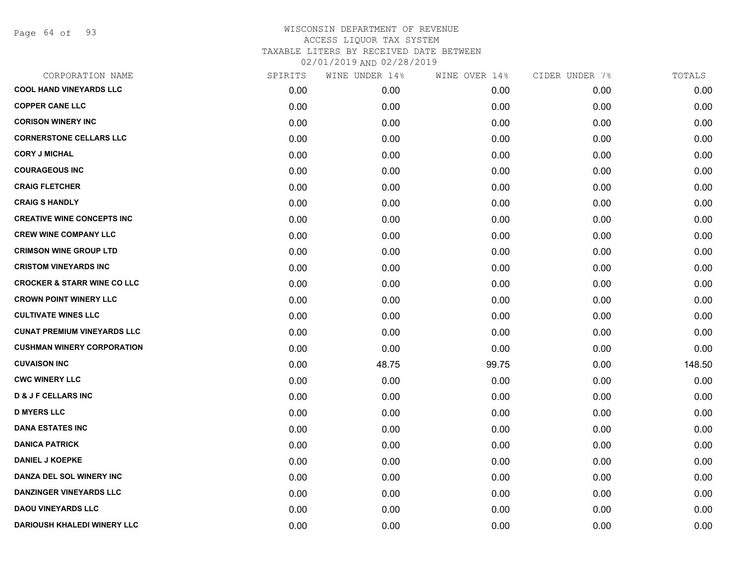# WISCONSIN DEPARTMENT OF REVENUE
## ACCESS LIQUOR TAX SYSTEM
### TAXABLE LITERS BY RECEIVED DATE BETWEEN 02/01/2019 AND 02/28/2019

| CORPORATION NAME | SPIRITS | WINE UNDER 14% | WINE OVER 14% | CIDER UNDER 7% | TOTALS |
|---|---|---|---|---|---|
| COOL HAND VINEYARDS LLC | 0.00 | 0.00 | 0.00 | 0.00 | 0.00 |
| COPPER CANE LLC | 0.00 | 0.00 | 0.00 | 0.00 | 0.00 |
| CORISON WINERY INC | 0.00 | 0.00 | 0.00 | 0.00 | 0.00 |
| CORNERSTONE CELLARS LLC | 0.00 | 0.00 | 0.00 | 0.00 | 0.00 |
| CORY J MICHAL | 0.00 | 0.00 | 0.00 | 0.00 | 0.00 |
| COURAGEOUS INC | 0.00 | 0.00 | 0.00 | 0.00 | 0.00 |
| CRAIG FLETCHER | 0.00 | 0.00 | 0.00 | 0.00 | 0.00 |
| CRAIG S HANDLY | 0.00 | 0.00 | 0.00 | 0.00 | 0.00 |
| CREATIVE WINE CONCEPTS INC | 0.00 | 0.00 | 0.00 | 0.00 | 0.00 |
| CREW WINE COMPANY LLC | 0.00 | 0.00 | 0.00 | 0.00 | 0.00 |
| CRIMSON WINE GROUP LTD | 0.00 | 0.00 | 0.00 | 0.00 | 0.00 |
| CRISTOM VINEYARDS INC | 0.00 | 0.00 | 0.00 | 0.00 | 0.00 |
| CROCKER & STARR WINE CO LLC | 0.00 | 0.00 | 0.00 | 0.00 | 0.00 |
| CROWN POINT WINERY LLC | 0.00 | 0.00 | 0.00 | 0.00 | 0.00 |
| CULTIVATE WINES LLC | 0.00 | 0.00 | 0.00 | 0.00 | 0.00 |
| CUNAT PREMIUM VINEYARDS LLC | 0.00 | 0.00 | 0.00 | 0.00 | 0.00 |
| CUSHMAN WINERY CORPORATION | 0.00 | 0.00 | 0.00 | 0.00 | 0.00 |
| CUVAISON INC | 0.00 | 48.75 | 99.75 | 0.00 | 148.50 |
| CWC WINERY LLC | 0.00 | 0.00 | 0.00 | 0.00 | 0.00 |
| D & J F CELLARS INC | 0.00 | 0.00 | 0.00 | 0.00 | 0.00 |
| D MYERS LLC | 0.00 | 0.00 | 0.00 | 0.00 | 0.00 |
| DANA ESTATES INC | 0.00 | 0.00 | 0.00 | 0.00 | 0.00 |
| DANICA PATRICK | 0.00 | 0.00 | 0.00 | 0.00 | 0.00 |
| DANIEL J KOEPKE | 0.00 | 0.00 | 0.00 | 0.00 | 0.00 |
| DANZA DEL SOL WINERY INC | 0.00 | 0.00 | 0.00 | 0.00 | 0.00 |
| DANZINGER VINEYARDS LLC | 0.00 | 0.00 | 0.00 | 0.00 | 0.00 |
| DAOU VINEYARDS LLC | 0.00 | 0.00 | 0.00 | 0.00 | 0.00 |
| DARIOUSH KHALEDI WINERY LLC | 0.00 | 0.00 | 0.00 | 0.00 | 0.00 |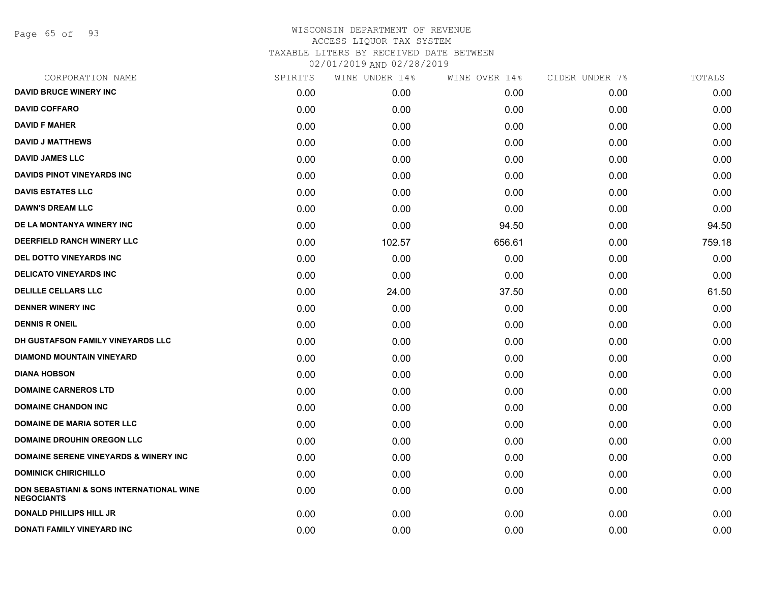# WISCONSIN DEPARTMENT OF REVENUE
ACCESS LIQUOR TAX SYSTEM
TAXABLE LITERS BY RECEIVED DATE BETWEEN
02/01/2019 AND 02/28/2019

| CORPORATION NAME | SPIRITS | WINE UNDER 14% | WINE OVER 14% | CIDER UNDER 7% | TOTALS |
|---|---|---|---|---|---|
| DAVID BRUCE WINERY INC | 0.00 | 0.00 | 0.00 | 0.00 | 0.00 |
| DAVID COFFARO | 0.00 | 0.00 | 0.00 | 0.00 | 0.00 |
| DAVID F MAHER | 0.00 | 0.00 | 0.00 | 0.00 | 0.00 |
| DAVID J MATTHEWS | 0.00 | 0.00 | 0.00 | 0.00 | 0.00 |
| DAVID JAMES LLC | 0.00 | 0.00 | 0.00 | 0.00 | 0.00 |
| DAVIDS PINOT VINEYARDS INC | 0.00 | 0.00 | 0.00 | 0.00 | 0.00 |
| DAVIS ESTATES LLC | 0.00 | 0.00 | 0.00 | 0.00 | 0.00 |
| DAWN'S DREAM LLC | 0.00 | 0.00 | 0.00 | 0.00 | 0.00 |
| DE LA MONTANYA WINERY INC | 0.00 | 0.00 | 94.50 | 0.00 | 94.50 |
| DEERFIELD RANCH WINERY LLC | 0.00 | 102.57 | 656.61 | 0.00 | 759.18 |
| DEL DOTTO VINEYARDS INC | 0.00 | 0.00 | 0.00 | 0.00 | 0.00 |
| DELICATO VINEYARDS INC | 0.00 | 0.00 | 0.00 | 0.00 | 0.00 |
| DELILLE CELLARS LLC | 0.00 | 24.00 | 37.50 | 0.00 | 61.50 |
| DENNER WINERY INC | 0.00 | 0.00 | 0.00 | 0.00 | 0.00 |
| DENNIS R ONEIL | 0.00 | 0.00 | 0.00 | 0.00 | 0.00 |
| DH GUSTAFSON FAMILY VINEYARDS LLC | 0.00 | 0.00 | 0.00 | 0.00 | 0.00 |
| DIAMOND MOUNTAIN VINEYARD | 0.00 | 0.00 | 0.00 | 0.00 | 0.00 |
| DIANA HOBSON | 0.00 | 0.00 | 0.00 | 0.00 | 0.00 |
| DOMAINE CARNEROS LTD | 0.00 | 0.00 | 0.00 | 0.00 | 0.00 |
| DOMAINE CHANDON INC | 0.00 | 0.00 | 0.00 | 0.00 | 0.00 |
| DOMAINE DE MARIA SOTER LLC | 0.00 | 0.00 | 0.00 | 0.00 | 0.00 |
| DOMAINE DROUHIN OREGON LLC | 0.00 | 0.00 | 0.00 | 0.00 | 0.00 |
| DOMAINE SERENE VINEYARDS & WINERY INC | 0.00 | 0.00 | 0.00 | 0.00 | 0.00 |
| DOMINICK CHIRICHILLO | 0.00 | 0.00 | 0.00 | 0.00 | 0.00 |
| DON SEBASTIANI & SONS INTERNATIONAL WINE NEGOCIANTS | 0.00 | 0.00 | 0.00 | 0.00 | 0.00 |
| DONALD PHILLIPS HILL JR | 0.00 | 0.00 | 0.00 | 0.00 | 0.00 |
| DONATI FAMILY VINEYARD INC | 0.00 | 0.00 | 0.00 | 0.00 | 0.00 |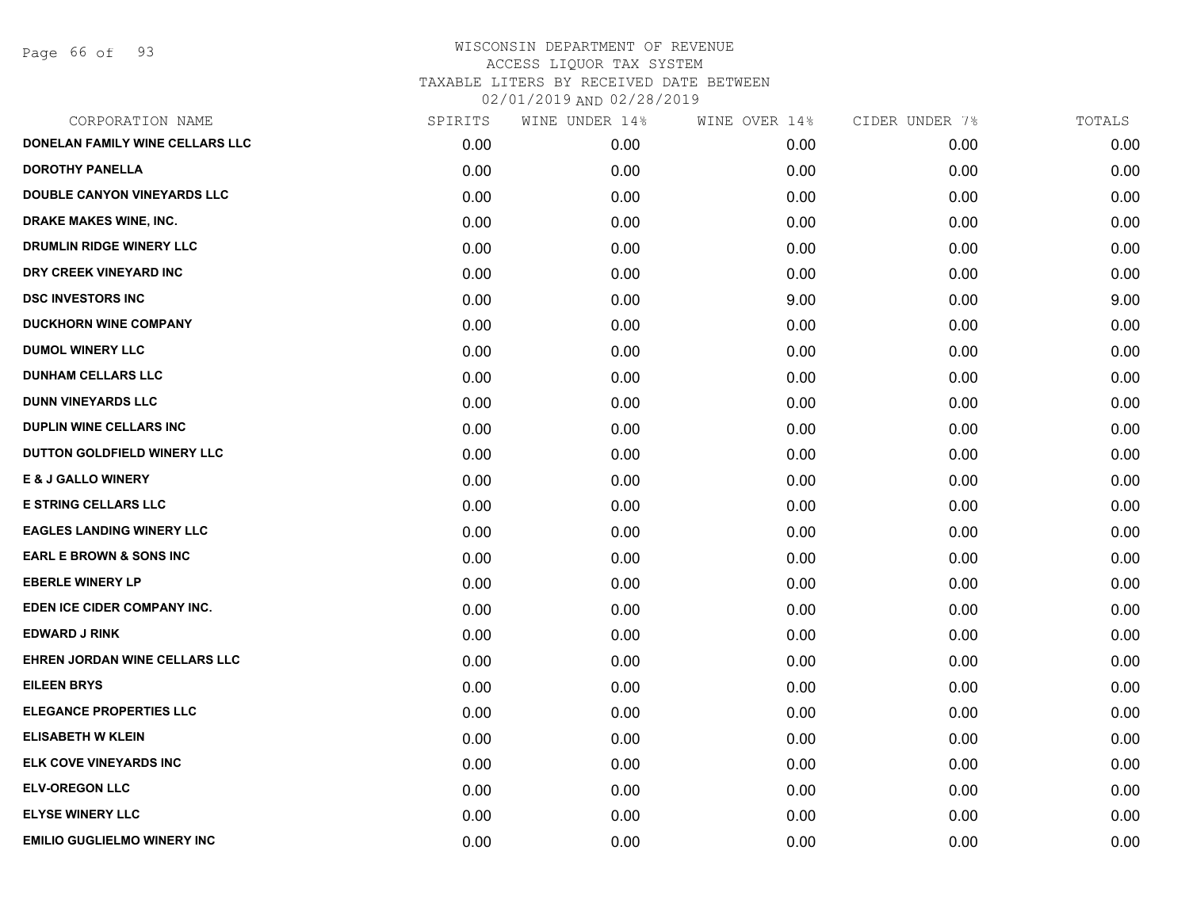# WISCONSIN DEPARTMENT OF REVENUE
## ACCESS LIQUOR TAX SYSTEM
### TAXABLE LITERS BY RECEIVED DATE BETWEEN 02/01/2019 AND 02/28/2019

| CORPORATION NAME | SPIRITS | WINE UNDER 14% | WINE OVER 14% | CIDER UNDER 7% | TOTALS |
|---|---|---|---|---|---|
| DONELAN FAMILY WINE CELLARS LLC | 0.00 | 0.00 | 0.00 | 0.00 | 0.00 |
| DOROTHY PANELLA | 0.00 | 0.00 | 0.00 | 0.00 | 0.00 |
| DOUBLE CANYON VINEYARDS LLC | 0.00 | 0.00 | 0.00 | 0.00 | 0.00 |
| DRAKE MAKES WINE, INC. | 0.00 | 0.00 | 0.00 | 0.00 | 0.00 |
| DRUMLIN RIDGE WINERY LLC | 0.00 | 0.00 | 0.00 | 0.00 | 0.00 |
| DRY CREEK VINEYARD INC | 0.00 | 0.00 | 0.00 | 0.00 | 0.00 |
| DSC INVESTORS INC | 0.00 | 0.00 | 9.00 | 0.00 | 9.00 |
| DUCKHORN WINE COMPANY | 0.00 | 0.00 | 0.00 | 0.00 | 0.00 |
| DUMOL WINERY LLC | 0.00 | 0.00 | 0.00 | 0.00 | 0.00 |
| DUNHAM CELLARS LLC | 0.00 | 0.00 | 0.00 | 0.00 | 0.00 |
| DUNN VINEYARDS LLC | 0.00 | 0.00 | 0.00 | 0.00 | 0.00 |
| DUPLIN WINE CELLARS INC | 0.00 | 0.00 | 0.00 | 0.00 | 0.00 |
| DUTTON GOLDFIELD WINERY LLC | 0.00 | 0.00 | 0.00 | 0.00 | 0.00 |
| E & J GALLO WINERY | 0.00 | 0.00 | 0.00 | 0.00 | 0.00 |
| E STRING CELLARS LLC | 0.00 | 0.00 | 0.00 | 0.00 | 0.00 |
| EAGLES LANDING WINERY LLC | 0.00 | 0.00 | 0.00 | 0.00 | 0.00 |
| EARL E BROWN & SONS INC | 0.00 | 0.00 | 0.00 | 0.00 | 0.00 |
| EBERLE WINERY LP | 0.00 | 0.00 | 0.00 | 0.00 | 0.00 |
| EDEN ICE CIDER COMPANY INC. | 0.00 | 0.00 | 0.00 | 0.00 | 0.00 |
| EDWARD J RINK | 0.00 | 0.00 | 0.00 | 0.00 | 0.00 |
| EHREN JORDAN WINE CELLARS LLC | 0.00 | 0.00 | 0.00 | 0.00 | 0.00 |
| EILEEN BRYS | 0.00 | 0.00 | 0.00 | 0.00 | 0.00 |
| ELEGANCE PROPERTIES LLC | 0.00 | 0.00 | 0.00 | 0.00 | 0.00 |
| ELISABETH W KLEIN | 0.00 | 0.00 | 0.00 | 0.00 | 0.00 |
| ELK COVE VINEYARDS INC | 0.00 | 0.00 | 0.00 | 0.00 | 0.00 |
| ELV-OREGON LLC | 0.00 | 0.00 | 0.00 | 0.00 | 0.00 |
| ELYSE WINERY LLC | 0.00 | 0.00 | 0.00 | 0.00 | 0.00 |
| EMILIO GUGLIELMO WINERY INC | 0.00 | 0.00 | 0.00 | 0.00 | 0.00 |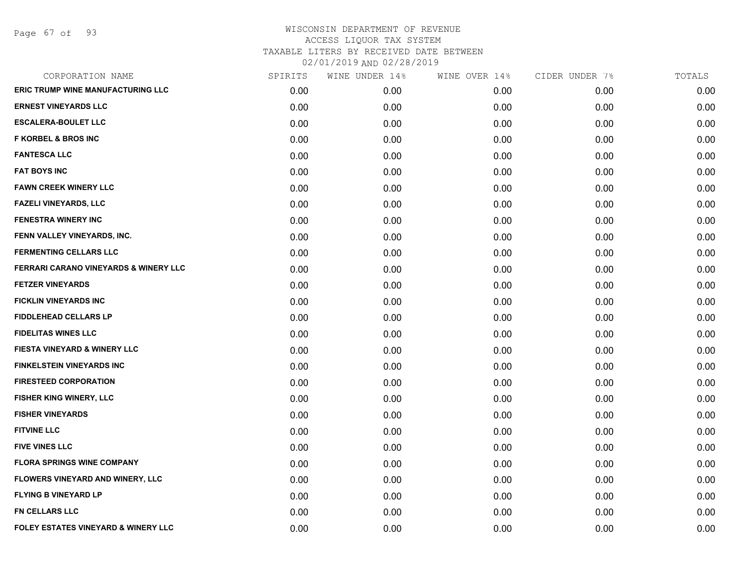# WISCONSIN DEPARTMENT OF REVENUE
## ACCESS LIQUOR TAX SYSTEM
## TAXABLE LITERS BY RECEIVED DATE BETWEEN 02/01/2019 AND 02/28/2019

| CORPORATION NAME | SPIRITS | WINE UNDER 14% | WINE OVER 14% | CIDER UNDER 7% | TOTALS |
|---|---|---|---|---|---|
| ERIC TRUMP WINE MANUFACTURING LLC | 0.00 | 0.00 | 0.00 | 0.00 | 0.00 |
| ERNEST VINEYARDS LLC | 0.00 | 0.00 | 0.00 | 0.00 | 0.00 |
| ESCALERA-BOULET LLC | 0.00 | 0.00 | 0.00 | 0.00 | 0.00 |
| F KORBEL & BROS INC | 0.00 | 0.00 | 0.00 | 0.00 | 0.00 |
| FANTESCA LLC | 0.00 | 0.00 | 0.00 | 0.00 | 0.00 |
| FAT BOYS INC | 0.00 | 0.00 | 0.00 | 0.00 | 0.00 |
| FAWN CREEK WINERY LLC | 0.00 | 0.00 | 0.00 | 0.00 | 0.00 |
| FAZELI VINEYARDS, LLC | 0.00 | 0.00 | 0.00 | 0.00 | 0.00 |
| FENESTRA WINERY INC | 0.00 | 0.00 | 0.00 | 0.00 | 0.00 |
| FENN VALLEY VINEYARDS, INC. | 0.00 | 0.00 | 0.00 | 0.00 | 0.00 |
| FERMENTING CELLARS LLC | 0.00 | 0.00 | 0.00 | 0.00 | 0.00 |
| FERRARI CARANO VINEYARDS & WINERY LLC | 0.00 | 0.00 | 0.00 | 0.00 | 0.00 |
| FETZER VINEYARDS | 0.00 | 0.00 | 0.00 | 0.00 | 0.00 |
| FICKLIN VINEYARDS INC | 0.00 | 0.00 | 0.00 | 0.00 | 0.00 |
| FIDDLEHEAD CELLARS LP | 0.00 | 0.00 | 0.00 | 0.00 | 0.00 |
| FIDELITAS WINES LLC | 0.00 | 0.00 | 0.00 | 0.00 | 0.00 |
| FIESTA VINEYARD & WINERY LLC | 0.00 | 0.00 | 0.00 | 0.00 | 0.00 |
| FINKELSTEIN VINEYARDS INC | 0.00 | 0.00 | 0.00 | 0.00 | 0.00 |
| FIRESTEED CORPORATION | 0.00 | 0.00 | 0.00 | 0.00 | 0.00 |
| FISHER KING WINERY, LLC | 0.00 | 0.00 | 0.00 | 0.00 | 0.00 |
| FISHER VINEYARDS | 0.00 | 0.00 | 0.00 | 0.00 | 0.00 |
| FITVINE LLC | 0.00 | 0.00 | 0.00 | 0.00 | 0.00 |
| FIVE VINES LLC | 0.00 | 0.00 | 0.00 | 0.00 | 0.00 |
| FLORA SPRINGS WINE COMPANY | 0.00 | 0.00 | 0.00 | 0.00 | 0.00 |
| FLOWERS VINEYARD AND WINERY, LLC | 0.00 | 0.00 | 0.00 | 0.00 | 0.00 |
| FLYING B VINEYARD LP | 0.00 | 0.00 | 0.00 | 0.00 | 0.00 |
| FN CELLARS LLC | 0.00 | 0.00 | 0.00 | 0.00 | 0.00 |
| FOLEY ESTATES VINEYARD & WINERY LLC | 0.00 | 0.00 | 0.00 | 0.00 | 0.00 |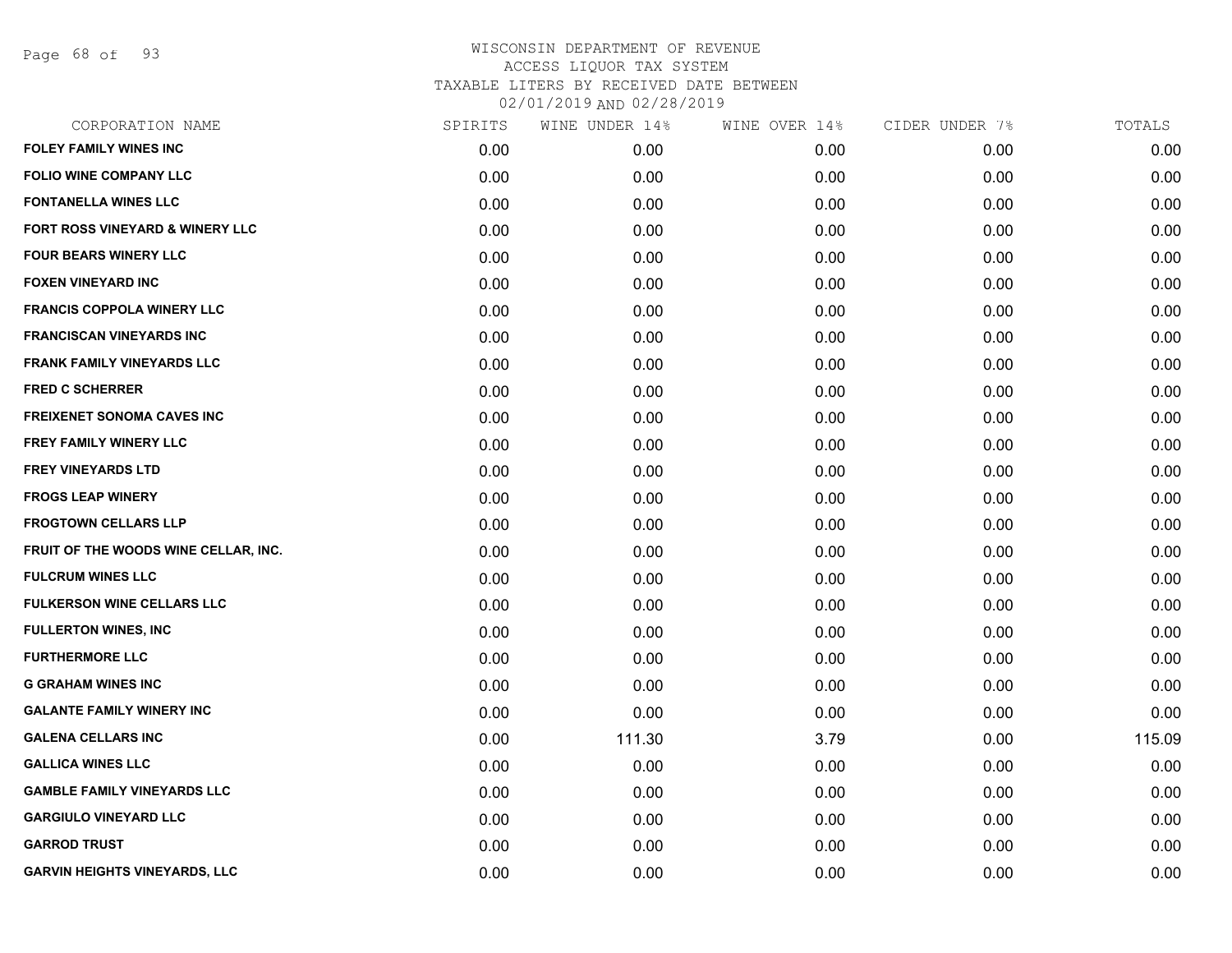# WISCONSIN DEPARTMENT OF REVENUE
## ACCESS LIQUOR TAX SYSTEM
### TAXABLE LITERS BY RECEIVED DATE BETWEEN 02/01/2019 AND 02/28/2019

| CORPORATION NAME | SPIRITS | WINE UNDER 14% | WINE OVER 14% | CIDER UNDER 7% | TOTALS |
|---|---|---|---|---|---|
| FOLEY FAMILY WINES INC | 0.00 | 0.00 | 0.00 | 0.00 | 0.00 |
| FOLIO WINE COMPANY LLC | 0.00 | 0.00 | 0.00 | 0.00 | 0.00 |
| FONTANELLA WINES LLC | 0.00 | 0.00 | 0.00 | 0.00 | 0.00 |
| FORT ROSS VINEYARD & WINERY LLC | 0.00 | 0.00 | 0.00 | 0.00 | 0.00 |
| FOUR BEARS WINERY LLC | 0.00 | 0.00 | 0.00 | 0.00 | 0.00 |
| FOXEN VINEYARD INC | 0.00 | 0.00 | 0.00 | 0.00 | 0.00 |
| FRANCIS COPPOLA WINERY LLC | 0.00 | 0.00 | 0.00 | 0.00 | 0.00 |
| FRANCISCAN VINEYARDS INC | 0.00 | 0.00 | 0.00 | 0.00 | 0.00 |
| FRANK FAMILY VINEYARDS LLC | 0.00 | 0.00 | 0.00 | 0.00 | 0.00 |
| FRED C SCHERRER | 0.00 | 0.00 | 0.00 | 0.00 | 0.00 |
| FREIXENET SONOMA CAVES INC | 0.00 | 0.00 | 0.00 | 0.00 | 0.00 |
| FREY FAMILY WINERY LLC | 0.00 | 0.00 | 0.00 | 0.00 | 0.00 |
| FREY VINEYARDS LTD | 0.00 | 0.00 | 0.00 | 0.00 | 0.00 |
| FROGS LEAP WINERY | 0.00 | 0.00 | 0.00 | 0.00 | 0.00 |
| FROGTOWN CELLARS LLP | 0.00 | 0.00 | 0.00 | 0.00 | 0.00 |
| FRUIT OF THE WOODS WINE CELLAR, INC. | 0.00 | 0.00 | 0.00 | 0.00 | 0.00 |
| FULCRUM WINES LLC | 0.00 | 0.00 | 0.00 | 0.00 | 0.00 |
| FULKERSON WINE CELLARS LLC | 0.00 | 0.00 | 0.00 | 0.00 | 0.00 |
| FULLERTON WINES, INC | 0.00 | 0.00 | 0.00 | 0.00 | 0.00 |
| FURTHERMORE LLC | 0.00 | 0.00 | 0.00 | 0.00 | 0.00 |
| G GRAHAM WINES INC | 0.00 | 0.00 | 0.00 | 0.00 | 0.00 |
| GALANTE FAMILY WINERY INC | 0.00 | 0.00 | 0.00 | 0.00 | 0.00 |
| GALENA CELLARS INC | 0.00 | 111.30 | 3.79 | 0.00 | 115.09 |
| GALLICA WINES LLC | 0.00 | 0.00 | 0.00 | 0.00 | 0.00 |
| GAMBLE FAMILY VINEYARDS LLC | 0.00 | 0.00 | 0.00 | 0.00 | 0.00 |
| GARGIULO VINEYARD LLC | 0.00 | 0.00 | 0.00 | 0.00 | 0.00 |
| GARROD TRUST | 0.00 | 0.00 | 0.00 | 0.00 | 0.00 |
| GARVIN HEIGHTS VINEYARDS, LLC | 0.00 | 0.00 | 0.00 | 0.00 | 0.00 |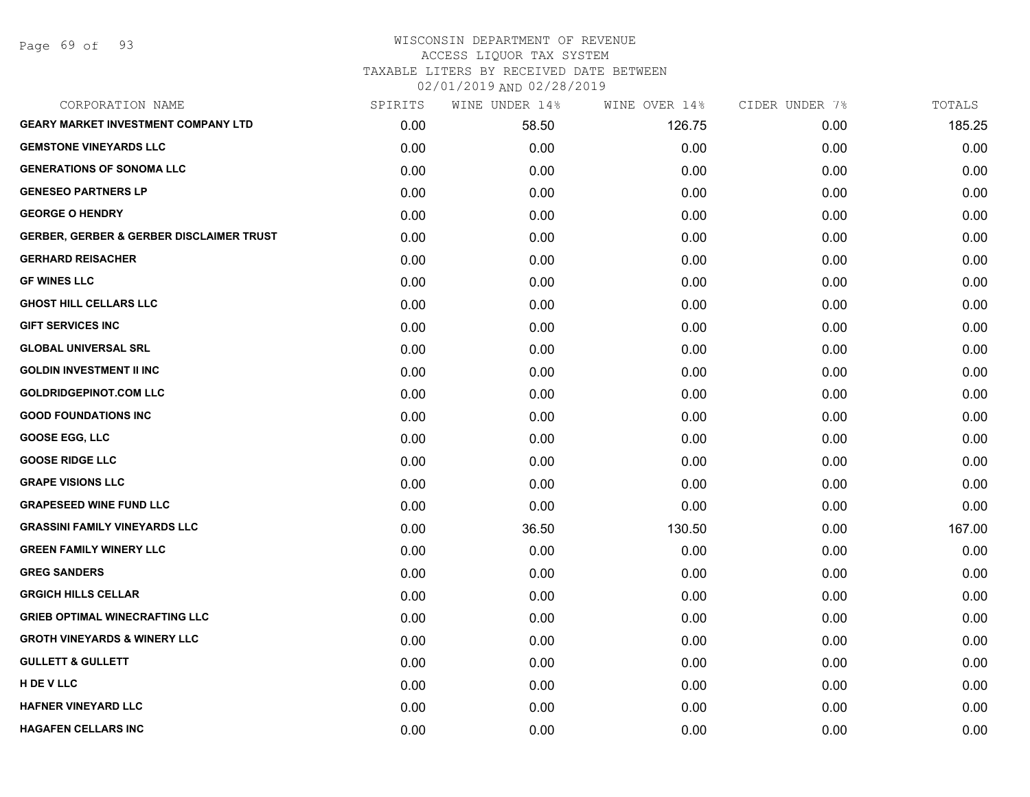WISCONSIN DEPARTMENT OF REVENUE
ACCESS LIQUOR TAX SYSTEM
TAXABLE LITERS BY RECEIVED DATE BETWEEN
02/01/2019 AND 02/28/2019

| CORPORATION NAME | SPIRITS | WINE UNDER 14% | WINE OVER 14% | CIDER UNDER 7% | TOTALS |
|---|---|---|---|---|---|
| GEARY MARKET INVESTMENT COMPANY LTD | 0.00 | 58.50 | 126.75 | 0.00 | 185.25 |
| GEMSTONE VINEYARDS LLC | 0.00 | 0.00 | 0.00 | 0.00 | 0.00 |
| GENERATIONS OF SONOMA LLC | 0.00 | 0.00 | 0.00 | 0.00 | 0.00 |
| GENESEO PARTNERS LP | 0.00 | 0.00 | 0.00 | 0.00 | 0.00 |
| GEORGE O HENDRY | 0.00 | 0.00 | 0.00 | 0.00 | 0.00 |
| GERBER, GERBER & GERBER DISCLAIMER TRUST | 0.00 | 0.00 | 0.00 | 0.00 | 0.00 |
| GERHARD REISACHER | 0.00 | 0.00 | 0.00 | 0.00 | 0.00 |
| GF WINES LLC | 0.00 | 0.00 | 0.00 | 0.00 | 0.00 |
| GHOST HILL CELLARS LLC | 0.00 | 0.00 | 0.00 | 0.00 | 0.00 |
| GIFT SERVICES INC | 0.00 | 0.00 | 0.00 | 0.00 | 0.00 |
| GLOBAL UNIVERSAL SRL | 0.00 | 0.00 | 0.00 | 0.00 | 0.00 |
| GOLDIN INVESTMENT II INC | 0.00 | 0.00 | 0.00 | 0.00 | 0.00 |
| GOLDRIDGEPINOT.COM LLC | 0.00 | 0.00 | 0.00 | 0.00 | 0.00 |
| GOOD FOUNDATIONS INC | 0.00 | 0.00 | 0.00 | 0.00 | 0.00 |
| GOOSE EGG, LLC | 0.00 | 0.00 | 0.00 | 0.00 | 0.00 |
| GOOSE RIDGE LLC | 0.00 | 0.00 | 0.00 | 0.00 | 0.00 |
| GRAPE VISIONS LLC | 0.00 | 0.00 | 0.00 | 0.00 | 0.00 |
| GRAPESEED WINE FUND LLC | 0.00 | 0.00 | 0.00 | 0.00 | 0.00 |
| GRASSINI FAMILY VINEYARDS LLC | 0.00 | 36.50 | 130.50 | 0.00 | 167.00 |
| GREEN FAMILY WINERY LLC | 0.00 | 0.00 | 0.00 | 0.00 | 0.00 |
| GREG SANDERS | 0.00 | 0.00 | 0.00 | 0.00 | 0.00 |
| GRGICH HILLS CELLAR | 0.00 | 0.00 | 0.00 | 0.00 | 0.00 |
| GRIEB OPTIMAL WINECRAFTING LLC | 0.00 | 0.00 | 0.00 | 0.00 | 0.00 |
| GROTH VINEYARDS & WINERY LLC | 0.00 | 0.00 | 0.00 | 0.00 | 0.00 |
| GULLETT & GULLETT | 0.00 | 0.00 | 0.00 | 0.00 | 0.00 |
| H DE V LLC | 0.00 | 0.00 | 0.00 | 0.00 | 0.00 |
| HAFNER VINEYARD LLC | 0.00 | 0.00 | 0.00 | 0.00 | 0.00 |
| HAGAFEN CELLARS INC | 0.00 | 0.00 | 0.00 | 0.00 | 0.00 |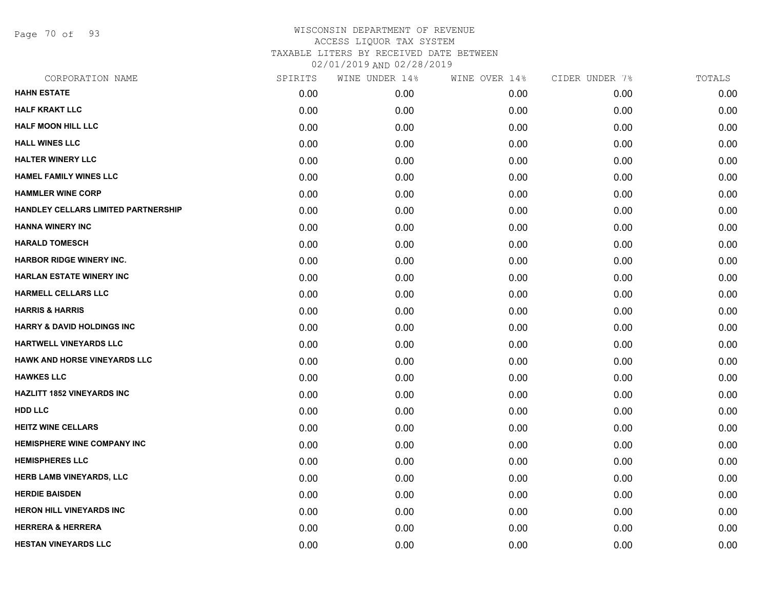# WISCONSIN DEPARTMENT OF REVENUE
## ACCESS LIQUOR TAX SYSTEM
### TAXABLE LITERS BY RECEIVED DATE BETWEEN 02/01/2019 AND 02/28/2019

| CORPORATION NAME | SPIRITS | WINE UNDER 14% | WINE OVER 14% | CIDER UNDER 7% | TOTALS |
|---|---|---|---|---|---|
| HAHN ESTATE | 0.00 | 0.00 | 0.00 | 0.00 | 0.00 |
| HALF KRAKT LLC | 0.00 | 0.00 | 0.00 | 0.00 | 0.00 |
| HALF MOON HILL LLC | 0.00 | 0.00 | 0.00 | 0.00 | 0.00 |
| HALL WINES LLC | 0.00 | 0.00 | 0.00 | 0.00 | 0.00 |
| HALTER WINERY LLC | 0.00 | 0.00 | 0.00 | 0.00 | 0.00 |
| HAMEL FAMILY WINES LLC | 0.00 | 0.00 | 0.00 | 0.00 | 0.00 |
| HAMMLER WINE CORP | 0.00 | 0.00 | 0.00 | 0.00 | 0.00 |
| HANDLEY CELLARS LIMITED PARTNERSHIP | 0.00 | 0.00 | 0.00 | 0.00 | 0.00 |
| HANNA WINERY INC | 0.00 | 0.00 | 0.00 | 0.00 | 0.00 |
| HARALD TOMESCH | 0.00 | 0.00 | 0.00 | 0.00 | 0.00 |
| HARBOR RIDGE WINERY INC. | 0.00 | 0.00 | 0.00 | 0.00 | 0.00 |
| HARLAN ESTATE WINERY INC | 0.00 | 0.00 | 0.00 | 0.00 | 0.00 |
| HARMELL CELLARS LLC | 0.00 | 0.00 | 0.00 | 0.00 | 0.00 |
| HARRIS & HARRIS | 0.00 | 0.00 | 0.00 | 0.00 | 0.00 |
| HARRY & DAVID HOLDINGS INC | 0.00 | 0.00 | 0.00 | 0.00 | 0.00 |
| HARTWELL VINEYARDS LLC | 0.00 | 0.00 | 0.00 | 0.00 | 0.00 |
| HAWK AND HORSE VINEYARDS LLC | 0.00 | 0.00 | 0.00 | 0.00 | 0.00 |
| HAWKES LLC | 0.00 | 0.00 | 0.00 | 0.00 | 0.00 |
| HAZLITT 1852 VINEYARDS INC | 0.00 | 0.00 | 0.00 | 0.00 | 0.00 |
| HDD LLC | 0.00 | 0.00 | 0.00 | 0.00 | 0.00 |
| HEITZ WINE CELLARS | 0.00 | 0.00 | 0.00 | 0.00 | 0.00 |
| HEMISPHERE WINE COMPANY INC | 0.00 | 0.00 | 0.00 | 0.00 | 0.00 |
| HEMISPHERES LLC | 0.00 | 0.00 | 0.00 | 0.00 | 0.00 |
| HERB LAMB VINEYARDS, LLC | 0.00 | 0.00 | 0.00 | 0.00 | 0.00 |
| HERDIE BAISDEN | 0.00 | 0.00 | 0.00 | 0.00 | 0.00 |
| HERON HILL VINEYARDS INC | 0.00 | 0.00 | 0.00 | 0.00 | 0.00 |
| HERRERA & HERRERA | 0.00 | 0.00 | 0.00 | 0.00 | 0.00 |
| HESTAN VINEYARDS LLC | 0.00 | 0.00 | 0.00 | 0.00 | 0.00 |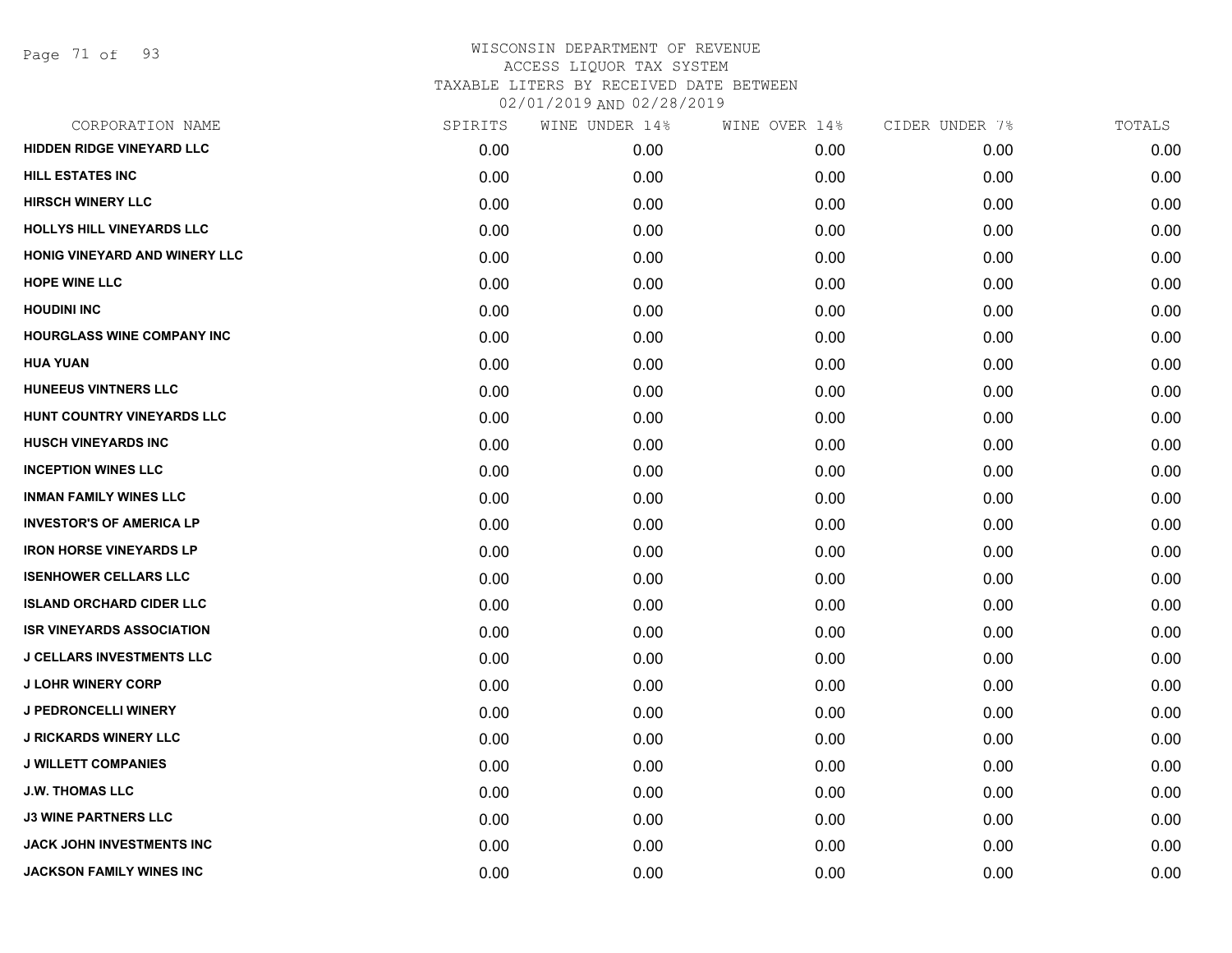# WISCONSIN DEPARTMENT OF REVENUE
ACCESS LIQUOR TAX SYSTEM
TAXABLE LITERS BY RECEIVED DATE BETWEEN
02/01/2019 AND 02/28/2019

| CORPORATION NAME | SPIRITS | WINE UNDER 14% | WINE OVER 14% | CIDER UNDER 7% | TOTALS |
|---|---|---|---|---|---|
| HIDDEN RIDGE VINEYARD LLC | 0.00 | 0.00 | 0.00 | 0.00 | 0.00 |
| HILL ESTATES INC | 0.00 | 0.00 | 0.00 | 0.00 | 0.00 |
| HIRSCH WINERY LLC | 0.00 | 0.00 | 0.00 | 0.00 | 0.00 |
| HOLLYS HILL VINEYARDS LLC | 0.00 | 0.00 | 0.00 | 0.00 | 0.00 |
| HONIG VINEYARD AND WINERY LLC | 0.00 | 0.00 | 0.00 | 0.00 | 0.00 |
| HOPE WINE LLC | 0.00 | 0.00 | 0.00 | 0.00 | 0.00 |
| HOUDINI INC | 0.00 | 0.00 | 0.00 | 0.00 | 0.00 |
| HOURGLASS WINE COMPANY INC | 0.00 | 0.00 | 0.00 | 0.00 | 0.00 |
| HUA YUAN | 0.00 | 0.00 | 0.00 | 0.00 | 0.00 |
| HUNEEUS VINTNERS LLC | 0.00 | 0.00 | 0.00 | 0.00 | 0.00 |
| HUNT COUNTRY VINEYARDS LLC | 0.00 | 0.00 | 0.00 | 0.00 | 0.00 |
| HUSCH VINEYARDS INC | 0.00 | 0.00 | 0.00 | 0.00 | 0.00 |
| INCEPTION WINES LLC | 0.00 | 0.00 | 0.00 | 0.00 | 0.00 |
| INMAN FAMILY WINES LLC | 0.00 | 0.00 | 0.00 | 0.00 | 0.00 |
| INVESTOR'S OF AMERICA LP | 0.00 | 0.00 | 0.00 | 0.00 | 0.00 |
| IRON HORSE VINEYARDS LP | 0.00 | 0.00 | 0.00 | 0.00 | 0.00 |
| ISENHOWER CELLARS LLC | 0.00 | 0.00 | 0.00 | 0.00 | 0.00 |
| ISLAND ORCHARD CIDER LLC | 0.00 | 0.00 | 0.00 | 0.00 | 0.00 |
| ISR VINEYARDS ASSOCIATION | 0.00 | 0.00 | 0.00 | 0.00 | 0.00 |
| J CELLARS INVESTMENTS LLC | 0.00 | 0.00 | 0.00 | 0.00 | 0.00 |
| J LOHR WINERY CORP | 0.00 | 0.00 | 0.00 | 0.00 | 0.00 |
| J PEDRONCELLI WINERY | 0.00 | 0.00 | 0.00 | 0.00 | 0.00 |
| J RICKARDS WINERY LLC | 0.00 | 0.00 | 0.00 | 0.00 | 0.00 |
| J WILLETT COMPANIES | 0.00 | 0.00 | 0.00 | 0.00 | 0.00 |
| J.W. THOMAS LLC | 0.00 | 0.00 | 0.00 | 0.00 | 0.00 |
| J3 WINE PARTNERS LLC | 0.00 | 0.00 | 0.00 | 0.00 | 0.00 |
| JACK JOHN INVESTMENTS INC | 0.00 | 0.00 | 0.00 | 0.00 | 0.00 |
| JACKSON FAMILY WINES INC | 0.00 | 0.00 | 0.00 | 0.00 | 0.00 |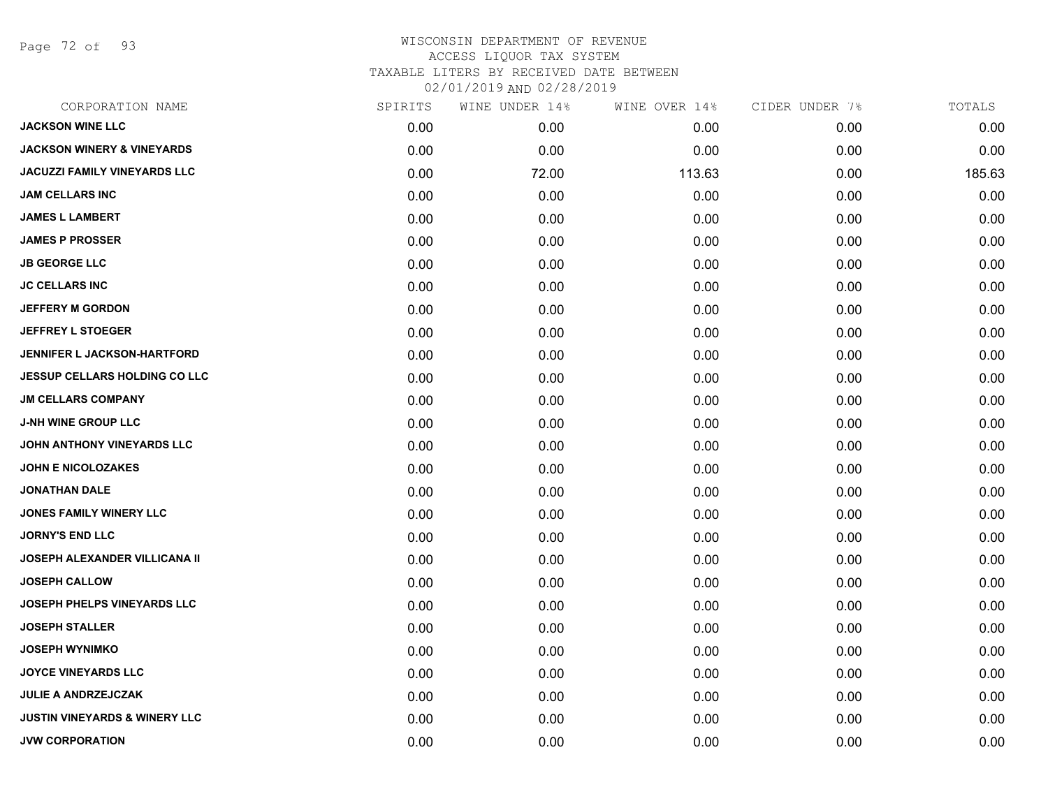# WISCONSIN DEPARTMENT OF REVENUE
ACCESS LIQUOR TAX SYSTEM
TAXABLE LITERS BY RECEIVED DATE BETWEEN
02/01/2019 AND 02/28/2019

| CORPORATION NAME | SPIRITS | WINE UNDER 14% | WINE OVER 14% | CIDER UNDER 7% | TOTALS |
|---|---|---|---|---|---|
| JACKSON WINE LLC | 0.00 | 0.00 | 0.00 | 0.00 | 0.00 |
| JACKSON WINERY & VINEYARDS | 0.00 | 0.00 | 0.00 | 0.00 | 0.00 |
| JACUZZI FAMILY VINEYARDS LLC | 0.00 | 72.00 | 113.63 | 0.00 | 185.63 |
| JAM CELLARS INC | 0.00 | 0.00 | 0.00 | 0.00 | 0.00 |
| JAMES L LAMBERT | 0.00 | 0.00 | 0.00 | 0.00 | 0.00 |
| JAMES P PROSSER | 0.00 | 0.00 | 0.00 | 0.00 | 0.00 |
| JB GEORGE LLC | 0.00 | 0.00 | 0.00 | 0.00 | 0.00 |
| JC CELLARS INC | 0.00 | 0.00 | 0.00 | 0.00 | 0.00 |
| JEFFERY M GORDON | 0.00 | 0.00 | 0.00 | 0.00 | 0.00 |
| JEFFREY L STOEGER | 0.00 | 0.00 | 0.00 | 0.00 | 0.00 |
| JENNIFER L JACKSON-HARTFORD | 0.00 | 0.00 | 0.00 | 0.00 | 0.00 |
| JESSUP CELLARS HOLDING CO LLC | 0.00 | 0.00 | 0.00 | 0.00 | 0.00 |
| JM CELLARS COMPANY | 0.00 | 0.00 | 0.00 | 0.00 | 0.00 |
| J-NH WINE GROUP LLC | 0.00 | 0.00 | 0.00 | 0.00 | 0.00 |
| JOHN ANTHONY VINEYARDS LLC | 0.00 | 0.00 | 0.00 | 0.00 | 0.00 |
| JOHN E NICOLOZAKES | 0.00 | 0.00 | 0.00 | 0.00 | 0.00 |
| JONATHAN DALE | 0.00 | 0.00 | 0.00 | 0.00 | 0.00 |
| JONES FAMILY WINERY LLC | 0.00 | 0.00 | 0.00 | 0.00 | 0.00 |
| JORNY'S END LLC | 0.00 | 0.00 | 0.00 | 0.00 | 0.00 |
| JOSEPH ALEXANDER VILLICANA II | 0.00 | 0.00 | 0.00 | 0.00 | 0.00 |
| JOSEPH CALLOW | 0.00 | 0.00 | 0.00 | 0.00 | 0.00 |
| JOSEPH PHELPS VINEYARDS LLC | 0.00 | 0.00 | 0.00 | 0.00 | 0.00 |
| JOSEPH STALLER | 0.00 | 0.00 | 0.00 | 0.00 | 0.00 |
| JOSEPH WYNIMKO | 0.00 | 0.00 | 0.00 | 0.00 | 0.00 |
| JOYCE VINEYARDS LLC | 0.00 | 0.00 | 0.00 | 0.00 | 0.00 |
| JULIE A ANDRZEJCZAK | 0.00 | 0.00 | 0.00 | 0.00 | 0.00 |
| JUSTIN VINEYARDS & WINERY LLC | 0.00 | 0.00 | 0.00 | 0.00 | 0.00 |
| JVW CORPORATION | 0.00 | 0.00 | 0.00 | 0.00 | 0.00 |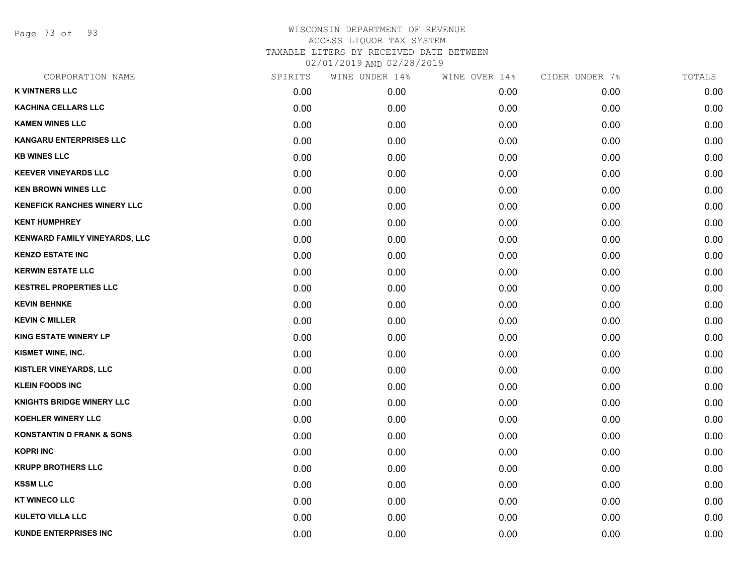# WISCONSIN DEPARTMENT OF REVENUE
## ACCESS LIQUOR TAX SYSTEM
### TAXABLE LITERS BY RECEIVED DATE BETWEEN 02/01/2019 AND 02/28/2019

| CORPORATION NAME | SPIRITS | WINE UNDER 14% | WINE OVER 14% | CIDER UNDER 7% | TOTALS |
|---|---|---|---|---|---|
| K VINTNERS LLC | 0.00 | 0.00 | 0.00 | 0.00 | 0.00 |
| KACHINA CELLARS LLC | 0.00 | 0.00 | 0.00 | 0.00 | 0.00 |
| KAMEN WINES LLC | 0.00 | 0.00 | 0.00 | 0.00 | 0.00 |
| KANGARU ENTERPRISES LLC | 0.00 | 0.00 | 0.00 | 0.00 | 0.00 |
| KB WINES LLC | 0.00 | 0.00 | 0.00 | 0.00 | 0.00 |
| KEEVER VINEYARDS LLC | 0.00 | 0.00 | 0.00 | 0.00 | 0.00 |
| KEN BROWN WINES LLC | 0.00 | 0.00 | 0.00 | 0.00 | 0.00 |
| KENEFICK RANCHES WINERY LLC | 0.00 | 0.00 | 0.00 | 0.00 | 0.00 |
| KENT HUMPHREY | 0.00 | 0.00 | 0.00 | 0.00 | 0.00 |
| KENWARD FAMILY VINEYARDS, LLC | 0.00 | 0.00 | 0.00 | 0.00 | 0.00 |
| KENZO ESTATE INC | 0.00 | 0.00 | 0.00 | 0.00 | 0.00 |
| KERWIN ESTATE LLC | 0.00 | 0.00 | 0.00 | 0.00 | 0.00 |
| KESTREL PROPERTIES LLC | 0.00 | 0.00 | 0.00 | 0.00 | 0.00 |
| KEVIN BEHNKE | 0.00 | 0.00 | 0.00 | 0.00 | 0.00 |
| KEVIN C MILLER | 0.00 | 0.00 | 0.00 | 0.00 | 0.00 |
| KING ESTATE WINERY LP | 0.00 | 0.00 | 0.00 | 0.00 | 0.00 |
| KISMET WINE, INC. | 0.00 | 0.00 | 0.00 | 0.00 | 0.00 |
| KISTLER VINEYARDS, LLC | 0.00 | 0.00 | 0.00 | 0.00 | 0.00 |
| KLEIN FOODS INC | 0.00 | 0.00 | 0.00 | 0.00 | 0.00 |
| KNIGHTS BRIDGE WINERY LLC | 0.00 | 0.00 | 0.00 | 0.00 | 0.00 |
| KOEHLER WINERY LLC | 0.00 | 0.00 | 0.00 | 0.00 | 0.00 |
| KONSTANTIN D FRANK & SONS | 0.00 | 0.00 | 0.00 | 0.00 | 0.00 |
| KOPRI INC | 0.00 | 0.00 | 0.00 | 0.00 | 0.00 |
| KRUPP BROTHERS LLC | 0.00 | 0.00 | 0.00 | 0.00 | 0.00 |
| KSSM LLC | 0.00 | 0.00 | 0.00 | 0.00 | 0.00 |
| KT WINECO LLC | 0.00 | 0.00 | 0.00 | 0.00 | 0.00 |
| KULETO VILLA LLC | 0.00 | 0.00 | 0.00 | 0.00 | 0.00 |
| KUNDE ENTERPRISES INC | 0.00 | 0.00 | 0.00 | 0.00 | 0.00 |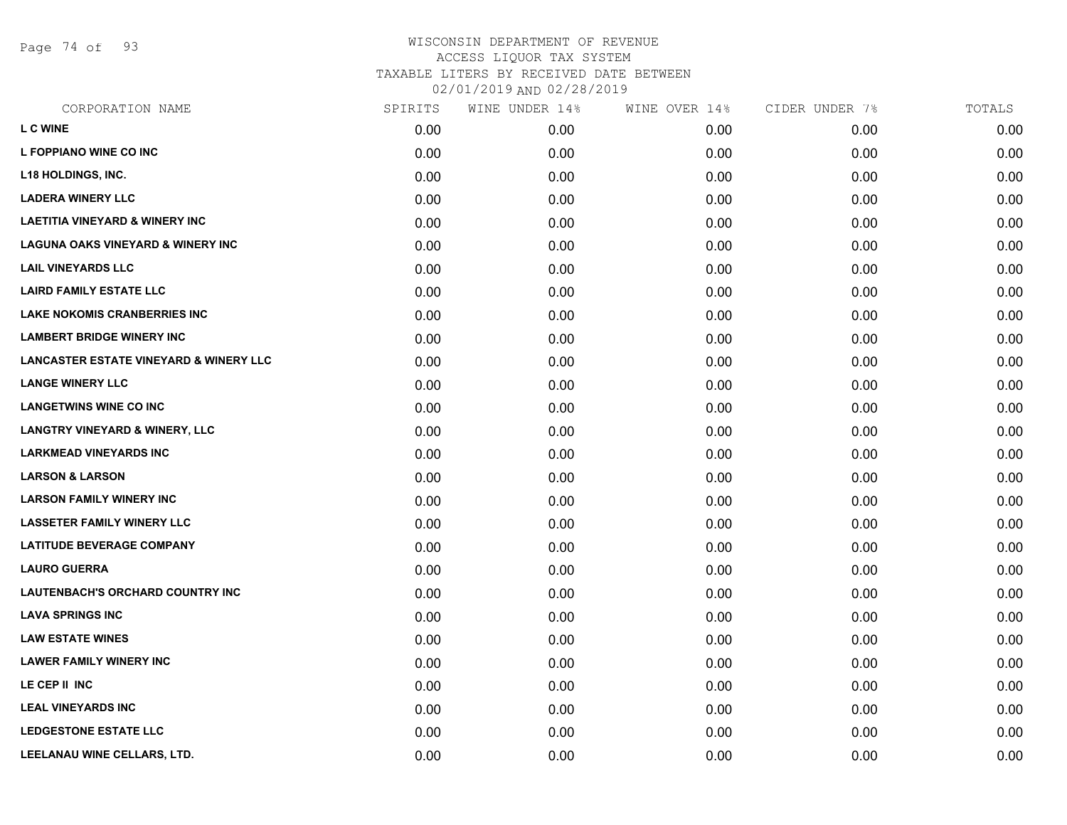WISCONSIN DEPARTMENT OF REVENUE
ACCESS LIQUOR TAX SYSTEM
TAXABLE LITERS BY RECEIVED DATE BETWEEN
02/01/2019 AND 02/28/2019

| CORPORATION NAME | SPIRITS | WINE UNDER 14% | WINE OVER 14% | CIDER UNDER 7% | TOTALS |
|---|---|---|---|---|---|
| L C WINE | 0.00 | 0.00 | 0.00 | 0.00 | 0.00 |
| L FOPPIANO WINE CO INC | 0.00 | 0.00 | 0.00 | 0.00 | 0.00 |
| L18 HOLDINGS, INC. | 0.00 | 0.00 | 0.00 | 0.00 | 0.00 |
| LADERA WINERY LLC | 0.00 | 0.00 | 0.00 | 0.00 | 0.00 |
| LAETITIA VINEYARD & WINERY INC | 0.00 | 0.00 | 0.00 | 0.00 | 0.00 |
| LAGUNA OAKS VINEYARD & WINERY INC | 0.00 | 0.00 | 0.00 | 0.00 | 0.00 |
| LAIL VINEYARDS LLC | 0.00 | 0.00 | 0.00 | 0.00 | 0.00 |
| LAIRD FAMILY ESTATE LLC | 0.00 | 0.00 | 0.00 | 0.00 | 0.00 |
| LAKE NOKOMIS CRANBERRIES INC | 0.00 | 0.00 | 0.00 | 0.00 | 0.00 |
| LAMBERT BRIDGE WINERY INC | 0.00 | 0.00 | 0.00 | 0.00 | 0.00 |
| LANCASTER ESTATE VINEYARD & WINERY LLC | 0.00 | 0.00 | 0.00 | 0.00 | 0.00 |
| LANGE WINERY LLC | 0.00 | 0.00 | 0.00 | 0.00 | 0.00 |
| LANGETWINS WINE CO INC | 0.00 | 0.00 | 0.00 | 0.00 | 0.00 |
| LANGTRY VINEYARD & WINERY, LLC | 0.00 | 0.00 | 0.00 | 0.00 | 0.00 |
| LARKMEAD VINEYARDS INC | 0.00 | 0.00 | 0.00 | 0.00 | 0.00 |
| LARSON & LARSON | 0.00 | 0.00 | 0.00 | 0.00 | 0.00 |
| LARSON FAMILY WINERY INC | 0.00 | 0.00 | 0.00 | 0.00 | 0.00 |
| LASSETER FAMILY WINERY LLC | 0.00 | 0.00 | 0.00 | 0.00 | 0.00 |
| LATITUDE BEVERAGE COMPANY | 0.00 | 0.00 | 0.00 | 0.00 | 0.00 |
| LAURO GUERRA | 0.00 | 0.00 | 0.00 | 0.00 | 0.00 |
| LAUTENBACH'S ORCHARD COUNTRY INC | 0.00 | 0.00 | 0.00 | 0.00 | 0.00 |
| LAVA SPRINGS INC | 0.00 | 0.00 | 0.00 | 0.00 | 0.00 |
| LAW ESTATE WINES | 0.00 | 0.00 | 0.00 | 0.00 | 0.00 |
| LAWER FAMILY WINERY INC | 0.00 | 0.00 | 0.00 | 0.00 | 0.00 |
| LE CEP II INC | 0.00 | 0.00 | 0.00 | 0.00 | 0.00 |
| LEAL VINEYARDS INC | 0.00 | 0.00 | 0.00 | 0.00 | 0.00 |
| LEDGESTONE ESTATE LLC | 0.00 | 0.00 | 0.00 | 0.00 | 0.00 |
| LEELANAU WINE CELLARS, LTD. | 0.00 | 0.00 | 0.00 | 0.00 | 0.00 |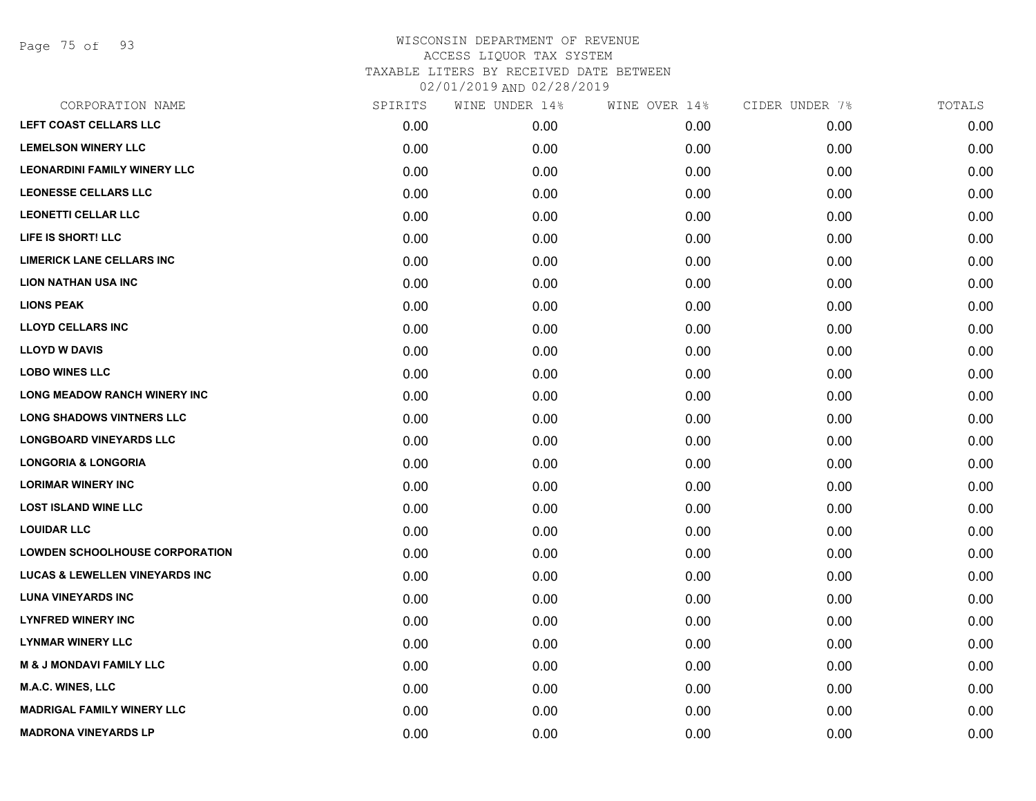# WISCONSIN DEPARTMENT OF REVENUE
## ACCESS LIQUOR TAX SYSTEM
## TAXABLE LITERS BY RECEIVED DATE BETWEEN
## 02/01/2019 AND 02/28/2019

| CORPORATION NAME | SPIRITS | WINE UNDER 14% | WINE OVER 14% | CIDER UNDER 7% | TOTALS |
|---|---|---|---|---|---|
| LEFT COAST CELLARS LLC | 0.00 | 0.00 | 0.00 | 0.00 | 0.00 |
| LEMELSON WINERY LLC | 0.00 | 0.00 | 0.00 | 0.00 | 0.00 |
| LEONARDINI FAMILY WINERY LLC | 0.00 | 0.00 | 0.00 | 0.00 | 0.00 |
| LEONESSE CELLARS LLC | 0.00 | 0.00 | 0.00 | 0.00 | 0.00 |
| LEONETTI CELLAR LLC | 0.00 | 0.00 | 0.00 | 0.00 | 0.00 |
| LIFE IS SHORT! LLC | 0.00 | 0.00 | 0.00 | 0.00 | 0.00 |
| LIMERICK LANE CELLARS INC | 0.00 | 0.00 | 0.00 | 0.00 | 0.00 |
| LION NATHAN USA INC | 0.00 | 0.00 | 0.00 | 0.00 | 0.00 |
| LIONS PEAK | 0.00 | 0.00 | 0.00 | 0.00 | 0.00 |
| LLOYD CELLARS INC | 0.00 | 0.00 | 0.00 | 0.00 | 0.00 |
| LLOYD W DAVIS | 0.00 | 0.00 | 0.00 | 0.00 | 0.00 |
| LOBO WINES LLC | 0.00 | 0.00 | 0.00 | 0.00 | 0.00 |
| LONG MEADOW RANCH WINERY INC | 0.00 | 0.00 | 0.00 | 0.00 | 0.00 |
| LONG SHADOWS VINTNERS LLC | 0.00 | 0.00 | 0.00 | 0.00 | 0.00 |
| LONGBOARD VINEYARDS LLC | 0.00 | 0.00 | 0.00 | 0.00 | 0.00 |
| LONGORIA & LONGORIA | 0.00 | 0.00 | 0.00 | 0.00 | 0.00 |
| LORIMAR WINERY INC | 0.00 | 0.00 | 0.00 | 0.00 | 0.00 |
| LOST ISLAND WINE LLC | 0.00 | 0.00 | 0.00 | 0.00 | 0.00 |
| LOUIDAR LLC | 0.00 | 0.00 | 0.00 | 0.00 | 0.00 |
| LOWDEN SCHOOLHOUSE CORPORATION | 0.00 | 0.00 | 0.00 | 0.00 | 0.00 |
| LUCAS & LEWELLEN VINEYARDS INC | 0.00 | 0.00 | 0.00 | 0.00 | 0.00 |
| LUNA VINEYARDS INC | 0.00 | 0.00 | 0.00 | 0.00 | 0.00 |
| LYNFRED WINERY INC | 0.00 | 0.00 | 0.00 | 0.00 | 0.00 |
| LYNMAR WINERY LLC | 0.00 | 0.00 | 0.00 | 0.00 | 0.00 |
| M & J MONDAVI FAMILY LLC | 0.00 | 0.00 | 0.00 | 0.00 | 0.00 |
| M.A.C. WINES, LLC | 0.00 | 0.00 | 0.00 | 0.00 | 0.00 |
| MADRIGAL FAMILY WINERY LLC | 0.00 | 0.00 | 0.00 | 0.00 | 0.00 |
| MADRONA VINEYARDS LP | 0.00 | 0.00 | 0.00 | 0.00 | 0.00 |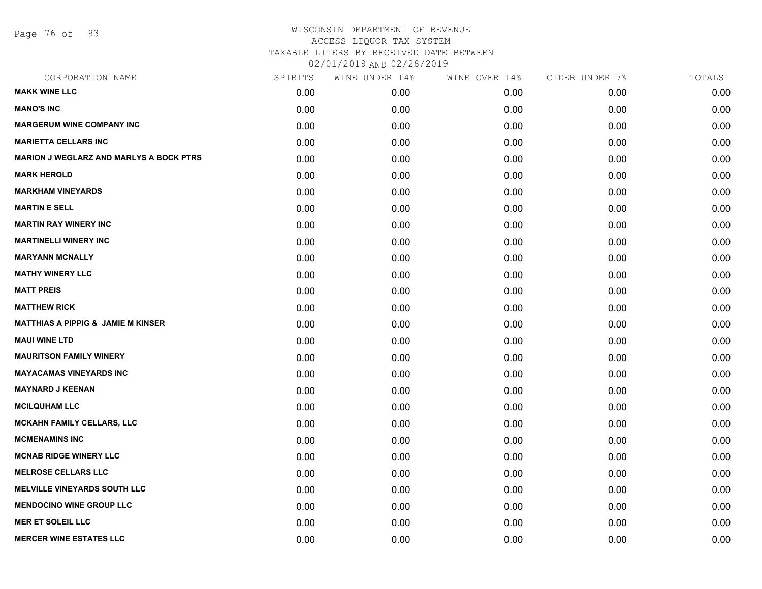# WISCONSIN DEPARTMENT OF REVENUE
ACCESS LIQUOR TAX SYSTEM
TAXABLE LITERS BY RECEIVED DATE BETWEEN
02/01/2019 AND 02/28/2019

| CORPORATION NAME | SPIRITS | WINE UNDER 14% | WINE OVER 14% | CIDER UNDER 7% | TOTALS |
|---|---|---|---|---|---|
| MAKK WINE LLC | 0.00 | 0.00 | 0.00 | 0.00 | 0.00 |
| MANO'S INC | 0.00 | 0.00 | 0.00 | 0.00 | 0.00 |
| MARGERUM WINE COMPANY INC | 0.00 | 0.00 | 0.00 | 0.00 | 0.00 |
| MARIETTA CELLARS INC | 0.00 | 0.00 | 0.00 | 0.00 | 0.00 |
| MARION J WEGLARZ AND MARLYS A BOCK PTRS | 0.00 | 0.00 | 0.00 | 0.00 | 0.00 |
| MARK HEROLD | 0.00 | 0.00 | 0.00 | 0.00 | 0.00 |
| MARKHAM VINEYARDS | 0.00 | 0.00 | 0.00 | 0.00 | 0.00 |
| MARTIN E SELL | 0.00 | 0.00 | 0.00 | 0.00 | 0.00 |
| MARTIN RAY WINERY INC | 0.00 | 0.00 | 0.00 | 0.00 | 0.00 |
| MARTINELLI WINERY INC | 0.00 | 0.00 | 0.00 | 0.00 | 0.00 |
| MARYANN MCNALLY | 0.00 | 0.00 | 0.00 | 0.00 | 0.00 |
| MATHY WINERY LLC | 0.00 | 0.00 | 0.00 | 0.00 | 0.00 |
| MATT PREIS | 0.00 | 0.00 | 0.00 | 0.00 | 0.00 |
| MATTHEW RICK | 0.00 | 0.00 | 0.00 | 0.00 | 0.00 |
| MATTHIAS A PIPPIG & JAMIE M KINSER | 0.00 | 0.00 | 0.00 | 0.00 | 0.00 |
| MAUI WINE LTD | 0.00 | 0.00 | 0.00 | 0.00 | 0.00 |
| MAURITSON FAMILY WINERY | 0.00 | 0.00 | 0.00 | 0.00 | 0.00 |
| MAYACAMAS VINEYARDS INC | 0.00 | 0.00 | 0.00 | 0.00 | 0.00 |
| MAYNARD J KEENAN | 0.00 | 0.00 | 0.00 | 0.00 | 0.00 |
| MCILQUHAM LLC | 0.00 | 0.00 | 0.00 | 0.00 | 0.00 |
| MCKAHN FAMILY CELLARS, LLC | 0.00 | 0.00 | 0.00 | 0.00 | 0.00 |
| MCMENAMINS INC | 0.00 | 0.00 | 0.00 | 0.00 | 0.00 |
| MCNAB RIDGE WINERY LLC | 0.00 | 0.00 | 0.00 | 0.00 | 0.00 |
| MELROSE CELLARS LLC | 0.00 | 0.00 | 0.00 | 0.00 | 0.00 |
| MELVILLE VINEYARDS SOUTH LLC | 0.00 | 0.00 | 0.00 | 0.00 | 0.00 |
| MENDOCINO WINE GROUP LLC | 0.00 | 0.00 | 0.00 | 0.00 | 0.00 |
| MER ET SOLEIL LLC | 0.00 | 0.00 | 0.00 | 0.00 | 0.00 |
| MERCER WINE ESTATES LLC | 0.00 | 0.00 | 0.00 | 0.00 | 0.00 |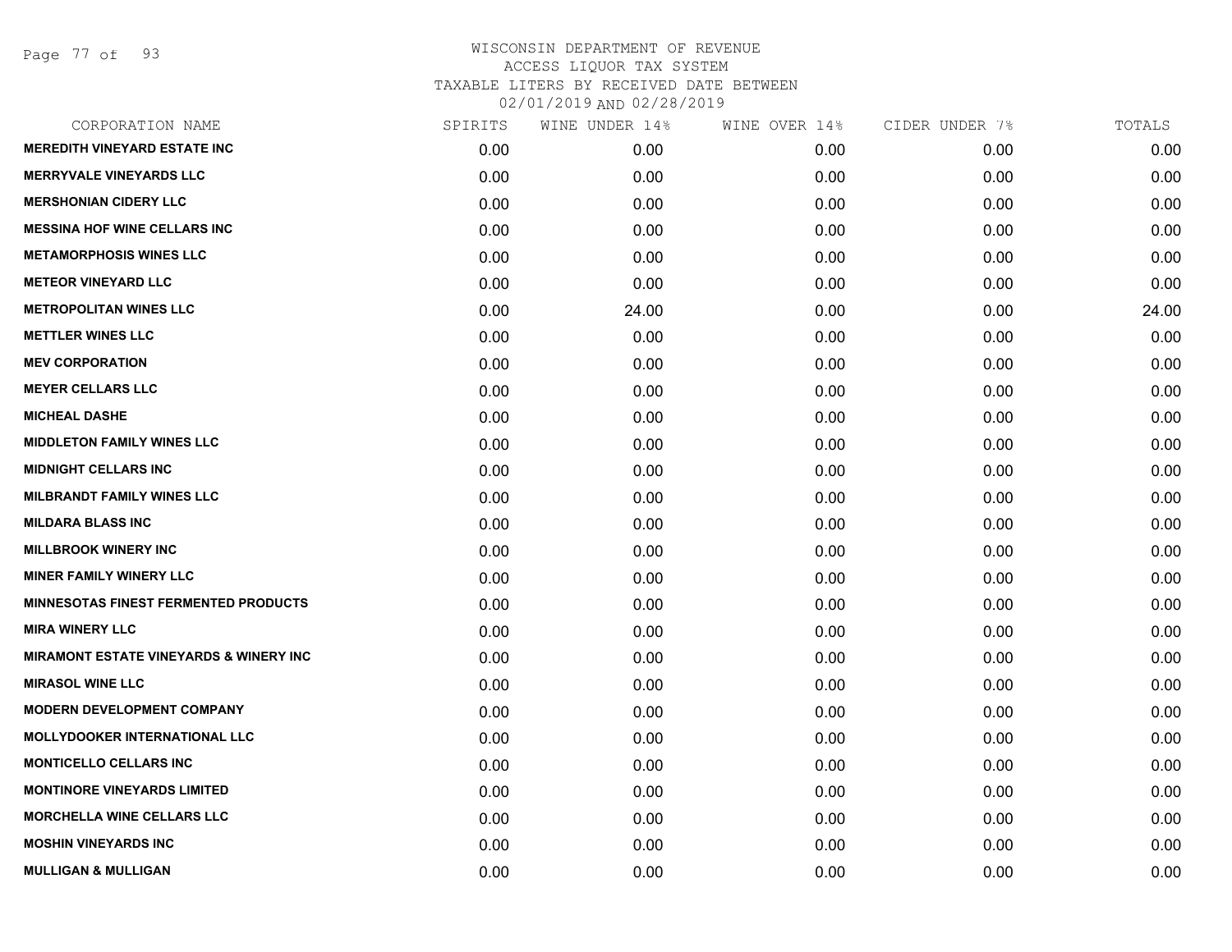# WISCONSIN DEPARTMENT OF REVENUE
## ACCESS LIQUOR TAX SYSTEM
### TAXABLE LITERS BY RECEIVED DATE BETWEEN 02/01/2019 AND 02/28/2019

| CORPORATION NAME | SPIRITS | WINE UNDER 14% | WINE OVER 14% | CIDER UNDER 7% | TOTALS |
|---|---|---|---|---|---|
| MEREDITH VINEYARD ESTATE INC | 0.00 | 0.00 | 0.00 | 0.00 | 0.00 |
| MERRYVALE VINEYARDS LLC | 0.00 | 0.00 | 0.00 | 0.00 | 0.00 |
| MERSHONIAN CIDERY LLC | 0.00 | 0.00 | 0.00 | 0.00 | 0.00 |
| MESSINA HOF WINE CELLARS INC | 0.00 | 0.00 | 0.00 | 0.00 | 0.00 |
| METAMORPHOSIS WINES LLC | 0.00 | 0.00 | 0.00 | 0.00 | 0.00 |
| METEOR VINEYARD LLC | 0.00 | 0.00 | 0.00 | 0.00 | 0.00 |
| METROPOLITAN WINES LLC | 0.00 | 24.00 | 0.00 | 0.00 | 24.00 |
| METTLER WINES LLC | 0.00 | 0.00 | 0.00 | 0.00 | 0.00 |
| MEV CORPORATION | 0.00 | 0.00 | 0.00 | 0.00 | 0.00 |
| MEYER CELLARS LLC | 0.00 | 0.00 | 0.00 | 0.00 | 0.00 |
| MICHEAL DASHE | 0.00 | 0.00 | 0.00 | 0.00 | 0.00 |
| MIDDLETON FAMILY WINES LLC | 0.00 | 0.00 | 0.00 | 0.00 | 0.00 |
| MIDNIGHT CELLARS INC | 0.00 | 0.00 | 0.00 | 0.00 | 0.00 |
| MILBRANDT FAMILY WINES LLC | 0.00 | 0.00 | 0.00 | 0.00 | 0.00 |
| MILDARA BLASS INC | 0.00 | 0.00 | 0.00 | 0.00 | 0.00 |
| MILLBROOK WINERY INC | 0.00 | 0.00 | 0.00 | 0.00 | 0.00 |
| MINER FAMILY WINERY LLC | 0.00 | 0.00 | 0.00 | 0.00 | 0.00 |
| MINNESOTAS FINEST FERMENTED PRODUCTS | 0.00 | 0.00 | 0.00 | 0.00 | 0.00 |
| MIRA WINERY LLC | 0.00 | 0.00 | 0.00 | 0.00 | 0.00 |
| MIRAMONT ESTATE VINEYARDS & WINERY INC | 0.00 | 0.00 | 0.00 | 0.00 | 0.00 |
| MIRASOL WINE LLC | 0.00 | 0.00 | 0.00 | 0.00 | 0.00 |
| MODERN DEVELOPMENT COMPANY | 0.00 | 0.00 | 0.00 | 0.00 | 0.00 |
| MOLLYDOOKER INTERNATIONAL LLC | 0.00 | 0.00 | 0.00 | 0.00 | 0.00 |
| MONTICELLO CELLARS INC | 0.00 | 0.00 | 0.00 | 0.00 | 0.00 |
| MONTINORE VINEYARDS LIMITED | 0.00 | 0.00 | 0.00 | 0.00 | 0.00 |
| MORCHELLA WINE CELLARS LLC | 0.00 | 0.00 | 0.00 | 0.00 | 0.00 |
| MOSHIN VINEYARDS INC | 0.00 | 0.00 | 0.00 | 0.00 | 0.00 |
| MULLIGAN & MULLIGAN | 0.00 | 0.00 | 0.00 | 0.00 | 0.00 |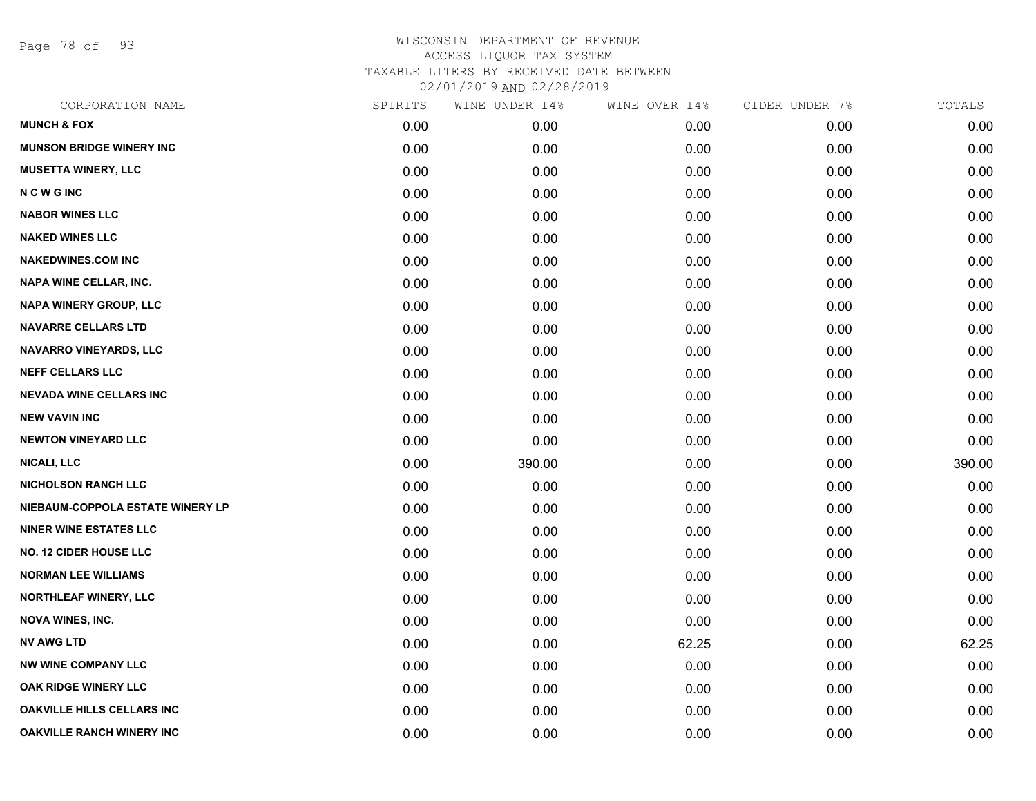# WISCONSIN DEPARTMENT OF REVENUE
ACCESS LIQUOR TAX SYSTEM
TAXABLE LITERS BY RECEIVED DATE BETWEEN
02/01/2019 AND 02/28/2019

| CORPORATION NAME | SPIRITS | WINE UNDER 14% | WINE OVER 14% | CIDER UNDER 7% | TOTALS |
|---|---|---|---|---|---|
| **MUNCH & FOX** | 0.00 | 0.00 | 0.00 | 0.00 | 0.00 |
| **MUNSON BRIDGE WINERY INC** | 0.00 | 0.00 | 0.00 | 0.00 | 0.00 |
| **MUSETTA WINERY, LLC** | 0.00 | 0.00 | 0.00 | 0.00 | 0.00 |
| **N C W G INC** | 0.00 | 0.00 | 0.00 | 0.00 | 0.00 |
| **NABOR WINES LLC** | 0.00 | 0.00 | 0.00 | 0.00 | 0.00 |
| **NAKED WINES LLC** | 0.00 | 0.00 | 0.00 | 0.00 | 0.00 |
| **NAKEDWINES.COM INC** | 0.00 | 0.00 | 0.00 | 0.00 | 0.00 |
| **NAPA WINE CELLAR, INC.** | 0.00 | 0.00 | 0.00 | 0.00 | 0.00 |
| **NAPA WINERY GROUP, LLC** | 0.00 | 0.00 | 0.00 | 0.00 | 0.00 |
| **NAVARRE CELLARS LTD** | 0.00 | 0.00 | 0.00 | 0.00 | 0.00 |
| **NAVARRO VINEYARDS, LLC** | 0.00 | 0.00 | 0.00 | 0.00 | 0.00 |
| **NEFF CELLARS LLC** | 0.00 | 0.00 | 0.00 | 0.00 | 0.00 |
| **NEVADA WINE CELLARS INC** | 0.00 | 0.00 | 0.00 | 0.00 | 0.00 |
| **NEW VAVIN INC** | 0.00 | 0.00 | 0.00 | 0.00 | 0.00 |
| **NEWTON VINEYARD LLC** | 0.00 | 0.00 | 0.00 | 0.00 | 0.00 |
| **NICALI, LLC** | 0.00 | 390.00 | 0.00 | 0.00 | 390.00 |
| **NICHOLSON RANCH LLC** | 0.00 | 0.00 | 0.00 | 0.00 | 0.00 |
| **NIEBAUM-COPPOLA ESTATE WINERY LP** | 0.00 | 0.00 | 0.00 | 0.00 | 0.00 |
| **NINER WINE ESTATES LLC** | 0.00 | 0.00 | 0.00 | 0.00 | 0.00 |
| **NO. 12 CIDER HOUSE LLC** | 0.00 | 0.00 | 0.00 | 0.00 | 0.00 |
| **NORMAN LEE WILLIAMS** | 0.00 | 0.00 | 0.00 | 0.00 | 0.00 |
| **NORTHLEAF WINERY, LLC** | 0.00 | 0.00 | 0.00 | 0.00 | 0.00 |
| **NOVA WINES, INC.** | 0.00 | 0.00 | 0.00 | 0.00 | 0.00 |
| **NV AWG LTD** | 0.00 | 0.00 | 62.25 | 0.00 | 62.25 |
| **NW WINE COMPANY LLC** | 0.00 | 0.00 | 0.00 | 0.00 | 0.00 |
| **OAK RIDGE WINERY LLC** | 0.00 | 0.00 | 0.00 | 0.00 | 0.00 |
| **OAKVILLE HILLS CELLARS INC** | 0.00 | 0.00 | 0.00 | 0.00 | 0.00 |
| **OAKVILLE RANCH WINERY INC** | 0.00 | 0.00 | 0.00 | 0.00 | 0.00 |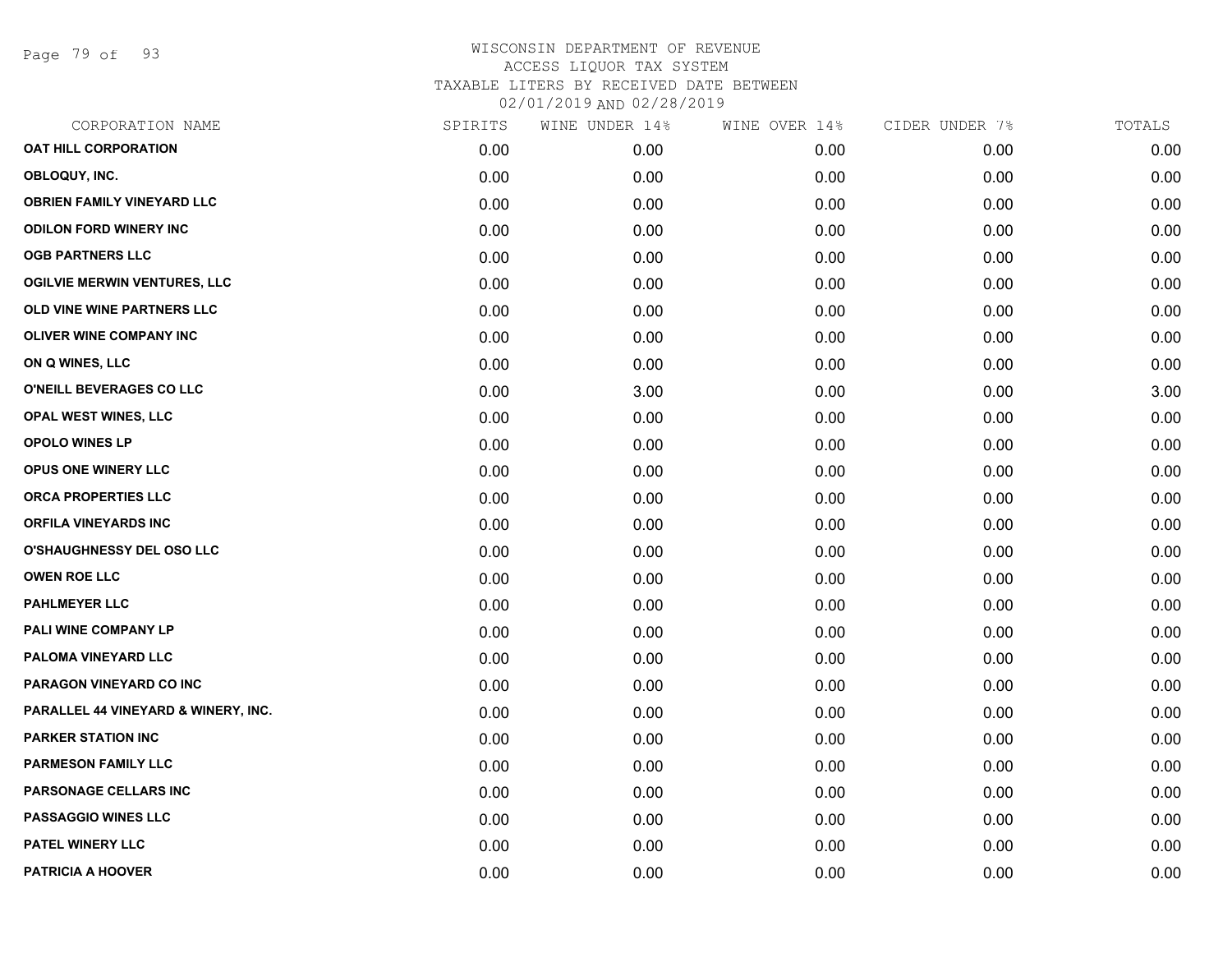# WISCONSIN DEPARTMENT OF REVENUE
## ACCESS LIQUOR TAX SYSTEM
### TAXABLE LITERS BY RECEIVED DATE BETWEEN 02/01/2019 AND 02/28/2019

| CORPORATION NAME | SPIRITS | WINE UNDER 14% | WINE OVER 14% | CIDER UNDER 7% | TOTALS |
|---|---|---|---|---|---|
| OAT HILL CORPORATION | 0.00 | 0.00 | 0.00 | 0.00 | 0.00 |
| OBLOQUY, INC. | 0.00 | 0.00 | 0.00 | 0.00 | 0.00 |
| OBRIEN FAMILY VINEYARD LLC | 0.00 | 0.00 | 0.00 | 0.00 | 0.00 |
| ODILON FORD WINERY INC | 0.00 | 0.00 | 0.00 | 0.00 | 0.00 |
| OGB PARTNERS LLC | 0.00 | 0.00 | 0.00 | 0.00 | 0.00 |
| OGILVIE MERWIN VENTURES, LLC | 0.00 | 0.00 | 0.00 | 0.00 | 0.00 |
| OLD VINE WINE PARTNERS LLC | 0.00 | 0.00 | 0.00 | 0.00 | 0.00 |
| OLIVER WINE COMPANY INC | 0.00 | 0.00 | 0.00 | 0.00 | 0.00 |
| ON Q WINES, LLC | 0.00 | 0.00 | 0.00 | 0.00 | 0.00 |
| O'NEILL BEVERAGES CO LLC | 0.00 | 3.00 | 0.00 | 0.00 | 3.00 |
| OPAL WEST WINES, LLC | 0.00 | 0.00 | 0.00 | 0.00 | 0.00 |
| OPOLO WINES LP | 0.00 | 0.00 | 0.00 | 0.00 | 0.00 |
| OPUS ONE WINERY LLC | 0.00 | 0.00 | 0.00 | 0.00 | 0.00 |
| ORCA PROPERTIES LLC | 0.00 | 0.00 | 0.00 | 0.00 | 0.00 |
| ORFILA VINEYARDS INC | 0.00 | 0.00 | 0.00 | 0.00 | 0.00 |
| O'SHAUGHNESSY DEL OSO LLC | 0.00 | 0.00 | 0.00 | 0.00 | 0.00 |
| OWEN ROE LLC | 0.00 | 0.00 | 0.00 | 0.00 | 0.00 |
| PAHLMEYER LLC | 0.00 | 0.00 | 0.00 | 0.00 | 0.00 |
| PALI WINE COMPANY LP | 0.00 | 0.00 | 0.00 | 0.00 | 0.00 |
| PALOMA VINEYARD LLC | 0.00 | 0.00 | 0.00 | 0.00 | 0.00 |
| PARAGON VINEYARD CO INC | 0.00 | 0.00 | 0.00 | 0.00 | 0.00 |
| PARALLEL 44 VINEYARD & WINERY, INC. | 0.00 | 0.00 | 0.00 | 0.00 | 0.00 |
| PARKER STATION INC | 0.00 | 0.00 | 0.00 | 0.00 | 0.00 |
| PARMESON FAMILY LLC | 0.00 | 0.00 | 0.00 | 0.00 | 0.00 |
| PARSONAGE CELLARS INC | 0.00 | 0.00 | 0.00 | 0.00 | 0.00 |
| PASSAGGIO WINES LLC | 0.00 | 0.00 | 0.00 | 0.00 | 0.00 |
| PATEL WINERY LLC | 0.00 | 0.00 | 0.00 | 0.00 | 0.00 |
| PATRICIA A HOOVER | 0.00 | 0.00 | 0.00 | 0.00 | 0.00 |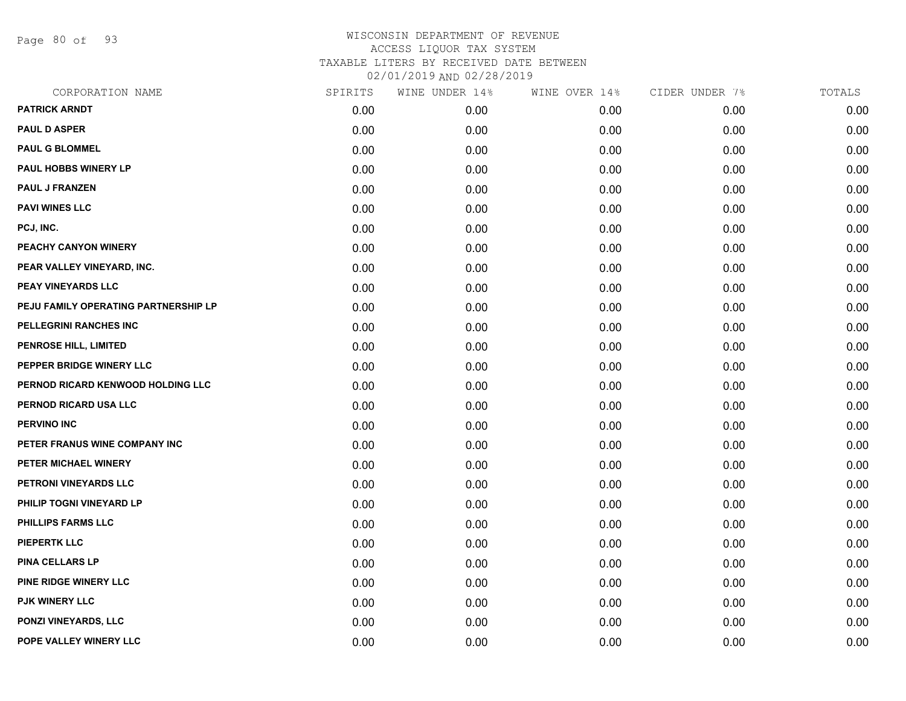# WISCONSIN DEPARTMENT OF REVENUE
## ACCESS LIQUOR TAX SYSTEM
### TAXABLE LITERS BY RECEIVED DATE BETWEEN 02/01/2019 AND 02/28/2019

| CORPORATION NAME | SPIRITS | WINE UNDER 14% | WINE OVER 14% | CIDER UNDER 7% | TOTALS |
|---|---|---|---|---|---|
| PATRICK ARNDT | 0.00 | 0.00 | 0.00 | 0.00 | 0.00 |
| PAUL D ASPER | 0.00 | 0.00 | 0.00 | 0.00 | 0.00 |
| PAUL G BLOMMEL | 0.00 | 0.00 | 0.00 | 0.00 | 0.00 |
| PAUL HOBBS WINERY LP | 0.00 | 0.00 | 0.00 | 0.00 | 0.00 |
| PAUL J FRANZEN | 0.00 | 0.00 | 0.00 | 0.00 | 0.00 |
| PAVI WINES LLC | 0.00 | 0.00 | 0.00 | 0.00 | 0.00 |
| PCJ, INC. | 0.00 | 0.00 | 0.00 | 0.00 | 0.00 |
| PEACHY CANYON WINERY | 0.00 | 0.00 | 0.00 | 0.00 | 0.00 |
| PEAR VALLEY VINEYARD, INC. | 0.00 | 0.00 | 0.00 | 0.00 | 0.00 |
| PEAY VINEYARDS LLC | 0.00 | 0.00 | 0.00 | 0.00 | 0.00 |
| PEJU FAMILY OPERATING PARTNERSHIP LP | 0.00 | 0.00 | 0.00 | 0.00 | 0.00 |
| PELLEGRINI RANCHES INC | 0.00 | 0.00 | 0.00 | 0.00 | 0.00 |
| PENROSE HILL, LIMITED | 0.00 | 0.00 | 0.00 | 0.00 | 0.00 |
| PEPPER BRIDGE WINERY LLC | 0.00 | 0.00 | 0.00 | 0.00 | 0.00 |
| PERNOD RICARD KENWOOD HOLDING LLC | 0.00 | 0.00 | 0.00 | 0.00 | 0.00 |
| PERNOD RICARD USA LLC | 0.00 | 0.00 | 0.00 | 0.00 | 0.00 |
| PERVINO INC | 0.00 | 0.00 | 0.00 | 0.00 | 0.00 |
| PETER FRANUS WINE COMPANY INC | 0.00 | 0.00 | 0.00 | 0.00 | 0.00 |
| PETER MICHAEL WINERY | 0.00 | 0.00 | 0.00 | 0.00 | 0.00 |
| PETRONI VINEYARDS LLC | 0.00 | 0.00 | 0.00 | 0.00 | 0.00 |
| PHILIP TOGNI VINEYARD LP | 0.00 | 0.00 | 0.00 | 0.00 | 0.00 |
| PHILLIPS FARMS LLC | 0.00 | 0.00 | 0.00 | 0.00 | 0.00 |
| PIEPERTK LLC | 0.00 | 0.00 | 0.00 | 0.00 | 0.00 |
| PINA CELLARS LP | 0.00 | 0.00 | 0.00 | 0.00 | 0.00 |
| PINE RIDGE WINERY LLC | 0.00 | 0.00 | 0.00 | 0.00 | 0.00 |
| PJK WINERY LLC | 0.00 | 0.00 | 0.00 | 0.00 | 0.00 |
| PONZI VINEYARDS, LLC | 0.00 | 0.00 | 0.00 | 0.00 | 0.00 |
| POPE VALLEY WINERY LLC | 0.00 | 0.00 | 0.00 | 0.00 | 0.00 |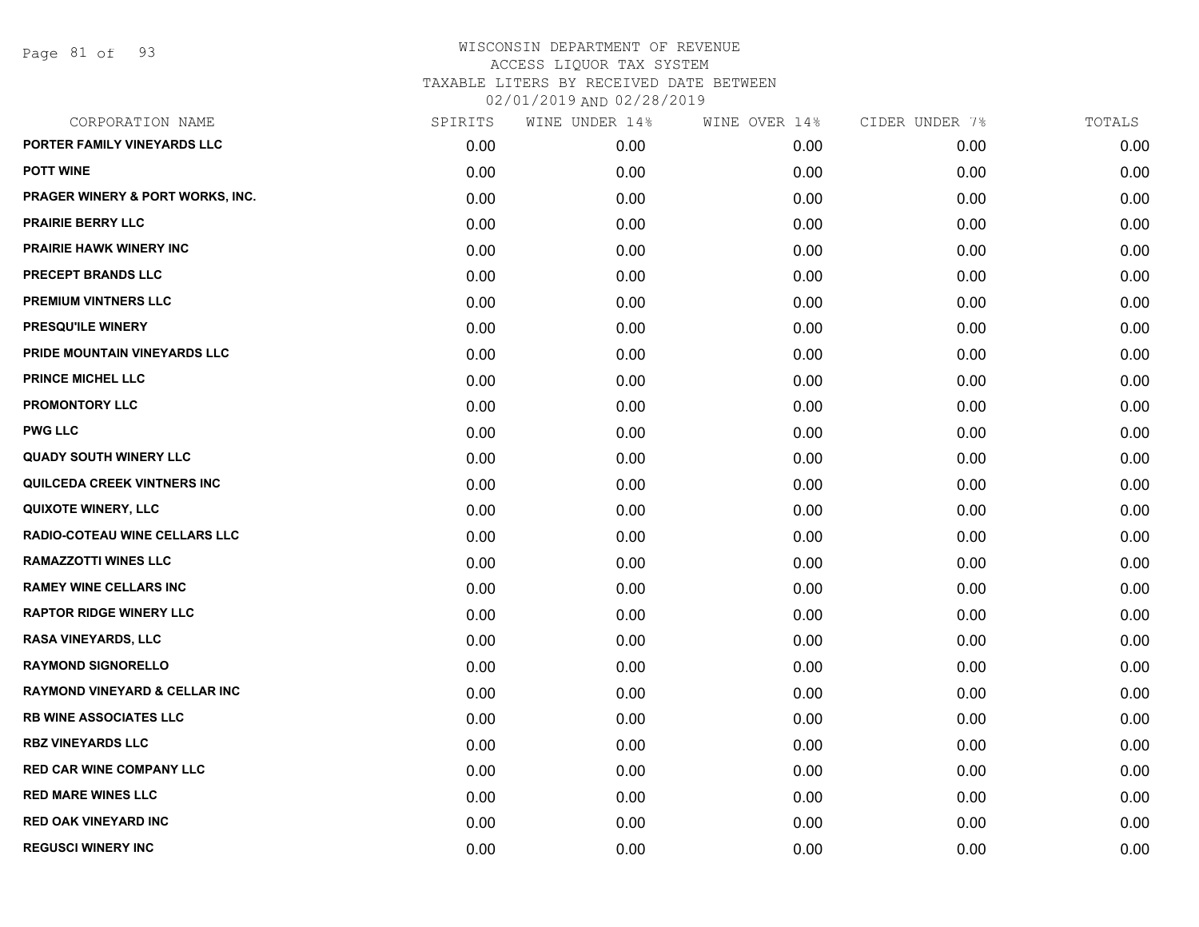WISCONSIN DEPARTMENT OF REVENUE
ACCESS LIQUOR TAX SYSTEM
TAXABLE LITERS BY RECEIVED DATE BETWEEN
02/01/2019 AND 02/28/2019

| CORPORATION NAME | SPIRITS | WINE UNDER 14% | WINE OVER 14% | CIDER UNDER 7% | TOTALS |
|---|---|---|---|---|---|
| PORTER FAMILY VINEYARDS LLC | 0.00 | 0.00 | 0.00 | 0.00 | 0.00 |
| POTT WINE | 0.00 | 0.00 | 0.00 | 0.00 | 0.00 |
| PRAGER WINERY & PORT WORKS, INC. | 0.00 | 0.00 | 0.00 | 0.00 | 0.00 |
| PRAIRIE BERRY LLC | 0.00 | 0.00 | 0.00 | 0.00 | 0.00 |
| PRAIRIE HAWK WINERY INC | 0.00 | 0.00 | 0.00 | 0.00 | 0.00 |
| PRECEPT BRANDS LLC | 0.00 | 0.00 | 0.00 | 0.00 | 0.00 |
| PREMIUM VINTNERS LLC | 0.00 | 0.00 | 0.00 | 0.00 | 0.00 |
| PRESQU'ILE WINERY | 0.00 | 0.00 | 0.00 | 0.00 | 0.00 |
| PRIDE MOUNTAIN VINEYARDS LLC | 0.00 | 0.00 | 0.00 | 0.00 | 0.00 |
| PRINCE MICHEL LLC | 0.00 | 0.00 | 0.00 | 0.00 | 0.00 |
| PROMONTORY LLC | 0.00 | 0.00 | 0.00 | 0.00 | 0.00 |
| PWG LLC | 0.00 | 0.00 | 0.00 | 0.00 | 0.00 |
| QUADY SOUTH WINERY LLC | 0.00 | 0.00 | 0.00 | 0.00 | 0.00 |
| QUILCEDA CREEK VINTNERS INC | 0.00 | 0.00 | 0.00 | 0.00 | 0.00 |
| QUIXOTE WINERY, LLC | 0.00 | 0.00 | 0.00 | 0.00 | 0.00 |
| RADIO-COTEAU WINE CELLARS LLC | 0.00 | 0.00 | 0.00 | 0.00 | 0.00 |
| RAMAZZOTTI WINES LLC | 0.00 | 0.00 | 0.00 | 0.00 | 0.00 |
| RAMEY WINE CELLARS INC | 0.00 | 0.00 | 0.00 | 0.00 | 0.00 |
| RAPTOR RIDGE WINERY LLC | 0.00 | 0.00 | 0.00 | 0.00 | 0.00 |
| RASA VINEYARDS, LLC | 0.00 | 0.00 | 0.00 | 0.00 | 0.00 |
| RAYMOND SIGNORELLO | 0.00 | 0.00 | 0.00 | 0.00 | 0.00 |
| RAYMOND VINEYARD & CELLAR INC | 0.00 | 0.00 | 0.00 | 0.00 | 0.00 |
| RB WINE ASSOCIATES LLC | 0.00 | 0.00 | 0.00 | 0.00 | 0.00 |
| RBZ VINEYARDS LLC | 0.00 | 0.00 | 0.00 | 0.00 | 0.00 |
| RED CAR WINE COMPANY LLC | 0.00 | 0.00 | 0.00 | 0.00 | 0.00 |
| RED MARE WINES LLC | 0.00 | 0.00 | 0.00 | 0.00 | 0.00 |
| RED OAK VINEYARD INC | 0.00 | 0.00 | 0.00 | 0.00 | 0.00 |
| REGUSCI WINERY INC | 0.00 | 0.00 | 0.00 | 0.00 | 0.00 |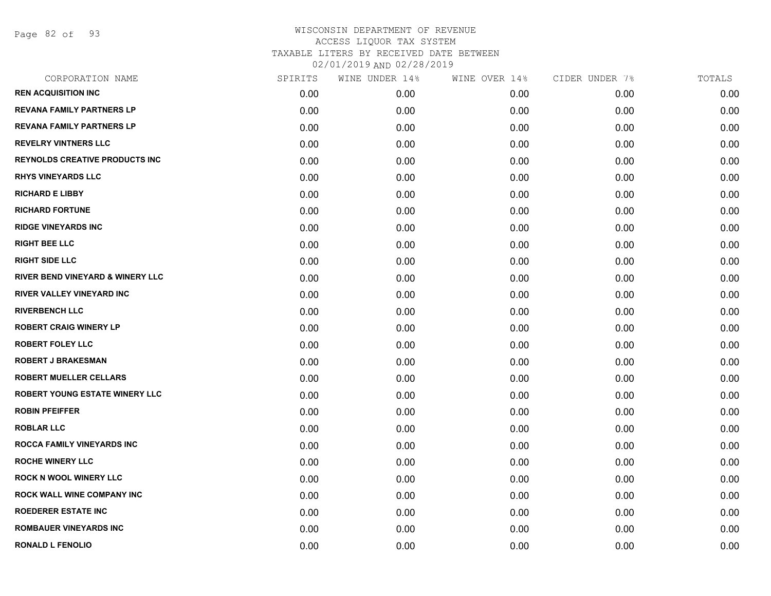WISCONSIN DEPARTMENT OF REVENUE
ACCESS LIQUOR TAX SYSTEM
TAXABLE LITERS BY RECEIVED DATE BETWEEN
02/01/2019 AND 02/28/2019

| CORPORATION NAME | SPIRITS | WINE UNDER 14% | WINE OVER 14% | CIDER UNDER 7% | TOTALS |
|---|---|---|---|---|---|
| REN ACQUISITION INC | 0.00 | 0.00 | 0.00 | 0.00 | 0.00 |
| REVANA FAMILY PARTNERS LP | 0.00 | 0.00 | 0.00 | 0.00 | 0.00 |
| REVANA FAMILY PARTNERS LP | 0.00 | 0.00 | 0.00 | 0.00 | 0.00 |
| REVELRY VINTNERS LLC | 0.00 | 0.00 | 0.00 | 0.00 | 0.00 |
| REYNOLDS CREATIVE PRODUCTS INC | 0.00 | 0.00 | 0.00 | 0.00 | 0.00 |
| RHYS VINEYARDS LLC | 0.00 | 0.00 | 0.00 | 0.00 | 0.00 |
| RICHARD E LIBBY | 0.00 | 0.00 | 0.00 | 0.00 | 0.00 |
| RICHARD FORTUNE | 0.00 | 0.00 | 0.00 | 0.00 | 0.00 |
| RIDGE VINEYARDS INC | 0.00 | 0.00 | 0.00 | 0.00 | 0.00 |
| RIGHT BEE LLC | 0.00 | 0.00 | 0.00 | 0.00 | 0.00 |
| RIGHT SIDE LLC | 0.00 | 0.00 | 0.00 | 0.00 | 0.00 |
| RIVER BEND VINEYARD & WINERY LLC | 0.00 | 0.00 | 0.00 | 0.00 | 0.00 |
| RIVER VALLEY VINEYARD INC | 0.00 | 0.00 | 0.00 | 0.00 | 0.00 |
| RIVERBENCH LLC | 0.00 | 0.00 | 0.00 | 0.00 | 0.00 |
| ROBERT CRAIG WINERY LP | 0.00 | 0.00 | 0.00 | 0.00 | 0.00 |
| ROBERT FOLEY LLC | 0.00 | 0.00 | 0.00 | 0.00 | 0.00 |
| ROBERT J BRAKESMAN | 0.00 | 0.00 | 0.00 | 0.00 | 0.00 |
| ROBERT MUELLER CELLARS | 0.00 | 0.00 | 0.00 | 0.00 | 0.00 |
| ROBERT YOUNG ESTATE WINERY LLC | 0.00 | 0.00 | 0.00 | 0.00 | 0.00 |
| ROBIN PFEIFFER | 0.00 | 0.00 | 0.00 | 0.00 | 0.00 |
| ROBLAR LLC | 0.00 | 0.00 | 0.00 | 0.00 | 0.00 |
| ROCCA FAMILY VINEYARDS INC | 0.00 | 0.00 | 0.00 | 0.00 | 0.00 |
| ROCHE WINERY LLC | 0.00 | 0.00 | 0.00 | 0.00 | 0.00 |
| ROCK N WOOL WINERY LLC | 0.00 | 0.00 | 0.00 | 0.00 | 0.00 |
| ROCK WALL WINE COMPANY INC | 0.00 | 0.00 | 0.00 | 0.00 | 0.00 |
| ROEDERER ESTATE INC | 0.00 | 0.00 | 0.00 | 0.00 | 0.00 |
| ROMBAUER VINEYARDS INC | 0.00 | 0.00 | 0.00 | 0.00 | 0.00 |
| RONALD L FENOLIO | 0.00 | 0.00 | 0.00 | 0.00 | 0.00 |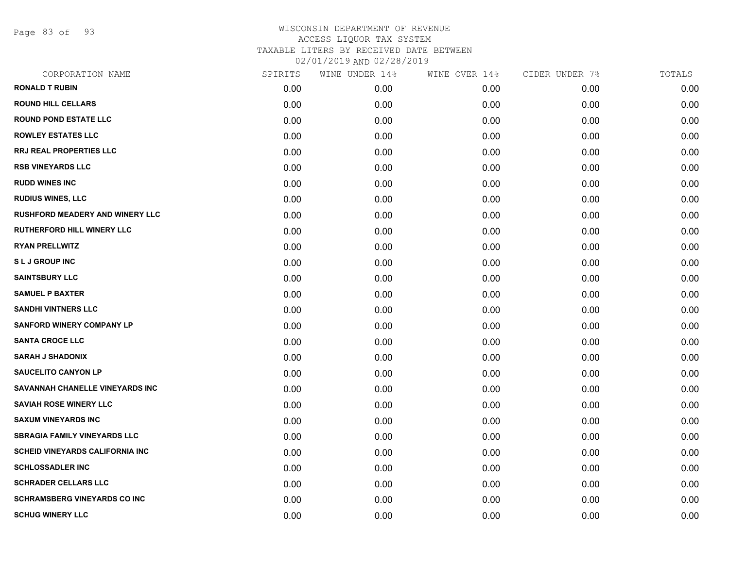# WISCONSIN DEPARTMENT OF REVENUE
## ACCESS LIQUOR TAX SYSTEM
### TAXABLE LITERS BY RECEIVED DATE BETWEEN 02/01/2019 AND 02/28/2019

| CORPORATION NAME | SPIRITS | WINE UNDER 14% | WINE OVER 14% | CIDER UNDER 7% | TOTALS |
|---|---|---|---|---|---|
| RONALD T RUBIN | 0.00 | 0.00 | 0.00 | 0.00 | 0.00 |
| ROUND HILL CELLARS | 0.00 | 0.00 | 0.00 | 0.00 | 0.00 |
| ROUND POND ESTATE LLC | 0.00 | 0.00 | 0.00 | 0.00 | 0.00 |
| ROWLEY ESTATES LLC | 0.00 | 0.00 | 0.00 | 0.00 | 0.00 |
| RRJ REAL PROPERTIES LLC | 0.00 | 0.00 | 0.00 | 0.00 | 0.00 |
| RSB VINEYARDS LLC | 0.00 | 0.00 | 0.00 | 0.00 | 0.00 |
| RUDD WINES INC | 0.00 | 0.00 | 0.00 | 0.00 | 0.00 |
| RUDIUS WINES, LLC | 0.00 | 0.00 | 0.00 | 0.00 | 0.00 |
| RUSHFORD MEADERY AND WINERY LLC | 0.00 | 0.00 | 0.00 | 0.00 | 0.00 |
| RUTHERFORD HILL WINERY LLC | 0.00 | 0.00 | 0.00 | 0.00 | 0.00 |
| RYAN PRELLWITZ | 0.00 | 0.00 | 0.00 | 0.00 | 0.00 |
| S L J GROUP INC | 0.00 | 0.00 | 0.00 | 0.00 | 0.00 |
| SAINTSBURY LLC | 0.00 | 0.00 | 0.00 | 0.00 | 0.00 |
| SAMUEL P BAXTER | 0.00 | 0.00 | 0.00 | 0.00 | 0.00 |
| SANDHI VINTNERS LLC | 0.00 | 0.00 | 0.00 | 0.00 | 0.00 |
| SANFORD WINERY COMPANY LP | 0.00 | 0.00 | 0.00 | 0.00 | 0.00 |
| SANTA CROCE LLC | 0.00 | 0.00 | 0.00 | 0.00 | 0.00 |
| SARAH J SHADONIX | 0.00 | 0.00 | 0.00 | 0.00 | 0.00 |
| SAUCELITO CANYON LP | 0.00 | 0.00 | 0.00 | 0.00 | 0.00 |
| SAVANNAH CHANELLE VINEYARDS INC | 0.00 | 0.00 | 0.00 | 0.00 | 0.00 |
| SAVIAH ROSE WINERY LLC | 0.00 | 0.00 | 0.00 | 0.00 | 0.00 |
| SAXUM VINEYARDS INC | 0.00 | 0.00 | 0.00 | 0.00 | 0.00 |
| SBRAGIA FAMILY VINEYARDS LLC | 0.00 | 0.00 | 0.00 | 0.00 | 0.00 |
| SCHEID VINEYARDS CALIFORNIA INC | 0.00 | 0.00 | 0.00 | 0.00 | 0.00 |
| SCHLOSSADLER INC | 0.00 | 0.00 | 0.00 | 0.00 | 0.00 |
| SCHRADER CELLARS LLC | 0.00 | 0.00 | 0.00 | 0.00 | 0.00 |
| SCHRAMSBERG VINEYARDS CO INC | 0.00 | 0.00 | 0.00 | 0.00 | 0.00 |
| SCHUG WINERY LLC | 0.00 | 0.00 | 0.00 | 0.00 | 0.00 |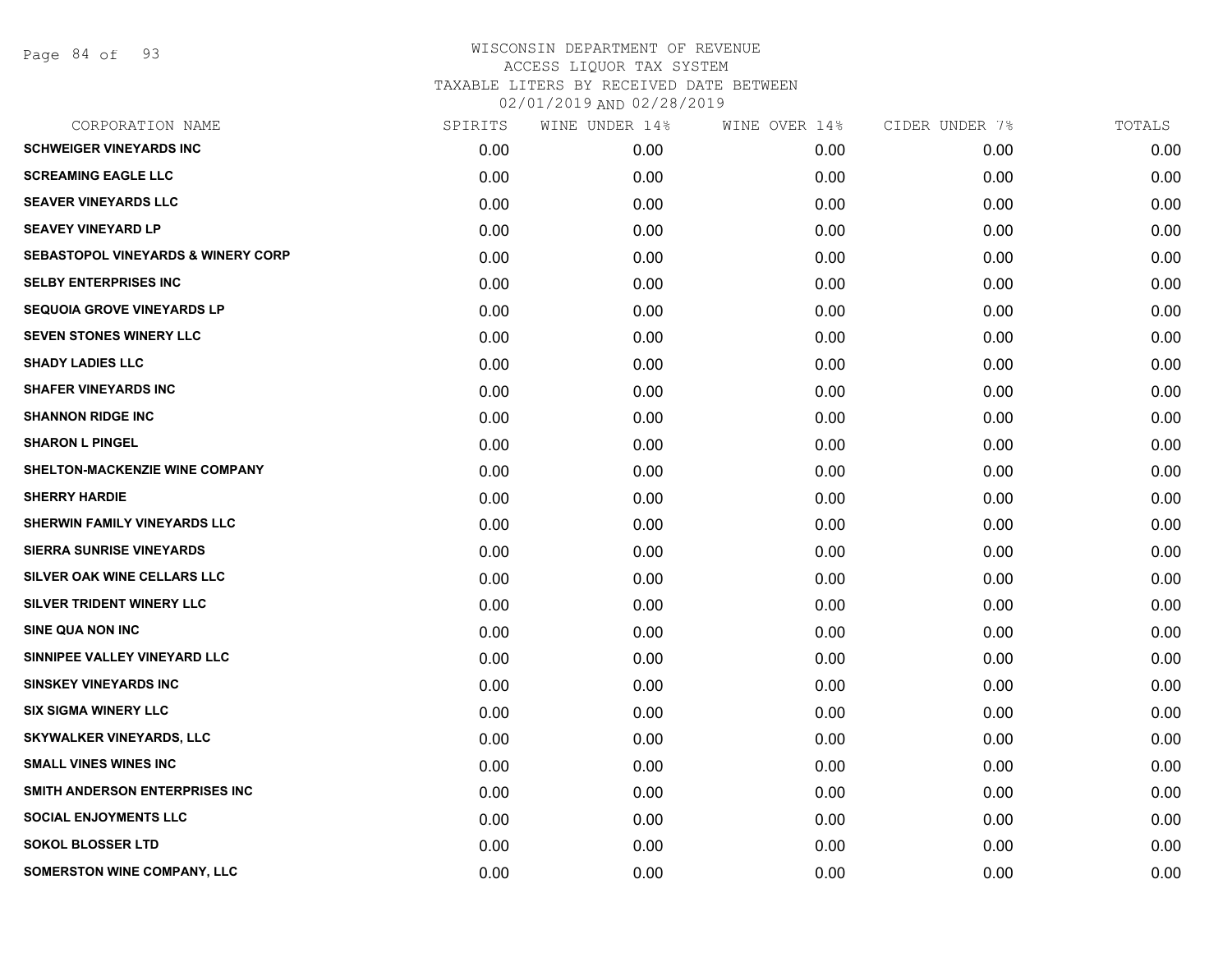# WISCONSIN DEPARTMENT OF REVENUE
## ACCESS LIQUOR TAX SYSTEM
## TAXABLE LITERS BY RECEIVED DATE BETWEEN 02/01/2019 AND 02/28/2019

| CORPORATION NAME | SPIRITS | WINE UNDER 14% | WINE OVER 14% | CIDER UNDER 7% | TOTALS |
|---|---|---|---|---|---|
| SCHWEIGER VINEYARDS INC | 0.00 | 0.00 | 0.00 | 0.00 | 0.00 |
| SCREAMING EAGLE LLC | 0.00 | 0.00 | 0.00 | 0.00 | 0.00 |
| SEAVER VINEYARDS LLC | 0.00 | 0.00 | 0.00 | 0.00 | 0.00 |
| SEAVEY VINEYARD LP | 0.00 | 0.00 | 0.00 | 0.00 | 0.00 |
| SEBASTOPOL VINEYARDS & WINERY CORP | 0.00 | 0.00 | 0.00 | 0.00 | 0.00 |
| SELBY ENTERPRISES INC | 0.00 | 0.00 | 0.00 | 0.00 | 0.00 |
| SEQUOIA GROVE VINEYARDS LP | 0.00 | 0.00 | 0.00 | 0.00 | 0.00 |
| SEVEN STONES WINERY LLC | 0.00 | 0.00 | 0.00 | 0.00 | 0.00 |
| SHADY LADIES LLC | 0.00 | 0.00 | 0.00 | 0.00 | 0.00 |
| SHAFER VINEYARDS INC | 0.00 | 0.00 | 0.00 | 0.00 | 0.00 |
| SHANNON RIDGE INC | 0.00 | 0.00 | 0.00 | 0.00 | 0.00 |
| SHARON L PINGEL | 0.00 | 0.00 | 0.00 | 0.00 | 0.00 |
| SHELTON-MACKENZIE WINE COMPANY | 0.00 | 0.00 | 0.00 | 0.00 | 0.00 |
| SHERRY HARDIE | 0.00 | 0.00 | 0.00 | 0.00 | 0.00 |
| SHERWIN FAMILY VINEYARDS LLC | 0.00 | 0.00 | 0.00 | 0.00 | 0.00 |
| SIERRA SUNRISE VINEYARDS | 0.00 | 0.00 | 0.00 | 0.00 | 0.00 |
| SILVER OAK WINE CELLARS LLC | 0.00 | 0.00 | 0.00 | 0.00 | 0.00 |
| SILVER TRIDENT WINERY LLC | 0.00 | 0.00 | 0.00 | 0.00 | 0.00 |
| SINE QUA NON INC | 0.00 | 0.00 | 0.00 | 0.00 | 0.00 |
| SINNIPEE VALLEY VINEYARD LLC | 0.00 | 0.00 | 0.00 | 0.00 | 0.00 |
| SINSKEY VINEYARDS INC | 0.00 | 0.00 | 0.00 | 0.00 | 0.00 |
| SIX SIGMA WINERY LLC | 0.00 | 0.00 | 0.00 | 0.00 | 0.00 |
| SKYWALKER VINEYARDS, LLC | 0.00 | 0.00 | 0.00 | 0.00 | 0.00 |
| SMALL VINES WINES INC | 0.00 | 0.00 | 0.00 | 0.00 | 0.00 |
| SMITH ANDERSON ENTERPRISES INC | 0.00 | 0.00 | 0.00 | 0.00 | 0.00 |
| SOCIAL ENJOYMENTS LLC | 0.00 | 0.00 | 0.00 | 0.00 | 0.00 |
| SOKOL BLOSSER LTD | 0.00 | 0.00 | 0.00 | 0.00 | 0.00 |
| SOMERSTON WINE COMPANY, LLC | 0.00 | 0.00 | 0.00 | 0.00 | 0.00 |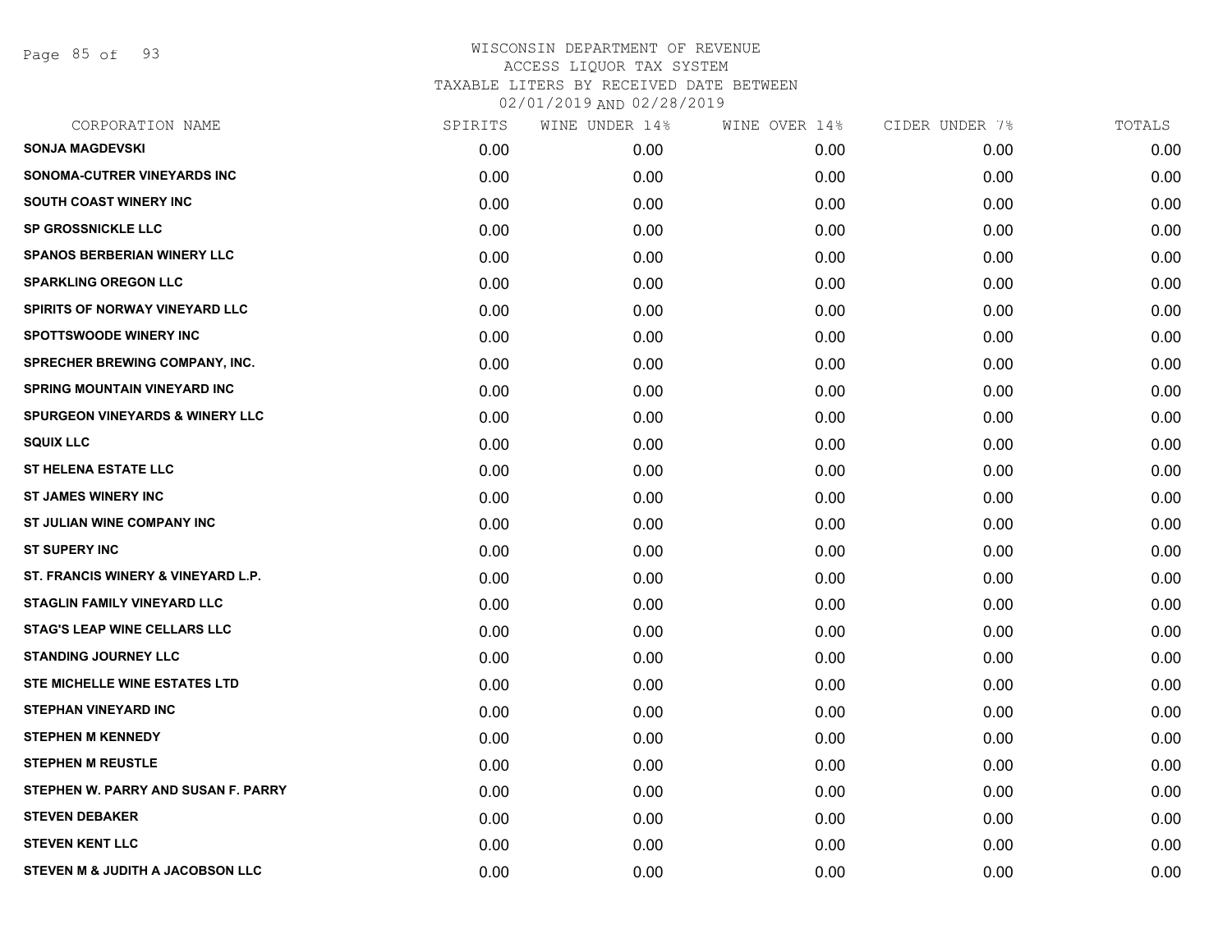# WISCONSIN DEPARTMENT OF REVENUE
ACCESS LIQUOR TAX SYSTEM
TAXABLE LITERS BY RECEIVED DATE BETWEEN
02/01/2019 AND 02/28/2019

| CORPORATION NAME | SPIRITS | WINE UNDER 14% | WINE OVER 14% | CIDER UNDER 7% | TOTALS |
|---|---|---|---|---|---|
| SONJA MAGDEVSKI | 0.00 | 0.00 | 0.00 | 0.00 | 0.00 |
| SONOMA-CUTRER VINEYARDS INC | 0.00 | 0.00 | 0.00 | 0.00 | 0.00 |
| SOUTH COAST WINERY INC | 0.00 | 0.00 | 0.00 | 0.00 | 0.00 |
| SP GROSSNICKLE LLC | 0.00 | 0.00 | 0.00 | 0.00 | 0.00 |
| SPANOS BERBERIAN WINERY LLC | 0.00 | 0.00 | 0.00 | 0.00 | 0.00 |
| SPARKLING OREGON LLC | 0.00 | 0.00 | 0.00 | 0.00 | 0.00 |
| SPIRITS OF NORWAY VINEYARD LLC | 0.00 | 0.00 | 0.00 | 0.00 | 0.00 |
| SPOTTSWOODE WINERY INC | 0.00 | 0.00 | 0.00 | 0.00 | 0.00 |
| SPRECHER BREWING COMPANY, INC. | 0.00 | 0.00 | 0.00 | 0.00 | 0.00 |
| SPRING MOUNTAIN VINEYARD INC | 0.00 | 0.00 | 0.00 | 0.00 | 0.00 |
| SPURGEON VINEYARDS & WINERY LLC | 0.00 | 0.00 | 0.00 | 0.00 | 0.00 |
| SQUIX LLC | 0.00 | 0.00 | 0.00 | 0.00 | 0.00 |
| ST HELENA ESTATE LLC | 0.00 | 0.00 | 0.00 | 0.00 | 0.00 |
| ST JAMES WINERY INC | 0.00 | 0.00 | 0.00 | 0.00 | 0.00 |
| ST JULIAN WINE COMPANY INC | 0.00 | 0.00 | 0.00 | 0.00 | 0.00 |
| ST SUPERY INC | 0.00 | 0.00 | 0.00 | 0.00 | 0.00 |
| ST. FRANCIS WINERY & VINEYARD L.P. | 0.00 | 0.00 | 0.00 | 0.00 | 0.00 |
| STAGLIN FAMILY VINEYARD LLC | 0.00 | 0.00 | 0.00 | 0.00 | 0.00 |
| STAG'S LEAP WINE CELLARS LLC | 0.00 | 0.00 | 0.00 | 0.00 | 0.00 |
| STANDING JOURNEY LLC | 0.00 | 0.00 | 0.00 | 0.00 | 0.00 |
| STE MICHELLE WINE ESTATES LTD | 0.00 | 0.00 | 0.00 | 0.00 | 0.00 |
| STEPHAN VINEYARD INC | 0.00 | 0.00 | 0.00 | 0.00 | 0.00 |
| STEPHEN M KENNEDY | 0.00 | 0.00 | 0.00 | 0.00 | 0.00 |
| STEPHEN M REUSTLE | 0.00 | 0.00 | 0.00 | 0.00 | 0.00 |
| STEPHEN W. PARRY AND SUSAN F. PARRY | 0.00 | 0.00 | 0.00 | 0.00 | 0.00 |
| STEVEN DEBAKER | 0.00 | 0.00 | 0.00 | 0.00 | 0.00 |
| STEVEN KENT LLC | 0.00 | 0.00 | 0.00 | 0.00 | 0.00 |
| STEVEN M & JUDITH A JACOBSON LLC | 0.00 | 0.00 | 0.00 | 0.00 | 0.00 |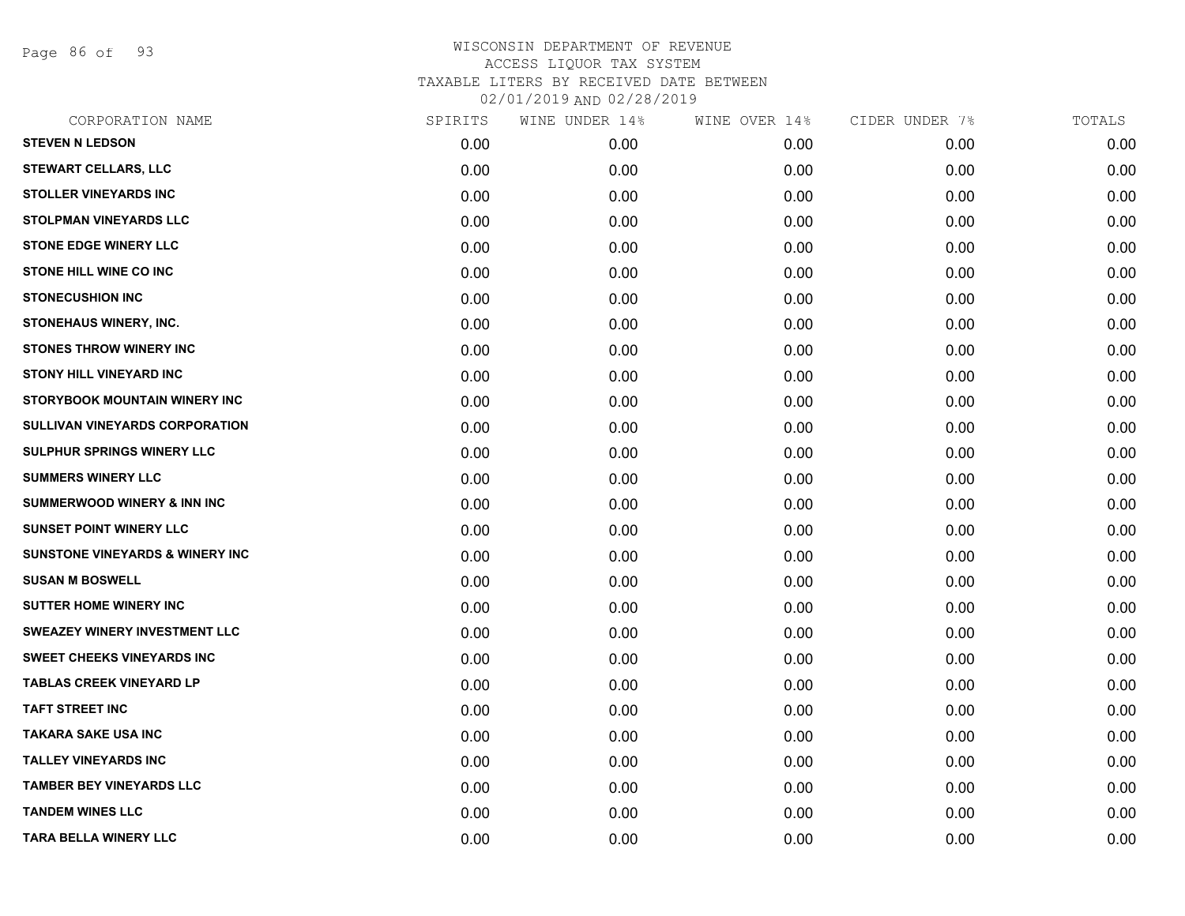# WISCONSIN DEPARTMENT OF REVENUE
## ACCESS LIQUOR TAX SYSTEM
### TAXABLE LITERS BY RECEIVED DATE BETWEEN 02/01/2019 AND 02/28/2019

| CORPORATION NAME | SPIRITS | WINE UNDER 14% | WINE OVER 14% | CIDER UNDER 7% | TOTALS |
|---|---|---|---|---|---|
| STEVEN N LEDSON | 0.00 | 0.00 | 0.00 | 0.00 | 0.00 |
| STEWART CELLARS, LLC | 0.00 | 0.00 | 0.00 | 0.00 | 0.00 |
| STOLLER VINEYARDS INC | 0.00 | 0.00 | 0.00 | 0.00 | 0.00 |
| STOLPMAN VINEYARDS LLC | 0.00 | 0.00 | 0.00 | 0.00 | 0.00 |
| STONE EDGE WINERY LLC | 0.00 | 0.00 | 0.00 | 0.00 | 0.00 |
| STONE HILL WINE CO INC | 0.00 | 0.00 | 0.00 | 0.00 | 0.00 |
| STONECUSHION INC | 0.00 | 0.00 | 0.00 | 0.00 | 0.00 |
| STONEHAUS WINERY, INC. | 0.00 | 0.00 | 0.00 | 0.00 | 0.00 |
| STONES THROW WINERY INC | 0.00 | 0.00 | 0.00 | 0.00 | 0.00 |
| STONY HILL VINEYARD INC | 0.00 | 0.00 | 0.00 | 0.00 | 0.00 |
| STORYBOOK MOUNTAIN WINERY INC | 0.00 | 0.00 | 0.00 | 0.00 | 0.00 |
| SULLIVAN VINEYARDS CORPORATION | 0.00 | 0.00 | 0.00 | 0.00 | 0.00 |
| SULPHUR SPRINGS WINERY LLC | 0.00 | 0.00 | 0.00 | 0.00 | 0.00 |
| SUMMERS WINERY LLC | 0.00 | 0.00 | 0.00 | 0.00 | 0.00 |
| SUMMERWOOD WINERY & INN INC | 0.00 | 0.00 | 0.00 | 0.00 | 0.00 |
| SUNSET POINT WINERY LLC | 0.00 | 0.00 | 0.00 | 0.00 | 0.00 |
| SUNSTONE VINEYARDS & WINERY INC | 0.00 | 0.00 | 0.00 | 0.00 | 0.00 |
| SUSAN M BOSWELL | 0.00 | 0.00 | 0.00 | 0.00 | 0.00 |
| SUTTER HOME WINERY INC | 0.00 | 0.00 | 0.00 | 0.00 | 0.00 |
| SWEAZEY WINERY INVESTMENT LLC | 0.00 | 0.00 | 0.00 | 0.00 | 0.00 |
| SWEET CHEEKS VINEYARDS INC | 0.00 | 0.00 | 0.00 | 0.00 | 0.00 |
| TABLAS CREEK VINEYARD LP | 0.00 | 0.00 | 0.00 | 0.00 | 0.00 |
| TAFT STREET INC | 0.00 | 0.00 | 0.00 | 0.00 | 0.00 |
| TAKARA SAKE USA INC | 0.00 | 0.00 | 0.00 | 0.00 | 0.00 |
| TALLEY VINEYARDS INC | 0.00 | 0.00 | 0.00 | 0.00 | 0.00 |
| TAMBER BEY VINEYARDS LLC | 0.00 | 0.00 | 0.00 | 0.00 | 0.00 |
| TANDEM WINES LLC | 0.00 | 0.00 | 0.00 | 0.00 | 0.00 |
| TARA BELLA WINERY LLC | 0.00 | 0.00 | 0.00 | 0.00 | 0.00 |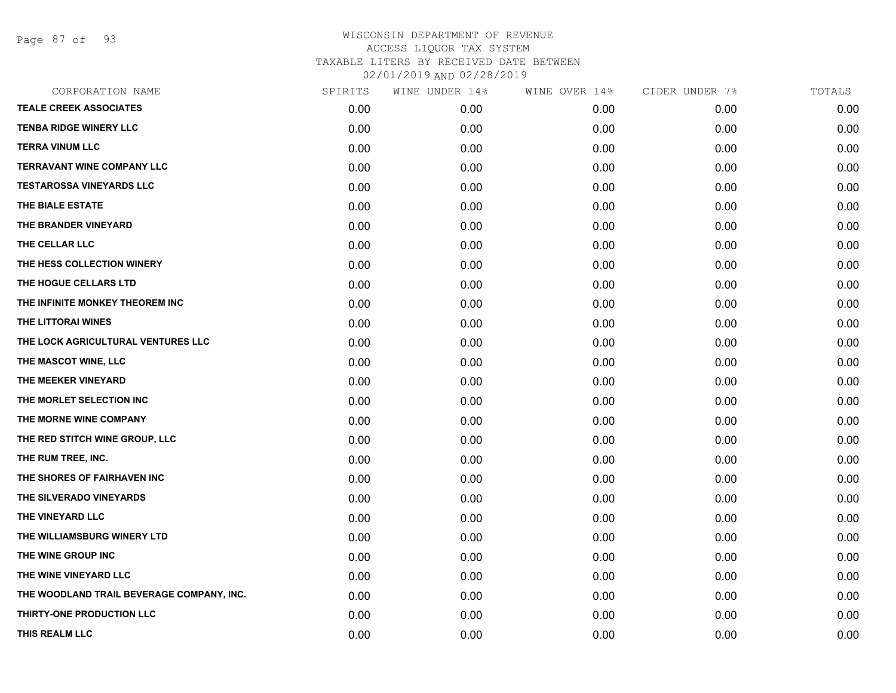# WISCONSIN DEPARTMENT OF REVENUE
## ACCESS LIQUOR TAX SYSTEM
## TAXABLE LITERS BY RECEIVED DATE BETWEEN
## 02/01/2019 AND 02/28/2019

| CORPORATION NAME | SPIRITS | WINE UNDER 14% | WINE OVER 14% | CIDER UNDER 7% | TOTALS |
|---|---|---|---|---|---|
| TEALE CREEK ASSOCIATES | 0.00 | 0.00 | 0.00 | 0.00 | 0.00 |
| TENBA RIDGE WINERY LLC | 0.00 | 0.00 | 0.00 | 0.00 | 0.00 |
| TERRA VINUM LLC | 0.00 | 0.00 | 0.00 | 0.00 | 0.00 |
| TERRAVANT WINE COMPANY LLC | 0.00 | 0.00 | 0.00 | 0.00 | 0.00 |
| TESTAROSSA VINEYARDS LLC | 0.00 | 0.00 | 0.00 | 0.00 | 0.00 |
| THE BIALE ESTATE | 0.00 | 0.00 | 0.00 | 0.00 | 0.00 |
| THE BRANDER VINEYARD | 0.00 | 0.00 | 0.00 | 0.00 | 0.00 |
| THE CELLAR LLC | 0.00 | 0.00 | 0.00 | 0.00 | 0.00 |
| THE HESS COLLECTION WINERY | 0.00 | 0.00 | 0.00 | 0.00 | 0.00 |
| THE HOGUE CELLARS LTD | 0.00 | 0.00 | 0.00 | 0.00 | 0.00 |
| THE INFINITE MONKEY THEOREM INC | 0.00 | 0.00 | 0.00 | 0.00 | 0.00 |
| THE LITTORAI WINES | 0.00 | 0.00 | 0.00 | 0.00 | 0.00 |
| THE LOCK AGRICULTURAL VENTURES LLC | 0.00 | 0.00 | 0.00 | 0.00 | 0.00 |
| THE MASCOT WINE, LLC | 0.00 | 0.00 | 0.00 | 0.00 | 0.00 |
| THE MEEKER VINEYARD | 0.00 | 0.00 | 0.00 | 0.00 | 0.00 |
| THE MORLET SELECTION INC | 0.00 | 0.00 | 0.00 | 0.00 | 0.00 |
| THE MORNE WINE COMPANY | 0.00 | 0.00 | 0.00 | 0.00 | 0.00 |
| THE RED STITCH WINE GROUP, LLC | 0.00 | 0.00 | 0.00 | 0.00 | 0.00 |
| THE RUM TREE, INC. | 0.00 | 0.00 | 0.00 | 0.00 | 0.00 |
| THE SHORES OF FAIRHAVEN INC | 0.00 | 0.00 | 0.00 | 0.00 | 0.00 |
| THE SILVERADO VINEYARDS | 0.00 | 0.00 | 0.00 | 0.00 | 0.00 |
| THE VINEYARD LLC | 0.00 | 0.00 | 0.00 | 0.00 | 0.00 |
| THE WILLIAMSBURG WINERY LTD | 0.00 | 0.00 | 0.00 | 0.00 | 0.00 |
| THE WINE GROUP INC | 0.00 | 0.00 | 0.00 | 0.00 | 0.00 |
| THE WINE VINEYARD LLC | 0.00 | 0.00 | 0.00 | 0.00 | 0.00 |
| THE WOODLAND TRAIL BEVERAGE COMPANY, INC. | 0.00 | 0.00 | 0.00 | 0.00 | 0.00 |
| THIRTY-ONE PRODUCTION LLC | 0.00 | 0.00 | 0.00 | 0.00 | 0.00 |
| THIS REALM LLC | 0.00 | 0.00 | 0.00 | 0.00 | 0.00 |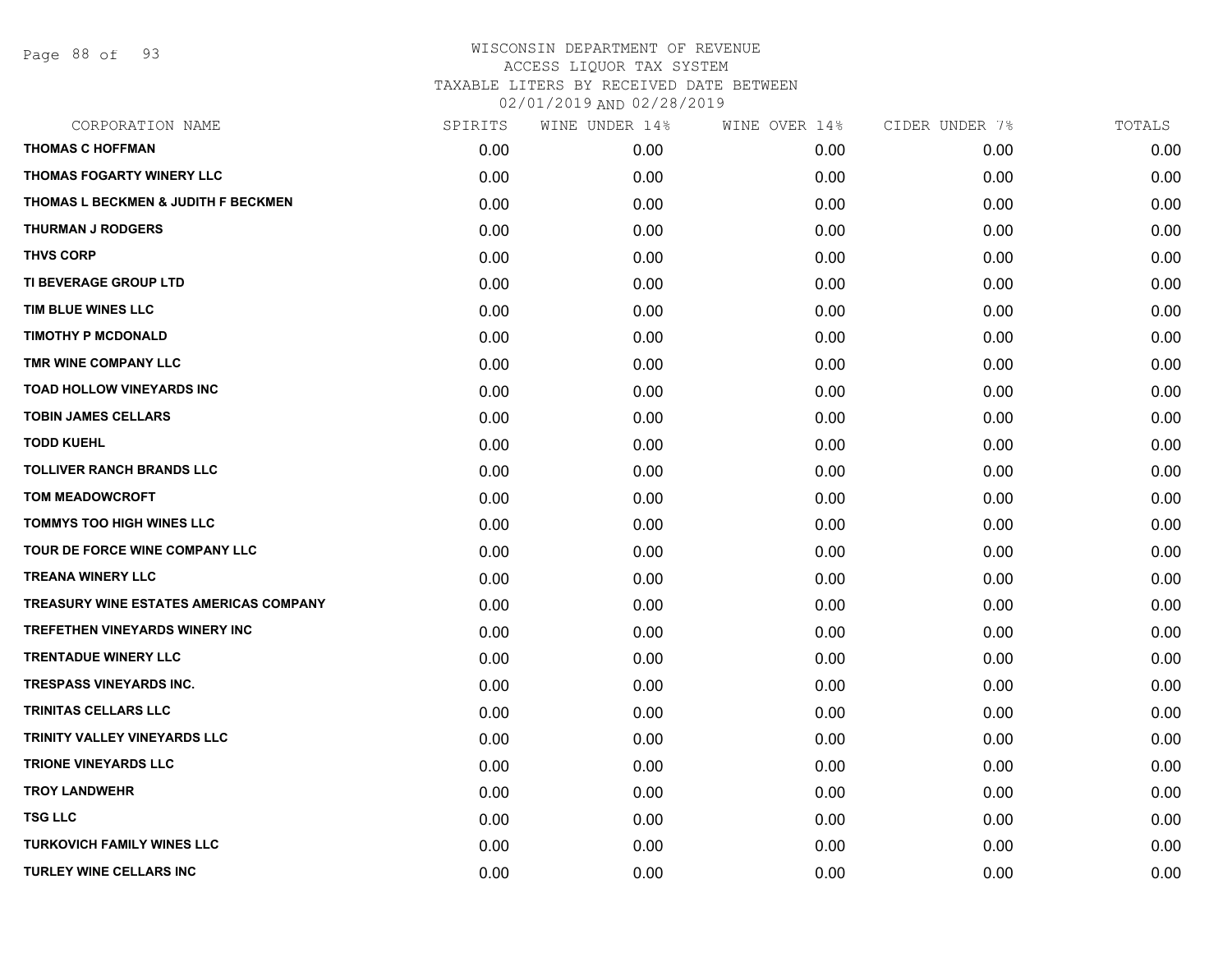# WISCONSIN DEPARTMENT OF REVENUE
## ACCESS LIQUOR TAX SYSTEM
### TAXABLE LITERS BY RECEIVED DATE BETWEEN 02/01/2019 AND 02/28/2019

| CORPORATION NAME | SPIRITS | WINE UNDER 14% | WINE OVER 14% | CIDER UNDER 7% | TOTALS |
|---|---|---|---|---|---|
| THOMAS C HOFFMAN | 0.00 | 0.00 | 0.00 | 0.00 | 0.00 |
| THOMAS FOGARTY WINERY LLC | 0.00 | 0.00 | 0.00 | 0.00 | 0.00 |
| THOMAS L BECKMEN & JUDITH F BECKMEN | 0.00 | 0.00 | 0.00 | 0.00 | 0.00 |
| THURMAN J RODGERS | 0.00 | 0.00 | 0.00 | 0.00 | 0.00 |
| THVS CORP | 0.00 | 0.00 | 0.00 | 0.00 | 0.00 |
| TI BEVERAGE GROUP LTD | 0.00 | 0.00 | 0.00 | 0.00 | 0.00 |
| TIM BLUE WINES LLC | 0.00 | 0.00 | 0.00 | 0.00 | 0.00 |
| TIMOTHY P MCDONALD | 0.00 | 0.00 | 0.00 | 0.00 | 0.00 |
| TMR WINE COMPANY LLC | 0.00 | 0.00 | 0.00 | 0.00 | 0.00 |
| TOAD HOLLOW VINEYARDS INC | 0.00 | 0.00 | 0.00 | 0.00 | 0.00 |
| TOBIN JAMES CELLARS | 0.00 | 0.00 | 0.00 | 0.00 | 0.00 |
| TODD KUEHL | 0.00 | 0.00 | 0.00 | 0.00 | 0.00 |
| TOLLIVER RANCH BRANDS LLC | 0.00 | 0.00 | 0.00 | 0.00 | 0.00 |
| TOM MEADOWCROFT | 0.00 | 0.00 | 0.00 | 0.00 | 0.00 |
| TOMMYS TOO HIGH WINES LLC | 0.00 | 0.00 | 0.00 | 0.00 | 0.00 |
| TOUR DE FORCE WINE COMPANY LLC | 0.00 | 0.00 | 0.00 | 0.00 | 0.00 |
| TREANA WINERY LLC | 0.00 | 0.00 | 0.00 | 0.00 | 0.00 |
| TREASURY WINE ESTATES AMERICAS COMPANY | 0.00 | 0.00 | 0.00 | 0.00 | 0.00 |
| TREFETHEN VINEYARDS WINERY INC | 0.00 | 0.00 | 0.00 | 0.00 | 0.00 |
| TRENTADUE WINERY LLC | 0.00 | 0.00 | 0.00 | 0.00 | 0.00 |
| TRESPASS VINEYARDS INC. | 0.00 | 0.00 | 0.00 | 0.00 | 0.00 |
| TRINITAS CELLARS LLC | 0.00 | 0.00 | 0.00 | 0.00 | 0.00 |
| TRINITY VALLEY VINEYARDS LLC | 0.00 | 0.00 | 0.00 | 0.00 | 0.00 |
| TRIONE VINEYARDS LLC | 0.00 | 0.00 | 0.00 | 0.00 | 0.00 |
| TROY LANDWEHR | 0.00 | 0.00 | 0.00 | 0.00 | 0.00 |
| TSG LLC | 0.00 | 0.00 | 0.00 | 0.00 | 0.00 |
| TURKOVICH FAMILY WINES LLC | 0.00 | 0.00 | 0.00 | 0.00 | 0.00 |
| TURLEY WINE CELLARS INC | 0.00 | 0.00 | 0.00 | 0.00 | 0.00 |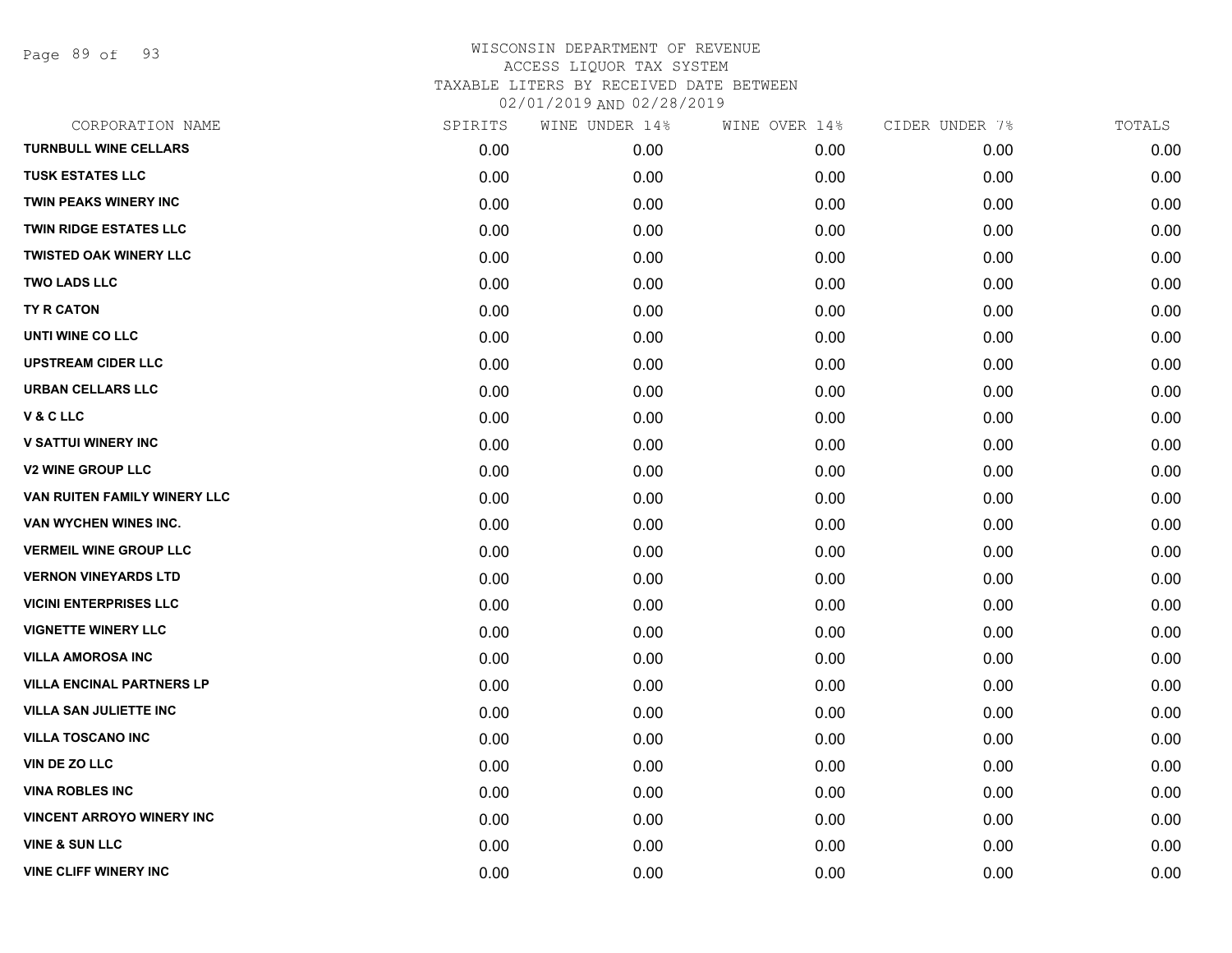# WISCONSIN DEPARTMENT OF REVENUE
## ACCESS LIQUOR TAX SYSTEM
## TAXABLE LITERS BY RECEIVED DATE BETWEEN 02/01/2019 AND 02/28/2019

| CORPORATION NAME | SPIRITS | WINE UNDER 14% | WINE OVER 14% | CIDER UNDER 7% | TOTALS |
|---|---|---|---|---|---|
| TURNBULL WINE CELLARS | 0.00 | 0.00 | 0.00 | 0.00 | 0.00 |
| TUSK ESTATES LLC | 0.00 | 0.00 | 0.00 | 0.00 | 0.00 |
| TWIN PEAKS WINERY INC | 0.00 | 0.00 | 0.00 | 0.00 | 0.00 |
| TWIN RIDGE ESTATES LLC | 0.00 | 0.00 | 0.00 | 0.00 | 0.00 |
| TWISTED OAK WINERY LLC | 0.00 | 0.00 | 0.00 | 0.00 | 0.00 |
| TWO LADS LLC | 0.00 | 0.00 | 0.00 | 0.00 | 0.00 |
| TY R CATON | 0.00 | 0.00 | 0.00 | 0.00 | 0.00 |
| UNTI WINE CO LLC | 0.00 | 0.00 | 0.00 | 0.00 | 0.00 |
| UPSTREAM CIDER LLC | 0.00 | 0.00 | 0.00 | 0.00 | 0.00 |
| URBAN CELLARS LLC | 0.00 | 0.00 | 0.00 | 0.00 | 0.00 |
| V & C LLC | 0.00 | 0.00 | 0.00 | 0.00 | 0.00 |
| V SATTUI WINERY INC | 0.00 | 0.00 | 0.00 | 0.00 | 0.00 |
| V2 WINE GROUP LLC | 0.00 | 0.00 | 0.00 | 0.00 | 0.00 |
| VAN RUITEN FAMILY WINERY LLC | 0.00 | 0.00 | 0.00 | 0.00 | 0.00 |
| VAN WYCHEN WINES INC. | 0.00 | 0.00 | 0.00 | 0.00 | 0.00 |
| VERMEIL WINE GROUP LLC | 0.00 | 0.00 | 0.00 | 0.00 | 0.00 |
| VERNON VINEYARDS LTD | 0.00 | 0.00 | 0.00 | 0.00 | 0.00 |
| VICINI ENTERPRISES LLC | 0.00 | 0.00 | 0.00 | 0.00 | 0.00 |
| VIGNETTE WINERY LLC | 0.00 | 0.00 | 0.00 | 0.00 | 0.00 |
| VILLA AMOROSA INC | 0.00 | 0.00 | 0.00 | 0.00 | 0.00 |
| VILLA ENCINAL PARTNERS LP | 0.00 | 0.00 | 0.00 | 0.00 | 0.00 |
| VILLA SAN JULIETTE INC | 0.00 | 0.00 | 0.00 | 0.00 | 0.00 |
| VILLA TOSCANO INC | 0.00 | 0.00 | 0.00 | 0.00 | 0.00 |
| VIN DE ZO LLC | 0.00 | 0.00 | 0.00 | 0.00 | 0.00 |
| VINA ROBLES INC | 0.00 | 0.00 | 0.00 | 0.00 | 0.00 |
| VINCENT ARROYO WINERY INC | 0.00 | 0.00 | 0.00 | 0.00 | 0.00 |
| VINE & SUN LLC | 0.00 | 0.00 | 0.00 | 0.00 | 0.00 |
| VINE CLIFF WINERY INC | 0.00 | 0.00 | 0.00 | 0.00 | 0.00 |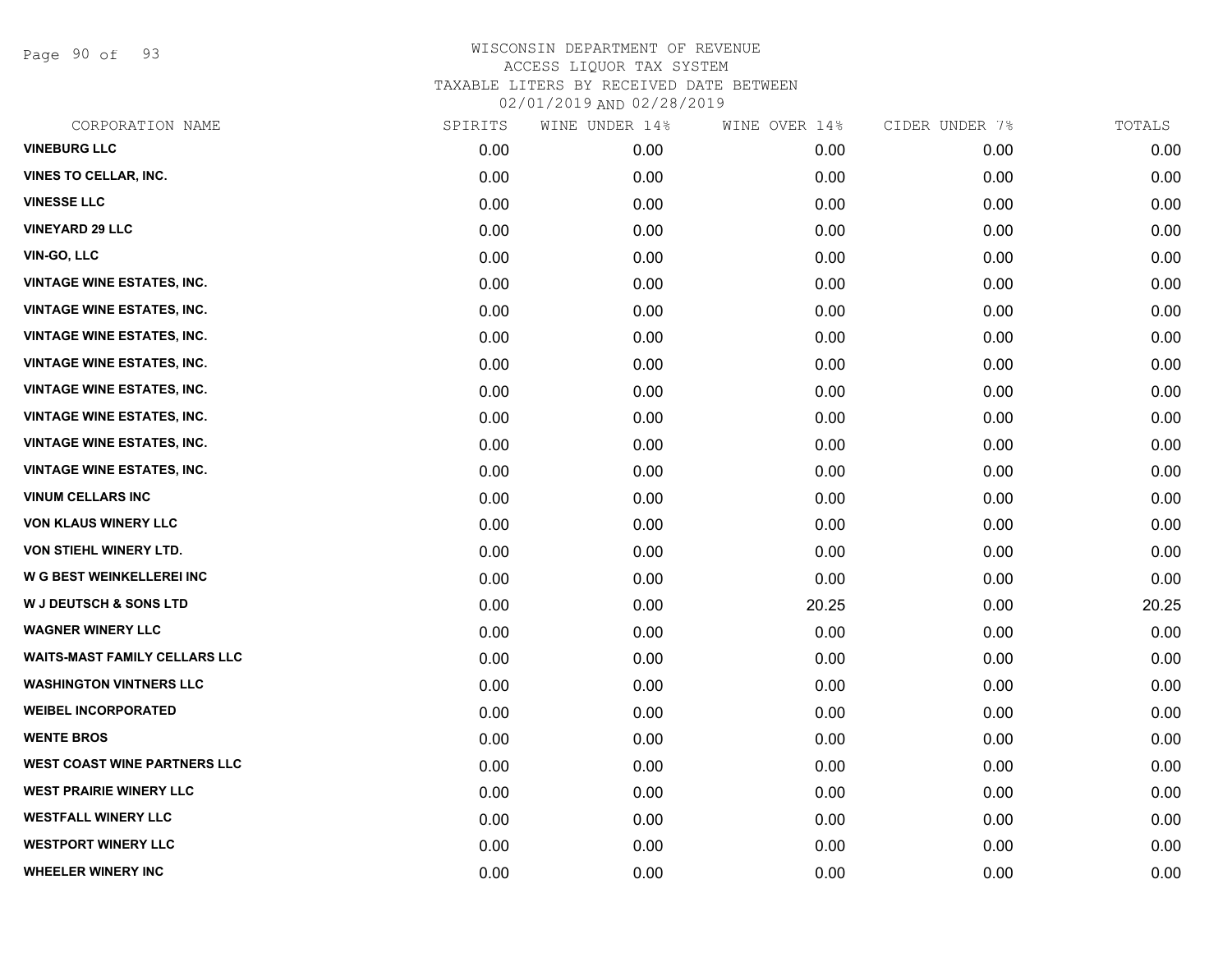# WISCONSIN DEPARTMENT OF REVENUE
## ACCESS LIQUOR TAX SYSTEM
### TAXABLE LITERS BY RECEIVED DATE BETWEEN 02/01/2019 AND 02/28/2019

| CORPORATION NAME | SPIRITS | WINE UNDER 14% | WINE OVER 14% | CIDER UNDER 7% | TOTALS |
|---|---|---|---|---|---|
| VINEBURG LLC | 0.00 | 0.00 | 0.00 | 0.00 | 0.00 |
| VINES TO CELLAR, INC. | 0.00 | 0.00 | 0.00 | 0.00 | 0.00 |
| VINESSE LLC | 0.00 | 0.00 | 0.00 | 0.00 | 0.00 |
| VINEYARD 29 LLC | 0.00 | 0.00 | 0.00 | 0.00 | 0.00 |
| VIN-GO, LLC | 0.00 | 0.00 | 0.00 | 0.00 | 0.00 |
| VINTAGE WINE ESTATES, INC. | 0.00 | 0.00 | 0.00 | 0.00 | 0.00 |
| VINTAGE WINE ESTATES, INC. | 0.00 | 0.00 | 0.00 | 0.00 | 0.00 |
| VINTAGE WINE ESTATES, INC. | 0.00 | 0.00 | 0.00 | 0.00 | 0.00 |
| VINTAGE WINE ESTATES, INC. | 0.00 | 0.00 | 0.00 | 0.00 | 0.00 |
| VINTAGE WINE ESTATES, INC. | 0.00 | 0.00 | 0.00 | 0.00 | 0.00 |
| VINTAGE WINE ESTATES, INC. | 0.00 | 0.00 | 0.00 | 0.00 | 0.00 |
| VINTAGE WINE ESTATES, INC. | 0.00 | 0.00 | 0.00 | 0.00 | 0.00 |
| VINTAGE WINE ESTATES, INC. | 0.00 | 0.00 | 0.00 | 0.00 | 0.00 |
| VINUM CELLARS INC | 0.00 | 0.00 | 0.00 | 0.00 | 0.00 |
| VON KLAUS WINERY LLC | 0.00 | 0.00 | 0.00 | 0.00 | 0.00 |
| VON STIEHL WINERY LTD. | 0.00 | 0.00 | 0.00 | 0.00 | 0.00 |
| W G BEST WEINKELLEREI INC | 0.00 | 0.00 | 0.00 | 0.00 | 0.00 |
| W J DEUTSCH & SONS LTD | 0.00 | 0.00 | 20.25 | 0.00 | 20.25 |
| WAGNER WINERY LLC | 0.00 | 0.00 | 0.00 | 0.00 | 0.00 |
| WAITS-MAST FAMILY CELLARS LLC | 0.00 | 0.00 | 0.00 | 0.00 | 0.00 |
| WASHINGTON VINTNERS LLC | 0.00 | 0.00 | 0.00 | 0.00 | 0.00 |
| WEIBEL INCORPORATED | 0.00 | 0.00 | 0.00 | 0.00 | 0.00 |
| WENTE BROS | 0.00 | 0.00 | 0.00 | 0.00 | 0.00 |
| WEST COAST WINE PARTNERS LLC | 0.00 | 0.00 | 0.00 | 0.00 | 0.00 |
| WEST PRAIRIE WINERY LLC | 0.00 | 0.00 | 0.00 | 0.00 | 0.00 |
| WESTFALL WINERY LLC | 0.00 | 0.00 | 0.00 | 0.00 | 0.00 |
| WESTPORT WINERY LLC | 0.00 | 0.00 | 0.00 | 0.00 | 0.00 |
| WHEELER WINERY INC | 0.00 | 0.00 | 0.00 | 0.00 | 0.00 |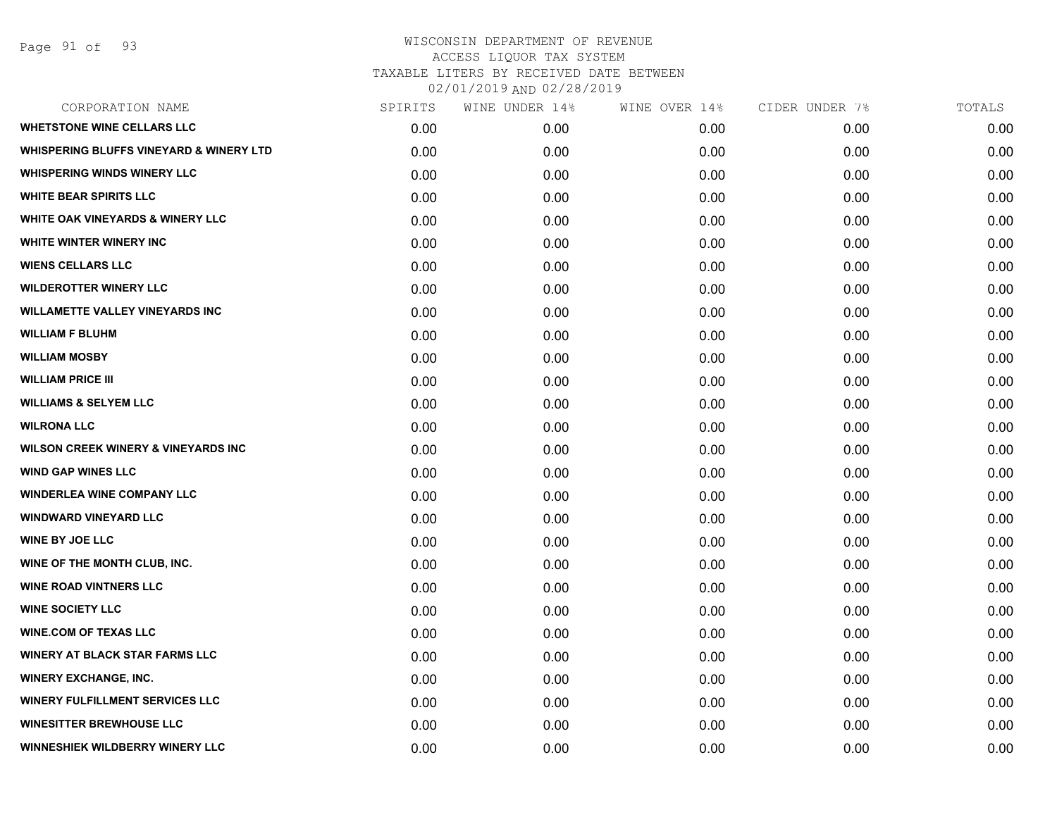# WISCONSIN DEPARTMENT OF REVENUE
## ACCESS LIQUOR TAX SYSTEM
### TAXABLE LITERS BY RECEIVED DATE BETWEEN 02/01/2019 AND 02/28/2019

| CORPORATION NAME | SPIRITS | WINE UNDER 14% | WINE OVER 14% | CIDER UNDER 7% | TOTALS |
|---|---|---|---|---|---|
| WHETSTONE WINE CELLARS LLC | 0.00 | 0.00 | 0.00 | 0.00 | 0.00 |
| WHISPERING BLUFFS VINEYARD & WINERY LTD | 0.00 | 0.00 | 0.00 | 0.00 | 0.00 |
| WHISPERING WINDS WINERY LLC | 0.00 | 0.00 | 0.00 | 0.00 | 0.00 |
| WHITE BEAR SPIRITS LLC | 0.00 | 0.00 | 0.00 | 0.00 | 0.00 |
| WHITE OAK VINEYARDS & WINERY LLC | 0.00 | 0.00 | 0.00 | 0.00 | 0.00 |
| WHITE WINTER WINERY INC | 0.00 | 0.00 | 0.00 | 0.00 | 0.00 |
| WIENS CELLARS LLC | 0.00 | 0.00 | 0.00 | 0.00 | 0.00 |
| WILDEROTTER WINERY LLC | 0.00 | 0.00 | 0.00 | 0.00 | 0.00 |
| WILLAMETTE VALLEY VINEYARDS INC | 0.00 | 0.00 | 0.00 | 0.00 | 0.00 |
| WILLIAM F BLUHM | 0.00 | 0.00 | 0.00 | 0.00 | 0.00 |
| WILLIAM MOSBY | 0.00 | 0.00 | 0.00 | 0.00 | 0.00 |
| WILLIAM PRICE III | 0.00 | 0.00 | 0.00 | 0.00 | 0.00 |
| WILLIAMS & SELYEM LLC | 0.00 | 0.00 | 0.00 | 0.00 | 0.00 |
| WILRONA LLC | 0.00 | 0.00 | 0.00 | 0.00 | 0.00 |
| WILSON CREEK WINERY & VINEYARDS INC | 0.00 | 0.00 | 0.00 | 0.00 | 0.00 |
| WIND GAP WINES LLC | 0.00 | 0.00 | 0.00 | 0.00 | 0.00 |
| WINDERLEA WINE COMPANY LLC | 0.00 | 0.00 | 0.00 | 0.00 | 0.00 |
| WINDWARD VINEYARD LLC | 0.00 | 0.00 | 0.00 | 0.00 | 0.00 |
| WINE BY JOE LLC | 0.00 | 0.00 | 0.00 | 0.00 | 0.00 |
| WINE OF THE MONTH CLUB, INC. | 0.00 | 0.00 | 0.00 | 0.00 | 0.00 |
| WINE ROAD VINTNERS LLC | 0.00 | 0.00 | 0.00 | 0.00 | 0.00 |
| WINE SOCIETY LLC | 0.00 | 0.00 | 0.00 | 0.00 | 0.00 |
| WINE.COM OF TEXAS LLC | 0.00 | 0.00 | 0.00 | 0.00 | 0.00 |
| WINERY AT BLACK STAR FARMS LLC | 0.00 | 0.00 | 0.00 | 0.00 | 0.00 |
| WINERY EXCHANGE, INC. | 0.00 | 0.00 | 0.00 | 0.00 | 0.00 |
| WINERY FULFILLMENT SERVICES LLC | 0.00 | 0.00 | 0.00 | 0.00 | 0.00 |
| WINESITTER BREWHOUSE LLC | 0.00 | 0.00 | 0.00 | 0.00 | 0.00 |
| WINNESHIEK WILDBERRY WINERY LLC | 0.00 | 0.00 | 0.00 | 0.00 | 0.00 |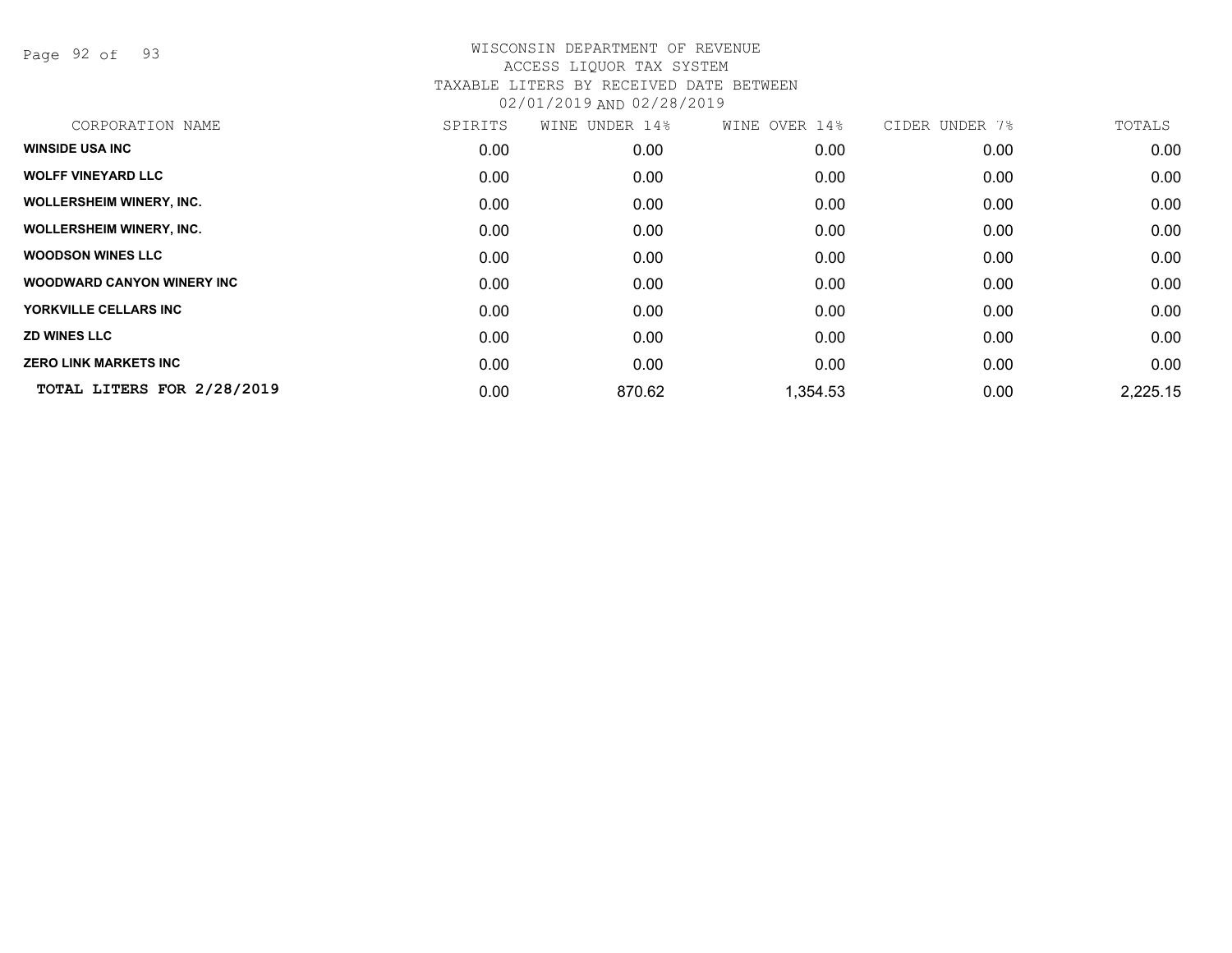WISCONSIN DEPARTMENT OF REVENUE
ACCESS LIQUOR TAX SYSTEM
TAXABLE LITERS BY RECEIVED DATE BETWEEN
02/01/2019 AND 02/28/2019

| CORPORATION NAME | SPIRITS | WINE UNDER 14% | WINE OVER 14% | CIDER UNDER 7% | TOTALS |
|---|---|---|---|---|---|
| **WINSIDE USA INC** | 0.00 | 0.00 | 0.00 | 0.00 | 0.00 |
| **WOLFF VINEYARD LLC** | 0.00 | 0.00 | 0.00 | 0.00 | 0.00 |
| **WOLLERSHEIM WINERY, INC.** | 0.00 | 0.00 | 0.00 | 0.00 | 0.00 |
| **WOLLERSHEIM WINERY, INC.** | 0.00 | 0.00 | 0.00 | 0.00 | 0.00 |
| **WOODSON WINES LLC** | 0.00 | 0.00 | 0.00 | 0.00 | 0.00 |
| **WOODWARD CANYON WINERY INC** | 0.00 | 0.00 | 0.00 | 0.00 | 0.00 |
| **YORKVILLE CELLARS INC** | 0.00 | 0.00 | 0.00 | 0.00 | 0.00 |
| **ZD WINES LLC** | 0.00 | 0.00 | 0.00 | 0.00 | 0.00 |
| **ZERO LINK MARKETS INC** | 0.00 | 0.00 | 0.00 | 0.00 | 0.00 |
| **TOTAL LITERS FOR 2/28/2019** | 0.00 | 870.62 | 1,354.53 | 0.00 | 2,225.15 |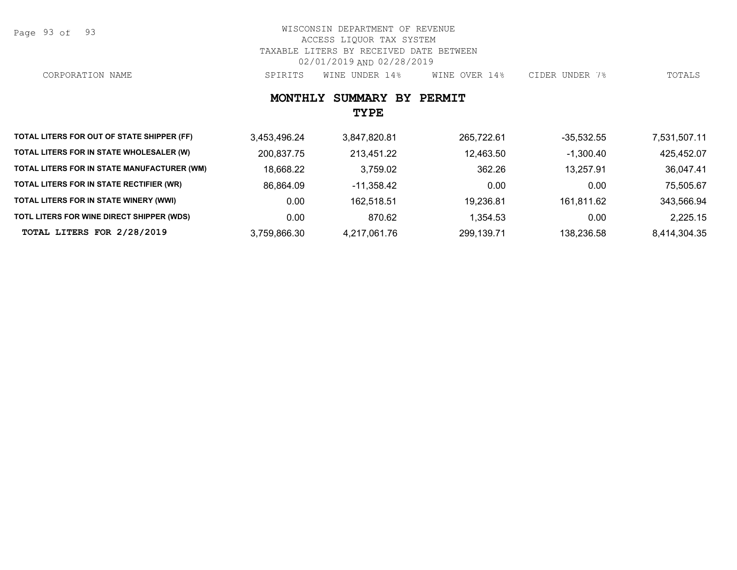WISCONSIN DEPARTMENT OF REVENUE
ACCESS LIQUOR TAX SYSTEM
TAXABLE LITERS BY RECEIVED DATE BETWEEN
02/01/2019 AND 02/28/2019

## MONTHLY SUMMARY BY PERMIT TYPE

| CORPORATION NAME | SPIRITS | WINE UNDER 14% | WINE OVER 14% | CIDER UNDER 7% | TOTALS |
|---|---|---|---|---|---|
| TOTAL LITERS FOR OUT OF STATE SHIPPER (FF) | 3,453,496.24 | 3,847,820.81 | 265,722.61 | -35,532.55 | 7,531,507.11 |
| TOTAL LITERS FOR IN STATE WHOLESALER (W) | 200,837.75 | 213,451.22 | 12,463.50 | -1,300.40 | 425,452.07 |
| TOTAL LITERS FOR IN STATE MANUFACTURER (WM) | 18,668.22 | 3,759.02 | 362.26 | 13,257.91 | 36,047.41 |
| TOTAL LITERS FOR IN STATE RECTIFIER (WR) | 86,864.09 | -11,358.42 | 0.00 | 0.00 | 75,505.67 |
| TOTAL LITERS FOR IN STATE WINERY (WWI) | 0.00 | 162,518.51 | 19,236.81 | 161,811.62 | 343,566.94 |
| TOTL LITERS FOR WINE DIRECT SHIPPER (WDS) | 0.00 | 870.62 | 1,354.53 | 0.00 | 2,225.15 |
| **TOTAL LITERS FOR 2/28/2019** | 3,759,866.30 | 4,217,061.76 | 299,139.71 | 138,236.58 | 8,414,304.35 |